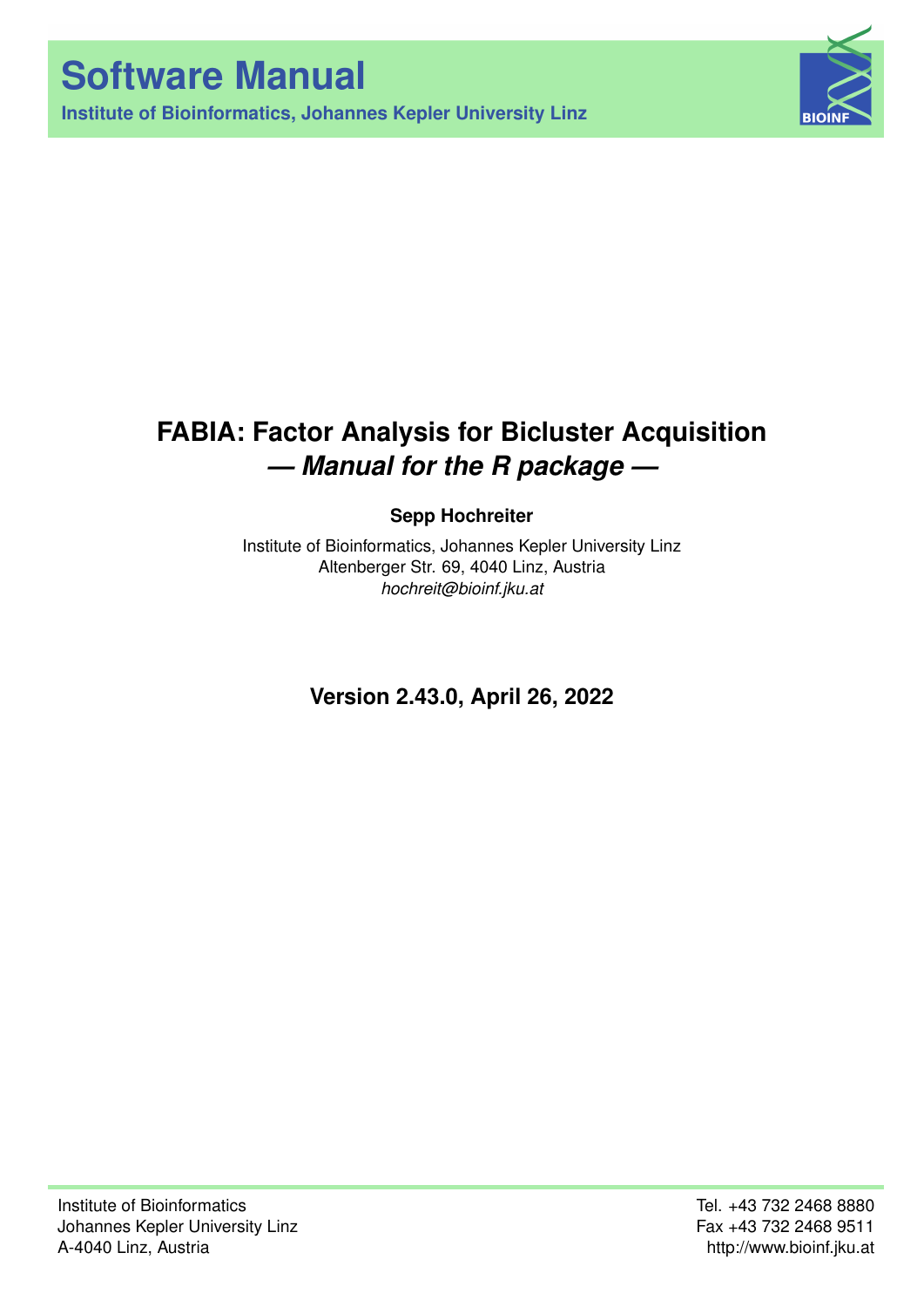# Software Manual

**Institute of Bioinformatics, Johannes Kepler University Linz**

## FABIA: Factor Analysis for Bicluster Acquisition

## *— Manual for the R package —*

**Sepp Hochreiter**

Institute of Bioinformatics, Johannes Kepler University Linz
Altenberger Str. 69, 4040 Linz, Austria
*hochreit@bioinf.jku.at*

**Version 2.43.0, April 26, 2022**

Institute of Bioinformatics
Johannes Kepler University Linz
A-4040 Linz, Austria

Tel. +43 732 2468 8880
Fax +43 732 2468 9511
http://www.bioinf.jku.at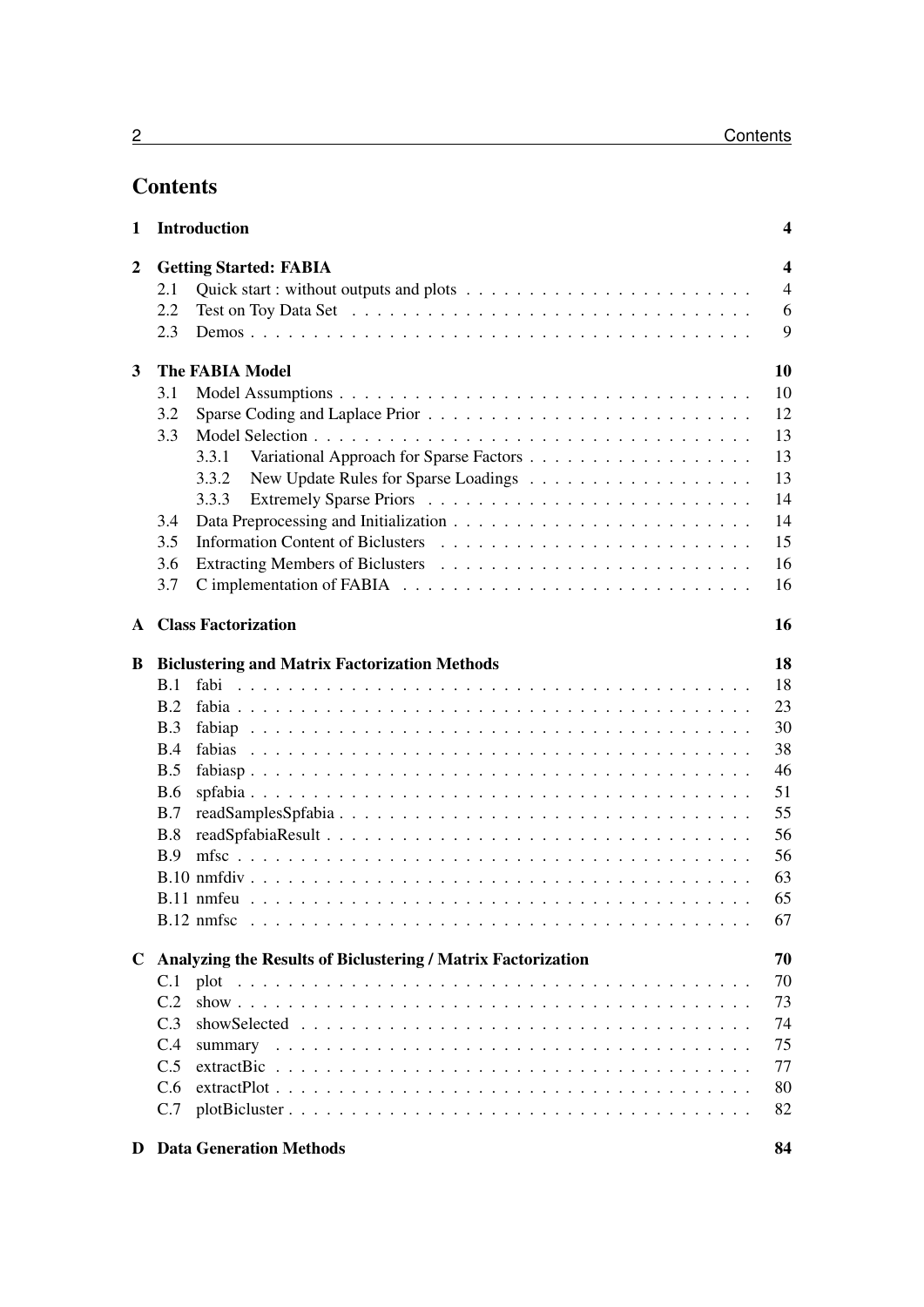# Contents

| | | |
|---|---|---|
| **1** | **Introduction** | **4** |
| **2** | **Getting Started: FABIA** | **4** |
| | 2.1 Quick start : without outputs and plots | 4 |
| | 2.2 Test on Toy Data Set | 6 |
| | 2.3 Demos | 9 |
| **3** | **The FABIA Model** | **10** |
| | 3.1 Model Assumptions | 10 |
| | 3.2 Sparse Coding and Laplace Prior | 12 |
| | 3.3 Model Selection | 13 |
| | 3.3.1 Variational Approach for Sparse Factors | 13 |
| | 3.3.2 New Update Rules for Sparse Loadings | 13 |
| | 3.3.3 Extremely Sparse Priors | 14 |
| | 3.4 Data Preprocessing and Initialization | 14 |
| | 3.5 Information Content of Biclusters | 15 |
| | 3.6 Extracting Members of Biclusters | 16 |
| | 3.7 C implementation of FABIA | 16 |
| **A** | **Class Factorization** | **16** |
| **B** | **Biclustering and Matrix Factorization Methods** | **18** |
| | B.1 fabi | 18 |
| | B.2 fabia | 23 |
| | B.3 fabiap | 30 |
| | B.4 fabias | 38 |
| | B.5 fabiasp | 46 |
| | B.6 spfabia | 51 |
| | B.7 readSamplesSpfabia | 55 |
| | B.8 readSpfabiaResult | 56 |
| | B.9 mfsc | 56 |
| | B.10 nmfdiv | 63 |
| | B.11 nmfeu | 65 |
| | B.12 nmfsc | 67 |
| **C** | **Analyzing the Results of Biclustering / Matrix Factorization** | **70** |
| | C.1 plot | 70 |
| | C.2 show | 73 |
| | C.3 showSelected | 74 |
| | C.4 summary | 75 |
| | C.5 extractBic | 77 |
| | C.6 extractPlot | 80 |
| | C.7 plotBicluster | 82 |
| **D** | **Data Generation Methods** | **84** |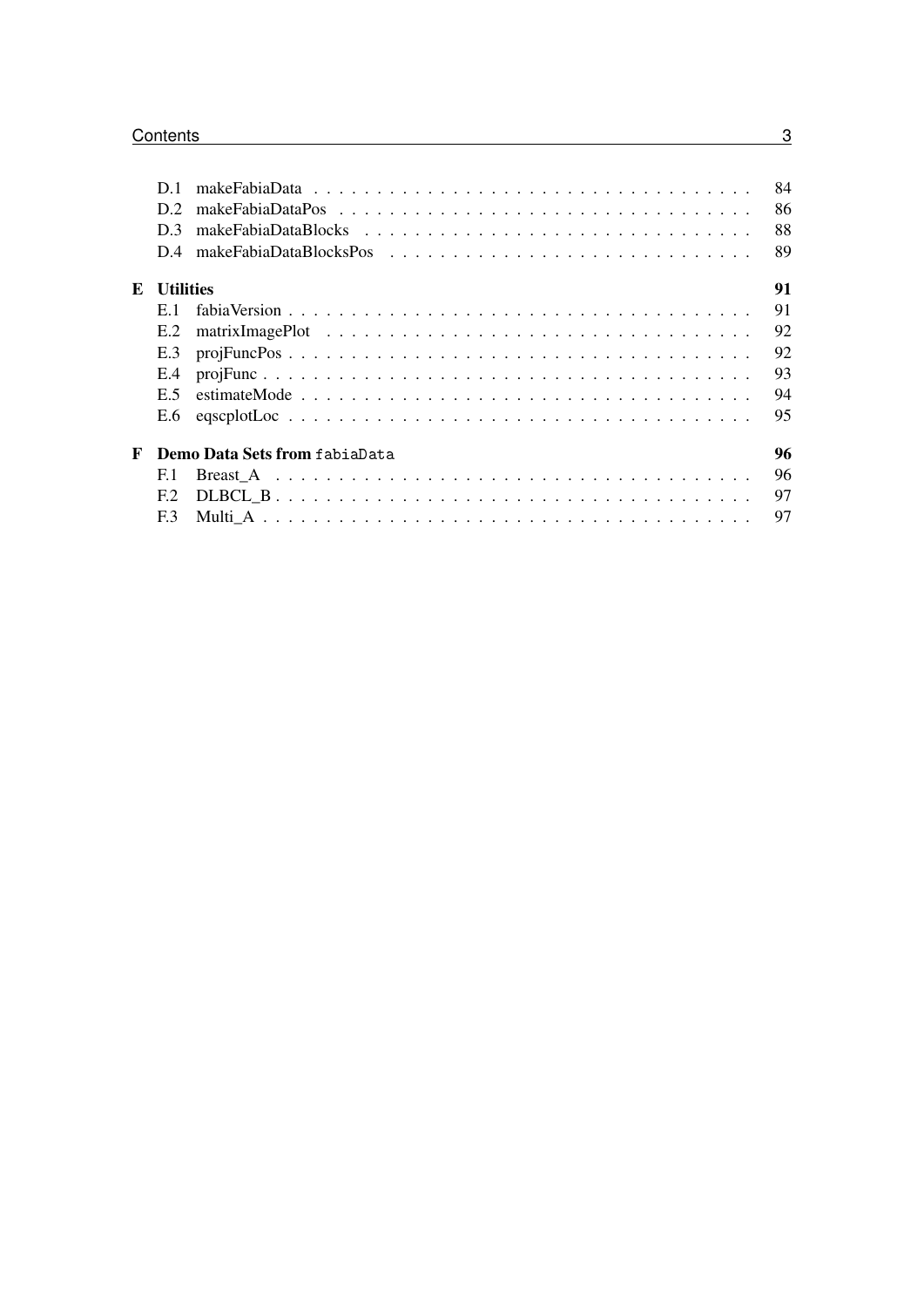| | | |
|---|---|---|
| D.1 | makeFabiaData | 84 |
| D.2 | makeFabiaDataPos | 86 |
| D.3 | makeFabiaDataBlocks | 88 |
| D.4 | makeFabiaDataBlocksPos | 89 |

**E Utilities** **91**

| | | |
|---|---|---|
| E.1 | fabiaVersion | 91 |
| E.2 | matrixImagePlot | 92 |
| E.3 | projFuncPos | 92 |
| E.4 | projFunc | 93 |
| E.5 | estimateMode | 94 |
| E.6 | eqscplotLoc | 95 |

**F Demo Data Sets from `fabiaData`** **96**

| | | |
|---|---|---|
| F.1 | Breast_A | 96 |
| F.2 | DLBCL_B | 97 |
| F.3 | Multi_A | 97 |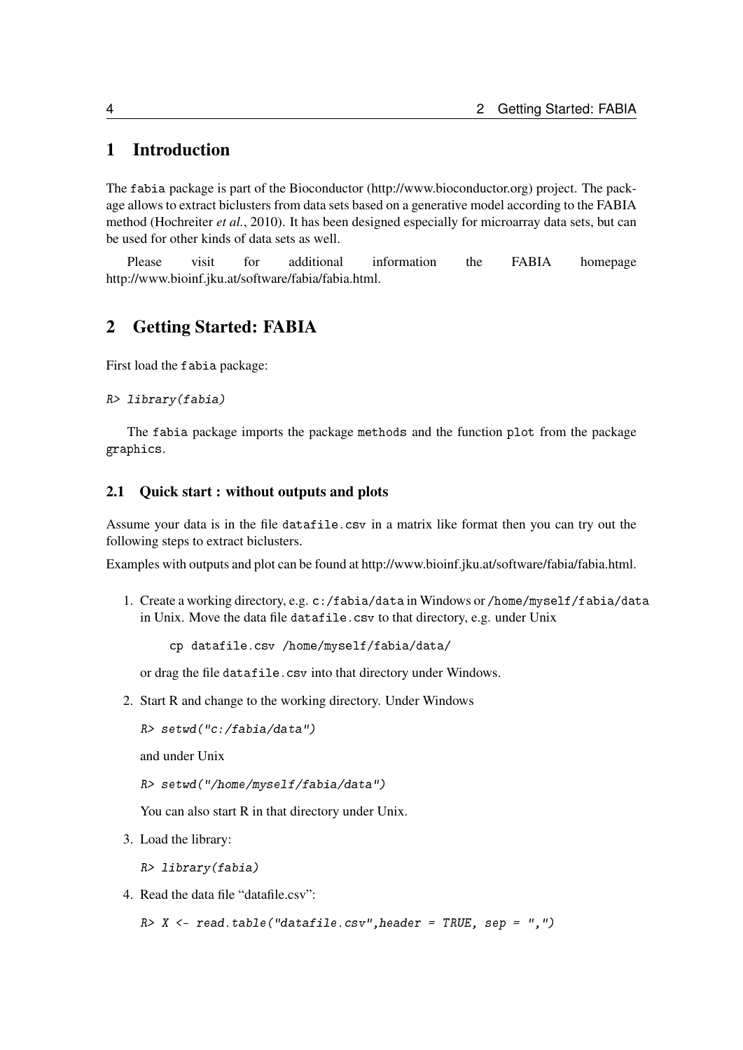# 1 Introduction

The fabia package is part of the Bioconductor (http://www.bioconductor.org) project. The package allows to extract biclusters from data sets based on a generative model according to the FABIA method (Hochreiter *et al.*, 2010). It has been designed especially for microarray data sets, but can be used for other kinds of data sets as well.

Please visit for additional information the FABIA homepage http://www.bioinf.jku.at/software/fabia/fabia.html.

# 2 Getting Started: FABIA

First load the fabia package:

```
R> library(fabia)
```

The fabia package imports the package methods and the function plot from the package graphics.

## 2.1 Quick start : without outputs and plots

Assume your data is in the file datafile.csv in a matrix like format then you can try out the following steps to extract biclusters.

Examples with outputs and plot can be found at http://www.bioinf.jku.at/software/fabia/fabia.html.

1. Create a working directory, e.g. c:/fabia/data in Windows or /home/myself/fabia/data in Unix. Move the data file datafile.csv to that directory, e.g. under Unix

   ```
   cp datafile.csv /home/myself/fabia/data/
   ```

   or drag the file datafile.csv into that directory under Windows.

2. Start R and change to the working directory. Under Windows

   ```
   R> setwd("c:/fabia/data")
   ```

   and under Unix

   ```
   R> setwd("/home/myself/fabia/data")
   ```

   You can also start R in that directory under Unix.

3. Load the library:

   ```
   R> library(fabia)
   ```

4. Read the data file "datafile.csv":

   ```
   R> X <- read.table("datafile.csv",header = TRUE, sep = ",")
   ```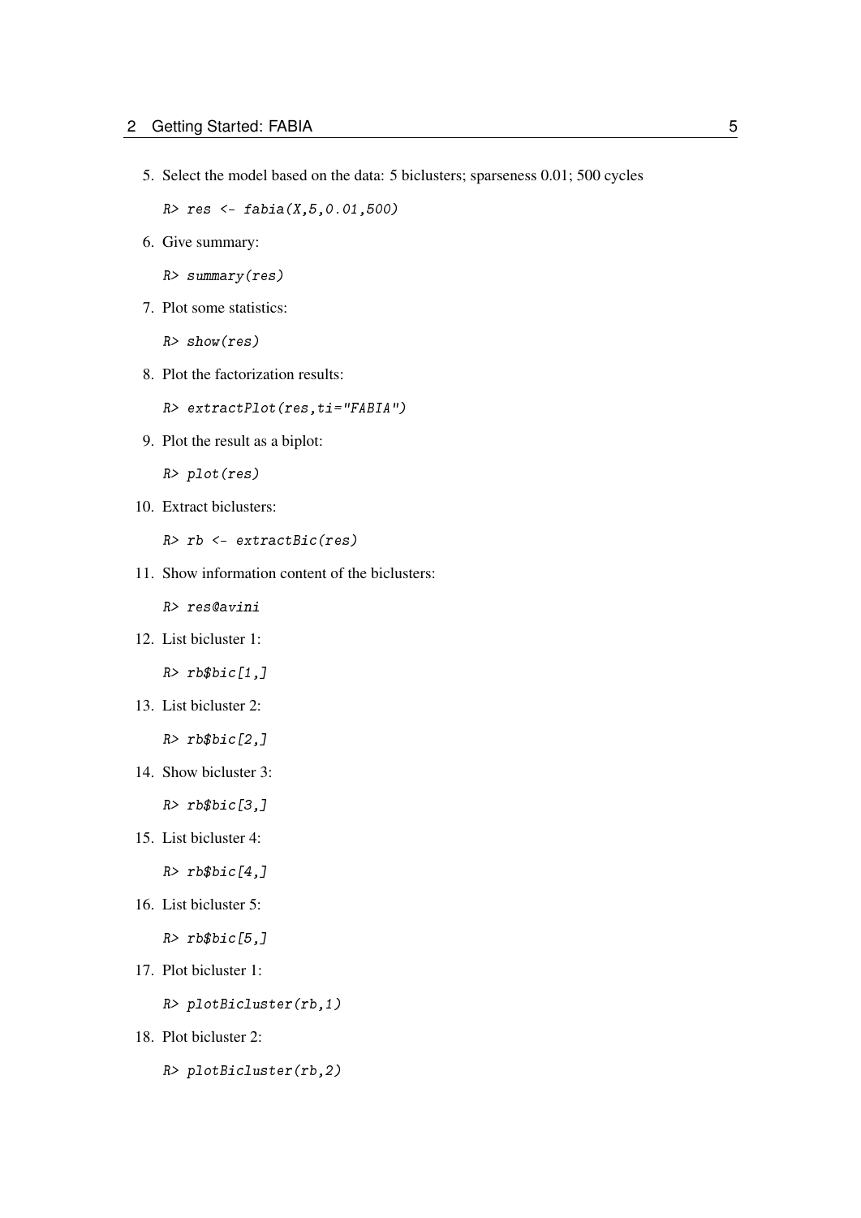5. Select the model based on the data: 5 biclusters; sparseness 0.01; 500 cycles

```
R> res <- fabia(X,5,0.01,500)
```

6. Give summary:

```
R> summary(res)
```

7. Plot some statistics:

```
R> show(res)
```

8. Plot the factorization results:

```
R> extractPlot(res,ti="FABIA")
```

9. Plot the result as a biplot:

```
R> plot(res)
```

10. Extract biclusters:

```
R> rb <- extractBic(res)
```

11. Show information content of the biclusters:

```
R> res@avini
```

12. List bicluster 1:

```
R> rb$bic[1,]
```

13. List bicluster 2:

```
R> rb$bic[2,]
```

14. Show bicluster 3:

```
R> rb$bic[3,]
```

15. List bicluster 4:

```
R> rb$bic[4,]
```

16. List bicluster 5:

```
R> rb$bic[5,]
```

17. Plot bicluster 1:

```
R> plotBicluster(rb,1)
```

18. Plot bicluster 2:

```
R> plotBicluster(rb,2)
```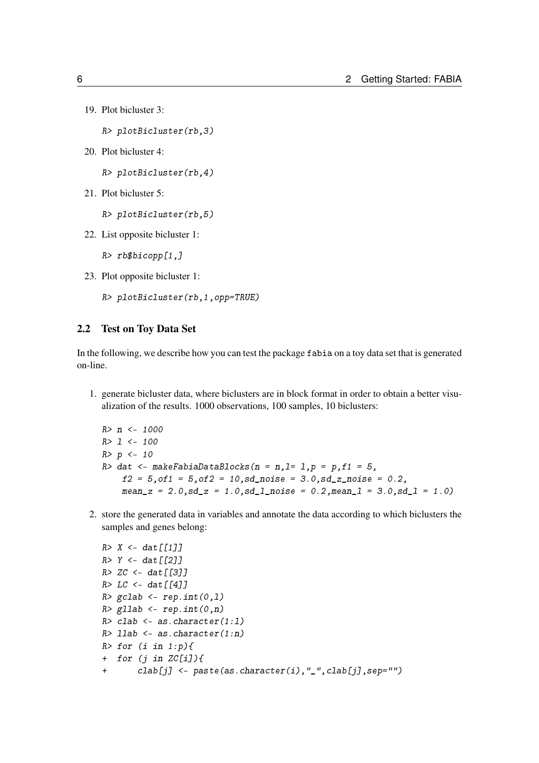19. Plot bicluster 3:

```
R> plotBicluster(rb,3)
```

20. Plot bicluster 4:

```
R> plotBicluster(rb,4)
```

21. Plot bicluster 5:

```
R> plotBicluster(rb,5)
```

22. List opposite bicluster 1:

```
R> rb$bicopp[1,]
```

23. Plot opposite bicluster 1:

```
R> plotBicluster(rb,1,opp=TRUE)
```

## 2.2 Test on Toy Data Set

In the following, we describe how you can test the package fabia on a toy data set that is generated on-line.

1. generate bicluster data, where biclusters are in block format in order to obtain a better visualization of the results. 1000 observations, 100 samples, 10 biclusters:

```
R> n <- 1000
R> l <- 100
R> p <- 10
R> dat <- makeFabiaDataBlocks(n = n,l= l,p = p,f1 = 5,
    f2 = 5,of1 = 5,of2 = 10,sd_noise = 3.0,sd_z_noise = 0.2,
    mean_z = 2.0,sd_z = 1.0,sd_l_noise = 0.2,mean_l = 3.0,sd_l = 1.0)
```

2. store the generated data in variables and annotate the data according to which biclusters the samples and genes belong:

```
R> X <- dat[[1]]
R> Y <- dat[[2]]
R> ZC <- dat[[3]]
R> LC <- dat[[4]]
R> gclab <- rep.int(0,l)
R> gllab <- rep.int(0,n)
R> clab <- as.character(1:l)
R> llab <- as.character(1:n)
R> for (i in 1:p){
+  for (j in ZC[i]){
+      clab[j] <- paste(as.character(i),"_",clab[j],sep="")
```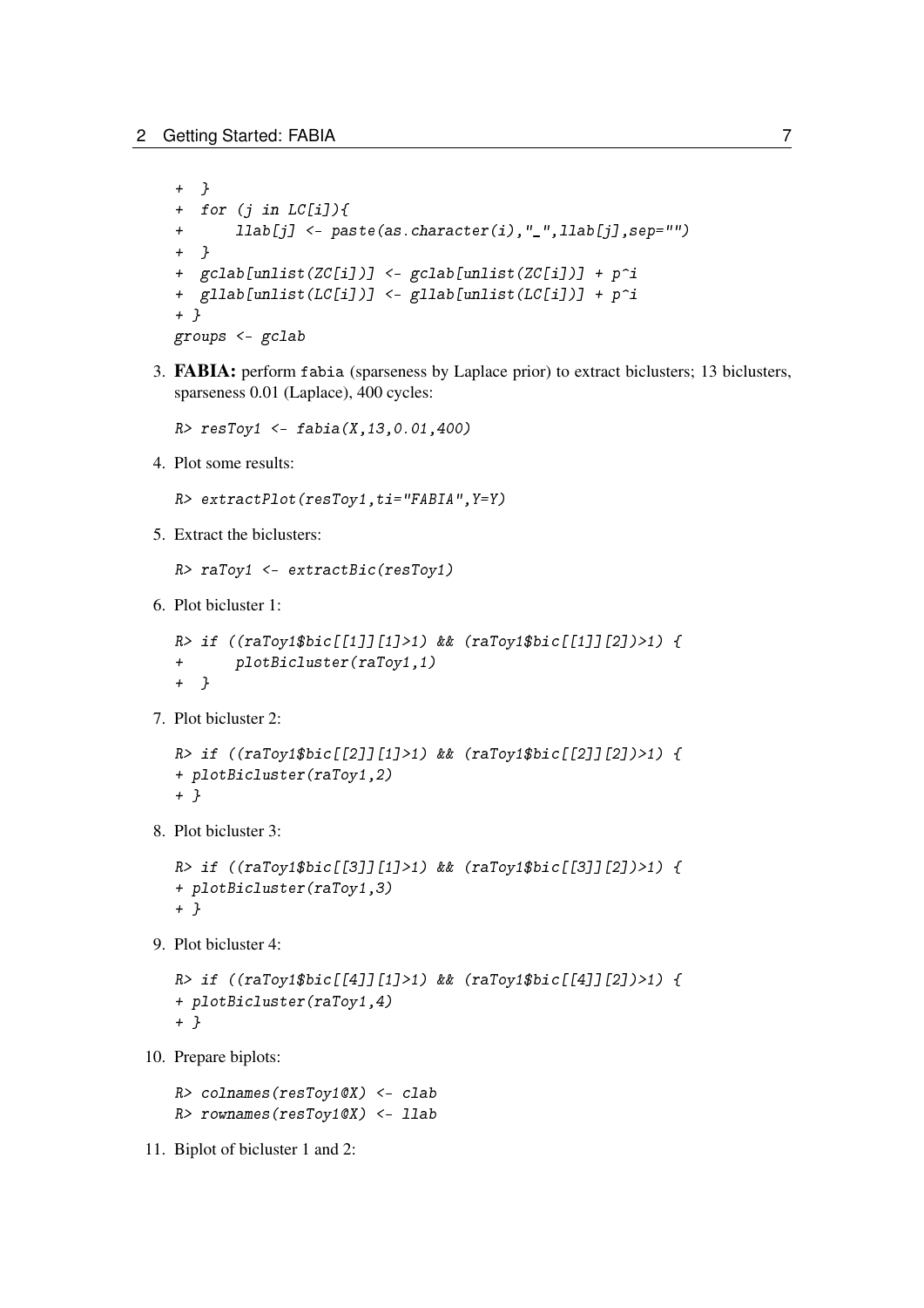```
+  }
+  for (j in LC[i]){
+      llab[j] <- paste(as.character(i),"_",llab[j],sep="")
+  }
+  gclab[unlist(ZC[i])] <- gclab[unlist(ZC[i])] + p^i
+  gllab[unlist(LC[i])] <- gllab[unlist(LC[i])] + p^i
+ }
groups <- gclab
```

3. **FABIA:** perform fabia (sparseness by Laplace prior) to extract biclusters; 13 biclusters, sparseness 0.01 (Laplace), 400 cycles:

```
R> resToy1 <- fabia(X,13,0.01,400)
```

4. Plot some results:

```
R> extractPlot(resToy1,ti="FABIA",Y=Y)
```

5. Extract the biclusters:

```
R> raToy1 <- extractBic(resToy1)
```

6. Plot bicluster 1:

```
R> if ((raToy1$bic[[1]][1]>1) && (raToy1$bic[[1]][2])>1) {
+      plotBicluster(raToy1,1)
+  }
```

7. Plot bicluster 2:

```
R> if ((raToy1$bic[[2]][1]>1) && (raToy1$bic[[2]][2])>1) {
+ plotBicluster(raToy1,2)
+ }
```

8. Plot bicluster 3:

```
R> if ((raToy1$bic[[3]][1]>1) && (raToy1$bic[[3]][2])>1) {
+ plotBicluster(raToy1,3)
+ }
```

9. Plot bicluster 4:

```
R> if ((raToy1$bic[[4]][1]>1) && (raToy1$bic[[4]][2])>1) {
+ plotBicluster(raToy1,4)
+ }
```

10. Prepare biplots:

```
R> colnames(resToy1@X) <- clab
R> rownames(resToy1@X) <- llab
```

11. Biplot of bicluster 1 and 2: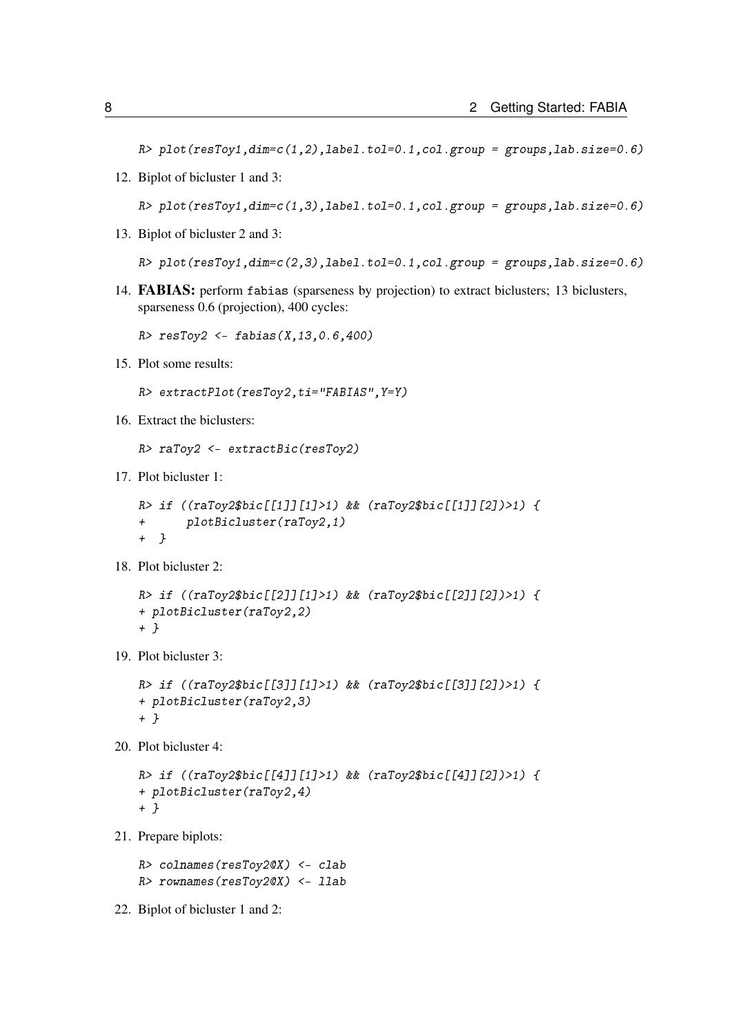```
R> plot(resToy1,dim=c(1,2),label.tol=0.1,col.group = groups,lab.size=0.6)
```

12. Biplot of bicluster 1 and 3:

```
R> plot(resToy1,dim=c(1,3),label.tol=0.1,col.group = groups,lab.size=0.6)
```

13. Biplot of bicluster 2 and 3:

```
R> plot(resToy1,dim=c(2,3),label.tol=0.1,col.group = groups,lab.size=0.6)
```

14. **FABIAS:** perform `fabias` (sparseness by projection) to extract biclusters; 13 biclusters, sparseness 0.6 (projection), 400 cycles:

```
R> resToy2 <- fabias(X,13,0.6,400)
```

15. Plot some results:

```
R> extractPlot(resToy2,ti="FABIAS",Y=Y)
```

16. Extract the biclusters:

```
R> raToy2 <- extractBic(resToy2)
```

17. Plot bicluster 1:

```
R> if ((raToy2$bic[[1]][1]>1) && (raToy2$bic[[1]][2])>1) {
+      plotBicluster(raToy2,1)
+  }
```

18. Plot bicluster 2:

```
R> if ((raToy2$bic[[2]][1]>1) && (raToy2$bic[[2]][2])>1) {
+ plotBicluster(raToy2,2)
+ }
```

19. Plot bicluster 3:

```
R> if ((raToy2$bic[[3]][1]>1) && (raToy2$bic[[3]][2])>1) {
+ plotBicluster(raToy2,3)
+ }
```

20. Plot bicluster 4:

```
R> if ((raToy2$bic[[4]][1]>1) && (raToy2$bic[[4]][2])>1) {
+ plotBicluster(raToy2,4)
+ }
```

21. Prepare biplots:

```
R> colnames(resToy2@X) <- clab
R> rownames(resToy2@X) <- llab
```

22. Biplot of bicluster 1 and 2: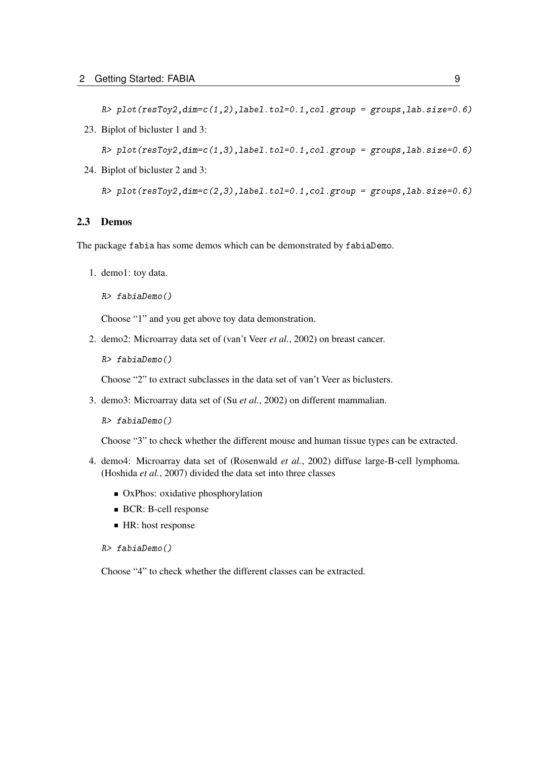```
R> plot(resToy2,dim=c(1,2),label.tol=0.1,col.group = groups,lab.size=0.6)
```

23. Biplot of bicluster 1 and 3:

```
R> plot(resToy2,dim=c(1,3),label.tol=0.1,col.group = groups,lab.size=0.6)
```

24. Biplot of bicluster 2 and 3:

```
R> plot(resToy2,dim=c(2,3),label.tol=0.1,col.group = groups,lab.size=0.6)
```

### 2.3 Demos

The package `fabia` has some demos which can be demonstrated by `fabiaDemo`.

1. demo1: toy data.

   ```
   R> fabiaDemo()
   ```

   Choose "1" and you get above toy data demonstration.

2. demo2: Microarray data set of (van't Veer *et al.*, 2002) on breast cancer.

   ```
   R> fabiaDemo()
   ```

   Choose "2" to extract subclasses in the data set of van't Veer as biclusters.

3. demo3: Microarray data set of (Su *et al.*, 2002) on different mammalian.

   ```
   R> fabiaDemo()
   ```

   Choose "3" to check whether the different mouse and human tissue types can be extracted.

4. demo4: Microarray data set of (Rosenwald *et al.*, 2002) diffuse large-B-cell lymphoma. (Hoshida *et al.*, 2007) divided the data set into three classes

   - OxPhos: oxidative phosphorylation
   - BCR: B-cell response
   - HR: host response

   ```
   R> fabiaDemo()
   ```

   Choose "4" to check whether the different classes can be extracted.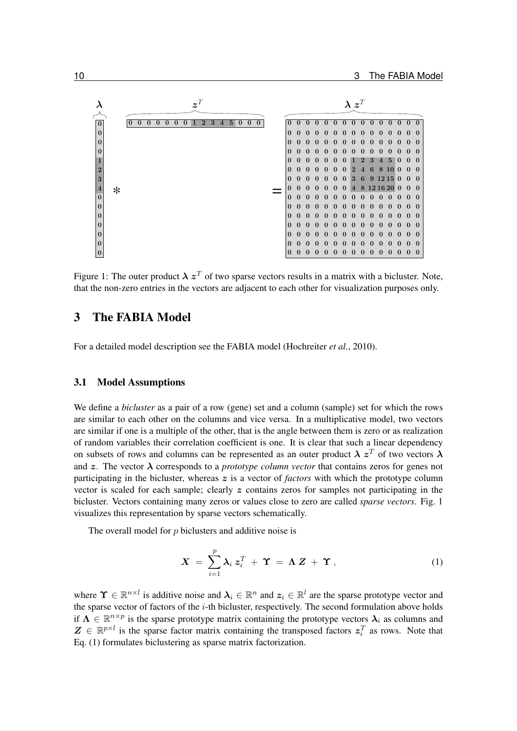Figure 1: The outer product $\boldsymbol{\lambda}\, \boldsymbol{z}^T$ of two sparse vectors results in a matrix with a bicluster. Note, that the non-zero entries in the vectors are adjacent to each other for visualization purposes only.

## 3 The FABIA Model

For a detailed model description see the FABIA model (Hochreiter *et al.*, 2010).

### 3.1 Model Assumptions

We define a *bicluster* as a pair of a row (gene) set and a column (sample) set for which the rows are similar to each other on the columns and vice versa. In a multiplicative model, two vectors are similar if one is a multiple of the other, that is the angle between them is zero or as realization of random variables their correlation coefficient is one. It is clear that such a linear dependency on subsets of rows and columns can be represented as an outer product $\boldsymbol{\lambda}\, \boldsymbol{z}^T$ of two vectors $\boldsymbol{\lambda}$ and $\boldsymbol{z}$. The vector $\boldsymbol{\lambda}$ corresponds to a *prototype column vector* that contains zeros for genes not participating in the bicluster, whereas $\boldsymbol{z}$ is a vector of *factors* with which the prototype column vector is scaled for each sample; clearly $\boldsymbol{z}$ contains zeros for samples not participating in the bicluster. Vectors containing many zeros or values close to zero are called *sparse vectors*. Fig. 1 visualizes this representation by sparse vectors schematically.

The overall model for $p$ biclusters and additive noise is

$$\boldsymbol{X} \;=\; \sum_{i=1}^{p} \boldsymbol{\lambda}_i\, \boldsymbol{z}_i^T \;+\; \boldsymbol{\Upsilon} \;=\; \boldsymbol{\Lambda}\, \boldsymbol{Z} \;+\; \boldsymbol{\Upsilon}\;, \tag{1}$$

where $\boldsymbol{\Upsilon} \in \mathbb{R}^{n \times l}$ is additive noise and $\boldsymbol{\lambda}_i \in \mathbb{R}^n$ and $\boldsymbol{z}_i \in \mathbb{R}^l$ are the sparse prototype vector and the sparse vector of factors of the $i$-th bicluster, respectively. The second formulation above holds if $\boldsymbol{\Lambda} \in \mathbb{R}^{n \times p}$ is the sparse prototype matrix containing the prototype vectors $\boldsymbol{\lambda}_i$ as columns and $\boldsymbol{Z} \in \mathbb{R}^{p \times l}$ is the sparse factor matrix containing the transposed factors $\boldsymbol{z}_i^T$ as rows. Note that Eq. (1) formulates biclustering as sparse matrix factorization.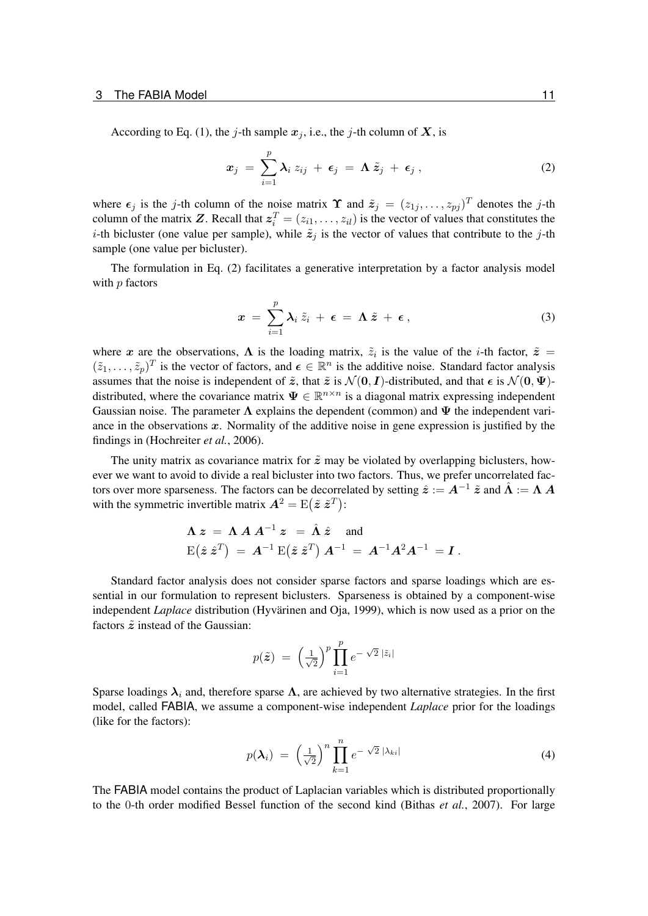According to Eq. (1), the $j$-th sample $\boldsymbol{x}_j$, i.e., the $j$-th column of $\boldsymbol{X}$, is

$$\boldsymbol{x}_j \;=\; \sum_{i=1}^{p} \boldsymbol{\lambda}_i \, z_{ij} \;+\; \boldsymbol{\epsilon}_j \;=\; \boldsymbol{\Lambda} \, \tilde{\boldsymbol{z}}_j \;+\; \boldsymbol{\epsilon}_j \;, \tag{2}$$

where $\boldsymbol{\epsilon}_j$ is the $j$-th column of the noise matrix $\boldsymbol{\Upsilon}$ and $\tilde{\boldsymbol{z}}_j = (z_{1j}, \ldots, z_{pj})^T$ denotes the $j$-th column of the matrix $\boldsymbol{Z}$. Recall that $\boldsymbol{z}_i^T = (z_{i1}, \ldots, z_{il})$ is the vector of values that constitutes the $i$-th bicluster (one value per sample), while $\tilde{\boldsymbol{z}}_j$ is the vector of values that contribute to the $j$-th sample (one value per bicluster).

The formulation in Eq. (2) facilitates a generative interpretation by a factor analysis model with $p$ factors

$$\boldsymbol{x} \;=\; \sum_{i=1}^{p} \boldsymbol{\lambda}_i \, \tilde{z}_i \;+\; \boldsymbol{\epsilon} \;=\; \boldsymbol{\Lambda} \, \tilde{\boldsymbol{z}} \;+\; \boldsymbol{\epsilon} \, , \tag{3}$$

where $\boldsymbol{x}$ are the observations, $\boldsymbol{\Lambda}$ is the loading matrix, $\tilde{z}_i$ is the value of the $i$-th factor, $\tilde{\boldsymbol{z}} = (\tilde{z}_1, \ldots, \tilde{z}_p)^T$ is the vector of factors, and $\boldsymbol{\epsilon} \in \mathbb{R}^n$ is the additive noise. Standard factor analysis assumes that the noise is independent of $\tilde{\boldsymbol{z}}$, that $\tilde{\boldsymbol{z}}$ is $\mathcal{N}(\boldsymbol{0}, \boldsymbol{I})$-distributed, and that $\boldsymbol{\epsilon}$ is $\mathcal{N}(\boldsymbol{0}, \boldsymbol{\Psi})$-distributed, where the covariance matrix $\boldsymbol{\Psi} \in \mathbb{R}^{n \times n}$ is a diagonal matrix expressing independent Gaussian noise. The parameter $\boldsymbol{\Lambda}$ explains the dependent (common) and $\boldsymbol{\Psi}$ the independent variance in the observations $\boldsymbol{x}$. Normality of the additive noise in gene expression is justified by the findings in (Hochreiter *et al.*, 2006).

The unity matrix as covariance matrix for $\tilde{\boldsymbol{z}}$ may be violated by overlapping biclusters, however we want to avoid to divide a real bicluster into two factors. Thus, we prefer uncorrelated factors over more sparseness. The factors can be decorrelated by setting $\hat{\boldsymbol{z}} := \boldsymbol{A}^{-1} \, \tilde{\boldsymbol{z}}$ and $\hat{\boldsymbol{\Lambda}} := \boldsymbol{\Lambda} \, \boldsymbol{A}$ with the symmetric invertible matrix $\boldsymbol{A}^2 = \mathrm{E}\big(\tilde{\boldsymbol{z}} \, \tilde{\boldsymbol{z}}^T\big)$:

$$\begin{aligned}
&\boldsymbol{\Lambda} \, \boldsymbol{z} \;=\; \boldsymbol{\Lambda} \, \boldsymbol{A} \, \boldsymbol{A}^{-1} \, \boldsymbol{z} \;=\; \hat{\boldsymbol{\Lambda}} \, \hat{\boldsymbol{z}} \quad \text{and} \\
&\mathrm{E}\big(\hat{\boldsymbol{z}} \, \hat{\boldsymbol{z}}^T\big) \;=\; \boldsymbol{A}^{-1} \, \mathrm{E}\big(\tilde{\boldsymbol{z}} \, \tilde{\boldsymbol{z}}^T\big) \, \boldsymbol{A}^{-1} \;=\; \boldsymbol{A}^{-1} \boldsymbol{A}^2 \boldsymbol{A}^{-1} \;=\; \boldsymbol{I} \, .
\end{aligned}$$

Standard factor analysis does not consider sparse factors and sparse loadings which are essential in our formulation to represent biclusters. Sparseness is obtained by a component-wise independent *Laplace* distribution (Hyvärinen and Oja, 1999), which is now used as a prior on the factors $\tilde{\boldsymbol{z}}$ instead of the Gaussian:

$$p(\tilde{\boldsymbol{z}}) \;=\; \left(\tfrac{1}{\sqrt{2}}\right)^p \prod_{i=1}^{p} e^{-\,\sqrt{2}\;|\tilde{z}_i|}$$

Sparse loadings $\boldsymbol{\lambda}_i$ and, therefore sparse $\boldsymbol{\Lambda}$, are achieved by two alternative strategies. In the first model, called FABIA, we assume a component-wise independent *Laplace* prior for the loadings (like for the factors):

$$p(\boldsymbol{\lambda}_i) \;=\; \left(\tfrac{1}{\sqrt{2}}\right)^n \prod_{k=1}^{n} e^{-\,\sqrt{2}\;|\lambda_{ki}|} \tag{4}$$

The FABIA model contains the product of Laplacian variables which is distributed proportionally to the 0-th order modified Bessel function of the second kind (Bithas *et al.*, 2007). For large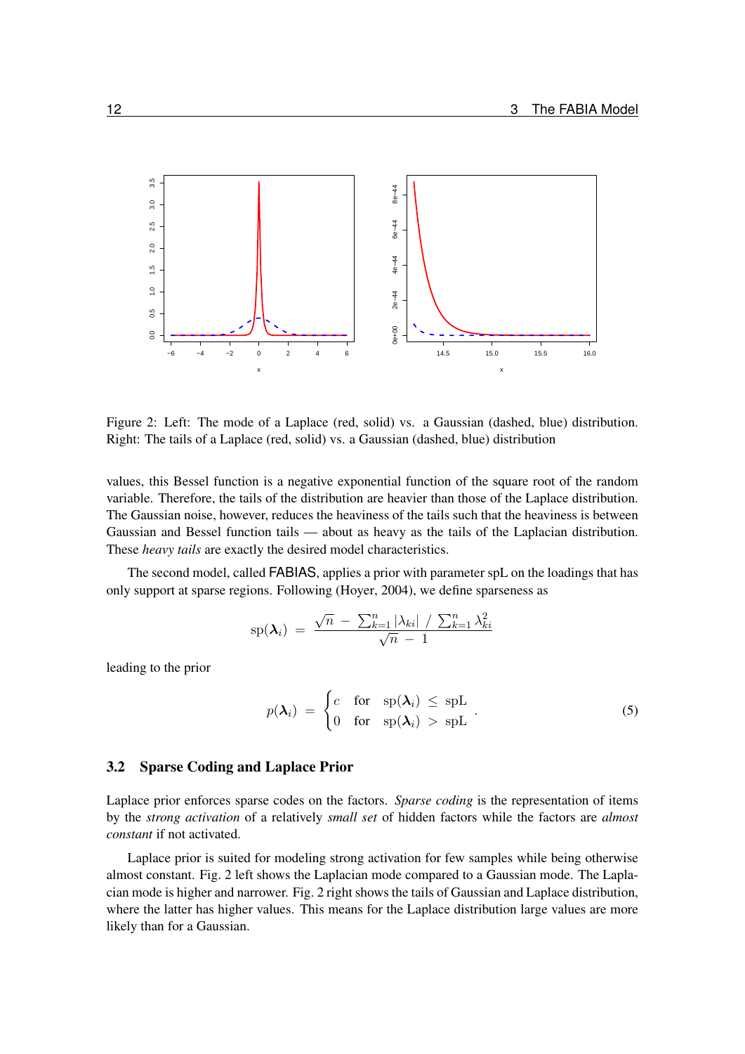Figure 2: Left: The mode of a Laplace (red, solid) vs. a Gaussian (dashed, blue) distribution. Right: The tails of a Laplace (red, solid) vs. a Gaussian (dashed, blue) distribution

values, this Bessel function is a negative exponential function of the square root of the random variable. Therefore, the tails of the distribution are heavier than those of the Laplace distribution. The Gaussian noise, however, reduces the heaviness of the tails such that the heaviness is between Gaussian and Bessel function tails — about as heavy as the tails of the Laplacian distribution. These *heavy tails* are exactly the desired model characteristics.

The second model, called FABIAS, applies a prior with parameter spL on the loadings that has only support at sparse regions. Following (Hoyer, 2004), we define sparseness as

$$\mathrm{sp}(\boldsymbol{\lambda}_i) \;=\; \frac{\sqrt{n} \;-\; \sum_{k=1}^{n} |\lambda_{ki}| \;/\; \sum_{k=1}^{n} \lambda_{ki}^2}{\sqrt{n} \;-\; 1}$$

leading to the prior

$$p(\boldsymbol{\lambda}_i) \;=\; \begin{cases} c & \text{for} \quad \mathrm{sp}(\boldsymbol{\lambda}_i) \;\leq\; \mathrm{spL} \\ 0 & \text{for} \quad \mathrm{sp}(\boldsymbol{\lambda}_i) \;>\; \mathrm{spL} \end{cases} . \tag{5}$$

## 3.2 Sparse Coding and Laplace Prior

Laplace prior enforces sparse codes on the factors. *Sparse coding* is the representation of items by the *strong activation* of a relatively *small set* of hidden factors while the factors are *almost constant* if not activated.

Laplace prior is suited for modeling strong activation for few samples while being otherwise almost constant. Fig. 2 left shows the Laplacian mode compared to a Gaussian mode. The Laplacian mode is higher and narrower. Fig. 2 right shows the tails of Gaussian and Laplace distribution, where the latter has higher values. This means for the Laplace distribution large values are more likely than for a Gaussian.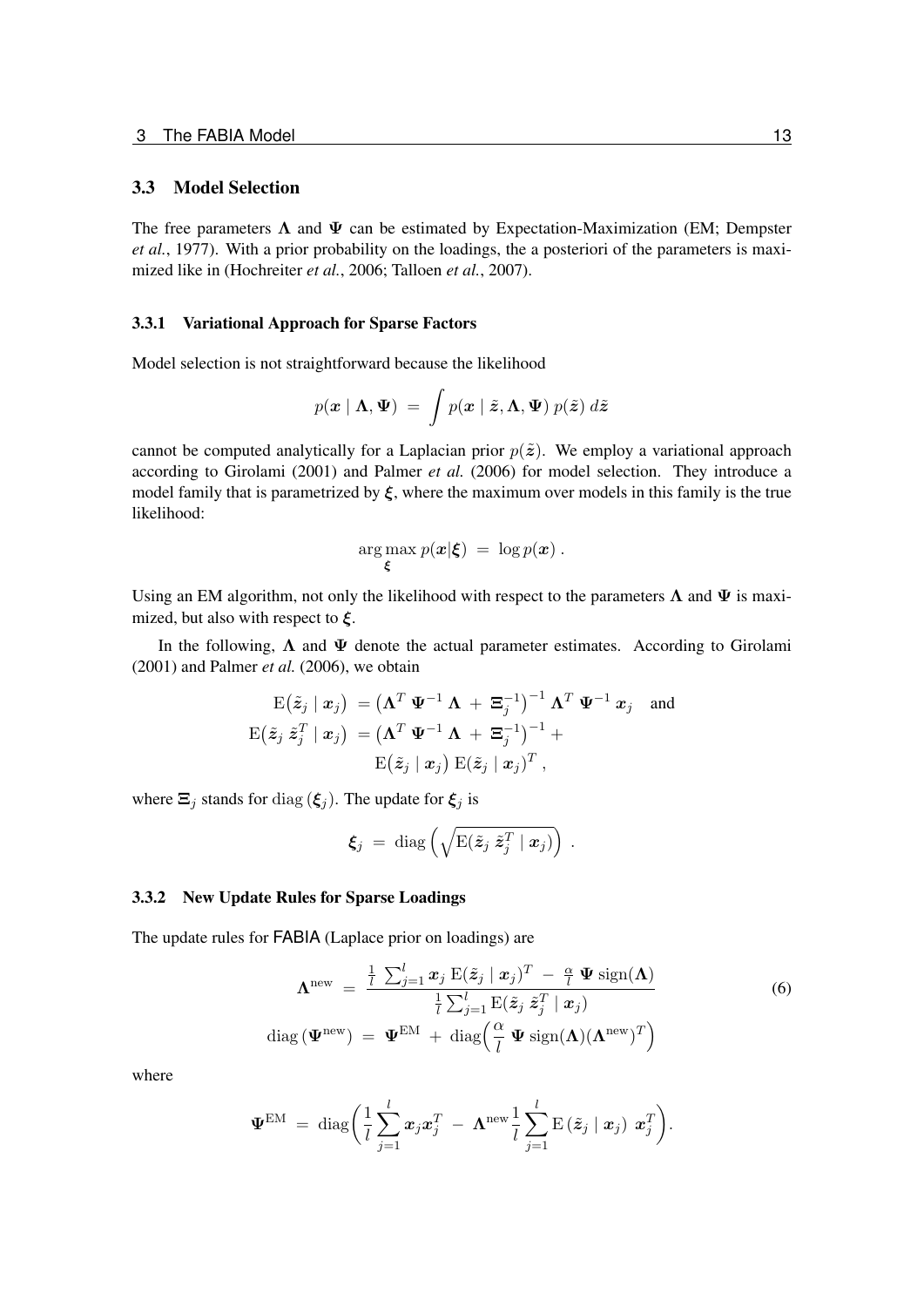### 3.3 Model Selection

The free parameters $\boldsymbol{\Lambda}$ and $\boldsymbol{\Psi}$ can be estimated by Expectation-Maximization (EM; Dempster *et al.*, 1977). With a prior probability on the loadings, the a posteriori of the parameters is maximized like in (Hochreiter *et al.*, 2006; Talloen *et al.*, 2007).

#### 3.3.1 Variational Approach for Sparse Factors

Model selection is not straightforward because the likelihood

$$p(\boldsymbol{x} \mid \boldsymbol{\Lambda}, \boldsymbol{\Psi}) \ = \ \int p(\boldsymbol{x} \mid \tilde{\boldsymbol{z}}, \boldsymbol{\Lambda}, \boldsymbol{\Psi}) \ p(\tilde{\boldsymbol{z}}) \ d\tilde{\boldsymbol{z}}$$

cannot be computed analytically for a Laplacian prior $p(\tilde{\boldsymbol{z}})$. We employ a variational approach according to Girolami (2001) and Palmer *et al.* (2006) for model selection. They introduce a model family that is parametrized by $\boldsymbol{\xi}$, where the maximum over models in this family is the true likelihood:

$$\arg\max_{\boldsymbol{\xi}} p(\boldsymbol{x}|\boldsymbol{\xi}) \ = \ \log p(\boldsymbol{x}) \ .$$

Using an EM algorithm, not only the likelihood with respect to the parameters $\boldsymbol{\Lambda}$ and $\boldsymbol{\Psi}$ is maximized, but also with respect to $\boldsymbol{\xi}$.

In the following, $\boldsymbol{\Lambda}$ and $\boldsymbol{\Psi}$ denote the actual parameter estimates. According to Girolami (2001) and Palmer *et al.* (2006), we obtain

$$\begin{aligned}
\mathrm{E}\big(\tilde{\boldsymbol{z}}_j \mid \boldsymbol{x}_j\big) \ &= \big(\boldsymbol{\Lambda}^T \ \boldsymbol{\Psi}^{-1} \ \boldsymbol{\Lambda} \ + \ \boldsymbol{\Xi}_j^{-1}\big)^{-1} \ \boldsymbol{\Lambda}^T \ \boldsymbol{\Psi}^{-1} \ \boldsymbol{x}_j \quad \text{and} \\
\mathrm{E}\big(\tilde{\boldsymbol{z}}_j \ \tilde{\boldsymbol{z}}_j^T \mid \boldsymbol{x}_j\big) \ &= \big(\boldsymbol{\Lambda}^T \ \boldsymbol{\Psi}^{-1} \ \boldsymbol{\Lambda} \ + \ \boldsymbol{\Xi}_j^{-1}\big)^{-1} + \\
&\quad\ \mathrm{E}\big(\tilde{\boldsymbol{z}}_j \mid \boldsymbol{x}_j\big) \ \mathrm{E}\big(\tilde{\boldsymbol{z}}_j \mid \boldsymbol{x}_j\big)^T \ ,
\end{aligned}$$

where $\boldsymbol{\Xi}_j$ stands for $\mathrm{diag}\left(\boldsymbol{\xi}_j\right)$. The update for $\boldsymbol{\xi}_j$ is

$$\boldsymbol{\xi}_j \ = \ \mathrm{diag}\left(\sqrt{\mathrm{E}(\tilde{\boldsymbol{z}}_j \ \tilde{\boldsymbol{z}}_j^T \mid \boldsymbol{x}_j)}\right) \ .$$

#### 3.3.2 New Update Rules for Sparse Loadings

The update rules for FABIA (Laplace prior on loadings) are

$$\begin{aligned}
\boldsymbol{\Lambda}^{\mathrm{new}} \ &= \ \frac{\frac{1}{l} \ \sum_{j=1}^{l} \boldsymbol{x}_j \ \mathrm{E}(\tilde{\boldsymbol{z}}_j \mid \boldsymbol{x}_j)^T \ - \ \frac{\alpha}{l} \ \boldsymbol{\Psi} \ \mathrm{sign}(\boldsymbol{\Lambda})}{\frac{1}{l} \sum_{j=1}^{l} \mathrm{E}(\tilde{\boldsymbol{z}}_j \ \tilde{\boldsymbol{z}}_j^T \mid \boldsymbol{x}_j)} \\
\mathrm{diag}\left(\boldsymbol{\Psi}^{\mathrm{new}}\right) \ &= \ \boldsymbol{\Psi}^{\mathrm{EM}} \ + \ \mathrm{diag}\Big(\frac{\alpha}{l} \ \boldsymbol{\Psi} \ \mathrm{sign}(\boldsymbol{\Lambda})(\boldsymbol{\Lambda}^{\mathrm{new}})^T\Big)
\end{aligned} \tag{6}$$

where

$$\boldsymbol{\Psi}^{\mathrm{EM}} \ = \ \mathrm{diag}\bigg(\frac{1}{l} \sum_{j=1}^{l} \boldsymbol{x}_j \boldsymbol{x}_j^T \ - \ \boldsymbol{\Lambda}^{\mathrm{new}} \frac{1}{l} \sum_{j=1}^{l} \mathrm{E}\left(\tilde{\boldsymbol{z}}_j \mid \boldsymbol{x}_j\right) \ \boldsymbol{x}_j^T\bigg).$$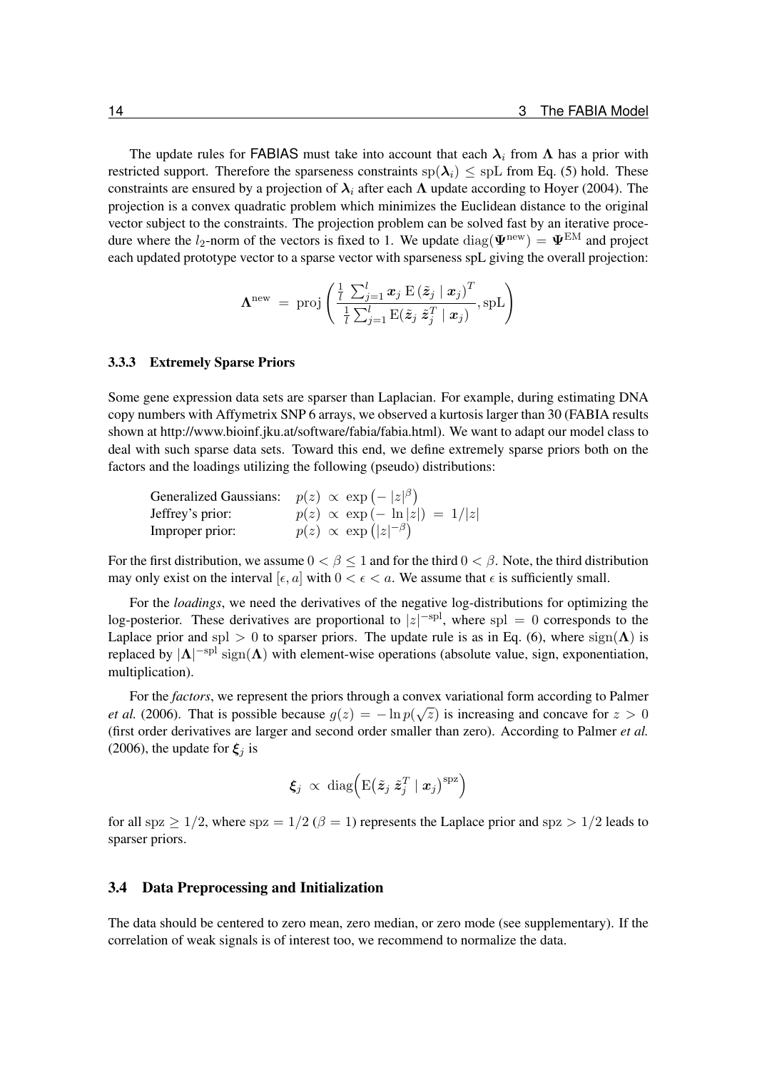The update rules for FABIAS must take into account that each $\boldsymbol{\lambda}_i$ from $\boldsymbol{\Lambda}$ has a prior with restricted support. Therefore the sparseness constraints $\mathrm{sp}(\boldsymbol{\lambda}_i) \leq \mathrm{spL}$ from Eq. (5) hold. These constraints are ensured by a projection of $\boldsymbol{\lambda}_i$ after each $\boldsymbol{\Lambda}$ update according to Hoyer (2004). The projection is a convex quadratic problem which minimizes the Euclidean distance to the original vector subject to the constraints. The projection problem can be solved fast by an iterative procedure where the $l_2$-norm of the vectors is fixed to 1. We update $\mathrm{diag}(\boldsymbol{\Psi}^{\mathrm{new}}) = \boldsymbol{\Psi}^{\mathrm{EM}}$ and project each updated prototype vector to a sparse vector with sparseness spL giving the overall projection:

$$\boldsymbol{\Lambda}^{\mathrm{new}} \ = \ \mathrm{proj}\left( \frac{\frac{1}{l} \sum_{j=1}^{l} \boldsymbol{x}_j \ \mathrm{E}\left(\tilde{\boldsymbol{z}}_j \mid \boldsymbol{x}_j\right)^T}{\frac{1}{l} \sum_{j=1}^{l} \mathrm{E}(\tilde{\boldsymbol{z}}_j \ \tilde{\boldsymbol{z}}_j^T \mid \boldsymbol{x}_j)}, \mathrm{spL} \right)$$

### 3.3.3 Extremely Sparse Priors

Some gene expression data sets are sparser than Laplacian. For example, during estimating DNA copy numbers with Affymetrix SNP 6 arrays, we observed a kurtosis larger than 30 (FABIA results shown at http://www.bioinf.jku.at/software/fabia/fabia.html). We want to adapt our model class to deal with such sparse data sets. Toward this end, we define extremely sparse priors both on the factors and the loadings utilizing the following (pseudo) distributions:

Generalized Gaussians: $p(z) \ \propto \ \exp\left(- \ |z|^{\beta}\right)$
Jeffrey's prior: $p(z) \ \propto \ \exp\left(- \ \ln|z|\right) \ = \ 1/|z|$
Improper prior: $p(z) \ \propto \ \exp\left(|z|^{-\beta}\right)$

For the first distribution, we assume $0 < \beta \leq 1$ and for the third $0 < \beta$. Note, the third distribution may only exist on the interval $[\epsilon, a]$ with $0 < \epsilon < a$. We assume that $\epsilon$ is sufficiently small.

For the *loadings*, we need the derivatives of the negative log-distributions for optimizing the log-posterior. These derivatives are proportional to $|z|^{-\mathrm{spl}}$, where $\mathrm{spl} = 0$ corresponds to the Laplace prior and $\mathrm{spl} > 0$ to sparser priors. The update rule is as in Eq. (6), where $\mathrm{sign}(\boldsymbol{\Lambda})$ is replaced by $|\boldsymbol{\Lambda}|^{-\mathrm{spl}} \ \mathrm{sign}(\boldsymbol{\Lambda})$ with element-wise operations (absolute value, sign, exponentiation, multiplication).

For the *factors*, we represent the priors through a convex variational form according to Palmer *et al.* (2006). That is possible because $g(z) = - \ln p(\sqrt{z})$ is increasing and concave for $z > 0$ (first order derivatives are larger and second order smaller than zero). According to Palmer *et al.* (2006), the update for $\boldsymbol{\xi}_j$ is

$$\boldsymbol{\xi}_j \ \propto \ \mathrm{diag}\Big(\mathrm{E}\big(\tilde{\boldsymbol{z}}_j \ \tilde{\boldsymbol{z}}_j^T \mid \boldsymbol{x}_j\big)^{\mathrm{spz}}\Big)$$

for all $\mathrm{spz} \geq 1/2$, where $\mathrm{spz} = 1/2$ ($\beta = 1$) represents the Laplace prior and $\mathrm{spz} > 1/2$ leads to sparser priors.

## 3.4 Data Preprocessing and Initialization

The data should be centered to zero mean, zero median, or zero mode (see supplementary). If the correlation of weak signals is of interest too, we recommend to normalize the data.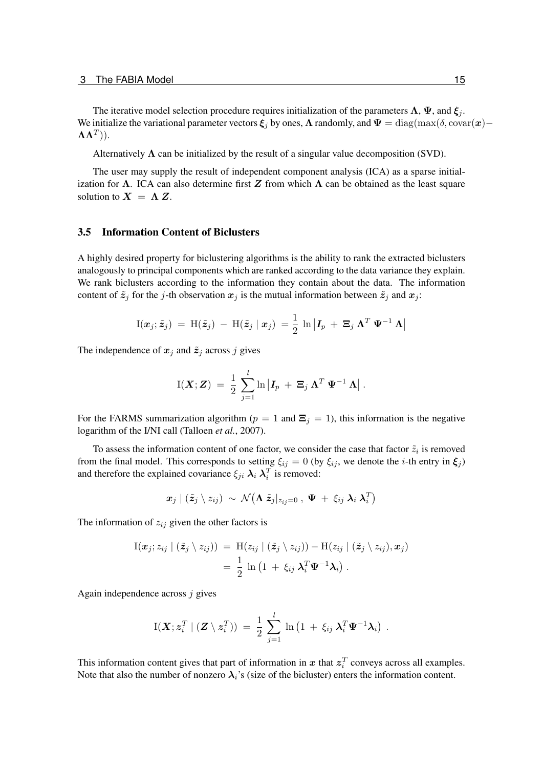The iterative model selection procedure requires initialization of the parameters $\mathbf{\Lambda}$, $\mathbf{\Psi}$, and $\boldsymbol{\xi}_j$. We initialize the variational parameter vectors $\boldsymbol{\xi}_j$ by ones, $\mathbf{\Lambda}$ randomly, and $\mathbf{\Psi} = \mathrm{diag}(\max(\delta, \mathrm{covar}(\boldsymbol{x}) - \mathbf{\Lambda}\mathbf{\Lambda}^T))$.

Alternatively $\mathbf{\Lambda}$ can be initialized by the result of a singular value decomposition (SVD).

The user may supply the result of independent component analysis (ICA) as a sparse initialization for $\mathbf{\Lambda}$. ICA can also determine first $\boldsymbol{Z}$ from which $\mathbf{\Lambda}$ can be obtained as the least square solution to $\boldsymbol{X} \ = \ \mathbf{\Lambda} \, \boldsymbol{Z}$.

### 3.5 Information Content of Biclusters

A highly desired property for biclustering algorithms is the ability to rank the extracted biclusters analogously to principal components which are ranked according to the data variance they explain. We rank biclusters according to the information they contain about the data. The information content of $\tilde{\boldsymbol{z}}_j$ for the $j$-th observation $\boldsymbol{x}_j$ is the mutual information between $\tilde{\boldsymbol{z}}_j$ and $\boldsymbol{x}_j$:

$$\mathrm{I}(\boldsymbol{x}_j; \tilde{\boldsymbol{z}}_j) \ = \ \mathrm{H}(\tilde{\boldsymbol{z}}_j) \ - \ \mathrm{H}(\tilde{\boldsymbol{z}}_j \mid \boldsymbol{x}_j) \ = \frac{1}{2} \, \ln \left| \boldsymbol{I}_p \ + \ \boldsymbol{\Xi}_j \, \mathbf{\Lambda}^T \, \mathbf{\Psi}^{-1} \, \mathbf{\Lambda} \right|$$

The independence of $\boldsymbol{x}_j$ and $\tilde{\boldsymbol{z}}_j$ across $j$ gives

$$\mathrm{I}(\boldsymbol{X}; \boldsymbol{Z}) \ = \ \frac{1}{2} \sum_{j=1}^{l} \ln \left| \boldsymbol{I}_p \ + \ \boldsymbol{\Xi}_j \, \mathbf{\Lambda}^T \, \mathbf{\Psi}^{-1} \, \mathbf{\Lambda} \right| .$$

For the FARMS summarization algorithm ($p = 1$ and $\boldsymbol{\Xi}_j = 1$), this information is the negative logarithm of the I/NI call (Talloen *et al.*, 2007).

To assess the information content of one factor, we consider the case that factor $\tilde{z}_i$ is removed from the final model. This corresponds to setting $\xi_{ij} = 0$ (by $\xi_{ij}$, we denote the $i$-th entry in $\boldsymbol{\xi}_j$) and therefore the explained covariance $\xi_{ji} \, \boldsymbol{\lambda}_i \, \boldsymbol{\lambda}_i^T$ is removed:

$$\boldsymbol{x}_j \mid (\tilde{\boldsymbol{z}}_j \setminus z_{ij}) \ \sim \ \mathcal{N}\big(\mathbf{\Lambda} \, \tilde{\boldsymbol{z}}_j|_{z_{ij}=0} \, , \ \mathbf{\Psi} \ + \ \xi_{ij} \, \boldsymbol{\lambda}_i \, \boldsymbol{\lambda}_i^T\big)$$

The information of $z_{ij}$ given the other factors is

$$\begin{aligned}
\mathrm{I}(\boldsymbol{x}_j; z_{ij} \mid (\tilde{\boldsymbol{z}}_j \setminus z_{ij})) \ &= \ \mathrm{H}(z_{ij} \mid (\tilde{\boldsymbol{z}}_j \setminus z_{ij})) - \mathrm{H}(z_{ij} \mid (\tilde{\boldsymbol{z}}_j \setminus z_{ij}), \boldsymbol{x}_j) \\
&= \ \frac{1}{2} \, \ln \left(1 \ + \ \xi_{ij} \, \boldsymbol{\lambda}_i^T \mathbf{\Psi}^{-1} \boldsymbol{\lambda}_i\right) .
\end{aligned}$$

Again independence across $j$ gives

$$\mathrm{I}(\boldsymbol{X}; \boldsymbol{z}_i^T \mid (\boldsymbol{Z} \setminus \boldsymbol{z}_i^T)) \ = \ \frac{1}{2} \sum_{j=1}^{l} \, \ln \left(1 \ + \ \xi_{ij} \, \boldsymbol{\lambda}_i^T \mathbf{\Psi}^{-1} \boldsymbol{\lambda}_i\right) \ .$$

This information content gives that part of information in $\boldsymbol{x}$ that $\boldsymbol{z}_i^T$ conveys across all examples. Note that also the number of nonzero $\boldsymbol{\lambda}_i$'s (size of the bicluster) enters the information content.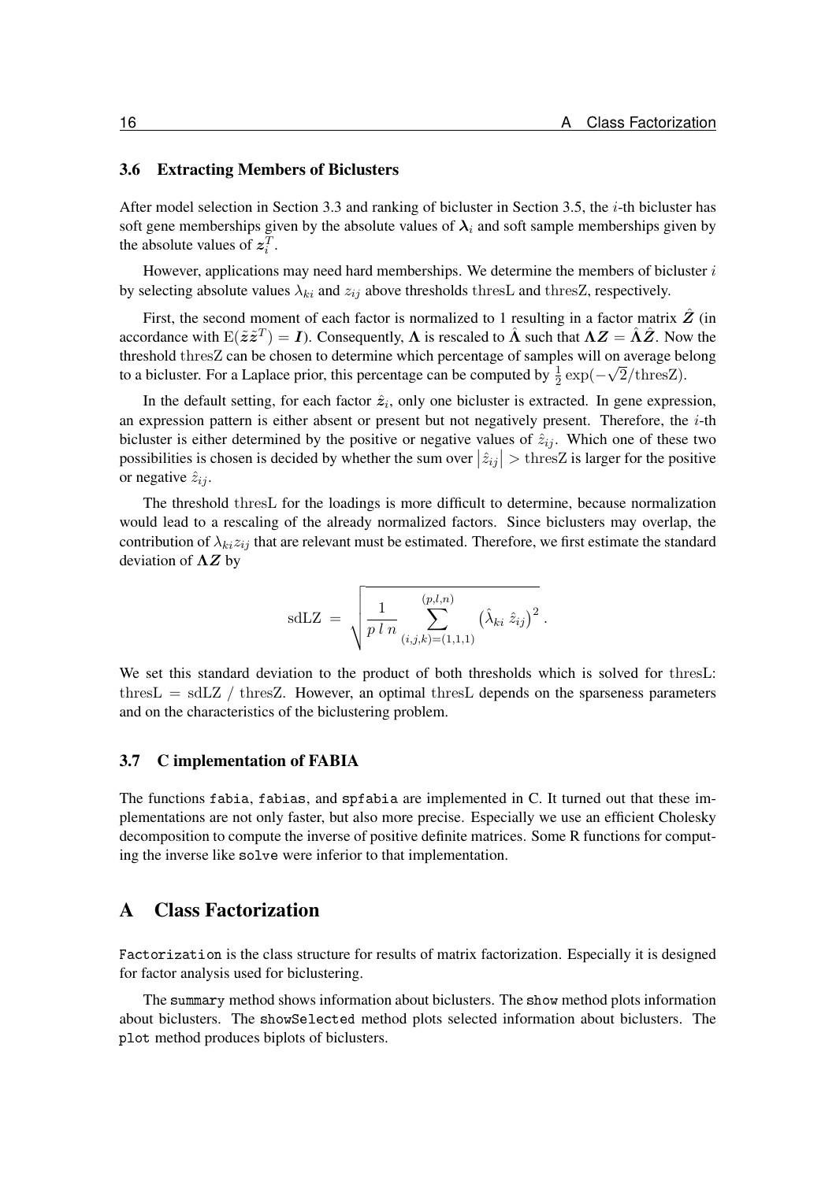### 3.6 Extracting Members of Biclusters

After model selection in Section 3.3 and ranking of bicluster in Section 3.5, the $i$-th bicluster has soft gene memberships given by the absolute values of $\boldsymbol{\lambda}_i$ and soft sample memberships given by the absolute values of $\boldsymbol{z}_i^T$.

However, applications may need hard memberships. We determine the members of bicluster $i$ by selecting absolute values $\lambda_{ki}$ and $z_{ij}$ above thresholds $\mathrm{thresL}$ and $\mathrm{thresZ}$, respectively.

First, the second moment of each factor is normalized to 1 resulting in a factor matrix $\hat{\boldsymbol{Z}}$ (in accordance with $\mathrm{E}(\tilde{\boldsymbol{z}}\tilde{\boldsymbol{z}}^T) = \boldsymbol{I}$). Consequently, $\boldsymbol{\Lambda}$ is rescaled to $\hat{\boldsymbol{\Lambda}}$ such that $\boldsymbol{\Lambda}\boldsymbol{Z} = \hat{\boldsymbol{\Lambda}}\hat{\boldsymbol{Z}}$. Now the threshold $\mathrm{thresZ}$ can be chosen to determine which percentage of samples will on average belong to a bicluster. For a Laplace prior, this percentage can be computed by $\frac{1}{2}\exp(-\sqrt{2}/\mathrm{thresZ})$.

In the default setting, for each factor $\hat{\boldsymbol{z}}_i$, only one bicluster is extracted. In gene expression, an expression pattern is either absent or present but not negatively present. Therefore, the $i$-th bicluster is either determined by the positive or negative values of $\hat{z}_{ij}$. Which one of these two possibilities is chosen is decided by whether the sum over $\left|\hat{z}_{ij}\right| > \mathrm{thresZ}$ is larger for the positive or negative $\hat{z}_{ij}$.

The threshold $\mathrm{thresL}$ for the loadings is more difficult to determine, because normalization would lead to a rescaling of the already normalized factors. Since biclusters may overlap, the contribution of $\lambda_{ki} z_{ij}$ that are relevant must be estimated. Therefore, we first estimate the standard deviation of $\boldsymbol{\Lambda}\boldsymbol{Z}$ by

$$\mathrm{sdLZ} \ = \ \sqrt{\frac{1}{p\ l\ n} \sum_{(i,j,k)=(1,1,1)}^{(p,l,n)} \left(\hat{\lambda}_{ki}\ \hat{z}_{ij}\right)^2} \ .$$

We set this standard deviation to the product of both thresholds which is solved for $\mathrm{thresL}$: $\mathrm{thresL} = \mathrm{sdLZ}\ /\ \mathrm{thresZ}$. However, an optimal $\mathrm{thresL}$ depends on the sparseness parameters and on the characteristics of the biclustering problem.

### 3.7 C implementation of FABIA

The functions `fabia`, `fabias`, and `spfabia` are implemented in C. It turned out that these implementations are not only faster, but also more precise. Especially we use an efficient Cholesky decomposition to compute the inverse of positive definite matrices. Some R functions for computing the inverse like `solve` were inferior to that implementation.

## A Class Factorization

`Factorization` is the class structure for results of matrix factorization. Especially it is designed for factor analysis used for biclustering.

The `summary` method shows information about biclusters. The `show` method plots information about biclusters. The `showSelected` method plots selected information about biclusters. The `plot` method produces biplots of biclusters.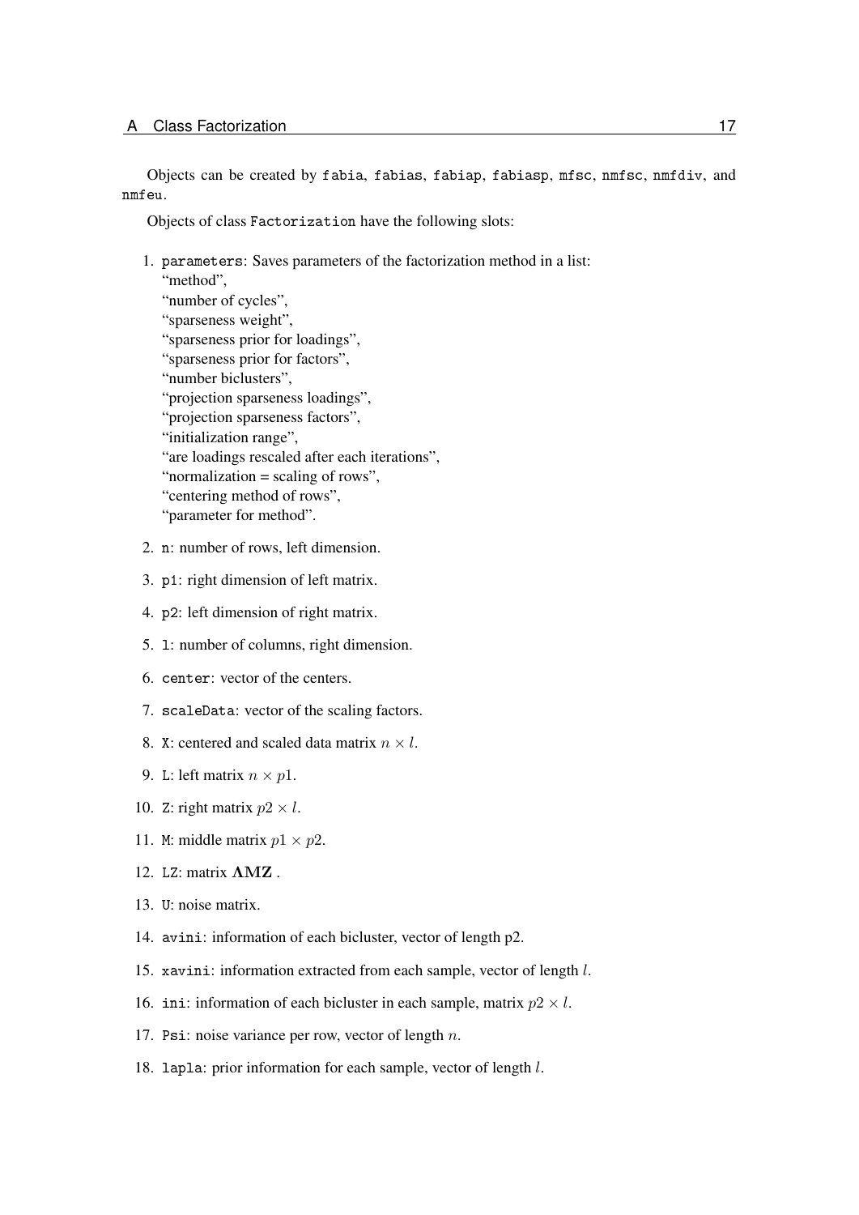Objects can be created by `fabia`, `fabias`, `fabiap`, `fabiasp`, `mfsc`, `nmfsc`, `nmfdiv`, and `nmfeu`.

Objects of class `Factorization` have the following slots:

1. `parameters`: Saves parameters of the factorization method in a list:
   "method",
   "number of cycles",
   "sparseness weight",
   "sparseness prior for loadings",
   "sparseness prior for factors",
   "number biclusters",
   "projection sparseness loadings",
   "projection sparseness factors",
   "initialization range",
   "are loadings rescaled after each iterations",
   "normalization = scaling of rows",
   "centering method of rows",
   "parameter for method".
2. `n`: number of rows, left dimension.
3. `p1`: right dimension of left matrix.
4. `p2`: left dimension of right matrix.
5. `l`: number of columns, right dimension.
6. `center`: vector of the centers.
7. `scaleData`: vector of the scaling factors.
8. `X`: centered and scaled data matrix $n \times l$.
9. `L`: left matrix $n \times p1$.
10. `Z`: right matrix $p2 \times l$.
11. `M`: middle matrix $p1 \times p2$.
12. `LZ`: matrix $\mathbf{\Lambda M Z}$ .
13. `U`: noise matrix.
14. `avini`: information of each bicluster, vector of length p2.
15. `xavini`: information extracted from each sample, vector of length $l$.
16. `ini`: information of each bicluster in each sample, matrix $p2 \times l$.
17. `Psi`: noise variance per row, vector of length $n$.
18. `lapla`: prior information for each sample, vector of length $l$.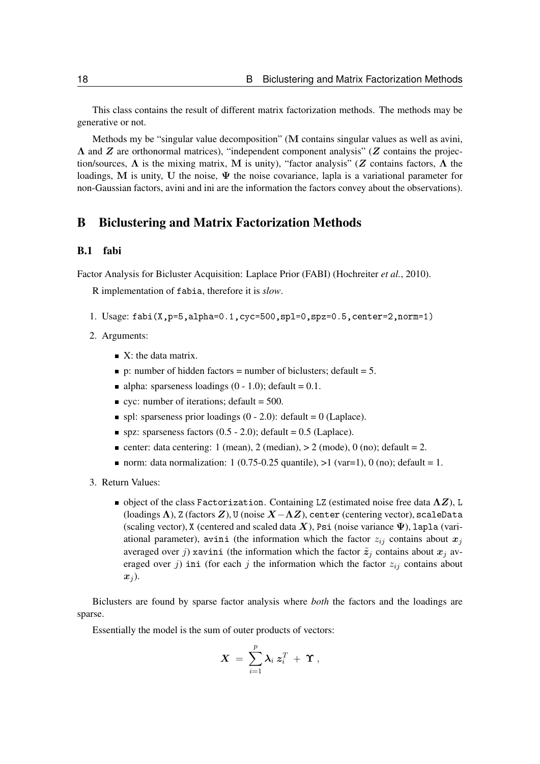This class contains the result of different matrix factorization methods. The methods may be generative or not.

Methods my be “singular value decomposition” ($\mathbf{M}$ contains singular values as well as avini, $\boldsymbol{\Lambda}$ and $\boldsymbol{Z}$ are orthonormal matrices), “independent component analysis” ($\boldsymbol{Z}$ contains the projection/sources, $\boldsymbol{\Lambda}$ is the mixing matrix, $\mathbf{M}$ is unity), “factor analysis” ($\boldsymbol{Z}$ contains factors, $\boldsymbol{\Lambda}$ the loadings, $\mathbf{M}$ is unity, $\mathbf{U}$ the noise, $\boldsymbol{\Psi}$ the noise covariance, lapla is a variational parameter for non-Gaussian factors, avini and ini are the information the factors convey about the observations).

# B Biclustering and Matrix Factorization Methods

## B.1 fabi

Factor Analysis for Bicluster Acquisition: Laplace Prior (FABI) (Hochreiter *et al.*, 2010).

R implementation of `fabia`, therefore it is *slow*.

1. Usage: `fabi(X,p=5,alpha=0.1,cyc=500,spl=0,spz=0.5,center=2,norm=1)`
2. Arguments:
   - X: the data matrix.
   - p: number of hidden factors = number of biclusters; default = 5.
   - alpha: sparseness loadings (0 - 1.0); default = 0.1.
   - cyc: number of iterations; default = 500.
   - spl: sparseness prior loadings (0 - 2.0): default = 0 (Laplace).
   - spz: sparseness factors (0.5 - 2.0); default = 0.5 (Laplace).
   - center: data centering: 1 (mean), 2 (median), > 2 (mode), 0 (no); default = 2.
   - norm: data normalization: 1 (0.75-0.25 quantile), >1 (var=1), 0 (no); default = 1.
3. Return Values:
   - object of the class `Factorization`. Containing `LZ` (estimated noise free data $\boldsymbol{\Lambda Z}$), `L` (loadings $\boldsymbol{\Lambda}$), `Z` (factors $\boldsymbol{Z}$), `U` (noise $\boldsymbol{X} - \boldsymbol{\Lambda Z}$), `center` (centering vector), `scaleData` (scaling vector), `X` (centered and scaled data $\boldsymbol{X}$), `Psi` (noise variance $\boldsymbol{\Psi}$), `lapla` (variational parameter), `avini` (the information which the factor $z_{ij}$ contains about $\boldsymbol{x}_j$ averaged over $j$) `xavini` (the information which the factor $\tilde{\boldsymbol{z}}_j$ contains about $\boldsymbol{x}_j$ averaged over $j$) `ini` (for each $j$ the information which the factor $z_{ij}$ contains about $\boldsymbol{x}_j$).

Biclusters are found by sparse factor analysis where *both* the factors and the loadings are sparse.

Essentially the model is the sum of outer products of vectors:

$$\boldsymbol{X} \;=\; \sum_{i=1}^{p} \boldsymbol{\lambda}_i \, \boldsymbol{z}_i^T \;+\; \boldsymbol{\Upsilon} \, ,$$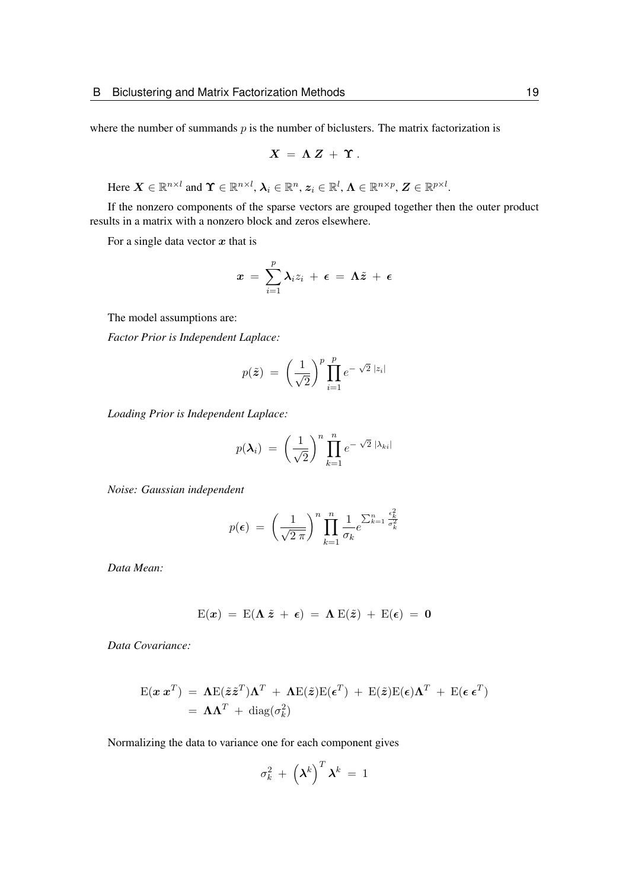where the number of summands $p$ is the number of biclusters. The matrix factorization is

$$\boldsymbol{X} \;=\; \boldsymbol{\Lambda}\,\boldsymbol{Z} \;+\; \boldsymbol{\Upsilon}\,.$$

Here $\boldsymbol{X} \in \mathbb{R}^{n \times l}$ and $\boldsymbol{\Upsilon} \in \mathbb{R}^{n \times l}$, $\boldsymbol{\lambda}_i \in \mathbb{R}^{n}$, $\boldsymbol{z}_i \in \mathbb{R}^{l}$, $\boldsymbol{\Lambda} \in \mathbb{R}^{n \times p}$, $\boldsymbol{Z} \in \mathbb{R}^{p \times l}$.

If the nonzero components of the sparse vectors are grouped together then the outer product results in a matrix with a nonzero block and zeros elsewhere.

For a single data vector $\boldsymbol{x}$ that is

$$\boldsymbol{x} \;=\; \sum_{i=1}^{p} \boldsymbol{\lambda}_i z_i \;+\; \boldsymbol{\epsilon} \;=\; \boldsymbol{\Lambda}\tilde{\boldsymbol{z}} \;+\; \boldsymbol{\epsilon}$$

The model assumptions are:

*Factor Prior is Independent Laplace:*

$$p(\tilde{\boldsymbol{z}}) \;=\; \left(\frac{1}{\sqrt{2}}\right)^{p} \prod_{i=1}^{p} e^{-\,\sqrt{2}\;|z_i|}$$

*Loading Prior is Independent Laplace:*

$$p(\boldsymbol{\lambda}_i) \;=\; \left(\frac{1}{\sqrt{2}}\right)^{n} \prod_{k=1}^{n} e^{-\,\sqrt{2}\;|\lambda_{ki}|}$$

*Noise: Gaussian independent*

$$p(\boldsymbol{\epsilon}) \;=\; \left(\frac{1}{\sqrt{2\,\pi}}\right)^{n} \prod_{k=1}^{n} \frac{1}{\sigma_k} e^{\sum_{k=1}^{n} \frac{\epsilon_k^2}{\sigma_k^2}}$$

*Data Mean:*

$$\mathrm{E}(\boldsymbol{x}) \;=\; \mathrm{E}(\boldsymbol{\Lambda}\;\tilde{\boldsymbol{z}} \;+\; \boldsymbol{\epsilon}) \;=\; \boldsymbol{\Lambda}\;\mathrm{E}(\tilde{\boldsymbol{z}}) \;+\; \mathrm{E}(\boldsymbol{\epsilon}) \;=\; \boldsymbol{0}$$

*Data Covariance:*

$$\begin{aligned}
\mathrm{E}(\boldsymbol{x}\;\boldsymbol{x}^T) \;&=\; \boldsymbol{\Lambda}\mathrm{E}(\tilde{\boldsymbol{z}}\tilde{\boldsymbol{z}}^T)\boldsymbol{\Lambda}^T \;+\; \boldsymbol{\Lambda}\mathrm{E}(\tilde{\boldsymbol{z}})\mathrm{E}(\boldsymbol{\epsilon}^T) \;+\; \mathrm{E}(\tilde{\boldsymbol{z}})\mathrm{E}(\boldsymbol{\epsilon})\boldsymbol{\Lambda}^T \;+\; \mathrm{E}(\boldsymbol{\epsilon}\;\boldsymbol{\epsilon}^T) \\
&=\; \boldsymbol{\Lambda}\boldsymbol{\Lambda}^T \;+\; \mathrm{diag}(\sigma_k^2)
\end{aligned}$$

Normalizing the data to variance one for each component gives

$$\sigma_k^2 \;+\; \left(\boldsymbol{\lambda}^k\right)^T \boldsymbol{\lambda}^k \;=\; 1$$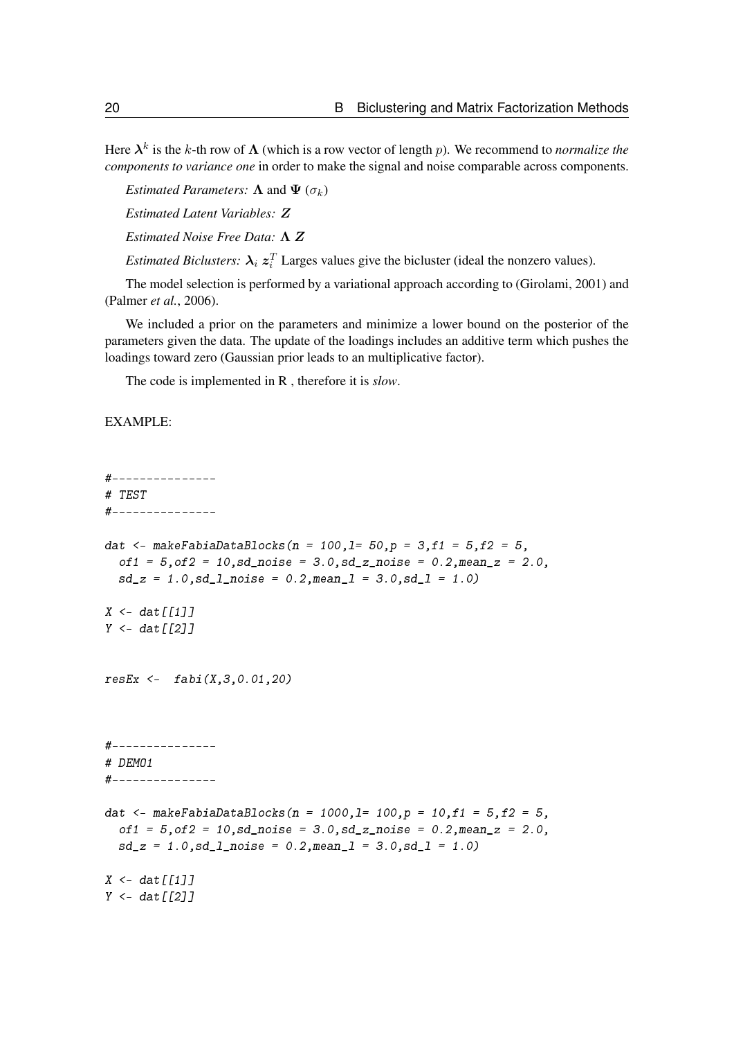Here $\boldsymbol{\lambda}^k$ is the $k$-th row of $\boldsymbol{\Lambda}$ (which is a row vector of length $p$). We recommend to *normalize the components to variance one* in order to make the signal and noise comparable across components.

*Estimated Parameters:* $\boldsymbol{\Lambda}$ and $\boldsymbol{\Psi}$ ($\sigma_k$)

*Estimated Latent Variables:* $\boldsymbol{Z}$

*Estimated Noise Free Data:* $\boldsymbol{\Lambda}$ $\boldsymbol{Z}$

*Estimated Biclusters:* $\boldsymbol{\lambda}_i$ $\boldsymbol{z}_i^T$ Larges values give the bicluster (ideal the nonzero values).

The model selection is performed by a variational approach according to (Girolami, 2001) and (Palmer *et al.*, 2006).

We included a prior on the parameters and minimize a lower bound on the posterior of the parameters given the data. The update of the loadings includes an additive term which pushes the loadings toward zero (Gaussian prior leads to an multiplicative factor).

The code is implemented in R , therefore it is *slow*.

EXAMPLE:

```
#---------------
# TEST
#---------------

dat <- makeFabiaDataBlocks(n = 100,l= 50,p = 3,f1 = 5,f2 = 5,
  of1 = 5,of2 = 10,sd_noise = 3.0,sd_z_noise = 0.2,mean_z = 2.0,
  sd_z = 1.0,sd_l_noise = 0.2,mean_l = 3.0,sd_l = 1.0)

X <- dat[[1]]
Y <- dat[[2]]


resEx <-  fabi(X,3,0.01,20)



#---------------
# DEMO1
#---------------

dat <- makeFabiaDataBlocks(n = 1000,l= 100,p = 10,f1 = 5,f2 = 5,
  of1 = 5,of2 = 10,sd_noise = 3.0,sd_z_noise = 0.2,mean_z = 2.0,
  sd_z = 1.0,sd_l_noise = 0.2,mean_l = 3.0,sd_l = 1.0)

X <- dat[[1]]
Y <- dat[[2]]
```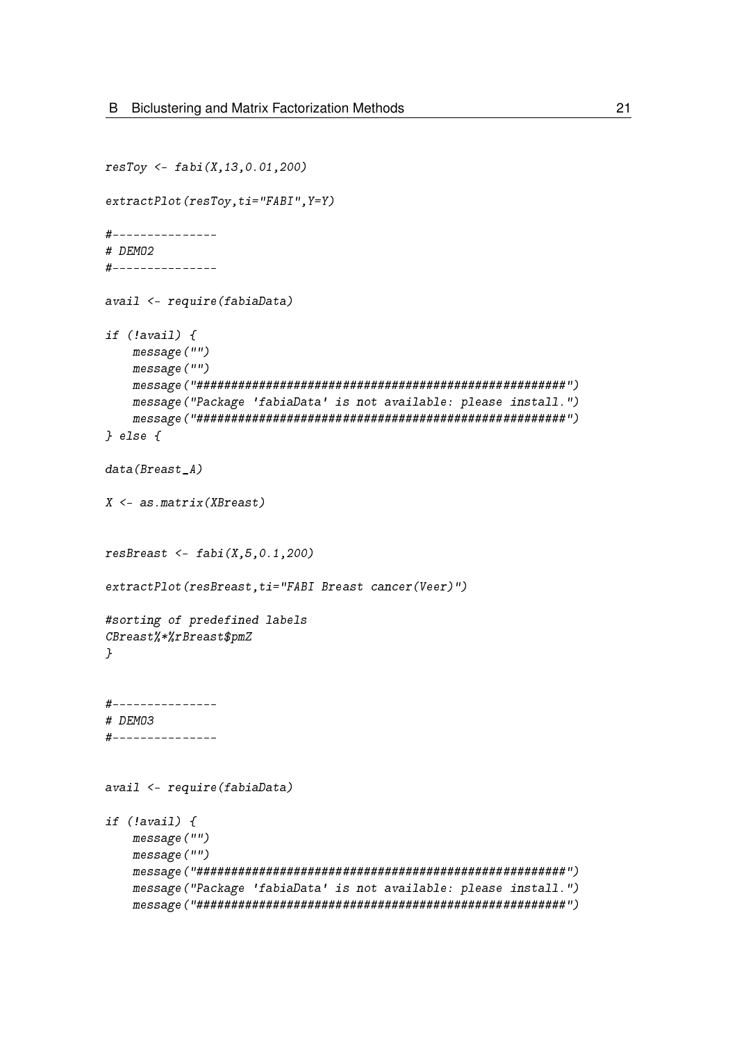```
resToy <- fabi(X,13,0.01,200)

extractPlot(resToy,ti="FABI",Y=Y)

#---------------
# DEMO2
#---------------

avail <- require(fabiaData)

if (!avail) {
    message("")
    message("")
    message("#####################################################")
    message("Package 'fabiaData' is not available: please install.")
    message("#####################################################")
} else {

data(Breast_A)

X <- as.matrix(XBreast)


resBreast <- fabi(X,5,0.1,200)

extractPlot(resBreast,ti="FABI Breast cancer(Veer)")

#sorting of predefined labels
CBreast%*%rBreast$pmZ
}


#---------------
# DEMO3
#---------------


avail <- require(fabiaData)

if (!avail) {
    message("")
    message("")
    message("#####################################################")
    message("Package 'fabiaData' is not available: please install.")
    message("#####################################################")
```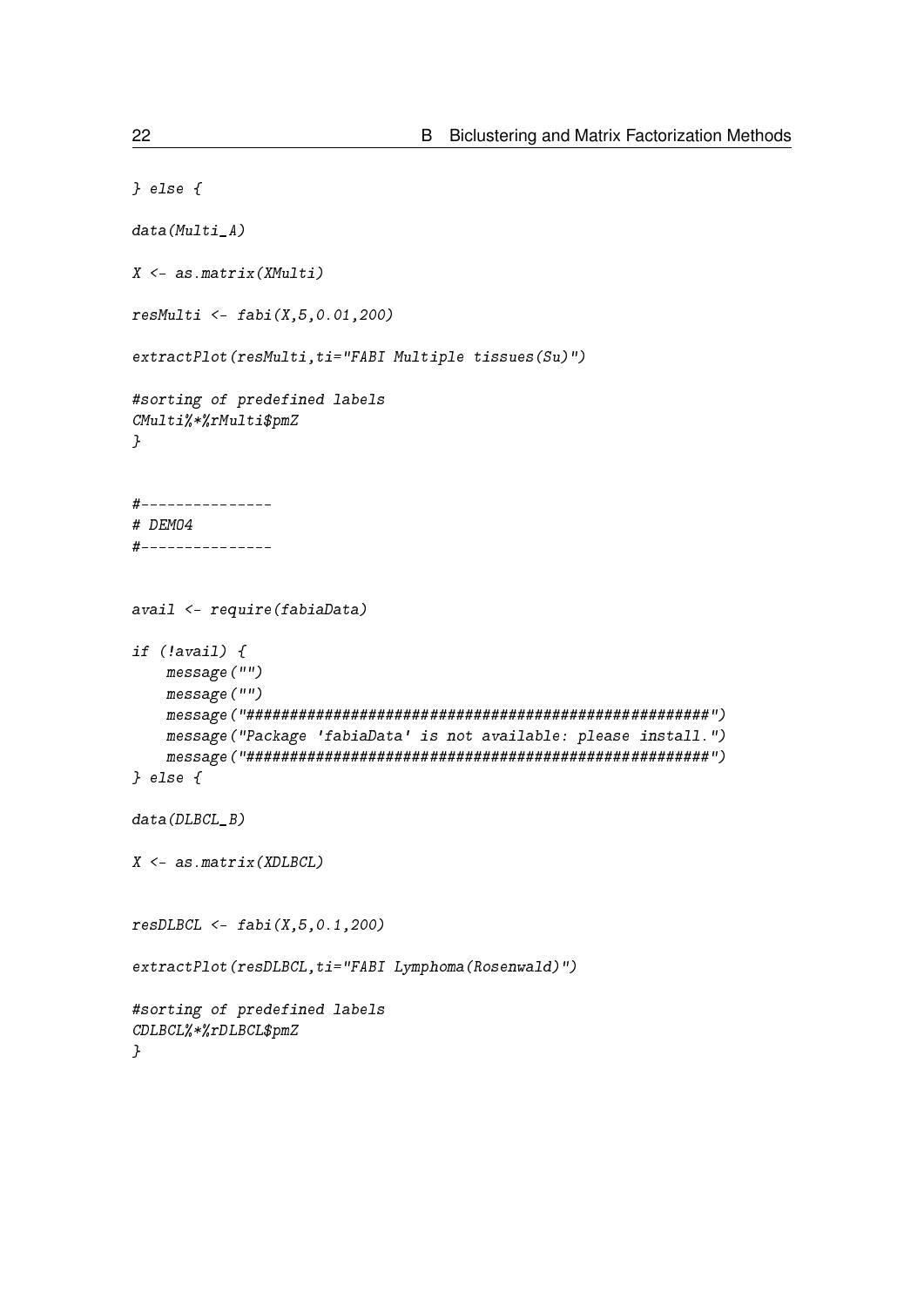```
} else {

data(Multi_A)

X <- as.matrix(XMulti)

resMulti <- fabi(X,5,0.01,200)

extractPlot(resMulti,ti="FABI Multiple tissues(Su)")

#sorting of predefined labels
CMulti%*%rMulti$pmZ
}


#---------------
# DEMO4
#---------------


avail <- require(fabiaData)

if (!avail) {
    message("")
    message("")
    message("#####################################################")
    message("Package 'fabiaData' is not available: please install.")
    message("#####################################################")
} else {

data(DLBCL_B)

X <- as.matrix(XDLBCL)


resDLBCL <- fabi(X,5,0.1,200)

extractPlot(resDLBCL,ti="FABI Lymphoma(Rosenwald)")

#sorting of predefined labels
CDLBCL%*%rDLBCL$pmZ
}
```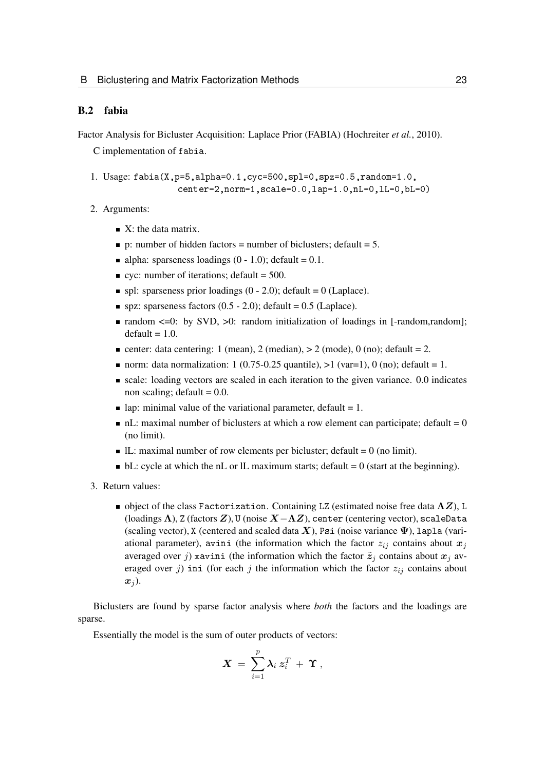### B.2 fabia

Factor Analysis for Bicluster Acquisition: Laplace Prior (FABIA) (Hochreiter *et al.*, 2010).

C implementation of `fabia`.

1. Usage: `fabia(X,p=5,alpha=0.1,cyc=500,spl=0,spz=0.5,random=1.0,`
   `center=2,norm=1,scale=0.0,lap=1.0,nL=0,lL=0,bL=0)`

2. Arguments:

   - X: the data matrix.
   - p: number of hidden factors = number of biclusters; default = 5.
   - alpha: sparseness loadings (0 - 1.0); default = 0.1.
   - cyc: number of iterations; default = 500.
   - spl: sparseness prior loadings (0 - 2.0); default = 0 (Laplace).
   - spz: sparseness factors (0.5 - 2.0); default = 0.5 (Laplace).
   - random <=0: by SVD, >0: random initialization of loadings in [-random,random]; default = 1.0.
   - center: data centering: 1 (mean), 2 (median), > 2 (mode), 0 (no); default = 2.
   - norm: data normalization: 1 (0.75-0.25 quantile), >1 (var=1), 0 (no); default = 1.
   - scale: loading vectors are scaled in each iteration to the given variance. 0.0 indicates non scaling; default = 0.0.
   - lap: minimal value of the variational parameter, default = 1.
   - nL: maximal number of biclusters at which a row element can participate; default = 0 (no limit).
   - lL: maximal number of row elements per bicluster; default = 0 (no limit).
   - bL: cycle at which the nL or lL maximum starts; default = 0 (start at the beginning).

3. Return values:

   - object of the class `Factorization`. Containing `LZ` (estimated noise free data $\boldsymbol{\Lambda} \boldsymbol{Z}$), `L` (loadings $\boldsymbol{\Lambda}$), `Z` (factors $\boldsymbol{Z}$), `U` (noise $\boldsymbol{X} - \boldsymbol{\Lambda} \boldsymbol{Z}$), `center` (centering vector), `scaleData` (scaling vector), `X` (centered and scaled data $\boldsymbol{X}$), `Psi` (noise variance $\boldsymbol{\Psi}$), `lapla` (variational parameter), `avini` (the information which the factor $z_{ij}$ contains about $\boldsymbol{x}_j$ averaged over $j$) `xavini` (the information which the factor $\tilde{\boldsymbol{z}}_j$ contains about $\boldsymbol{x}_j$ averaged over $j$) `ini` (for each $j$ the information which the factor $z_{ij}$ contains about $\boldsymbol{x}_j$).

Biclusters are found by sparse factor analysis where *both* the factors and the loadings are sparse.

Essentially the model is the sum of outer products of vectors:

$$\boldsymbol{X} \;=\; \sum_{i=1}^{p} \boldsymbol{\lambda}_i \, \boldsymbol{z}_i^T \;+\; \boldsymbol{\Upsilon} \,,$$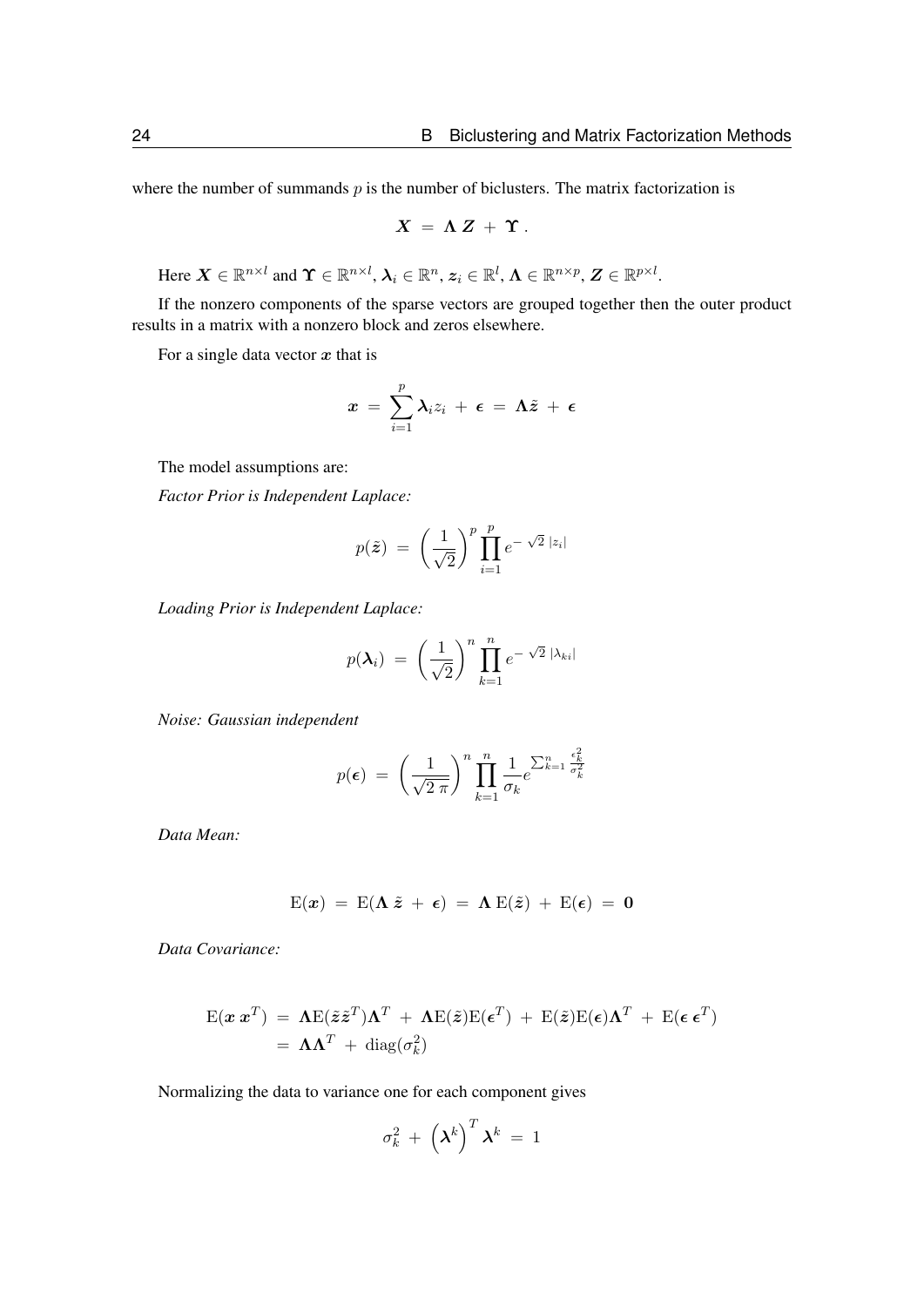where the number of summands $p$ is the number of biclusters. The matrix factorization is

$$\boldsymbol{X} \;=\; \boldsymbol{\Lambda}\, \boldsymbol{Z} \;+\; \boldsymbol{\Upsilon}\;.$$

Here $\boldsymbol{X} \in \mathbb{R}^{n \times l}$ and $\boldsymbol{\Upsilon} \in \mathbb{R}^{n \times l}$, $\boldsymbol{\lambda}_i \in \mathbb{R}^n$, $\boldsymbol{z}_i \in \mathbb{R}^l$, $\boldsymbol{\Lambda} \in \mathbb{R}^{n \times p}$, $\boldsymbol{Z} \in \mathbb{R}^{p \times l}$.

If the nonzero components of the sparse vectors are grouped together then the outer product results in a matrix with a nonzero block and zeros elsewhere.

For a single data vector $\boldsymbol{x}$ that is

$$\boldsymbol{x} \;=\; \sum_{i=1}^{p} \boldsymbol{\lambda}_i z_i \;+\; \boldsymbol{\epsilon} \;=\; \boldsymbol{\Lambda} \tilde{\boldsymbol{z}} \;+\; \boldsymbol{\epsilon}$$

The model assumptions are:

*Factor Prior is Independent Laplace:*

$$p(\tilde{\boldsymbol{z}}) \;=\; \left(\frac{1}{\sqrt{2}}\right)^{p} \prod_{i=1}^{p} e^{-\;\sqrt{2}\;|z_i|}$$

*Loading Prior is Independent Laplace:*

$$p(\boldsymbol{\lambda}_i) \;=\; \left(\frac{1}{\sqrt{2}}\right)^{n} \prod_{k=1}^{n} e^{-\;\sqrt{2}\;|\lambda_{ki}|}$$

*Noise: Gaussian independent*

$$p(\boldsymbol{\epsilon}) \;=\; \left(\frac{1}{\sqrt{2\,\pi}}\right)^{n} \prod_{k=1}^{n} \frac{1}{\sigma_k} e^{\sum_{k=1}^{n} \frac{\epsilon_k^2}{\sigma_k^2}}$$

*Data Mean:*

$$\mathrm{E}(\boldsymbol{x}) \;=\; \mathrm{E}(\boldsymbol{\Lambda}\;\tilde{\boldsymbol{z}} \;+\; \boldsymbol{\epsilon}) \;=\; \boldsymbol{\Lambda}\;\mathrm{E}(\tilde{\boldsymbol{z}}) \;+\; \mathrm{E}(\boldsymbol{\epsilon}) \;=\; \boldsymbol{0}$$

*Data Covariance:*

$$\begin{aligned}
\mathrm{E}(\boldsymbol{x}\;\boldsymbol{x}^T) \;&=\; \boldsymbol{\Lambda}\mathrm{E}(\tilde{\boldsymbol{z}}\tilde{\boldsymbol{z}}^T)\boldsymbol{\Lambda}^T \;+\; \boldsymbol{\Lambda}\mathrm{E}(\tilde{\boldsymbol{z}})\mathrm{E}(\boldsymbol{\epsilon}^T) \;+\; \mathrm{E}(\tilde{\boldsymbol{z}})\mathrm{E}(\boldsymbol{\epsilon})\boldsymbol{\Lambda}^T \;+\; \mathrm{E}(\boldsymbol{\epsilon}\;\boldsymbol{\epsilon}^T) \\
&=\; \boldsymbol{\Lambda}\boldsymbol{\Lambda}^T \;+\; \mathrm{diag}(\sigma_k^2)
\end{aligned}$$

Normalizing the data to variance one for each component gives

$$\sigma_k^2 \;+\; \left(\boldsymbol{\lambda}^k\right)^T \boldsymbol{\lambda}^k \;=\; 1$$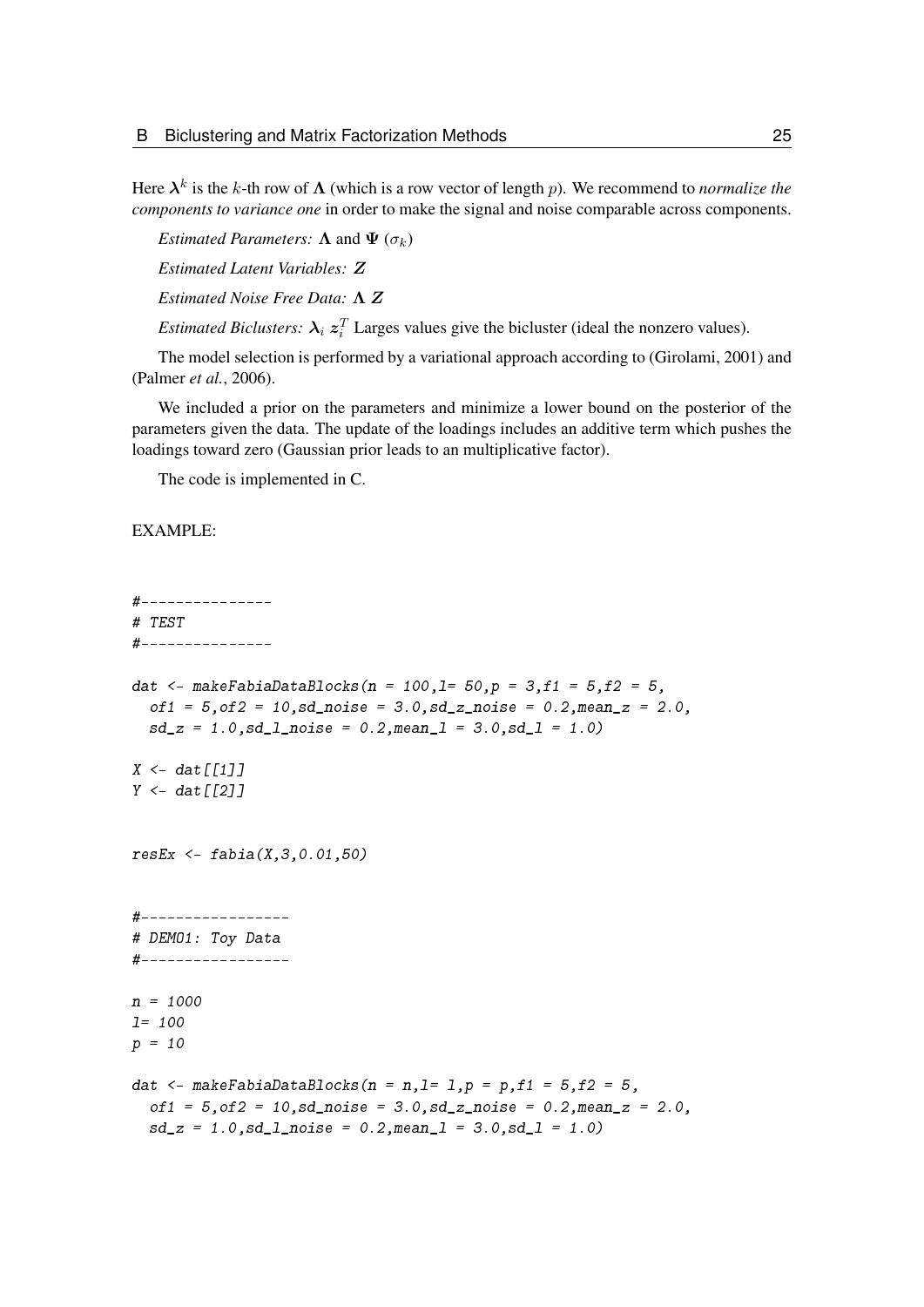Here $\boldsymbol{\lambda}^k$ is the $k$-th row of $\boldsymbol{\Lambda}$ (which is a row vector of length $p$). We recommend to *normalize the components to variance one* in order to make the signal and noise comparable across components.

*Estimated Parameters:* $\boldsymbol{\Lambda}$ and $\boldsymbol{\Psi}$ ($\sigma_k$)

*Estimated Latent Variables:* $\boldsymbol{Z}$

*Estimated Noise Free Data:* $\boldsymbol{\Lambda}\ \boldsymbol{Z}$

*Estimated Biclusters:* $\boldsymbol{\lambda}_i\ \boldsymbol{z}_i^T$ Larges values give the bicluster (ideal the nonzero values).

The model selection is performed by a variational approach according to (Girolami, 2001) and (Palmer *et al.*, 2006).

We included a prior on the parameters and minimize a lower bound on the posterior of the parameters given the data. The update of the loadings includes an additive term which pushes the loadings toward zero (Gaussian prior leads to an multiplicative factor).

The code is implemented in C.

EXAMPLE:

```
#---------------
# TEST
#---------------

dat <- makeFabiaDataBlocks(n = 100,l= 50,p = 3,f1 = 5,f2 = 5,
  of1 = 5,of2 = 10,sd_noise = 3.0,sd_z_noise = 0.2,mean_z = 2.0,
  sd_z = 1.0,sd_l_noise = 0.2,mean_l = 3.0,sd_l = 1.0)

X <- dat[[1]]
Y <- dat[[2]]


resEx <- fabia(X,3,0.01,50)


#-----------------
# DEMO1: Toy Data
#-----------------

n = 1000
l= 100
p = 10

dat <- makeFabiaDataBlocks(n = n,l= l,p = p,f1 = 5,f2 = 5,
  of1 = 5,of2 = 10,sd_noise = 3.0,sd_z_noise = 0.2,mean_z = 2.0,
  sd_z = 1.0,sd_l_noise = 0.2,mean_l = 3.0,sd_l = 1.0)
```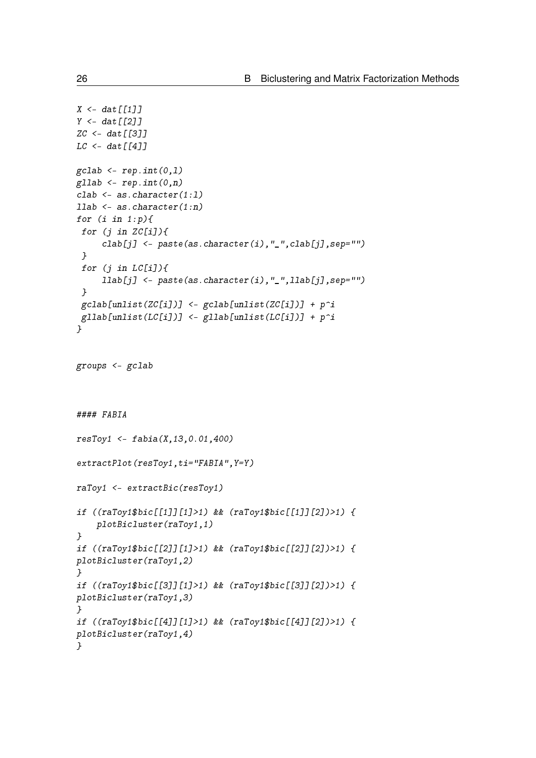```
X <- dat[[1]]
Y <- dat[[2]]
ZC <- dat[[3]]
LC <- dat[[4]]

gclab <- rep.int(0,l)
gllab <- rep.int(0,n)
clab <- as.character(1:l)
llab <- as.character(1:n)
for (i in 1:p){
 for (j in ZC[i]){
     clab[j] <- paste(as.character(i),"_",clab[j],sep="")
 }
 for (j in LC[i]){
     llab[j] <- paste(as.character(i),"_",llab[j],sep="")
 }
 gclab[unlist(ZC[i])] <- gclab[unlist(ZC[i])] + p^i
 gllab[unlist(LC[i])] <- gllab[unlist(LC[i])] + p^i
}


groups <- gclab



#### FABIA

resToy1 <- fabia(X,13,0.01,400)

extractPlot(resToy1,ti="FABIA",Y=Y)

raToy1 <- extractBic(resToy1)

if ((raToy1$bic[[1]][1]>1) && (raToy1$bic[[1]][2])>1) {
    plotBicluster(raToy1,1)
}
if ((raToy1$bic[[2]][1]>1) && (raToy1$bic[[2]][2])>1) {
plotBicluster(raToy1,2)
}
if ((raToy1$bic[[3]][1]>1) && (raToy1$bic[[3]][2])>1) {
plotBicluster(raToy1,3)
}
if ((raToy1$bic[[4]][1]>1) && (raToy1$bic[[4]][2])>1) {
plotBicluster(raToy1,4)
}
```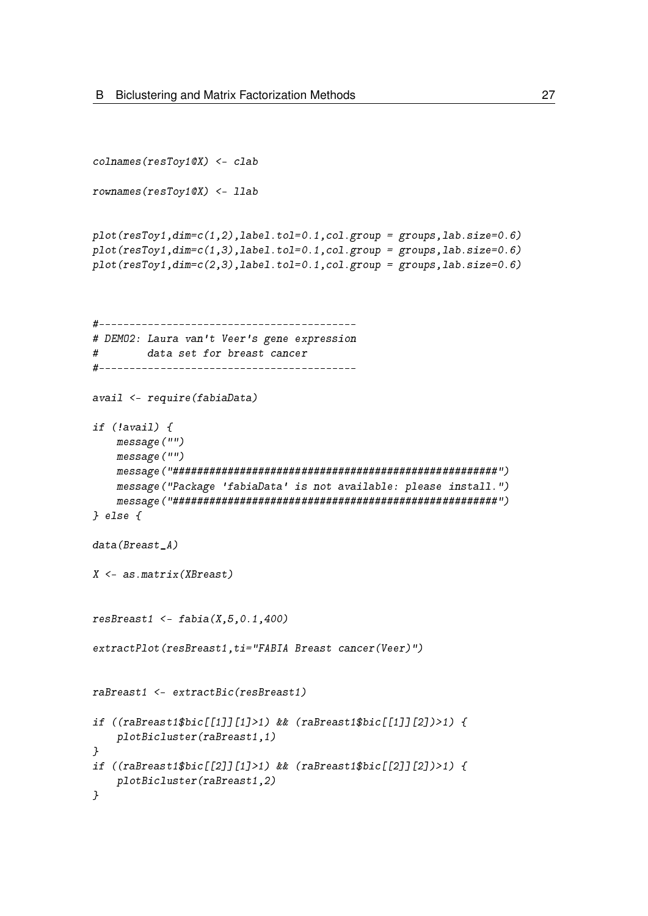```
colnames(resToy1@X) <- clab

rownames(resToy1@X) <- llab


plot(resToy1,dim=c(1,2),label.tol=0.1,col.group = groups,lab.size=0.6)
plot(resToy1,dim=c(1,3),label.tol=0.1,col.group = groups,lab.size=0.6)
plot(resToy1,dim=c(2,3),label.tol=0.1,col.group = groups,lab.size=0.6)



#------------------------------------------
# DEMO2: Laura van't Veer's gene expression
#        data set for breast cancer
#------------------------------------------

avail <- require(fabiaData)

if (!avail) {
    message("")
    message("")
    message("#####################################################")
    message("Package 'fabiaData' is not available: please install.")
    message("#####################################################")
} else {

data(Breast_A)

X <- as.matrix(XBreast)


resBreast1 <- fabia(X,5,0.1,400)

extractPlot(resBreast1,ti="FABIA Breast cancer(Veer)")


raBreast1 <- extractBic(resBreast1)

if ((raBreast1$bic[[1]][1]>1) && (raBreast1$bic[[1]][2])>1) {
    plotBicluster(raBreast1,1)
}
if ((raBreast1$bic[[2]][1]>1) && (raBreast1$bic[[2]][2])>1) {
    plotBicluster(raBreast1,2)
}
```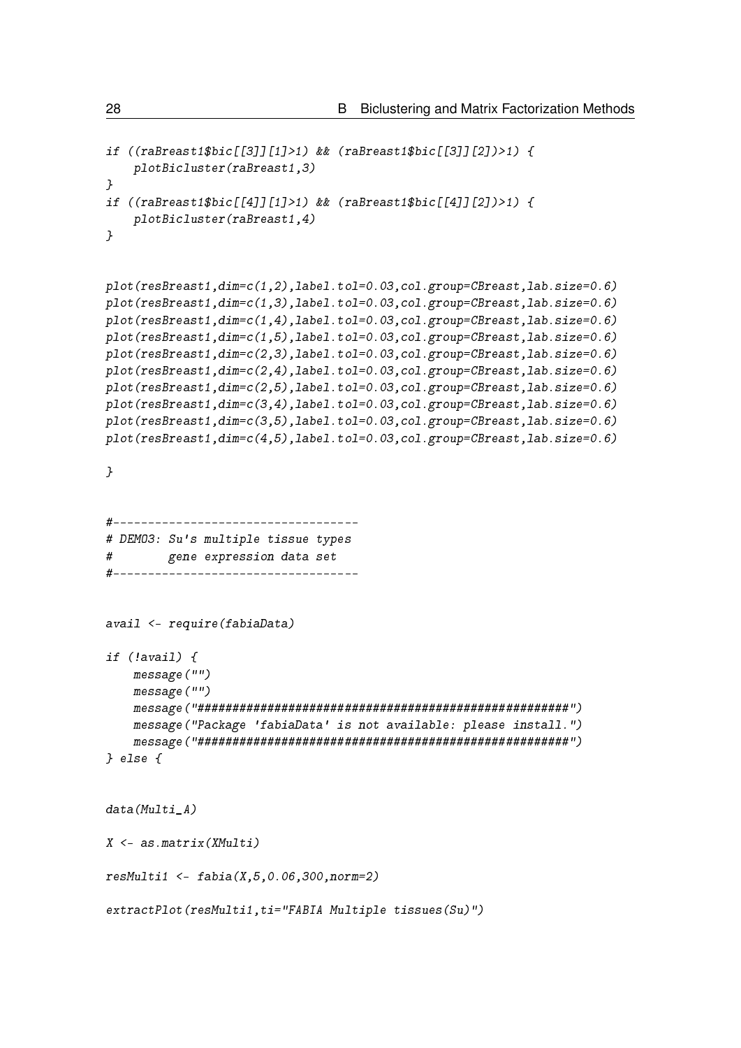```
if ((raBreast1$bic[[3]][1]>1) && (raBreast1$bic[[3]][2])>1) {
    plotBicluster(raBreast1,3)
}
if ((raBreast1$bic[[4]][1]>1) && (raBreast1$bic[[4]][2])>1) {
    plotBicluster(raBreast1,4)
}


plot(resBreast1,dim=c(1,2),label.tol=0.03,col.group=CBreast,lab.size=0.6)
plot(resBreast1,dim=c(1,3),label.tol=0.03,col.group=CBreast,lab.size=0.6)
plot(resBreast1,dim=c(1,4),label.tol=0.03,col.group=CBreast,lab.size=0.6)
plot(resBreast1,dim=c(1,5),label.tol=0.03,col.group=CBreast,lab.size=0.6)
plot(resBreast1,dim=c(2,3),label.tol=0.03,col.group=CBreast,lab.size=0.6)
plot(resBreast1,dim=c(2,4),label.tol=0.03,col.group=CBreast,lab.size=0.6)
plot(resBreast1,dim=c(2,5),label.tol=0.03,col.group=CBreast,lab.size=0.6)
plot(resBreast1,dim=c(3,4),label.tol=0.03,col.group=CBreast,lab.size=0.6)
plot(resBreast1,dim=c(3,5),label.tol=0.03,col.group=CBreast,lab.size=0.6)
plot(resBreast1,dim=c(4,5),label.tol=0.03,col.group=CBreast,lab.size=0.6)

}


#-----------------------------------
# DEMO3: Su's multiple tissue types
#        gene expression data set
#-----------------------------------


avail <- require(fabiaData)

if (!avail) {
    message("")
    message("")
    message("#####################################################")
    message("Package 'fabiaData' is not available: please install.")
    message("#####################################################")
} else {


data(Multi_A)

X <- as.matrix(XMulti)

resMulti1 <- fabia(X,5,0.06,300,norm=2)

extractPlot(resMulti1,ti="FABIA Multiple tissues(Su)")
```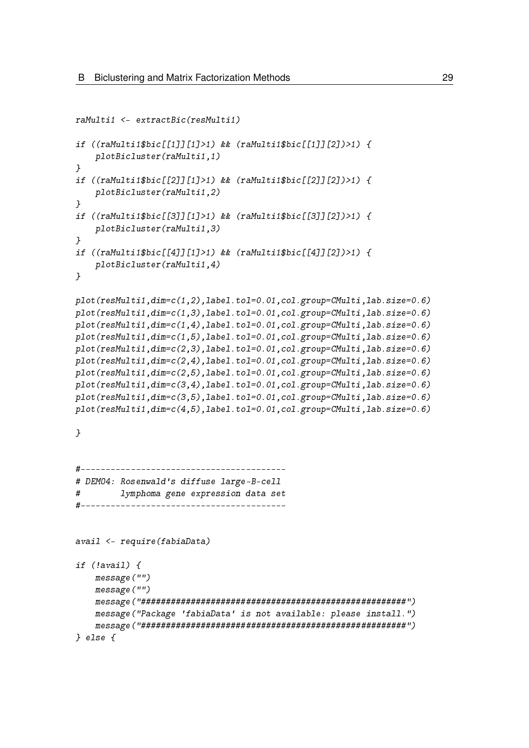```
raMulti1 <- extractBic(resMulti1)

if ((raMulti1$bic[[1]][1]>1) && (raMulti1$bic[[1]][2])>1) {
    plotBicluster(raMulti1,1)
}
if ((raMulti1$bic[[2]][1]>1) && (raMulti1$bic[[2]][2])>1) {
    plotBicluster(raMulti1,2)
}
if ((raMulti1$bic[[3]][1]>1) && (raMulti1$bic[[3]][2])>1) {
    plotBicluster(raMulti1,3)
}
if ((raMulti1$bic[[4]][1]>1) && (raMulti1$bic[[4]][2])>1) {
    plotBicluster(raMulti1,4)
}

plot(resMulti1,dim=c(1,2),label.tol=0.01,col.group=CMulti,lab.size=0.6)
plot(resMulti1,dim=c(1,3),label.tol=0.01,col.group=CMulti,lab.size=0.6)
plot(resMulti1,dim=c(1,4),label.tol=0.01,col.group=CMulti,lab.size=0.6)
plot(resMulti1,dim=c(1,5),label.tol=0.01,col.group=CMulti,lab.size=0.6)
plot(resMulti1,dim=c(2,3),label.tol=0.01,col.group=CMulti,lab.size=0.6)
plot(resMulti1,dim=c(2,4),label.tol=0.01,col.group=CMulti,lab.size=0.6)
plot(resMulti1,dim=c(2,5),label.tol=0.01,col.group=CMulti,lab.size=0.6)
plot(resMulti1,dim=c(3,4),label.tol=0.01,col.group=CMulti,lab.size=0.6)
plot(resMulti1,dim=c(3,5),label.tol=0.01,col.group=CMulti,lab.size=0.6)
plot(resMulti1,dim=c(4,5),label.tol=0.01,col.group=CMulti,lab.size=0.6)

}


#-----------------------------------------
# DEMO4: Rosenwald's diffuse large-B-cell
#        lymphoma gene expression data set
#-----------------------------------------


avail <- require(fabiaData)

if (!avail) {
    message("")
    message("")
    message("#####################################################")
    message("Package 'fabiaData' is not available: please install.")
    message("#####################################################")
} else {
```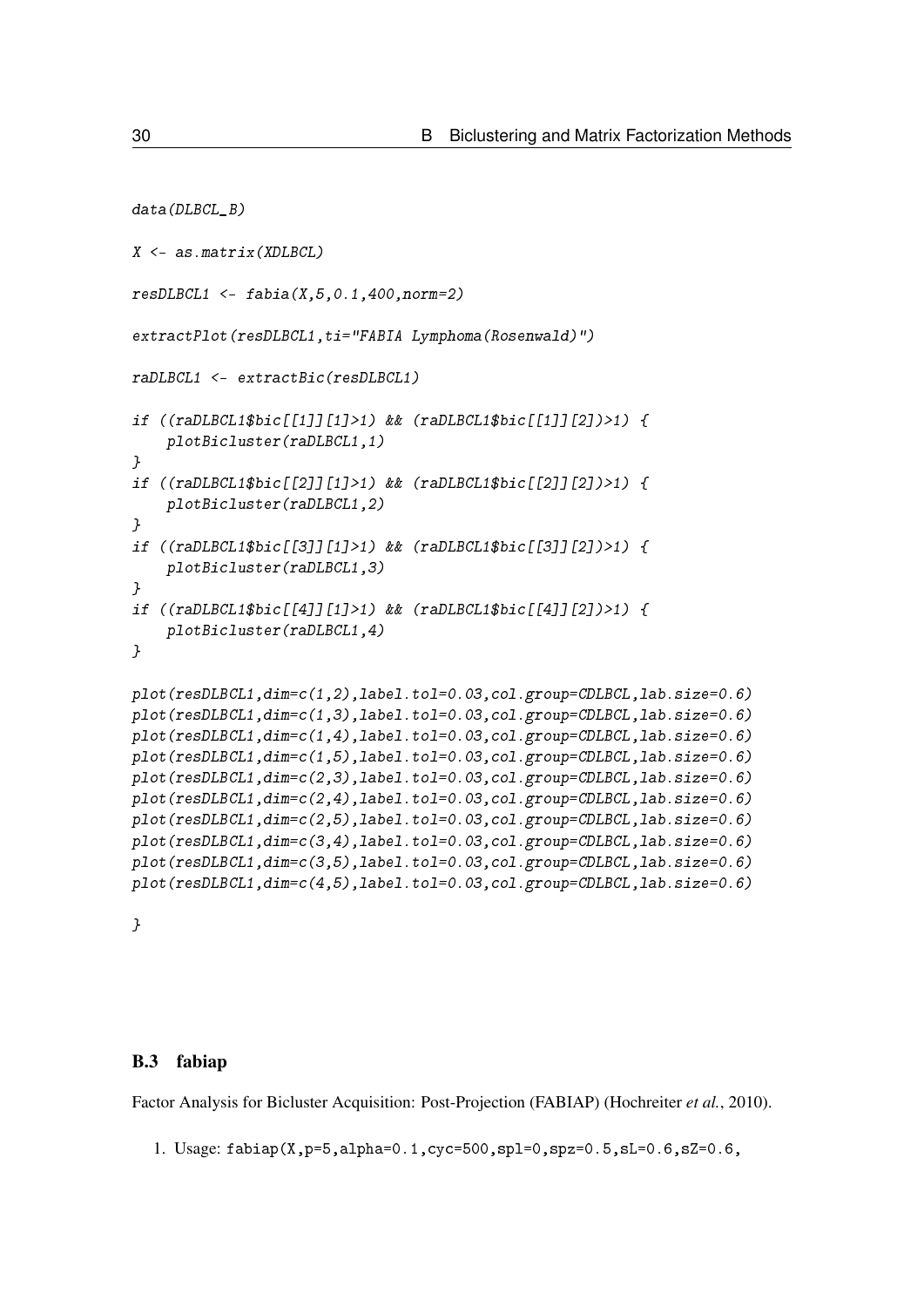```
data(DLBCL_B)

X <- as.matrix(XDLBCL)

resDLBCL1 <- fabia(X,5,0.1,400,norm=2)

extractPlot(resDLBCL1,ti="FABIA Lymphoma(Rosenwald)")

raDLBCL1 <- extractBic(resDLBCL1)

if ((raDLBCL1$bic[[1]][1]>1) && (raDLBCL1$bic[[1]][2])>1) {
    plotBicluster(raDLBCL1,1)
}
if ((raDLBCL1$bic[[2]][1]>1) && (raDLBCL1$bic[[2]][2])>1) {
    plotBicluster(raDLBCL1,2)
}
if ((raDLBCL1$bic[[3]][1]>1) && (raDLBCL1$bic[[3]][2])>1) {
    plotBicluster(raDLBCL1,3)
}
if ((raDLBCL1$bic[[4]][1]>1) && (raDLBCL1$bic[[4]][2])>1) {
    plotBicluster(raDLBCL1,4)
}

plot(resDLBCL1,dim=c(1,2),label.tol=0.03,col.group=CDLBCL,lab.size=0.6)
plot(resDLBCL1,dim=c(1,3),label.tol=0.03,col.group=CDLBCL,lab.size=0.6)
plot(resDLBCL1,dim=c(1,4),label.tol=0.03,col.group=CDLBCL,lab.size=0.6)
plot(resDLBCL1,dim=c(1,5),label.tol=0.03,col.group=CDLBCL,lab.size=0.6)
plot(resDLBCL1,dim=c(2,3),label.tol=0.03,col.group=CDLBCL,lab.size=0.6)
plot(resDLBCL1,dim=c(2,4),label.tol=0.03,col.group=CDLBCL,lab.size=0.6)
plot(resDLBCL1,dim=c(2,5),label.tol=0.03,col.group=CDLBCL,lab.size=0.6)
plot(resDLBCL1,dim=c(3,4),label.tol=0.03,col.group=CDLBCL,lab.size=0.6)
plot(resDLBCL1,dim=c(3,5),label.tol=0.03,col.group=CDLBCL,lab.size=0.6)
plot(resDLBCL1,dim=c(4,5),label.tol=0.03,col.group=CDLBCL,lab.size=0.6)

}
```

## B.3 fabiap

Factor Analysis for Bicluster Acquisition: Post-Projection (FABIAP) (Hochreiter *et al.*, 2010).

1. Usage: `fabiap(X,p=5,alpha=0.1,cyc=500,spl=0,spz=0.5,sL=0.6,sZ=0.6,`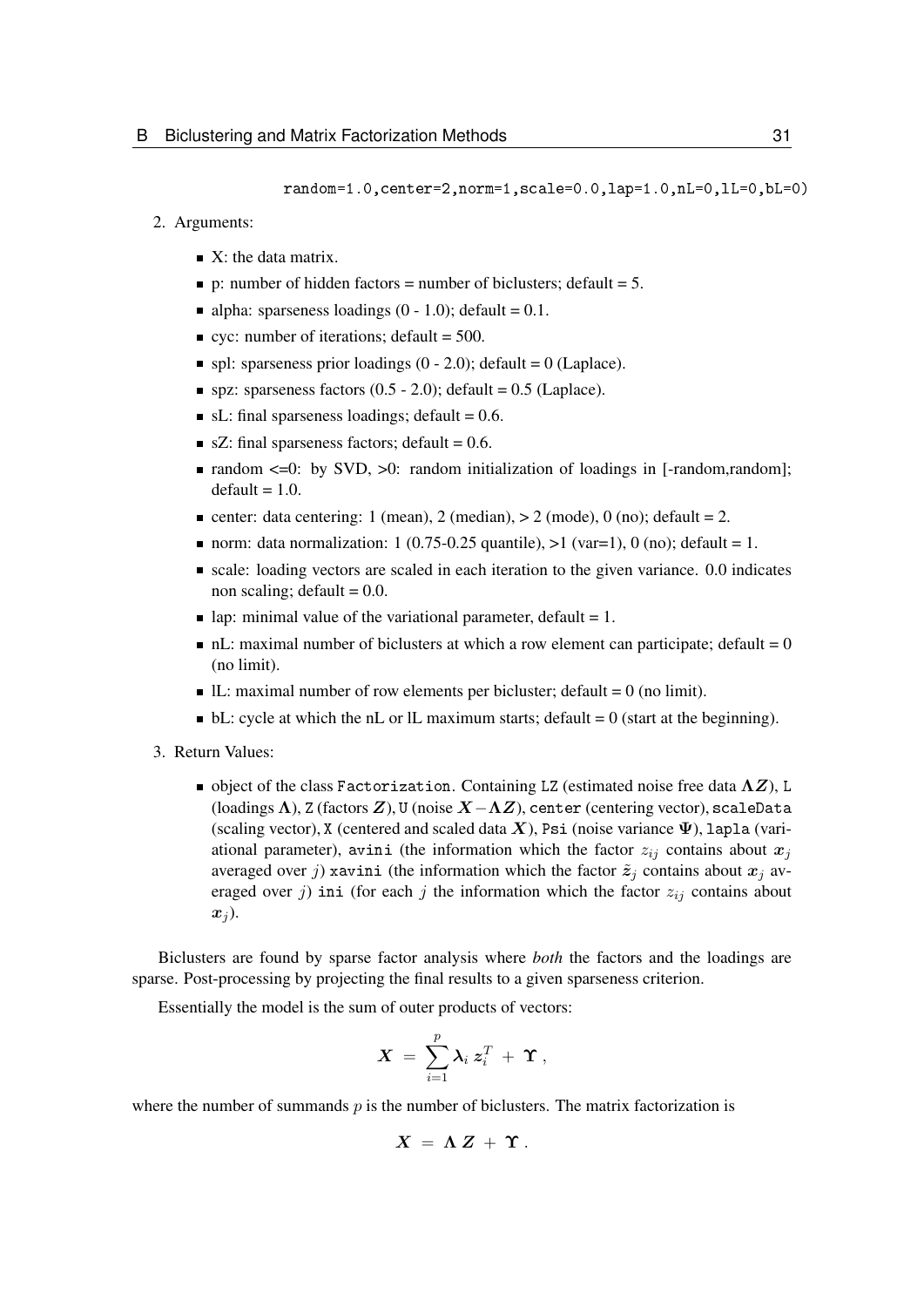```
random=1.0,center=2,norm=1,scale=0.0,lap=1.0,nL=0,lL=0,bL=0)
```

2. Arguments:

   - X: the data matrix.
   - p: number of hidden factors = number of biclusters; default = 5.
   - alpha: sparseness loadings (0 - 1.0); default = 0.1.
   - cyc: number of iterations; default = 500.
   - spl: sparseness prior loadings (0 - 2.0); default = 0 (Laplace).
   - spz: sparseness factors (0.5 - 2.0); default = 0.5 (Laplace).
   - sL: final sparseness loadings; default = 0.6.
   - sZ: final sparseness factors; default = 0.6.
   - random <=0: by SVD, >0: random initialization of loadings in [-random,random]; default = 1.0.
   - center: data centering: 1 (mean), 2 (median), > 2 (mode), 0 (no); default = 2.
   - norm: data normalization: 1 (0.75-0.25 quantile), >1 (var=1), 0 (no); default = 1.
   - scale: loading vectors are scaled in each iteration to the given variance. 0.0 indicates non scaling; default = 0.0.
   - lap: minimal value of the variational parameter, default = 1.
   - nL: maximal number of biclusters at which a row element can participate; default = 0 (no limit).
   - lL: maximal number of row elements per bicluster; default = 0 (no limit).
   - bL: cycle at which the nL or lL maximum starts; default = 0 (start at the beginning).

3. Return Values:

   - object of the class `Factorization`. Containing `LZ` (estimated noise free data $\boldsymbol{\Lambda Z}$), `L` (loadings $\boldsymbol{\Lambda}$), `Z` (factors $\boldsymbol{Z}$), `U` (noise $\boldsymbol{X} - \boldsymbol{\Lambda Z}$), `center` (centering vector), `scaleData` (scaling vector), `X` (centered and scaled data $\boldsymbol{X}$), `Psi` (noise variance $\boldsymbol{\Psi}$), `lapla` (variational parameter), `avini` (the information which the factor $z_{ij}$ contains about $\boldsymbol{x}_j$ averaged over $j$) `xavini` (the information which the factor $\tilde{\boldsymbol{z}}_j$ contains about $\boldsymbol{x}_j$ averaged over $j$) `ini` (for each $j$ the information which the factor $z_{ij}$ contains about $\boldsymbol{x}_j$).

Biclusters are found by sparse factor analysis where *both* the factors and the loadings are sparse. Post-processing by projecting the final results to a given sparseness criterion.

Essentially the model is the sum of outer products of vectors:

$$\boldsymbol{X} \ = \ \sum_{i=1}^{p} \boldsymbol{\lambda}_i \, \boldsymbol{z}_i^T \ + \ \boldsymbol{\Upsilon} \ ,$$

where the number of summands $p$ is the number of biclusters. The matrix factorization is

$$\boldsymbol{X} \ = \ \boldsymbol{\Lambda} \, \boldsymbol{Z} \ + \ \boldsymbol{\Upsilon} \ .$$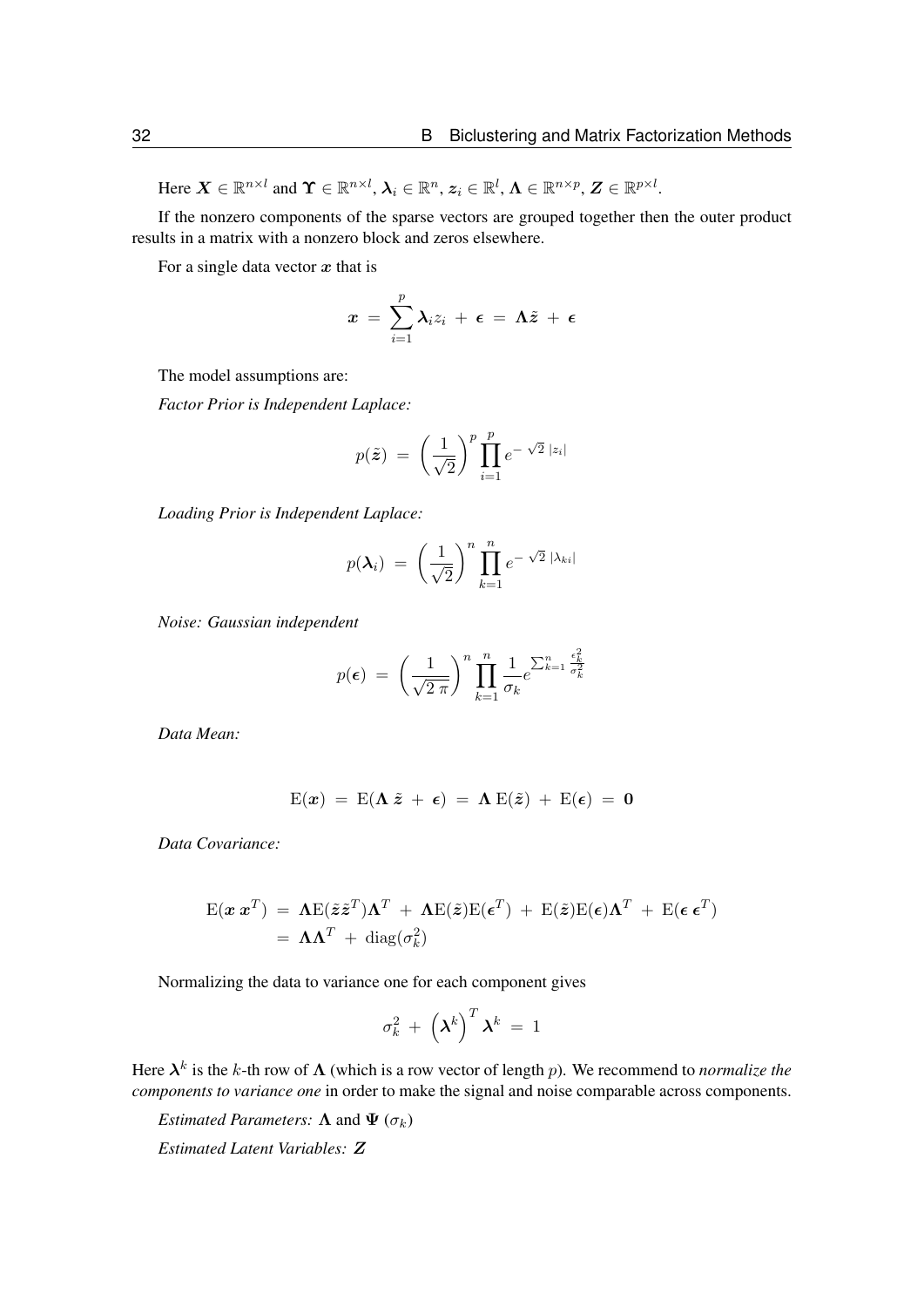Here $\boldsymbol{X} \in \mathbb{R}^{n \times l}$ and $\boldsymbol{\Upsilon} \in \mathbb{R}^{n \times l}$, $\boldsymbol{\lambda}_i \in \mathbb{R}^n$, $\boldsymbol{z}_i \in \mathbb{R}^l$, $\boldsymbol{\Lambda} \in \mathbb{R}^{n \times p}$, $\boldsymbol{Z} \in \mathbb{R}^{p \times l}$.

If the nonzero components of the sparse vectors are grouped together then the outer product results in a matrix with a nonzero block and zeros elsewhere.

For a single data vector $\boldsymbol{x}$ that is

$$\boldsymbol{x} \ = \ \sum_{i=1}^{p} \boldsymbol{\lambda}_i z_i \ + \ \boldsymbol{\epsilon} \ = \ \boldsymbol{\Lambda} \tilde{\boldsymbol{z}} \ + \ \boldsymbol{\epsilon}$$

The model assumptions are:

*Factor Prior is Independent Laplace:*

$$p(\tilde{\boldsymbol{z}}) \ = \ \left( \frac{1}{\sqrt{2}} \right)^p \prod_{i=1}^{p} e^{- \sqrt{2} \ |z_i|}$$

*Loading Prior is Independent Laplace:*

$$p(\boldsymbol{\lambda}_i) \ = \ \left( \frac{1}{\sqrt{2}} \right)^n \prod_{k=1}^{n} e^{- \sqrt{2} \ |\lambda_{ki}|}$$

*Noise: Gaussian independent*

$$p(\boldsymbol{\epsilon}) \ = \ \left( \frac{1}{\sqrt{2 \ \pi}} \right)^n \prod_{k=1}^{n} \frac{1}{\sigma_k} e^{\sum_{k=1}^{n} \frac{\epsilon_k^2}{\sigma_k^2}}$$

*Data Mean:*

$$\mathrm{E}(\boldsymbol{x}) \ = \ \mathrm{E}(\boldsymbol{\Lambda} \ \tilde{\boldsymbol{z}} \ + \ \boldsymbol{\epsilon}) \ = \ \boldsymbol{\Lambda} \ \mathrm{E}(\tilde{\boldsymbol{z}}) \ + \ \mathrm{E}(\boldsymbol{\epsilon}) \ = \ \boldsymbol{0}$$

*Data Covariance:*

$$\begin{aligned}
\mathrm{E}(\boldsymbol{x} \ \boldsymbol{x}^T) \ &= \ \boldsymbol{\Lambda} \mathrm{E}(\tilde{\boldsymbol{z}} \tilde{\boldsymbol{z}}^T) \boldsymbol{\Lambda}^T \ + \ \boldsymbol{\Lambda} \mathrm{E}(\tilde{\boldsymbol{z}}) \mathrm{E}(\boldsymbol{\epsilon}^T) \ + \ \mathrm{E}(\tilde{\boldsymbol{z}}) \mathrm{E}(\boldsymbol{\epsilon}) \boldsymbol{\Lambda}^T \ + \ \mathrm{E}(\boldsymbol{\epsilon} \ \boldsymbol{\epsilon}^T) \\
&= \ \boldsymbol{\Lambda} \boldsymbol{\Lambda}^T \ + \ \mathrm{diag}(\sigma_k^2)
\end{aligned}$$

Normalizing the data to variance one for each component gives

$$\sigma_k^2 \ + \ \left( \boldsymbol{\lambda}^k \right)^T \boldsymbol{\lambda}^k \ = \ 1$$

Here $\boldsymbol{\lambda}^k$ is the $k$-th row of $\boldsymbol{\Lambda}$ (which is a row vector of length $p$). We recommend to *normalize the components to variance one* in order to make the signal and noise comparable across components.

*Estimated Parameters:* $\boldsymbol{\Lambda}$ and $\boldsymbol{\Psi}$ ($\sigma_k$)

*Estimated Latent Variables:* $\boldsymbol{Z}$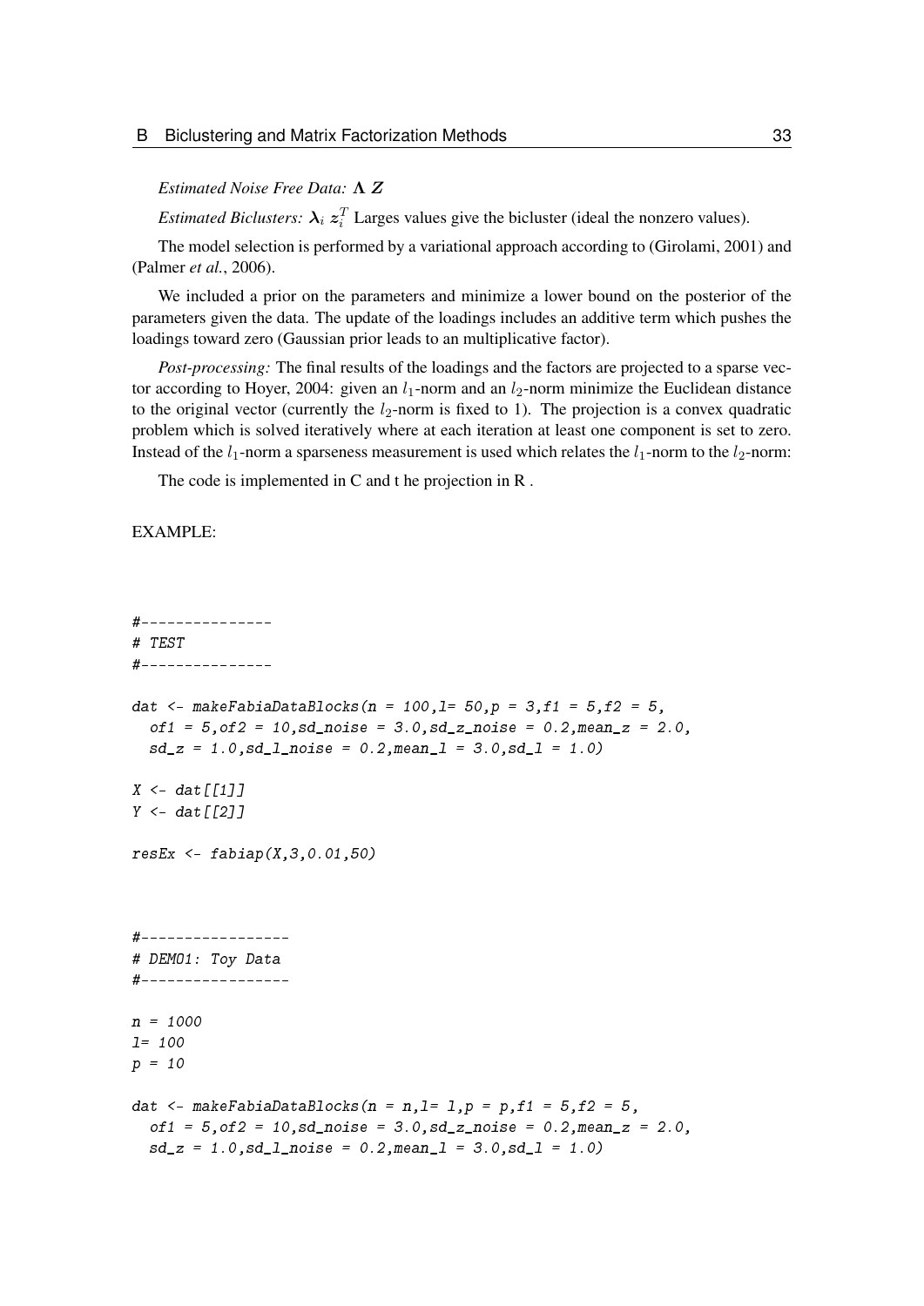*Estimated Noise Free Data:* $\boldsymbol{\Lambda}\, \boldsymbol{Z}$

*Estimated Biclusters:* $\boldsymbol{\lambda}_i\, \boldsymbol{z}_i^T$ Larges values give the bicluster (ideal the nonzero values).

The model selection is performed by a variational approach according to (Girolami, 2001) and (Palmer *et al.*, 2006).

We included a prior on the parameters and minimize a lower bound on the posterior of the parameters given the data. The update of the loadings includes an additive term which pushes the loadings toward zero (Gaussian prior leads to an multiplicative factor).

*Post-processing:* The final results of the loadings and the factors are projected to a sparse vector according to Hoyer, 2004: given an $l_1$-norm and an $l_2$-norm minimize the Euclidean distance to the original vector (currently the $l_2$-norm is fixed to 1). The projection is a convex quadratic problem which is solved iteratively where at each iteration at least one component is set to zero. Instead of the $l_1$-norm a sparseness measurement is used which relates the $l_1$-norm to the $l_2$-norm:

The code is implemented in C and t he projection in R .

EXAMPLE:

```
#---------------
# TEST
#---------------

dat <- makeFabiaDataBlocks(n = 100,l= 50,p = 3,f1 = 5,f2 = 5,
  of1 = 5,of2 = 10,sd_noise = 3.0,sd_z_noise = 0.2,mean_z = 2.0,
  sd_z = 1.0,sd_l_noise = 0.2,mean_l = 3.0,sd_l = 1.0)

X <- dat[[1]]
Y <- dat[[2]]

resEx <- fabiap(X,3,0.01,50)



#-----------------
# DEMO1: Toy Data
#-----------------

n = 1000
l= 100
p = 10

dat <- makeFabiaDataBlocks(n = n,l= l,p = p,f1 = 5,f2 = 5,
  of1 = 5,of2 = 10,sd_noise = 3.0,sd_z_noise = 0.2,mean_z = 2.0,
  sd_z = 1.0,sd_l_noise = 0.2,mean_l = 3.0,sd_l = 1.0)
```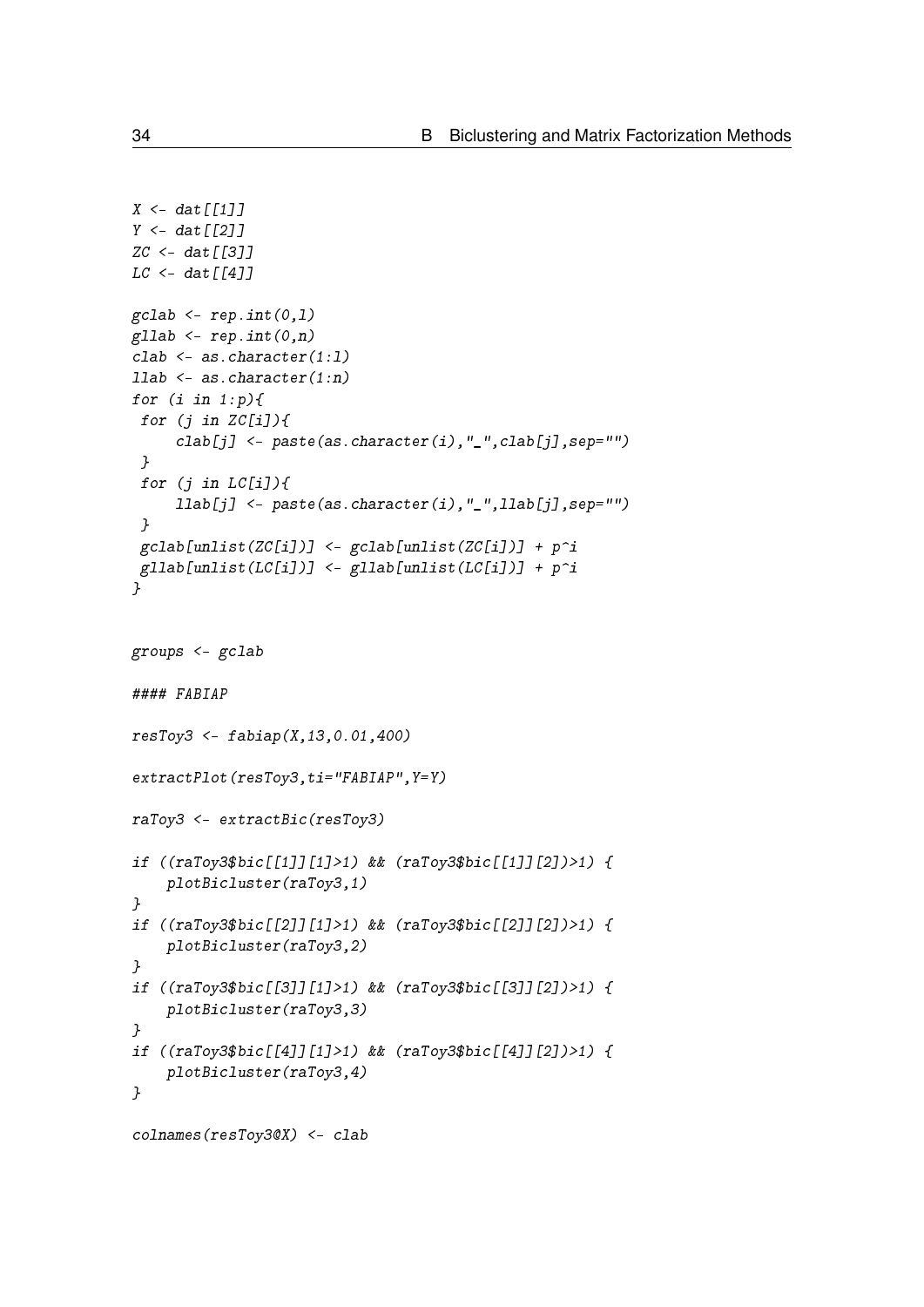```
X <- dat[[1]]
Y <- dat[[2]]
ZC <- dat[[3]]
LC <- dat[[4]]

gclab <- rep.int(0,l)
gllab <- rep.int(0,n)
clab <- as.character(1:l)
llab <- as.character(1:n)
for (i in 1:p){
 for (j in ZC[i]){
     clab[j] <- paste(as.character(i),"_",clab[j],sep="")
 }
 for (j in LC[i]){
     llab[j] <- paste(as.character(i),"_",llab[j],sep="")
 }
 gclab[unlist(ZC[i])] <- gclab[unlist(ZC[i])] + p^i
 gllab[unlist(LC[i])] <- gllab[unlist(LC[i])] + p^i
}


groups <- gclab

#### FABIAP

resToy3 <- fabiap(X,13,0.01,400)

extractPlot(resToy3,ti="FABIAP",Y=Y)

raToy3 <- extractBic(resToy3)

if ((raToy3$bic[[1]][1]>1) && (raToy3$bic[[1]][2])>1) {
    plotBicluster(raToy3,1)
}
if ((raToy3$bic[[2]][1]>1) && (raToy3$bic[[2]][2])>1) {
    plotBicluster(raToy3,2)
}
if ((raToy3$bic[[3]][1]>1) && (raToy3$bic[[3]][2])>1) {
    plotBicluster(raToy3,3)
}
if ((raToy3$bic[[4]][1]>1) && (raToy3$bic[[4]][2])>1) {
    plotBicluster(raToy3,4)
}

colnames(resToy3@X) <- clab
```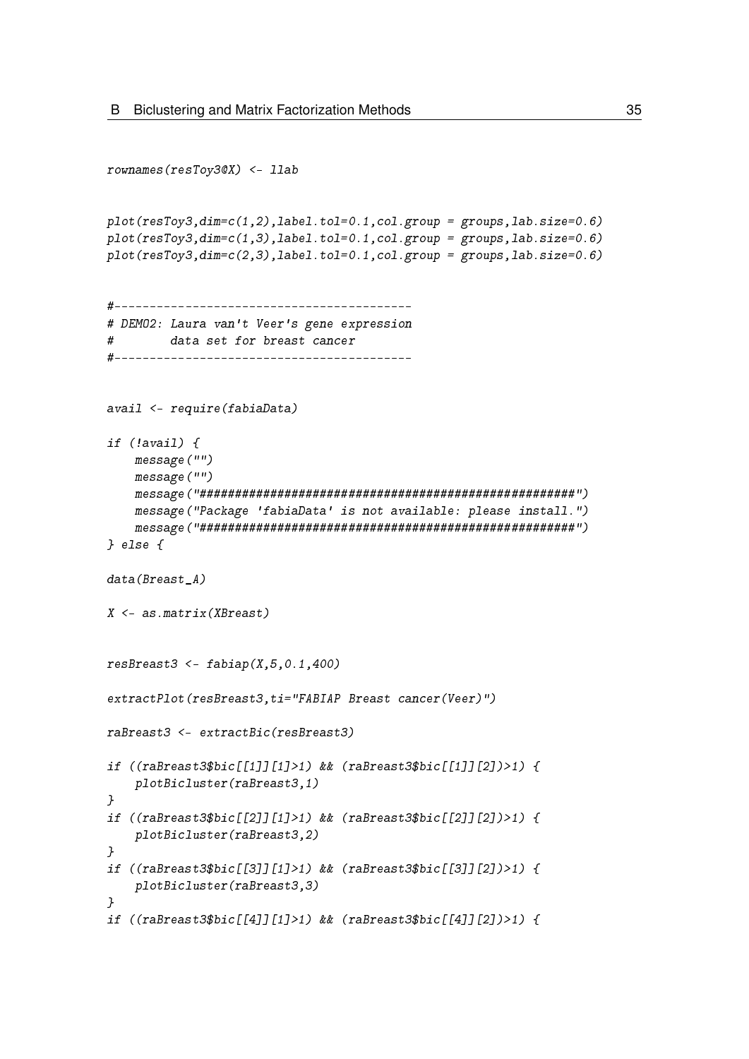```
rownames(resToy3@X) <- llab


plot(resToy3,dim=c(1,2),label.tol=0.1,col.group = groups,lab.size=0.6)
plot(resToy3,dim=c(1,3),label.tol=0.1,col.group = groups,lab.size=0.6)
plot(resToy3,dim=c(2,3),label.tol=0.1,col.group = groups,lab.size=0.6)


#------------------------------------------
# DEMO2: Laura van't Veer's gene expression
#        data set for breast cancer
#------------------------------------------


avail <- require(fabiaData)

if (!avail) {
    message("")
    message("")
    message("#####################################################")
    message("Package 'fabiaData' is not available: please install.")
    message("#####################################################")
} else {

data(Breast_A)

X <- as.matrix(XBreast)


resBreast3 <- fabiap(X,5,0.1,400)

extractPlot(resBreast3,ti="FABIAP Breast cancer(Veer)")

raBreast3 <- extractBic(resBreast3)

if ((raBreast3$bic[[1]][1]>1) && (raBreast3$bic[[1]][2])>1) {
    plotBicluster(raBreast3,1)
}
if ((raBreast3$bic[[2]][1]>1) && (raBreast3$bic[[2]][2])>1) {
    plotBicluster(raBreast3,2)
}
if ((raBreast3$bic[[3]][1]>1) && (raBreast3$bic[[3]][2])>1) {
    plotBicluster(raBreast3,3)
}
if ((raBreast3$bic[[4]][1]>1) && (raBreast3$bic[[4]][2])>1) {
```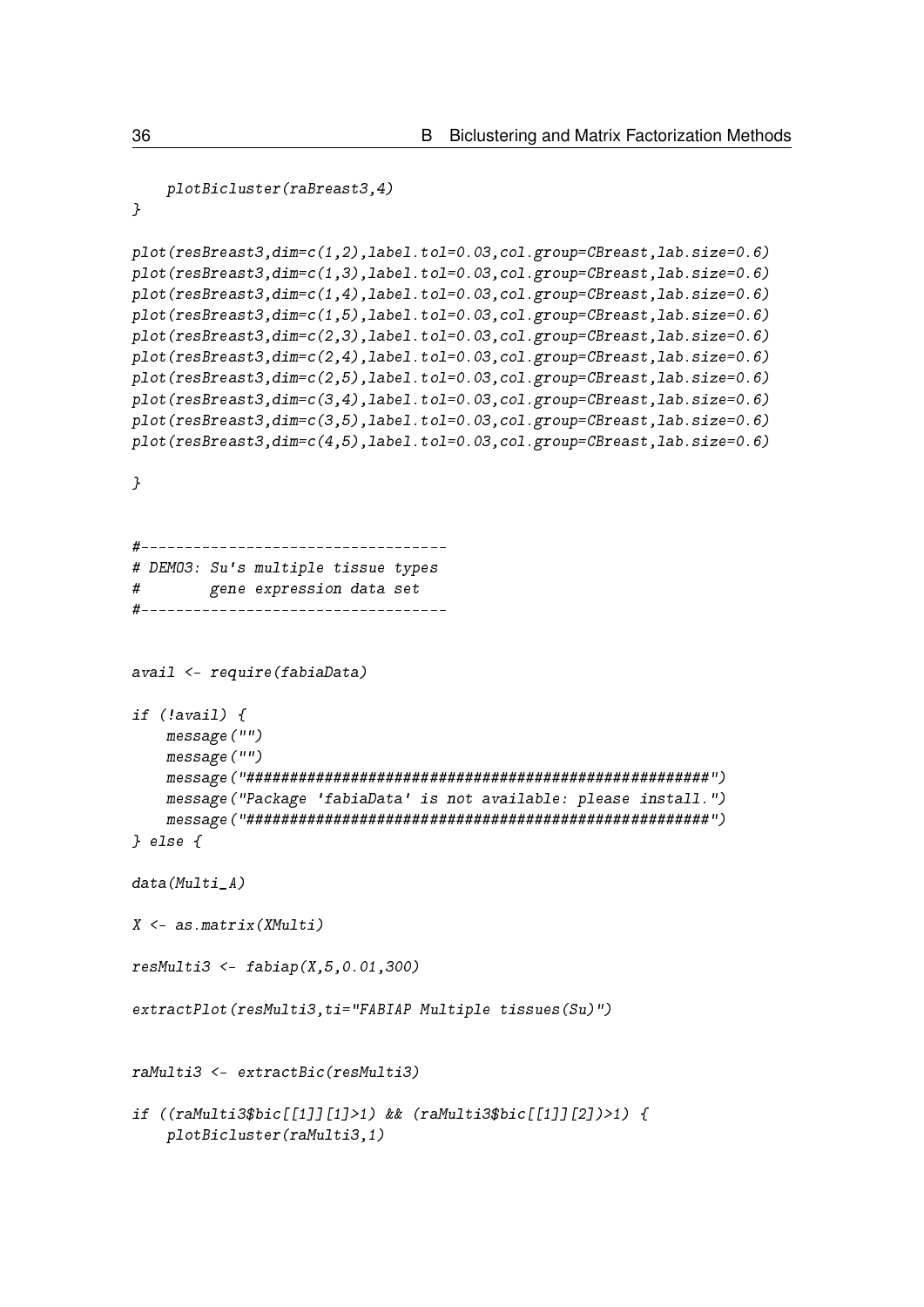```
    plotBicluster(raBreast3,4)
}

plot(resBreast3,dim=c(1,2),label.tol=0.03,col.group=CBreast,lab.size=0.6)
plot(resBreast3,dim=c(1,3),label.tol=0.03,col.group=CBreast,lab.size=0.6)
plot(resBreast3,dim=c(1,4),label.tol=0.03,col.group=CBreast,lab.size=0.6)
plot(resBreast3,dim=c(1,5),label.tol=0.03,col.group=CBreast,lab.size=0.6)
plot(resBreast3,dim=c(2,3),label.tol=0.03,col.group=CBreast,lab.size=0.6)
plot(resBreast3,dim=c(2,4),label.tol=0.03,col.group=CBreast,lab.size=0.6)
plot(resBreast3,dim=c(2,5),label.tol=0.03,col.group=CBreast,lab.size=0.6)
plot(resBreast3,dim=c(3,4),label.tol=0.03,col.group=CBreast,lab.size=0.6)
plot(resBreast3,dim=c(3,5),label.tol=0.03,col.group=CBreast,lab.size=0.6)
plot(resBreast3,dim=c(4,5),label.tol=0.03,col.group=CBreast,lab.size=0.6)

}


#-----------------------------------
# DEMO3: Su's multiple tissue types
#        gene expression data set
#-----------------------------------


avail <- require(fabiaData)

if (!avail) {
    message("")
    message("")
    message("#####################################################")
    message("Package 'fabiaData' is not available: please install.")
    message("#####################################################")
} else {

data(Multi_A)

X <- as.matrix(XMulti)

resMulti3 <- fabiap(X,5,0.01,300)

extractPlot(resMulti3,ti="FABIAP Multiple tissues(Su)")


raMulti3 <- extractBic(resMulti3)

if ((raMulti3$bic[[1]][1]>1) && (raMulti3$bic[[1]][2])>1) {
    plotBicluster(raMulti3,1)
```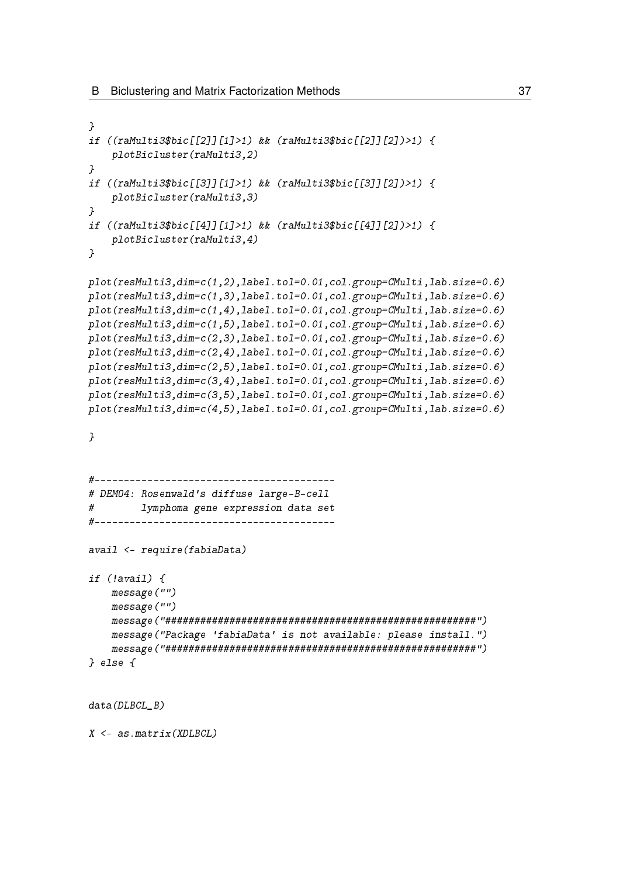```
}
if ((raMulti3$bic[[2]][1]>1) && (raMulti3$bic[[2]][2])>1) {
    plotBicluster(raMulti3,2)
}
if ((raMulti3$bic[[3]][1]>1) && (raMulti3$bic[[3]][2])>1) {
    plotBicluster(raMulti3,3)
}
if ((raMulti3$bic[[4]][1]>1) && (raMulti3$bic[[4]][2])>1) {
    plotBicluster(raMulti3,4)
}

plot(resMulti3,dim=c(1,2),label.tol=0.01,col.group=CMulti,lab.size=0.6)
plot(resMulti3,dim=c(1,3),label.tol=0.01,col.group=CMulti,lab.size=0.6)
plot(resMulti3,dim=c(1,4),label.tol=0.01,col.group=CMulti,lab.size=0.6)
plot(resMulti3,dim=c(1,5),label.tol=0.01,col.group=CMulti,lab.size=0.6)
plot(resMulti3,dim=c(2,3),label.tol=0.01,col.group=CMulti,lab.size=0.6)
plot(resMulti3,dim=c(2,4),label.tol=0.01,col.group=CMulti,lab.size=0.6)
plot(resMulti3,dim=c(2,5),label.tol=0.01,col.group=CMulti,lab.size=0.6)
plot(resMulti3,dim=c(3,4),label.tol=0.01,col.group=CMulti,lab.size=0.6)
plot(resMulti3,dim=c(3,5),label.tol=0.01,col.group=CMulti,lab.size=0.6)
plot(resMulti3,dim=c(4,5),label.tol=0.01,col.group=CMulti,lab.size=0.6)

}


#----------------------------------------
# DEMO4: Rosenwald's diffuse large-B-cell
#        lymphoma gene expression data set
#----------------------------------------

avail <- require(fabiaData)

if (!avail) {
    message("")
    message("")
    message("#####################################################")
    message("Package 'fabiaData' is not available: please install.")
    message("#####################################################")
} else {


data(DLBCL_B)

X <- as.matrix(XDLBCL)
```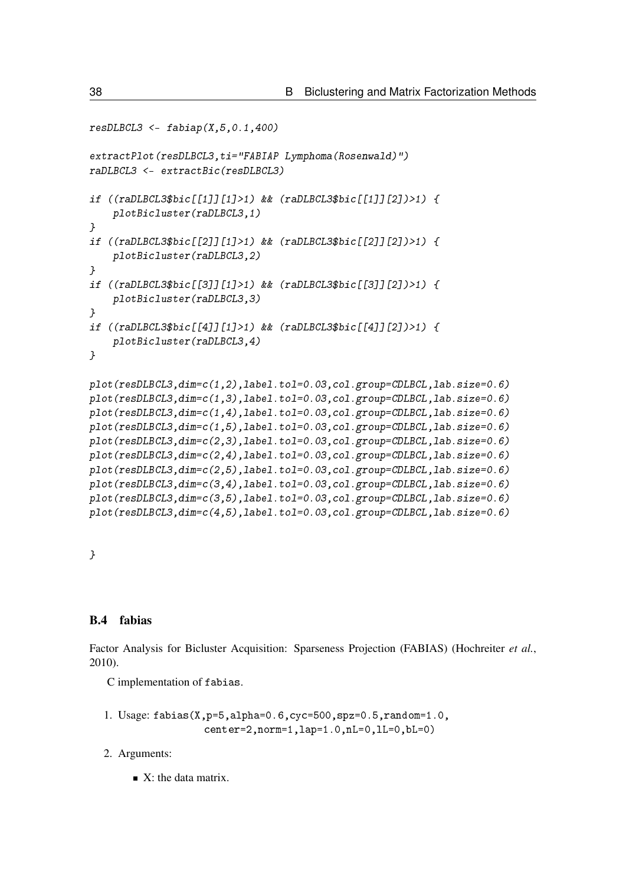```
resDLBCL3 <- fabiap(X,5,0.1,400)

extractPlot(resDLBCL3,ti="FABIAP Lymphoma(Rosenwald)")
raDLBCL3 <- extractBic(resDLBCL3)

if ((raDLBCL3$bic[[1]][1]>1) && (raDLBCL3$bic[[1]][2])>1) {
    plotBicluster(raDLBCL3,1)
}
if ((raDLBCL3$bic[[2]][1]>1) && (raDLBCL3$bic[[2]][2])>1) {
    plotBicluster(raDLBCL3,2)
}
if ((raDLBCL3$bic[[3]][1]>1) && (raDLBCL3$bic[[3]][2])>1) {
    plotBicluster(raDLBCL3,3)
}
if ((raDLBCL3$bic[[4]][1]>1) && (raDLBCL3$bic[[4]][2])>1) {
    plotBicluster(raDLBCL3,4)
}

plot(resDLBCL3,dim=c(1,2),label.tol=0.03,col.group=CDLBCL,lab.size=0.6)
plot(resDLBCL3,dim=c(1,3),label.tol=0.03,col.group=CDLBCL,lab.size=0.6)
plot(resDLBCL3,dim=c(1,4),label.tol=0.03,col.group=CDLBCL,lab.size=0.6)
plot(resDLBCL3,dim=c(1,5),label.tol=0.03,col.group=CDLBCL,lab.size=0.6)
plot(resDLBCL3,dim=c(2,3),label.tol=0.03,col.group=CDLBCL,lab.size=0.6)
plot(resDLBCL3,dim=c(2,4),label.tol=0.03,col.group=CDLBCL,lab.size=0.6)
plot(resDLBCL3,dim=c(2,5),label.tol=0.03,col.group=CDLBCL,lab.size=0.6)
plot(resDLBCL3,dim=c(3,4),label.tol=0.03,col.group=CDLBCL,lab.size=0.6)
plot(resDLBCL3,dim=c(3,5),label.tol=0.03,col.group=CDLBCL,lab.size=0.6)
plot(resDLBCL3,dim=c(4,5),label.tol=0.03,col.group=CDLBCL,lab.size=0.6)


}
```

### B.4 fabias

Factor Analysis for Bicluster Acquisition: Sparseness Projection (FABIAS) (Hochreiter *et al.*, 2010).

C implementation of `fabias`.

1. Usage: `fabias(X,p=5,alpha=0.6,cyc=500,spz=0.5,random=1.0,`
   `center=2,norm=1,lap=1.0,nL=0,lL=0,bL=0)`
2. Arguments:
   - X: the data matrix.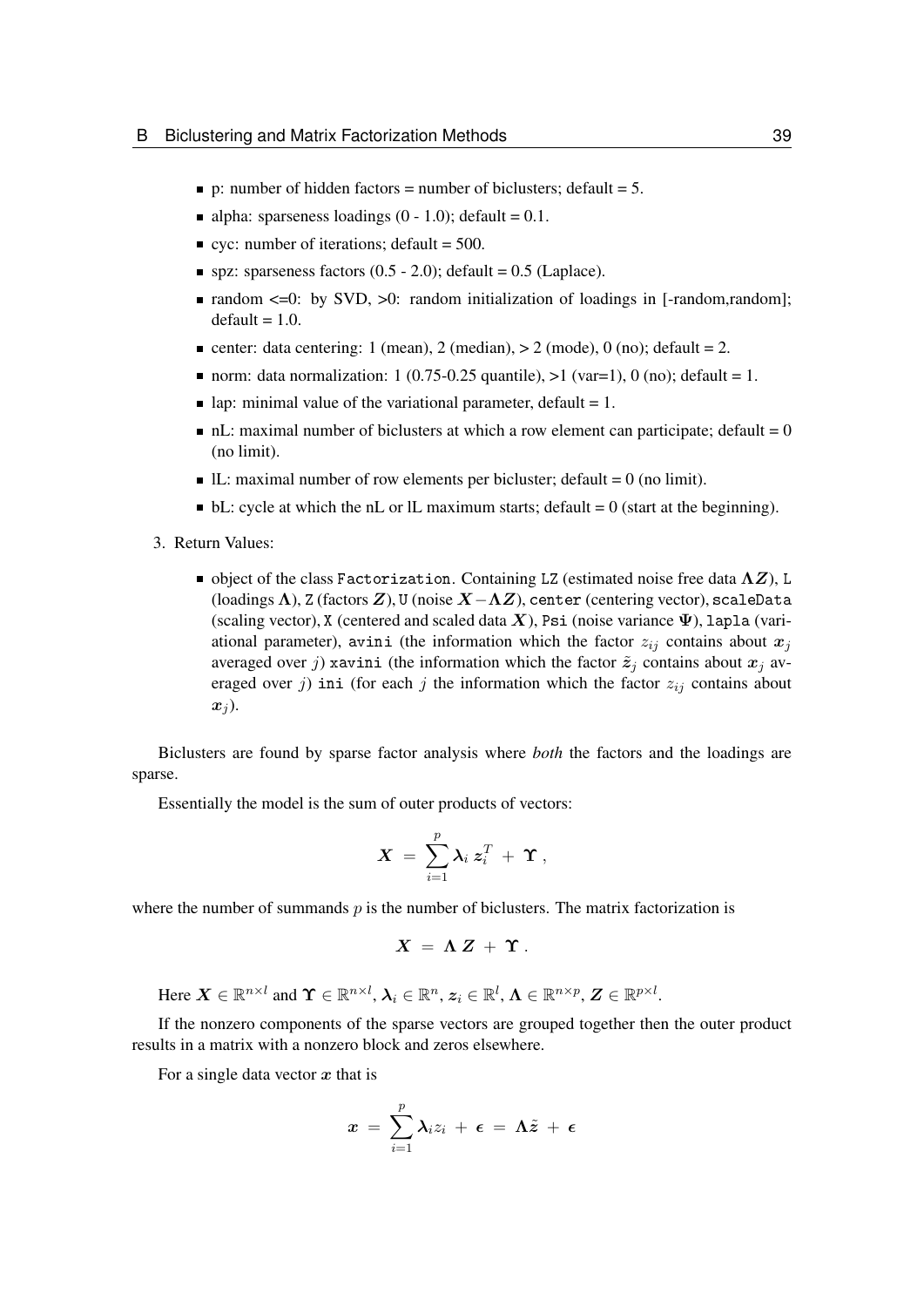- p: number of hidden factors = number of biclusters; default = 5.
- alpha: sparseness loadings (0 - 1.0); default = 0.1.
- cyc: number of iterations; default = 500.
- spz: sparseness factors (0.5 - 2.0); default = 0.5 (Laplace).
- random <=0: by SVD, >0: random initialization of loadings in [-random,random]; default = 1.0.
- center: data centering: 1 (mean), 2 (median), > 2 (mode), 0 (no); default = 2.
- norm: data normalization: 1 (0.75-0.25 quantile), >1 (var=1), 0 (no); default = 1.
- lap: minimal value of the variational parameter, default = 1.
- nL: maximal number of biclusters at which a row element can participate; default = 0 (no limit).
- lL: maximal number of row elements per bicluster; default = 0 (no limit).
- bL: cycle at which the nL or lL maximum starts; default = 0 (start at the beginning).

3. Return Values:

   - object of the class `Factorization`. Containing `LZ` (estimated noise free data $\boldsymbol{\Lambda Z}$), `L` (loadings $\boldsymbol{\Lambda}$), `Z` (factors $\boldsymbol{Z}$), `U` (noise $\boldsymbol{X} - \boldsymbol{\Lambda Z}$), `center` (centering vector), `scaleData` (scaling vector), `X` (centered and scaled data $\boldsymbol{X}$), `Psi` (noise variance $\boldsymbol{\Psi}$), `lapla` (variational parameter), `avini` (the information which the factor $z_{ij}$ contains about $\boldsymbol{x}_j$ averaged over $j$) `xavini` (the information which the factor $\tilde{\boldsymbol{z}}_j$ contains about $\boldsymbol{x}_j$ averaged over $j$) `ini` (for each $j$ the information which the factor $z_{ij}$ contains about $\boldsymbol{x}_j$).

Biclusters are found by sparse factor analysis where *both* the factors and the loadings are sparse.

Essentially the model is the sum of outer products of vectors:

$$\boldsymbol{X} \;=\; \sum_{i=1}^{p} \boldsymbol{\lambda}_i \, \boldsymbol{z}_i^T \;+\; \boldsymbol{\Upsilon} \,,$$

where the number of summands $p$ is the number of biclusters. The matrix factorization is

$$\boldsymbol{X} \;=\; \boldsymbol{\Lambda} \, \boldsymbol{Z} \;+\; \boldsymbol{\Upsilon} \,.$$

Here $\boldsymbol{X} \in \mathbb{R}^{n \times l}$ and $\boldsymbol{\Upsilon} \in \mathbb{R}^{n \times l}$, $\boldsymbol{\lambda}_i \in \mathbb{R}^n$, $\boldsymbol{z}_i \in \mathbb{R}^l$, $\boldsymbol{\Lambda} \in \mathbb{R}^{n \times p}$, $\boldsymbol{Z} \in \mathbb{R}^{p \times l}$.

If the nonzero components of the sparse vectors are grouped together then the outer product results in a matrix with a nonzero block and zeros elsewhere.

For a single data vector $\boldsymbol{x}$ that is

$$\boldsymbol{x} \;=\; \sum_{i=1}^{p} \boldsymbol{\lambda}_i z_i \;+\; \boldsymbol{\epsilon} \;=\; \boldsymbol{\Lambda} \tilde{\boldsymbol{z}} \;+\; \boldsymbol{\epsilon}$$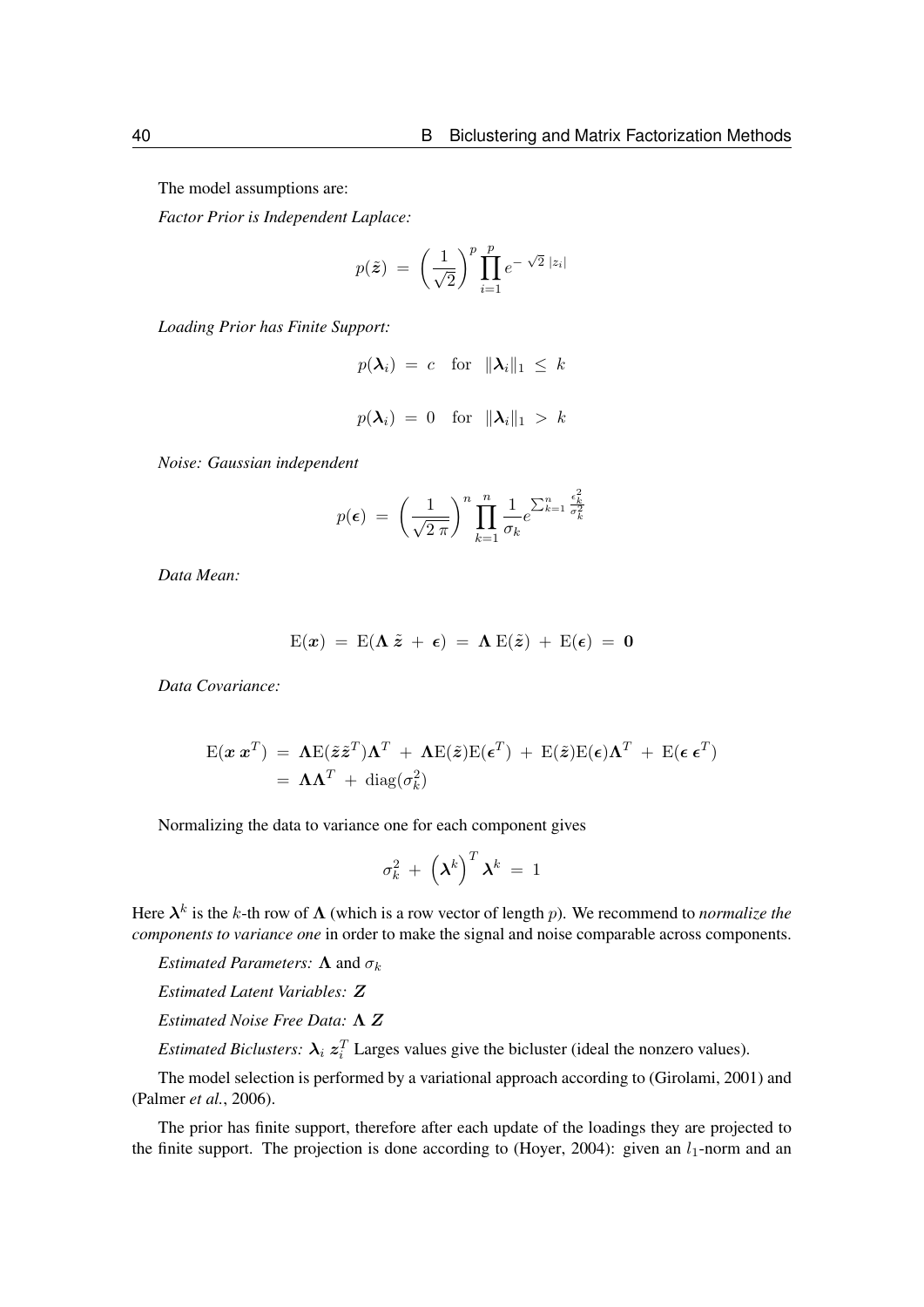The model assumptions are:

*Factor Prior is Independent Laplace:*

$$p(\tilde{\boldsymbol{z}}) \;=\; \left(\frac{1}{\sqrt{2}}\right)^{p} \prod_{i=1}^{p} e^{-\sqrt{2}\;|z_i|}$$

*Loading Prior has Finite Support:*

$$p(\boldsymbol{\lambda}_i) \;=\; c \quad \text{for} \quad \|\boldsymbol{\lambda}_i\|_1 \;\leq\; k$$

$$p(\boldsymbol{\lambda}_i) \;=\; 0 \quad \text{for} \quad \|\boldsymbol{\lambda}_i\|_1 \;>\; k$$

*Noise: Gaussian independent*

$$p(\boldsymbol{\epsilon}) \;=\; \left(\frac{1}{\sqrt{2\,\pi}}\right)^{n} \prod_{k=1}^{n} \frac{1}{\sigma_k} e^{\sum_{k=1}^{n} \frac{\epsilon_k^2}{\sigma_k^2}}$$

*Data Mean:*

$$\mathrm{E}(\boldsymbol{x}) \;=\; \mathrm{E}(\boldsymbol{\Lambda}\;\tilde{\boldsymbol{z}} \;+\; \boldsymbol{\epsilon}) \;=\; \boldsymbol{\Lambda}\;\mathrm{E}(\tilde{\boldsymbol{z}}) \;+\; \mathrm{E}(\boldsymbol{\epsilon}) \;=\; \boldsymbol{0}$$

*Data Covariance:*

$$\begin{aligned}
\mathrm{E}(\boldsymbol{x}\;\boldsymbol{x}^T) \;&=\; \boldsymbol{\Lambda}\mathrm{E}(\tilde{\boldsymbol{z}}\tilde{\boldsymbol{z}}^T)\boldsymbol{\Lambda}^T \;+\; \boldsymbol{\Lambda}\mathrm{E}(\tilde{\boldsymbol{z}})\mathrm{E}(\boldsymbol{\epsilon}^T) \;+\; \mathrm{E}(\tilde{\boldsymbol{z}})\mathrm{E}(\boldsymbol{\epsilon})\boldsymbol{\Lambda}^T \;+\; \mathrm{E}(\boldsymbol{\epsilon}\;\boldsymbol{\epsilon}^T) \\
&=\; \boldsymbol{\Lambda}\boldsymbol{\Lambda}^T \;+\; \mathrm{diag}(\sigma_k^2)
\end{aligned}$$

Normalizing the data to variance one for each component gives

$$\sigma_k^2 \;+\; \left(\boldsymbol{\lambda}^k\right)^T \boldsymbol{\lambda}^k \;=\; 1$$

Here $\boldsymbol{\lambda}^k$ is the $k$-th row of $\boldsymbol{\Lambda}$ (which is a row vector of length $p$). We recommend to *normalize the components to variance one* in order to make the signal and noise comparable across components.

*Estimated Parameters:* $\boldsymbol{\Lambda}$ and $\sigma_k$

*Estimated Latent Variables:* $\boldsymbol{Z}$

*Estimated Noise Free Data:* $\boldsymbol{\Lambda}\;\boldsymbol{Z}$

*Estimated Biclusters:* $\boldsymbol{\lambda}_i\;\boldsymbol{z}_i^T$ Larges values give the bicluster (ideal the nonzero values).

The model selection is performed by a variational approach according to (Girolami, 2001) and (Palmer *et al.*, 2006).

The prior has finite support, therefore after each update of the loadings they are projected to the finite support. The projection is done according to (Hoyer, 2004): given an $l_1$-norm and an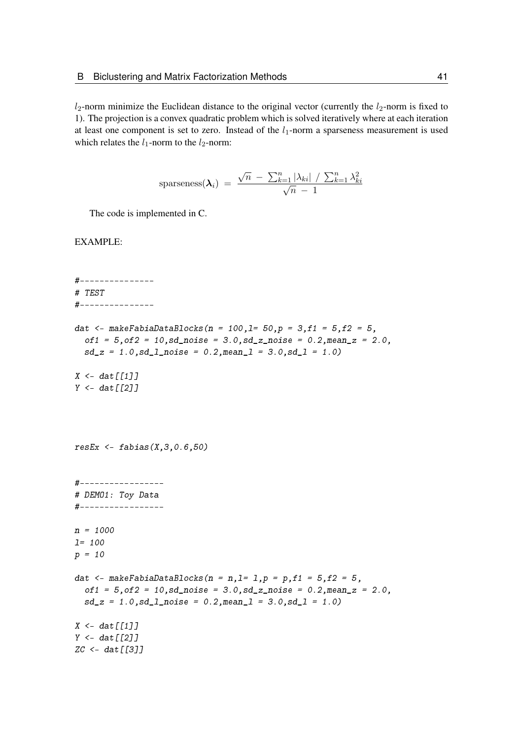$l_2$-norm minimize the Euclidean distance to the original vector (currently the $l_2$-norm is fixed to 1). The projection is a convex quadratic problem which is solved iteratively where at each iteration at least one component is set to zero. Instead of the $l_1$-norm a sparseness measurement is used which relates the $l_1$-norm to the $l_2$-norm:

$$\text{sparseness}(\boldsymbol{\lambda}_i) \; = \; \frac{\sqrt{n} \; - \; \sum_{k=1}^{n} |\lambda_{ki}| \; / \; \sum_{k=1}^{n} \lambda_{ki}^2}{\sqrt{n} \; - \; 1}$$

The code is implemented in C.

EXAMPLE:

```
#---------------
# TEST
#---------------

dat <- makeFabiaDataBlocks(n = 100,l= 50,p = 3,f1 = 5,f2 = 5,
  of1 = 5,of2 = 10,sd_noise = 3.0,sd_z_noise = 0.2,mean_z = 2.0,
  sd_z = 1.0,sd_l_noise = 0.2,mean_l = 3.0,sd_l = 1.0)

X <- dat[[1]]
Y <- dat[[2]]



resEx <- fabias(X,3,0.6,50)


#-----------------
# DEMO1: Toy Data
#-----------------

n = 1000
l= 100
p = 10

dat <- makeFabiaDataBlocks(n = n,l= l,p = p,f1 = 5,f2 = 5,
  of1 = 5,of2 = 10,sd_noise = 3.0,sd_z_noise = 0.2,mean_z = 2.0,
  sd_z = 1.0,sd_l_noise = 0.2,mean_l = 3.0,sd_l = 1.0)

X <- dat[[1]]
Y <- dat[[2]]
ZC <- dat[[3]]
```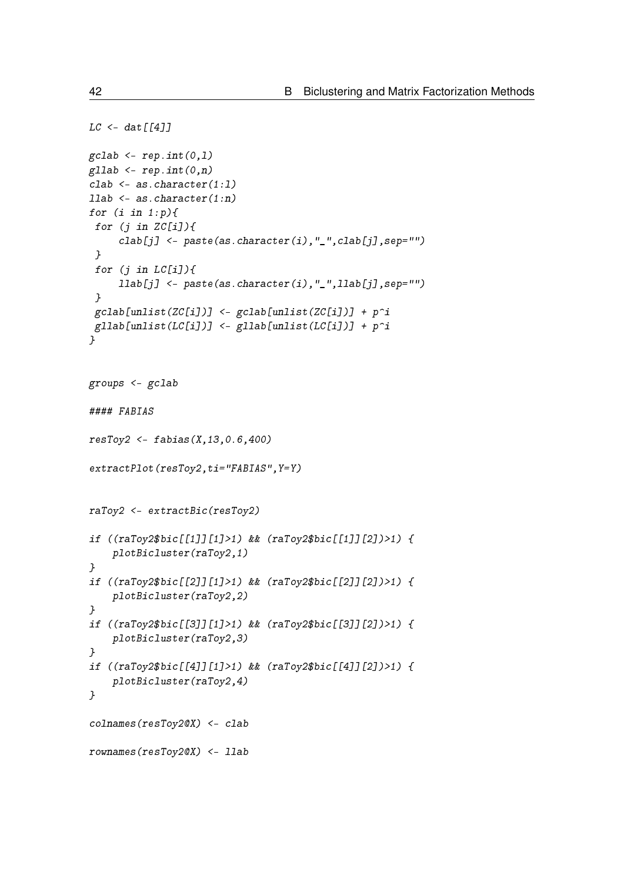```
LC <- dat[[4]]

gclab <- rep.int(0,l)
gllab <- rep.int(0,n)
clab <- as.character(1:l)
llab <- as.character(1:n)
for (i in 1:p){
 for (j in ZC[i]){
     clab[j] <- paste(as.character(i),"_",clab[j],sep="")
 }
 for (j in LC[i]){
     llab[j] <- paste(as.character(i),"_",llab[j],sep="")
 }
 gclab[unlist(ZC[i])] <- gclab[unlist(ZC[i])] + p^i
 gllab[unlist(LC[i])] <- gllab[unlist(LC[i])] + p^i
}


groups <- gclab

#### FABIAS

resToy2 <- fabias(X,13,0.6,400)

extractPlot(resToy2,ti="FABIAS",Y=Y)


raToy2 <- extractBic(resToy2)

if ((raToy2$bic[[1]][1]>1) && (raToy2$bic[[1]][2])>1) {
    plotBicluster(raToy2,1)
}
if ((raToy2$bic[[2]][1]>1) && (raToy2$bic[[2]][2])>1) {
    plotBicluster(raToy2,2)
}
if ((raToy2$bic[[3]][1]>1) && (raToy2$bic[[3]][2])>1) {
    plotBicluster(raToy2,3)
}
if ((raToy2$bic[[4]][1]>1) && (raToy2$bic[[4]][2])>1) {
    plotBicluster(raToy2,4)
}

colnames(resToy2@X) <- clab

rownames(resToy2@X) <- llab
```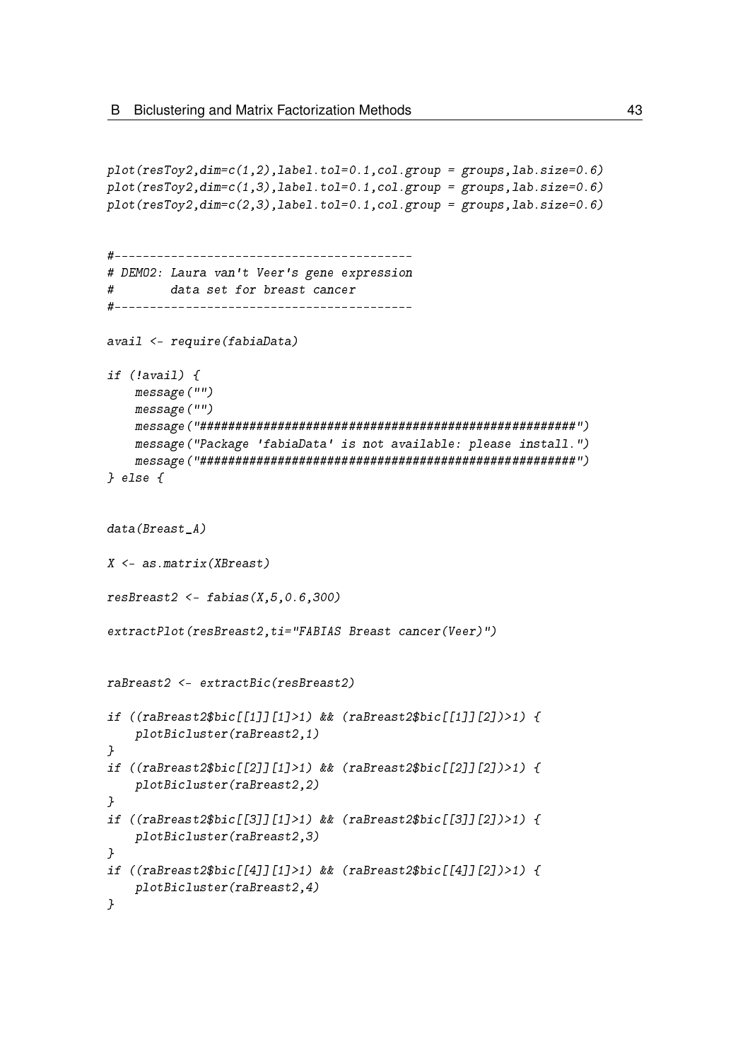```
plot(resToy2,dim=c(1,2),label.tol=0.1,col.group = groups,lab.size=0.6)
plot(resToy2,dim=c(1,3),label.tol=0.1,col.group = groups,lab.size=0.6)
plot(resToy2,dim=c(2,3),label.tol=0.1,col.group = groups,lab.size=0.6)


#------------------------------------------
# DEMO2: Laura van't Veer's gene expression
#        data set for breast cancer
#------------------------------------------

avail <- require(fabiaData)

if (!avail) {
    message("")
    message("")
    message("#####################################################")
    message("Package 'fabiaData' is not available: please install.")
    message("#####################################################")
} else {


data(Breast_A)

X <- as.matrix(XBreast)

resBreast2 <- fabias(X,5,0.6,300)

extractPlot(resBreast2,ti="FABIAS Breast cancer(Veer)")


raBreast2 <- extractBic(resBreast2)

if ((raBreast2$bic[[1]][1]>1) && (raBreast2$bic[[1]][2])>1) {
    plotBicluster(raBreast2,1)
}
if ((raBreast2$bic[[2]][1]>1) && (raBreast2$bic[[2]][2])>1) {
    plotBicluster(raBreast2,2)
}
if ((raBreast2$bic[[3]][1]>1) && (raBreast2$bic[[3]][2])>1) {
    plotBicluster(raBreast2,3)
}
if ((raBreast2$bic[[4]][1]>1) && (raBreast2$bic[[4]][2])>1) {
    plotBicluster(raBreast2,4)
}
```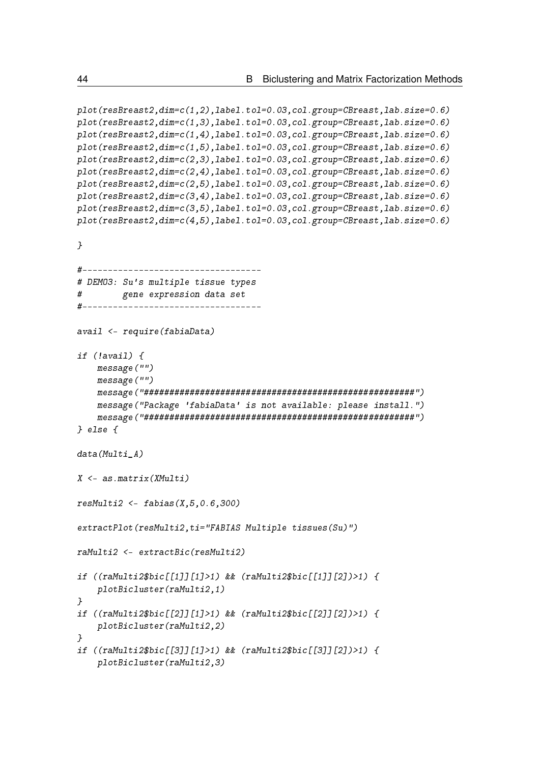```
plot(resBreast2,dim=c(1,2),label.tol=0.03,col.group=CBreast,lab.size=0.6)
plot(resBreast2,dim=c(1,3),label.tol=0.03,col.group=CBreast,lab.size=0.6)
plot(resBreast2,dim=c(1,4),label.tol=0.03,col.group=CBreast,lab.size=0.6)
plot(resBreast2,dim=c(1,5),label.tol=0.03,col.group=CBreast,lab.size=0.6)
plot(resBreast2,dim=c(2,3),label.tol=0.03,col.group=CBreast,lab.size=0.6)
plot(resBreast2,dim=c(2,4),label.tol=0.03,col.group=CBreast,lab.size=0.6)
plot(resBreast2,dim=c(2,5),label.tol=0.03,col.group=CBreast,lab.size=0.6)
plot(resBreast2,dim=c(3,4),label.tol=0.03,col.group=CBreast,lab.size=0.6)
plot(resBreast2,dim=c(3,5),label.tol=0.03,col.group=CBreast,lab.size=0.6)
plot(resBreast2,dim=c(4,5),label.tol=0.03,col.group=CBreast,lab.size=0.6)

}

#-----------------------------------
# DEMO3: Su's multiple tissue types
#        gene expression data set
#-----------------------------------

avail <- require(fabiaData)

if (!avail) {
    message("")
    message("")
    message("#####################################################")
    message("Package 'fabiaData' is not available: please install.")
    message("#####################################################")
} else {

data(Multi_A)

X <- as.matrix(XMulti)

resMulti2 <- fabias(X,5,0.6,300)

extractPlot(resMulti2,ti="FABIAS Multiple tissues(Su)")

raMulti2 <- extractBic(resMulti2)

if ((raMulti2$bic[[1]][1]>1) && (raMulti2$bic[[1]][2])>1) {
    plotBicluster(raMulti2,1)
}
if ((raMulti2$bic[[2]][1]>1) && (raMulti2$bic[[2]][2])>1) {
    plotBicluster(raMulti2,2)
}
if ((raMulti2$bic[[3]][1]>1) && (raMulti2$bic[[3]][2])>1) {
    plotBicluster(raMulti2,3)
```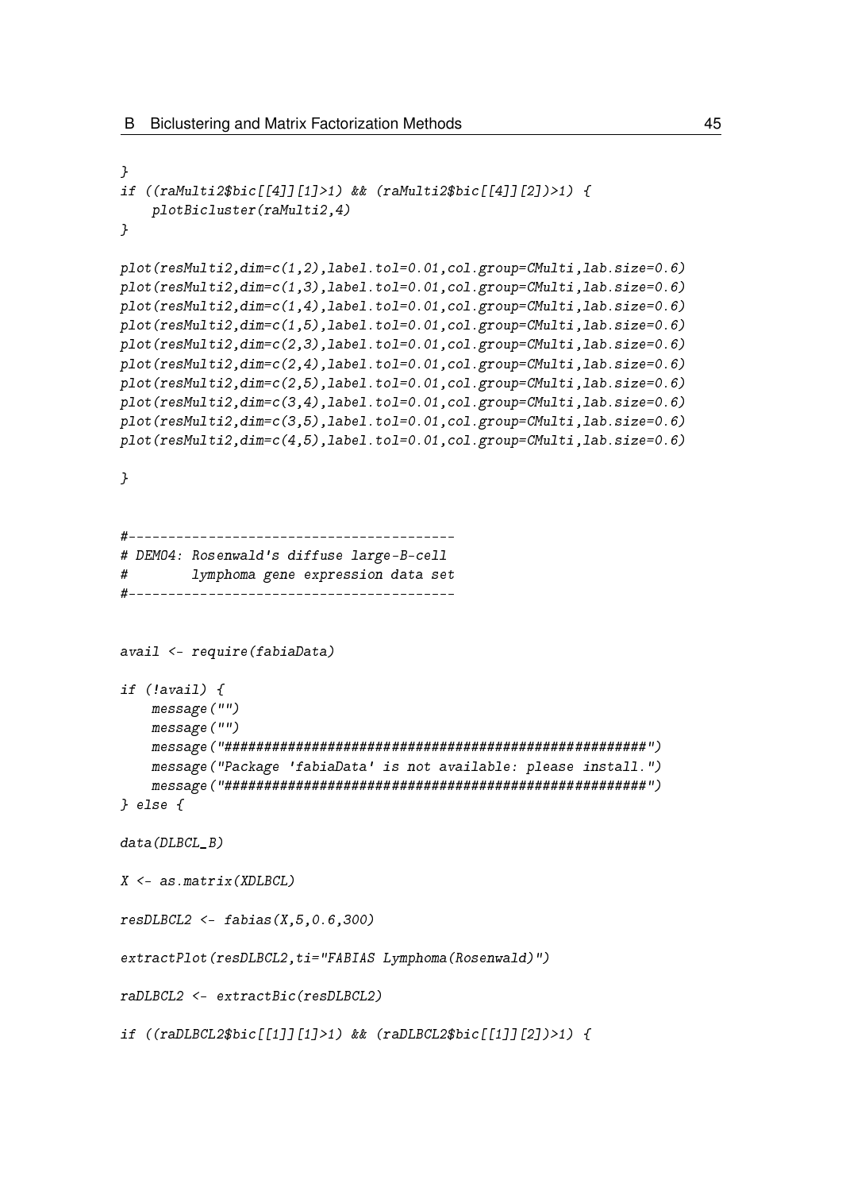```
}
if ((raMulti2$bic[[4]][1]>1) && (raMulti2$bic[[4]][2])>1) {
    plotBicluster(raMulti2,4)
}

plot(resMulti2,dim=c(1,2),label.tol=0.01,col.group=CMulti,lab.size=0.6)
plot(resMulti2,dim=c(1,3),label.tol=0.01,col.group=CMulti,lab.size=0.6)
plot(resMulti2,dim=c(1,4),label.tol=0.01,col.group=CMulti,lab.size=0.6)
plot(resMulti2,dim=c(1,5),label.tol=0.01,col.group=CMulti,lab.size=0.6)
plot(resMulti2,dim=c(2,3),label.tol=0.01,col.group=CMulti,lab.size=0.6)
plot(resMulti2,dim=c(2,4),label.tol=0.01,col.group=CMulti,lab.size=0.6)
plot(resMulti2,dim=c(2,5),label.tol=0.01,col.group=CMulti,lab.size=0.6)
plot(resMulti2,dim=c(3,4),label.tol=0.01,col.group=CMulti,lab.size=0.6)
plot(resMulti2,dim=c(3,5),label.tol=0.01,col.group=CMulti,lab.size=0.6)
plot(resMulti2,dim=c(4,5),label.tol=0.01,col.group=CMulti,lab.size=0.6)

}


#-----------------------------------------
# DEMO4: Rosenwald's diffuse large-B-cell
#        lymphoma gene expression data set
#-----------------------------------------


avail <- require(fabiaData)

if (!avail) {
    message("")
    message("")
    message("#####################################################")
    message("Package 'fabiaData' is not available: please install.")
    message("#####################################################")
} else {

data(DLBCL_B)

X <- as.matrix(XDLBCL)

resDLBCL2 <- fabias(X,5,0.6,300)

extractPlot(resDLBCL2,ti="FABIAS Lymphoma(Rosenwald)")

raDLBCL2 <- extractBic(resDLBCL2)

if ((raDLBCL2$bic[[1]][1]>1) && (raDLBCL2$bic[[1]][2])>1) {
```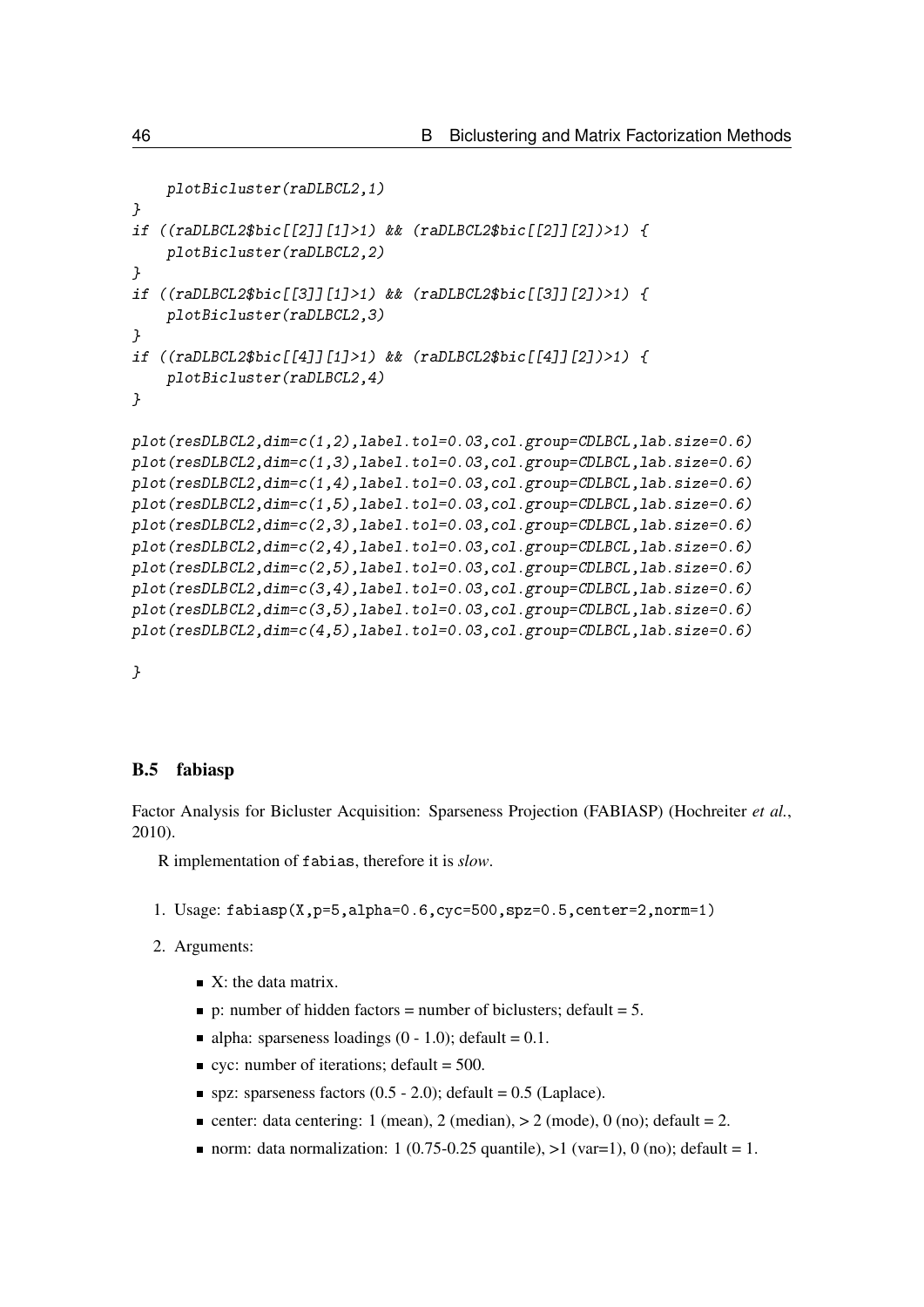```
    plotBicluster(raDLBCL2,1)
}
if ((raDLBCL2$bic[[2]][1]>1) && (raDLBCL2$bic[[2]][2])>1) {
    plotBicluster(raDLBCL2,2)
}
if ((raDLBCL2$bic[[3]][1]>1) && (raDLBCL2$bic[[3]][2])>1) {
    plotBicluster(raDLBCL2,3)
}
if ((raDLBCL2$bic[[4]][1]>1) && (raDLBCL2$bic[[4]][2])>1) {
    plotBicluster(raDLBCL2,4)
}

plot(resDLBCL2,dim=c(1,2),label.tol=0.03,col.group=CDLBCL,lab.size=0.6)
plot(resDLBCL2,dim=c(1,3),label.tol=0.03,col.group=CDLBCL,lab.size=0.6)
plot(resDLBCL2,dim=c(1,4),label.tol=0.03,col.group=CDLBCL,lab.size=0.6)
plot(resDLBCL2,dim=c(1,5),label.tol=0.03,col.group=CDLBCL,lab.size=0.6)
plot(resDLBCL2,dim=c(2,3),label.tol=0.03,col.group=CDLBCL,lab.size=0.6)
plot(resDLBCL2,dim=c(2,4),label.tol=0.03,col.group=CDLBCL,lab.size=0.6)
plot(resDLBCL2,dim=c(2,5),label.tol=0.03,col.group=CDLBCL,lab.size=0.6)
plot(resDLBCL2,dim=c(3,4),label.tol=0.03,col.group=CDLBCL,lab.size=0.6)
plot(resDLBCL2,dim=c(3,5),label.tol=0.03,col.group=CDLBCL,lab.size=0.6)
plot(resDLBCL2,dim=c(4,5),label.tol=0.03,col.group=CDLBCL,lab.size=0.6)

}
```

## B.5 fabiasp

Factor Analysis for Bicluster Acquisition: Sparseness Projection (FABIASP) (Hochreiter *et al.*, 2010).

R implementation of `fabias`, therefore it is *slow*.

1. Usage: `fabiasp(X,p=5,alpha=0.6,cyc=500,spz=0.5,center=2,norm=1)`
2. Arguments:
   - X: the data matrix.
   - p: number of hidden factors = number of biclusters; default = 5.
   - alpha: sparseness loadings (0 - 1.0); default = 0.1.
   - cyc: number of iterations; default = 500.
   - spz: sparseness factors (0.5 - 2.0); default = 0.5 (Laplace).
   - center: data centering: 1 (mean), 2 (median), > 2 (mode), 0 (no); default = 2.
   - norm: data normalization: 1 (0.75-0.25 quantile), >1 (var=1), 0 (no); default = 1.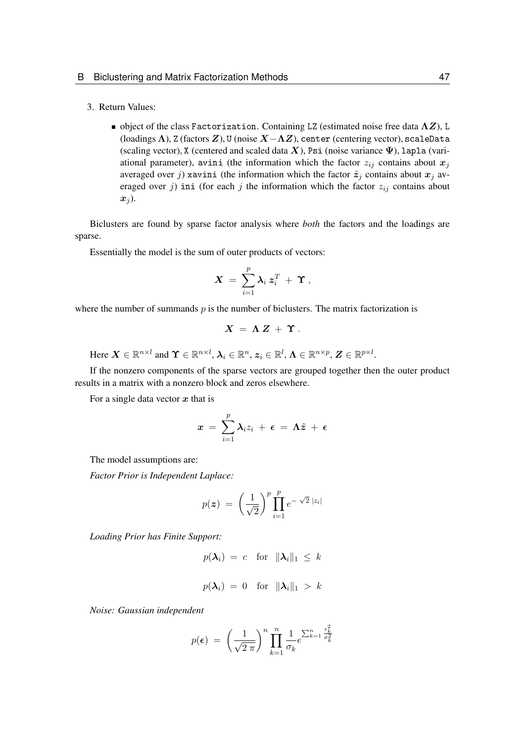3. Return Values:

   - object of the class `Factorization`. Containing `LZ` (estimated noise free data $\boldsymbol{\Lambda Z}$), `L` (loadings $\boldsymbol{\Lambda}$), `Z` (factors $\boldsymbol{Z}$), `U` (noise $\boldsymbol{X} - \boldsymbol{\Lambda Z}$), `center` (centering vector), `scaleData` (scaling vector), `X` (centered and scaled data $\boldsymbol{X}$), `Psi` (noise variance $\boldsymbol{\Psi}$), `lapla` (variational parameter), `avini` (the information which the factor $z_{ij}$ contains about $\boldsymbol{x}_j$ averaged over $j$) `xavini` (the information which the factor $\tilde{\boldsymbol{z}}_j$ contains about $\boldsymbol{x}_j$ averaged over $j$) `ini` (for each $j$ the information which the factor $z_{ij}$ contains about $\boldsymbol{x}_j$).

Biclusters are found by sparse factor analysis where *both* the factors and the loadings are sparse.

Essentially the model is the sum of outer products of vectors:

$$\boldsymbol{X} \ = \ \sum_{i=1}^{p} \boldsymbol{\lambda}_i \, \boldsymbol{z}_i^T \ + \ \boldsymbol{\Upsilon} \ ,$$

where the number of summands $p$ is the number of biclusters. The matrix factorization is

$$\boldsymbol{X} \ = \ \boldsymbol{\Lambda} \, \boldsymbol{Z} \ + \ \boldsymbol{\Upsilon} \ .$$

Here $\boldsymbol{X} \in \mathbb{R}^{n \times l}$ and $\boldsymbol{\Upsilon} \in \mathbb{R}^{n \times l}$, $\boldsymbol{\lambda}_i \in \mathbb{R}^n$, $\boldsymbol{z}_i \in \mathbb{R}^l$, $\boldsymbol{\Lambda} \in \mathbb{R}^{n \times p}$, $\boldsymbol{Z} \in \mathbb{R}^{p \times l}$.

If the nonzero components of the sparse vectors are grouped together then the outer product results in a matrix with a nonzero block and zeros elsewhere.

For a single data vector $\boldsymbol{x}$ that is

$$\boldsymbol{x} \ = \ \sum_{i=1}^{p} \boldsymbol{\lambda}_i z_i \ + \ \boldsymbol{\epsilon} \ = \ \boldsymbol{\Lambda} \tilde{\boldsymbol{z}} \ + \ \boldsymbol{\epsilon}$$

The model assumptions are:

*Factor Prior is Independent Laplace:*

$$p(\boldsymbol{z}) \ = \ \left( \frac{1}{\sqrt{2}} \right)^p \prod_{i=1}^{p} e^{- \sqrt{2} \ |z_i|}$$

*Loading Prior has Finite Support:*

$$p(\boldsymbol{\lambda}_i) \ = \ c \quad \text{for} \quad \|\boldsymbol{\lambda}_i\|_1 \ \leq \ k$$

$$p(\boldsymbol{\lambda}_i) \ = \ 0 \quad \text{for} \quad \|\boldsymbol{\lambda}_i\|_1 \ > \ k$$

*Noise: Gaussian independent*

$$p(\boldsymbol{\epsilon}) \ = \ \left( \frac{1}{\sqrt{2 \, \pi}} \right)^n \prod_{k=1}^{n} \frac{1}{\sigma_k} e^{\sum_{k=1}^{n} \frac{\epsilon_k^2}{\sigma_k^2}}$$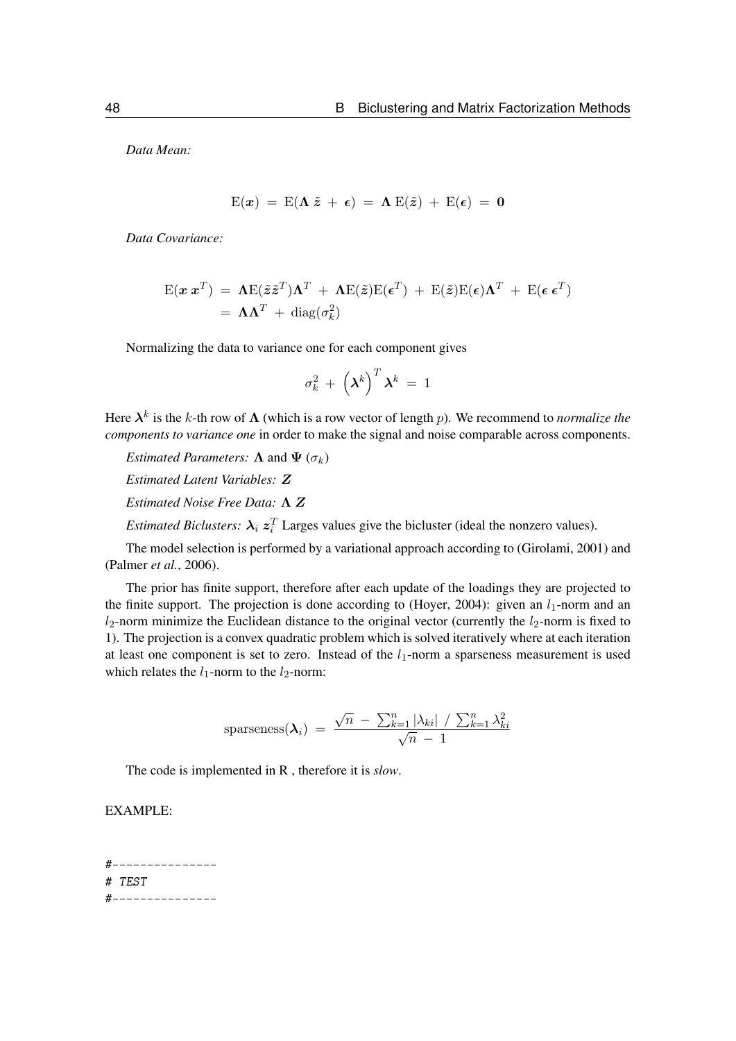*Data Mean:*

$$\mathrm{E}(\boldsymbol{x}) \;=\; \mathrm{E}(\boldsymbol{\Lambda}\,\tilde{\boldsymbol{z}} \;+\; \boldsymbol{\epsilon}) \;=\; \boldsymbol{\Lambda}\,\mathrm{E}(\tilde{\boldsymbol{z}}) \;+\; \mathrm{E}(\boldsymbol{\epsilon}) \;=\; \mathbf{0}$$

*Data Covariance:*

$$\begin{aligned}\mathrm{E}(\boldsymbol{x}\,\boldsymbol{x}^T) \;&=\; \boldsymbol{\Lambda}\mathrm{E}(\tilde{\boldsymbol{z}}\tilde{\boldsymbol{z}}^T)\boldsymbol{\Lambda}^T \;+\; \boldsymbol{\Lambda}\mathrm{E}(\tilde{\boldsymbol{z}})\mathrm{E}(\boldsymbol{\epsilon}^T) \;+\; \mathrm{E}(\tilde{\boldsymbol{z}})\mathrm{E}(\boldsymbol{\epsilon})\boldsymbol{\Lambda}^T \;+\; \mathrm{E}(\boldsymbol{\epsilon}\,\boldsymbol{\epsilon}^T)\\ &=\; \boldsymbol{\Lambda}\boldsymbol{\Lambda}^T \;+\; \mathrm{diag}(\sigma_k^2)\end{aligned}$$

Normalizing the data to variance one for each component gives

$$\sigma_k^2 \;+\; \left(\boldsymbol{\lambda}^k\right)^T \boldsymbol{\lambda}^k \;=\; 1$$

Here $\boldsymbol{\lambda}^k$ is the $k$-th row of $\boldsymbol{\Lambda}$ (which is a row vector of length $p$). We recommend to *normalize the components to variance one* in order to make the signal and noise comparable across components.

*Estimated Parameters:* $\boldsymbol{\Lambda}$ and $\boldsymbol{\Psi}$ ($\sigma_k$)

*Estimated Latent Variables:* $\boldsymbol{Z}$

*Estimated Noise Free Data:* $\boldsymbol{\Lambda}\,\boldsymbol{Z}$

*Estimated Biclusters:* $\boldsymbol{\lambda}_i\,\boldsymbol{z}_i^T$ Larges values give the bicluster (ideal the nonzero values).

The model selection is performed by a variational approach according to (Girolami, 2001) and (Palmer *et al.*, 2006).

The prior has finite support, therefore after each update of the loadings they are projected to the finite support. The projection is done according to (Hoyer, 2004): given an $l_1$-norm and an $l_2$-norm minimize the Euclidean distance to the original vector (currently the $l_2$-norm is fixed to 1). The projection is a convex quadratic problem which is solved iteratively where at each iteration at least one component is set to zero. Instead of the $l_1$-norm a sparseness measurement is used which relates the $l_1$-norm to the $l_2$-norm:

$$\mathrm{sparseness}(\boldsymbol{\lambda}_i) \;=\; \frac{\sqrt{n} \;-\; \sum_{k=1}^{n}|\lambda_{ki}| \;/\; \sum_{k=1}^{n}\lambda_{ki}^2}{\sqrt{n}\;-\;1}$$

The code is implemented in R , therefore it is *slow*.

EXAMPLE:

```
#---------------
# TEST
#---------------
```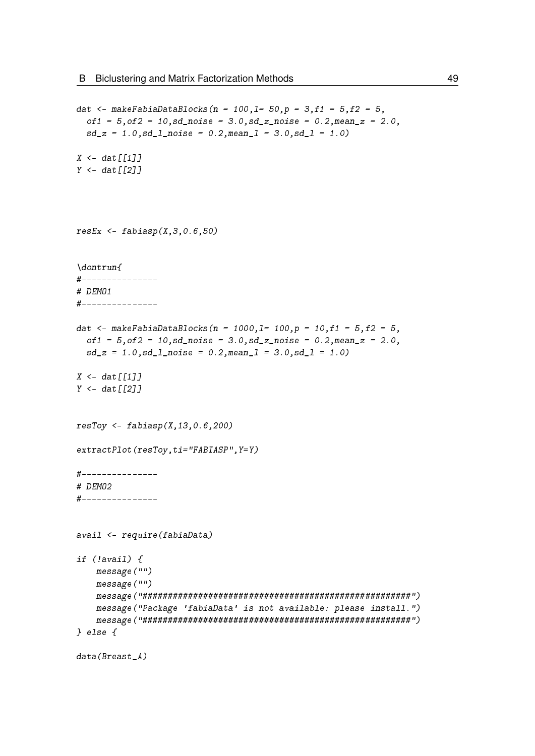```
dat <- makeFabiaDataBlocks(n = 100,l= 50,p = 3,f1 = 5,f2 = 5,
  of1 = 5,of2 = 10,sd_noise = 3.0,sd_z_noise = 0.2,mean_z = 2.0,
  sd_z = 1.0,sd_l_noise = 0.2,mean_l = 3.0,sd_l = 1.0)

X <- dat[[1]]
Y <- dat[[2]]




resEx <- fabiasp(X,3,0.6,50)


\dontrun{
#---------------
# DEMO1
#---------------

dat <- makeFabiaDataBlocks(n = 1000,l= 100,p = 10,f1 = 5,f2 = 5,
  of1 = 5,of2 = 10,sd_noise = 3.0,sd_z_noise = 0.2,mean_z = 2.0,
  sd_z = 1.0,sd_l_noise = 0.2,mean_l = 3.0,sd_l = 1.0)

X <- dat[[1]]
Y <- dat[[2]]


resToy <- fabiasp(X,13,0.6,200)

extractPlot(resToy,ti="FABIASP",Y=Y)

#---------------
# DEMO2
#---------------


avail <- require(fabiaData)

if (!avail) {
    message("")
    message("")
    message("#####################################################")
    message("Package 'fabiaData' is not available: please install.")
    message("#####################################################")
} else {

data(Breast_A)
```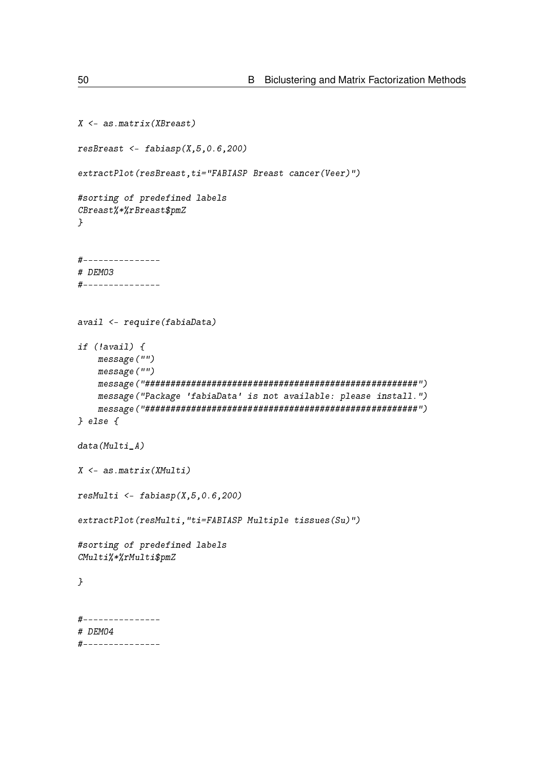```
X <- as.matrix(XBreast)

resBreast <- fabiasp(X,5,0.6,200)

extractPlot(resBreast,ti="FABIASP Breast cancer(Veer)")

#sorting of predefined labels
CBreast%*%rBreast$pmZ
}


#---------------
# DEMO3
#---------------


avail <- require(fabiaData)

if (!avail) {
    message("")
    message("")
    message("#####################################################")
    message("Package 'fabiaData' is not available: please install.")
    message("#####################################################")
} else {

data(Multi_A)

X <- as.matrix(XMulti)

resMulti <- fabiasp(X,5,0.6,200)

extractPlot(resMulti,"ti=FABIASP Multiple tissues(Su)")

#sorting of predefined labels
CMulti%*%rMulti$pmZ

}


#---------------
# DEMO4
#---------------
```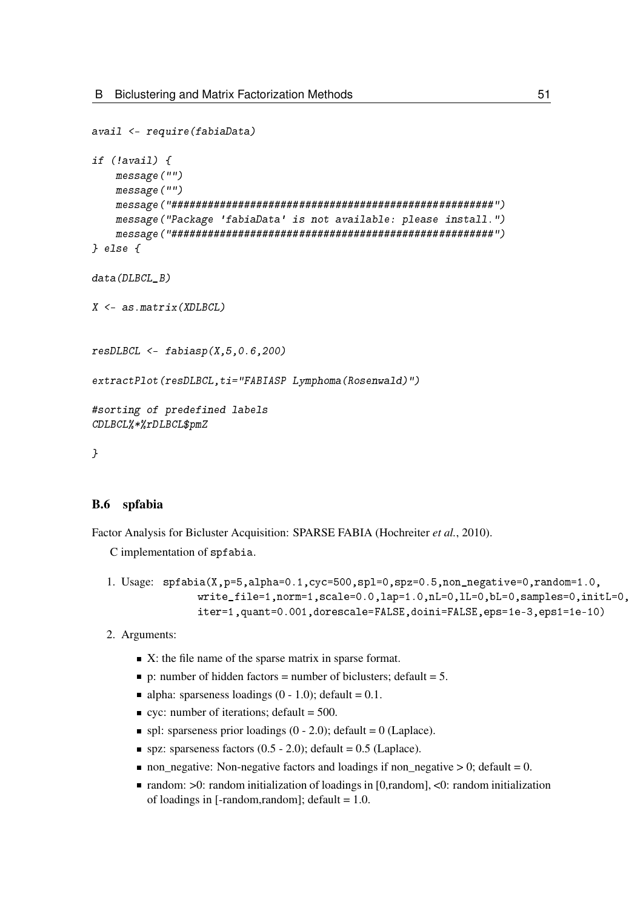```
avail <- require(fabiaData)

if (!avail) {
    message("")
    message("")
    message("#####################################################")
    message("Package 'fabiaData' is not available: please install.")
    message("#####################################################")
} else {

data(DLBCL_B)

X <- as.matrix(XDLBCL)


resDLBCL <- fabiasp(X,5,0.6,200)

extractPlot(resDLBCL,ti="FABIASP Lymphoma(Rosenwald)")

#sorting of predefined labels
CDLBCL%*%rDLBCL$pmZ

}
```

### B.6 spfabia

Factor Analysis for Bicluster Acquisition: SPARSE FABIA (Hochreiter *et al.*, 2010).

C implementation of `spfabia`.

1. Usage:
```
spfabia(X,p=5,alpha=0.1,cyc=500,spl=0,spz=0.5,non_negative=0,random=1.0,
        write_file=1,norm=1,scale=0.0,lap=1.0,nL=0,lL=0,bL=0,samples=0,initL=0,
        iter=1,quant=0.001,dorescale=FALSE,doini=FALSE,eps=1e-3,eps1=1e-10)
```

2. Arguments:

   - X: the file name of the sparse matrix in sparse format.
   - p: number of hidden factors = number of biclusters; default = 5.
   - alpha: sparseness loadings (0 - 1.0); default = 0.1.
   - cyc: number of iterations; default = 500.
   - spl: sparseness prior loadings (0 - 2.0); default = 0 (Laplace).
   - spz: sparseness factors (0.5 - 2.0); default = 0.5 (Laplace).
   - non_negative: Non-negative factors and loadings if non_negative > 0; default = 0.
   - random: >0: random initialization of loadings in [0,random], <0: random initialization of loadings in [-random,random]; default = 1.0.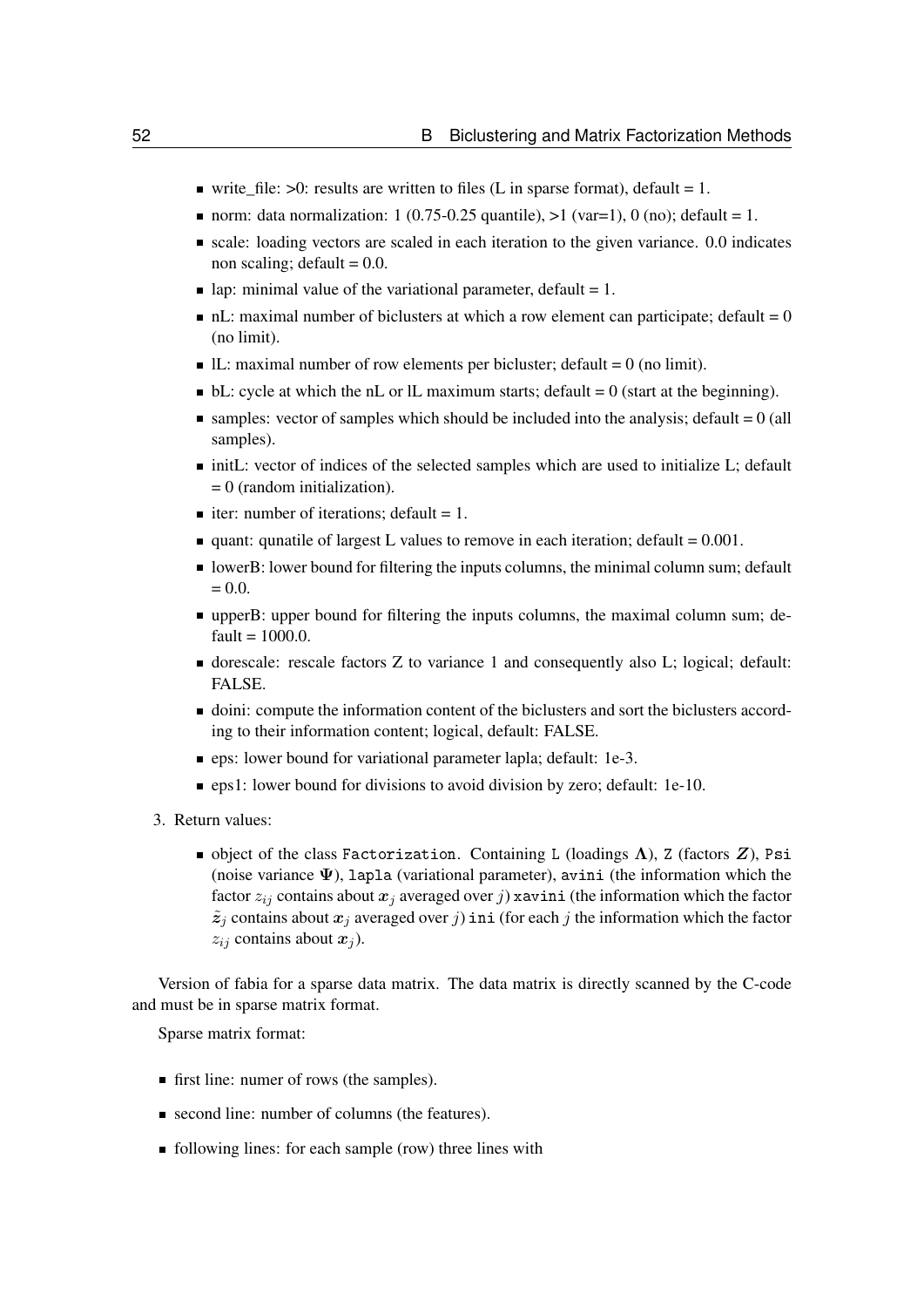- write_file: >0: results are written to files (L in sparse format), default = 1.
- norm: data normalization: 1 (0.75-0.25 quantile), >1 (var=1), 0 (no); default = 1.
- scale: loading vectors are scaled in each iteration to the given variance. 0.0 indicates non scaling; default = 0.0.
- lap: minimal value of the variational parameter, default = 1.
- nL: maximal number of biclusters at which a row element can participate; default = 0 (no limit).
- lL: maximal number of row elements per bicluster; default = 0 (no limit).
- bL: cycle at which the nL or lL maximum starts; default = 0 (start at the beginning).
- samples: vector of samples which should be included into the analysis; default = 0 (all samples).
- initL: vector of indices of the selected samples which are used to initialize L; default = 0 (random initialization).
- iter: number of iterations; default = 1.
- quant: qunatile of largest L values to remove in each iteration; default = 0.001.
- lowerB: lower bound for filtering the inputs columns, the minimal column sum; default = 0.0.
- upperB: upper bound for filtering the inputs columns, the maximal column sum; default = 1000.0.
- dorescale: rescale factors Z to variance 1 and consequently also L; logical; default: FALSE.
- doini: compute the information content of the biclusters and sort the biclusters according to their information content; logical, default: FALSE.
- eps: lower bound for variational parameter lapla; default: 1e-3.
- eps1: lower bound for divisions to avoid division by zero; default: 1e-10.

3. Return values:

   - object of the class `Factorization`. Containing `L` (loadings $\mathbf{\Lambda}$), `Z` (factors $\boldsymbol{Z}$), `Psi` (noise variance $\mathbf{\Psi}$), `lapla` (variational parameter), `avini` (the information which the factor $z_{ij}$ contains about $\boldsymbol{x}_j$ averaged over $j$) `xavini` (the information which the factor $\tilde{\boldsymbol{z}}_j$ contains about $\boldsymbol{x}_j$ averaged over $j$) `ini` (for each $j$ the information which the factor $z_{ij}$ contains about $\boldsymbol{x}_j$).

Version of fabia for a sparse data matrix. The data matrix is directly scanned by the C-code and must be in sparse matrix format.

Sparse matrix format:

- first line: numer of rows (the samples).
- second line: number of columns (the features).
- following lines: for each sample (row) three lines with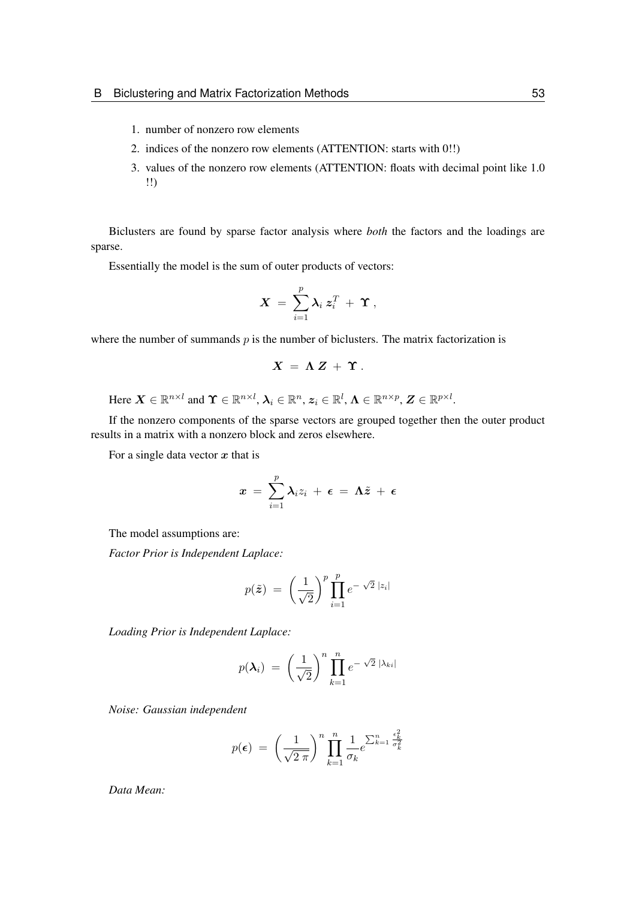1. number of nonzero row elements
2. indices of the nonzero row elements (ATTENTION: starts with 0!!)
3. values of the nonzero row elements (ATTENTION: floats with decimal point like 1.0 !!)

Biclusters are found by sparse factor analysis where *both* the factors and the loadings are sparse.

Essentially the model is the sum of outer products of vectors:

$$\boldsymbol{X} \ = \ \sum_{i=1}^{p} \boldsymbol{\lambda}_i \, \boldsymbol{z}_i^T \ + \ \boldsymbol{\Upsilon} \, ,$$

where the number of summands $p$ is the number of biclusters. The matrix factorization is

$$\boldsymbol{X} \ = \ \boldsymbol{\Lambda} \, \boldsymbol{Z} \ + \ \boldsymbol{\Upsilon} \, .$$

Here $\boldsymbol{X} \in \mathbb{R}^{n \times l}$ and $\boldsymbol{\Upsilon} \in \mathbb{R}^{n \times l}$, $\boldsymbol{\lambda}_i \in \mathbb{R}^n$, $\boldsymbol{z}_i \in \mathbb{R}^l$, $\boldsymbol{\Lambda} \in \mathbb{R}^{n \times p}$, $\boldsymbol{Z} \in \mathbb{R}^{p \times l}$.

If the nonzero components of the sparse vectors are grouped together then the outer product results in a matrix with a nonzero block and zeros elsewhere.

For a single data vector $\boldsymbol{x}$ that is

$$\boldsymbol{x} \ = \ \sum_{i=1}^{p} \boldsymbol{\lambda}_i z_i \ + \ \boldsymbol{\epsilon} \ = \ \boldsymbol{\Lambda} \tilde{\boldsymbol{z}} \ + \ \boldsymbol{\epsilon}$$

The model assumptions are:

*Factor Prior is Independent Laplace:*

$$p(\tilde{\boldsymbol{z}}) \ = \ \left( \frac{1}{\sqrt{2}} \right)^p \prod_{i=1}^{p} e^{- \sqrt{2} \ |z_i|}$$

*Loading Prior is Independent Laplace:*

$$p(\boldsymbol{\lambda}_i) \ = \ \left( \frac{1}{\sqrt{2}} \right)^n \prod_{k=1}^{n} e^{- \sqrt{2} \ |\lambda_{ki}|}$$

*Noise: Gaussian independent*

$$p(\boldsymbol{\epsilon}) \ = \ \left( \frac{1}{\sqrt{2 \, \pi}} \right)^n \prod_{k=1}^{n} \frac{1}{\sigma_k} e^{\sum_{k=1}^{n} \frac{\epsilon_k^2}{\sigma_k^2}}$$

*Data Mean:*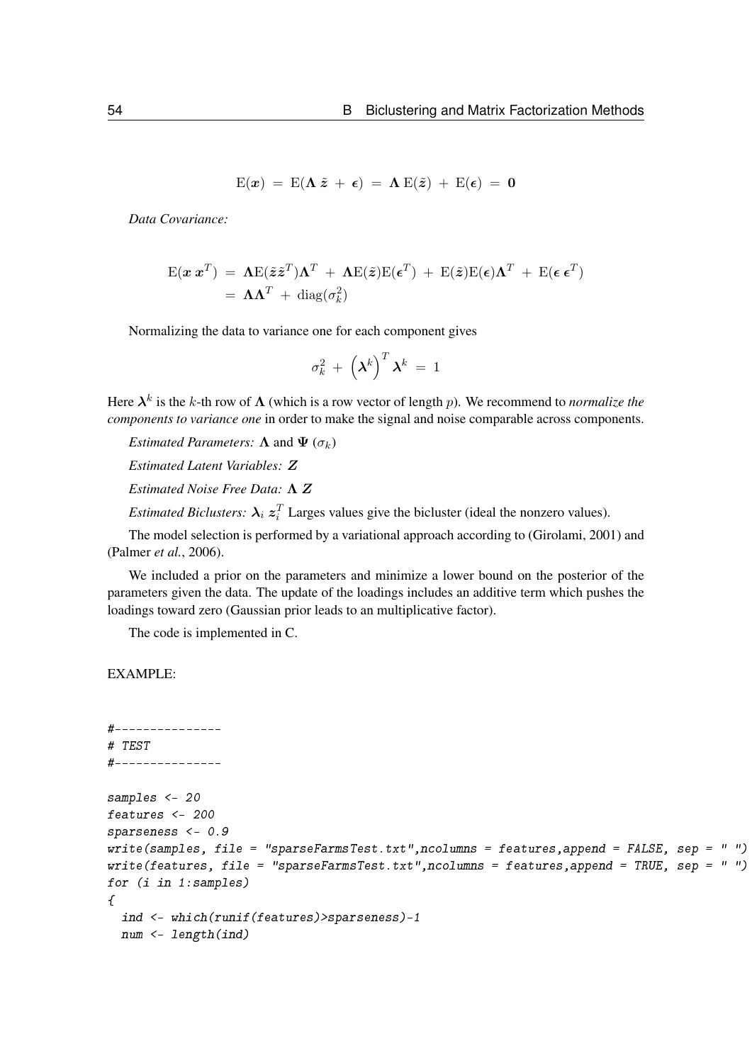$$\mathrm{E}(\boldsymbol{x}) \;=\; \mathrm{E}(\boldsymbol{\Lambda}\,\tilde{\boldsymbol{z}} \;+\; \boldsymbol{\epsilon}) \;=\; \boldsymbol{\Lambda}\,\mathrm{E}(\tilde{\boldsymbol{z}}) \;+\; \mathrm{E}(\boldsymbol{\epsilon}) \;=\; \boldsymbol{0}$$

*Data Covariance:*

$$\begin{aligned}
\mathrm{E}(\boldsymbol{x}\,\boldsymbol{x}^T) \;&=\; \boldsymbol{\Lambda}\mathrm{E}(\tilde{\boldsymbol{z}}\tilde{\boldsymbol{z}}^T)\boldsymbol{\Lambda}^T \;+\; \boldsymbol{\Lambda}\mathrm{E}(\tilde{\boldsymbol{z}})\mathrm{E}(\boldsymbol{\epsilon}^T) \;+\; \mathrm{E}(\tilde{\boldsymbol{z}})\mathrm{E}(\boldsymbol{\epsilon})\boldsymbol{\Lambda}^T \;+\; \mathrm{E}(\boldsymbol{\epsilon}\,\boldsymbol{\epsilon}^T) \\
&=\; \boldsymbol{\Lambda}\boldsymbol{\Lambda}^T \;+\; \mathrm{diag}(\sigma_k^2)
\end{aligned}$$

Normalizing the data to variance one for each component gives

$$\sigma_k^2 \;+\; \left(\boldsymbol{\lambda}^k\right)^T \boldsymbol{\lambda}^k \;=\; 1$$

Here $\boldsymbol{\lambda}^k$ is the $k$-th row of $\boldsymbol{\Lambda}$ (which is a row vector of length $p$). We recommend to *normalize the components to variance one* in order to make the signal and noise comparable across components.

*Estimated Parameters:* $\boldsymbol{\Lambda}$ and $\boldsymbol{\Psi}$ ($\sigma_k$)

*Estimated Latent Variables:* $\boldsymbol{Z}$

*Estimated Noise Free Data:* $\boldsymbol{\Lambda}\,\boldsymbol{Z}$

*Estimated Biclusters:* $\boldsymbol{\lambda}_i\,\boldsymbol{z}_i^T$ Larges values give the bicluster (ideal the nonzero values).

The model selection is performed by a variational approach according to (Girolami, 2001) and (Palmer *et al.*, 2006).

We included a prior on the parameters and minimize a lower bound on the posterior of the parameters given the data. The update of the loadings includes an additive term which pushes the loadings toward zero (Gaussian prior leads to an multiplicative factor).

The code is implemented in C.

EXAMPLE:

```
#---------------
# TEST
#---------------

samples <- 20
features <- 200
sparseness <- 0.9
write(samples, file = "sparseFarmsTest.txt",ncolumns = features,append = FALSE, sep = " ")
write(features, file = "sparseFarmsTest.txt",ncolumns = features,append = TRUE, sep = " ")
for (i in 1:samples)
{
  ind <- which(runif(features)>sparseness)-1
  num <- length(ind)
```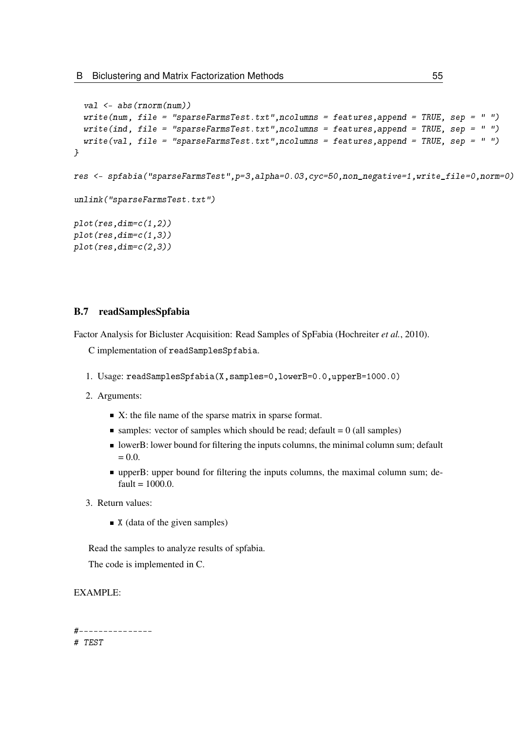```
  val <- abs(rnorm(num))
  write(num, file = "sparseFarmsTest.txt",ncolumns = features,append = TRUE, sep = " ")
  write(ind, file = "sparseFarmsTest.txt",ncolumns = features,append = TRUE, sep = " ")
  write(val, file = "sparseFarmsTest.txt",ncolumns = features,append = TRUE, sep = " ")
}

res <- spfabia("sparseFarmsTest",p=3,alpha=0.03,cyc=50,non_negative=1,write_file=0,norm=0)

unlink("sparseFarmsTest.txt")

plot(res,dim=c(1,2))
plot(res,dim=c(1,3))
plot(res,dim=c(2,3))
```

## B.7 readSamplesSpfabia

Factor Analysis for Bicluster Acquisition: Read Samples of SpFabia (Hochreiter *et al.*, 2010).

C implementation of `readSamplesSpfabia`.

1. Usage: `readSamplesSpfabia(X,samples=0,lowerB=0.0,upperB=1000.0)`
2. Arguments:
   - X: the file name of the sparse matrix in sparse format.
   - samples: vector of samples which should be read; default = 0 (all samples)
   - lowerB: lower bound for filtering the inputs columns, the minimal column sum; default = 0.0.
   - upperB: upper bound for filtering the inputs columns, the maximal column sum; default = 1000.0.
3. Return values:
   - `X` (data of the given samples)

Read the samples to analyze results of spfabia.

The code is implemented in C.

EXAMPLE:

```
#---------------
# TEST
```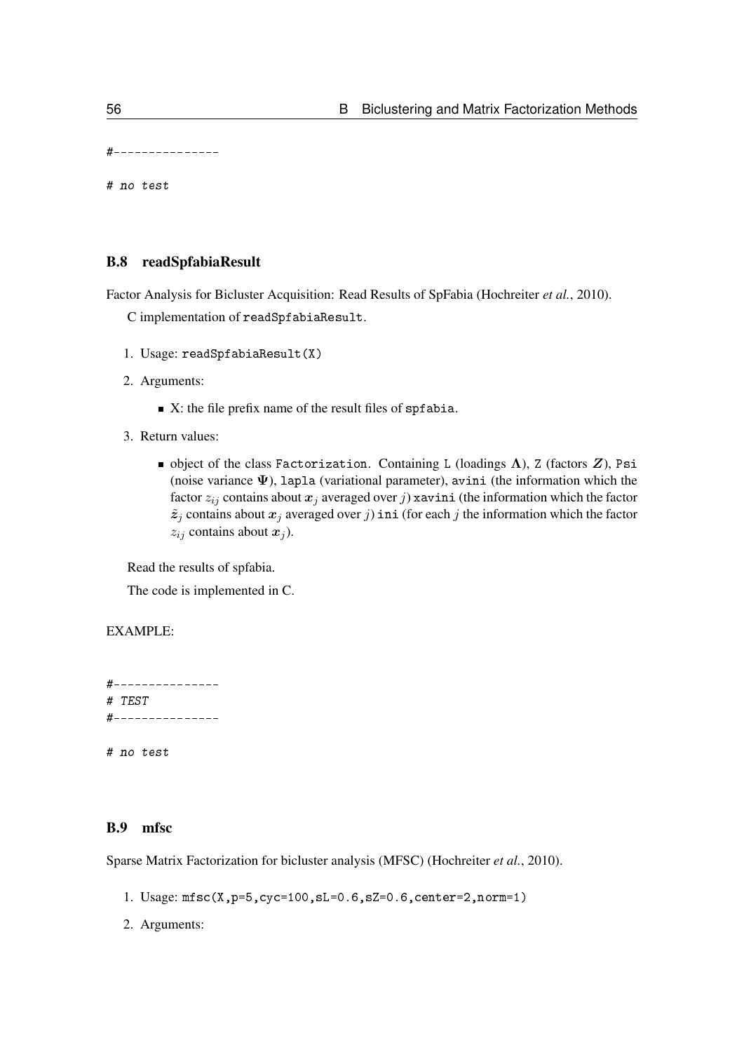```
#---------------

# no test
```

## B.8 readSpfabiaResult

Factor Analysis for Bicluster Acquisition: Read Results of SpFabia (Hochreiter *et al.*, 2010).

C implementation of `readSpfabiaResult`.

1. Usage: `readSpfabiaResult(X)`
2. Arguments:
   - X: the file prefix name of the result files of `spfabia`.
3. Return values:
   - object of the class `Factorization`. Containing `L` (loadings $\boldsymbol{\Lambda}$), `Z` (factors $\boldsymbol{Z}$), `Psi` (noise variance $\boldsymbol{\Psi}$), `lapla` (variational parameter), `avini` (the information which the factor $z_{ij}$ contains about $\boldsymbol{x}_j$ averaged over $j$) `xavini` (the information which the factor $\tilde{\boldsymbol{z}}_j$ contains about $\boldsymbol{x}_j$ averaged over $j$) `ini` (for each $j$ the information which the factor $z_{ij}$ contains about $\boldsymbol{x}_j$).

Read the results of spfabia.

The code is implemented in C.

EXAMPLE:

```
#---------------
# TEST
#---------------

# no test
```

## B.9 mfsc

Sparse Matrix Factorization for bicluster analysis (MFSC) (Hochreiter *et al.*, 2010).

1. Usage: `mfsc(X,p=5,cyc=100,sL=0.6,sZ=0.6,center=2,norm=1)`
2. Arguments: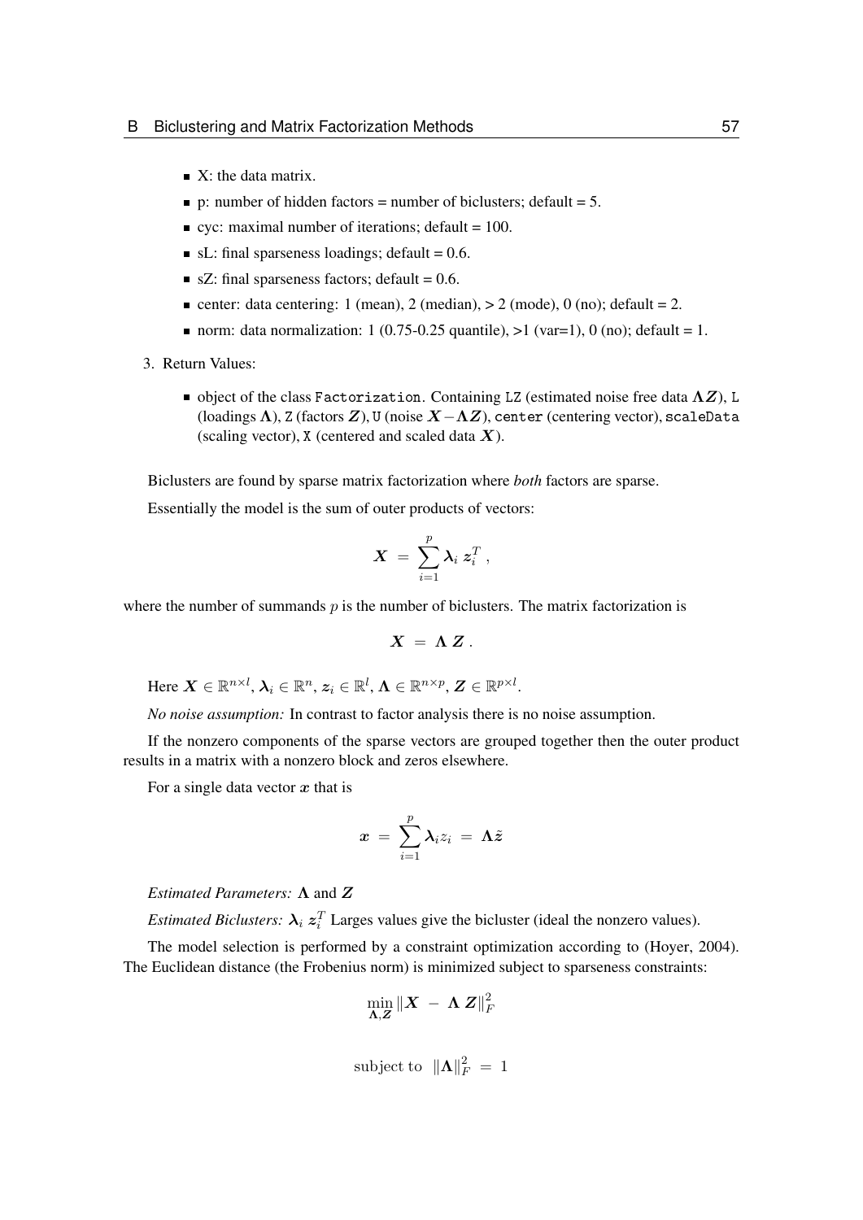- X: the data matrix.
- p: number of hidden factors = number of biclusters; default = 5.
- cyc: maximal number of iterations; default = 100.
- sL: final sparseness loadings; default = 0.6.
- sZ: final sparseness factors; default = 0.6.
- center: data centering: 1 (mean), 2 (median), > 2 (mode), 0 (no); default = 2.
- norm: data normalization: 1 (0.75-0.25 quantile), >1 (var=1), 0 (no); default = 1.

3. Return Values:

   - object of the class `Factorization`. Containing `LZ` (estimated noise free data $\boldsymbol{\Lambda} \boldsymbol{Z}$), `L` (loadings $\boldsymbol{\Lambda}$), `Z` (factors $\boldsymbol{Z}$), `U` (noise $\boldsymbol{X} - \boldsymbol{\Lambda} \boldsymbol{Z}$), `center` (centering vector), `scaleData` (scaling vector), `X` (centered and scaled data $\boldsymbol{X}$).

Biclusters are found by sparse matrix factorization where *both* factors are sparse.

Essentially the model is the sum of outer products of vectors:

$$\boldsymbol{X} \ = \ \sum_{i=1}^{p} \boldsymbol{\lambda}_i \, \boldsymbol{z}_i^T \ ,$$

where the number of summands $p$ is the number of biclusters. The matrix factorization is

$$\boldsymbol{X} \ = \ \boldsymbol{\Lambda} \, \boldsymbol{Z} \ .$$

Here $\boldsymbol{X} \in \mathbb{R}^{n \times l}$, $\boldsymbol{\lambda}_i \in \mathbb{R}^n$, $\boldsymbol{z}_i \in \mathbb{R}^l$, $\boldsymbol{\Lambda} \in \mathbb{R}^{n \times p}$, $\boldsymbol{Z} \in \mathbb{R}^{p \times l}$.

*No noise assumption:* In contrast to factor analysis there is no noise assumption.

If the nonzero components of the sparse vectors are grouped together then the outer product results in a matrix with a nonzero block and zeros elsewhere.

For a single data vector $\boldsymbol{x}$ that is

$$\boldsymbol{x} \ = \ \sum_{i=1}^{p} \boldsymbol{\lambda}_i z_i \ = \ \boldsymbol{\Lambda} \tilde{\boldsymbol{z}}$$

*Estimated Parameters:* $\boldsymbol{\Lambda}$ and $\boldsymbol{Z}$

*Estimated Biclusters:* $\boldsymbol{\lambda}_i \, \boldsymbol{z}_i^T$ Larges values give the bicluster (ideal the nonzero values).

The model selection is performed by a constraint optimization according to (Hoyer, 2004). The Euclidean distance (the Frobenius norm) is minimized subject to sparseness constraints:

$$\min_{\boldsymbol{\Lambda}, \boldsymbol{Z}} \| \boldsymbol{X} \ - \ \boldsymbol{\Lambda} \, \boldsymbol{Z} \|_F^2$$

$$\text{subject to} \ \ \| \boldsymbol{\Lambda} \|_F^2 \ = \ 1$$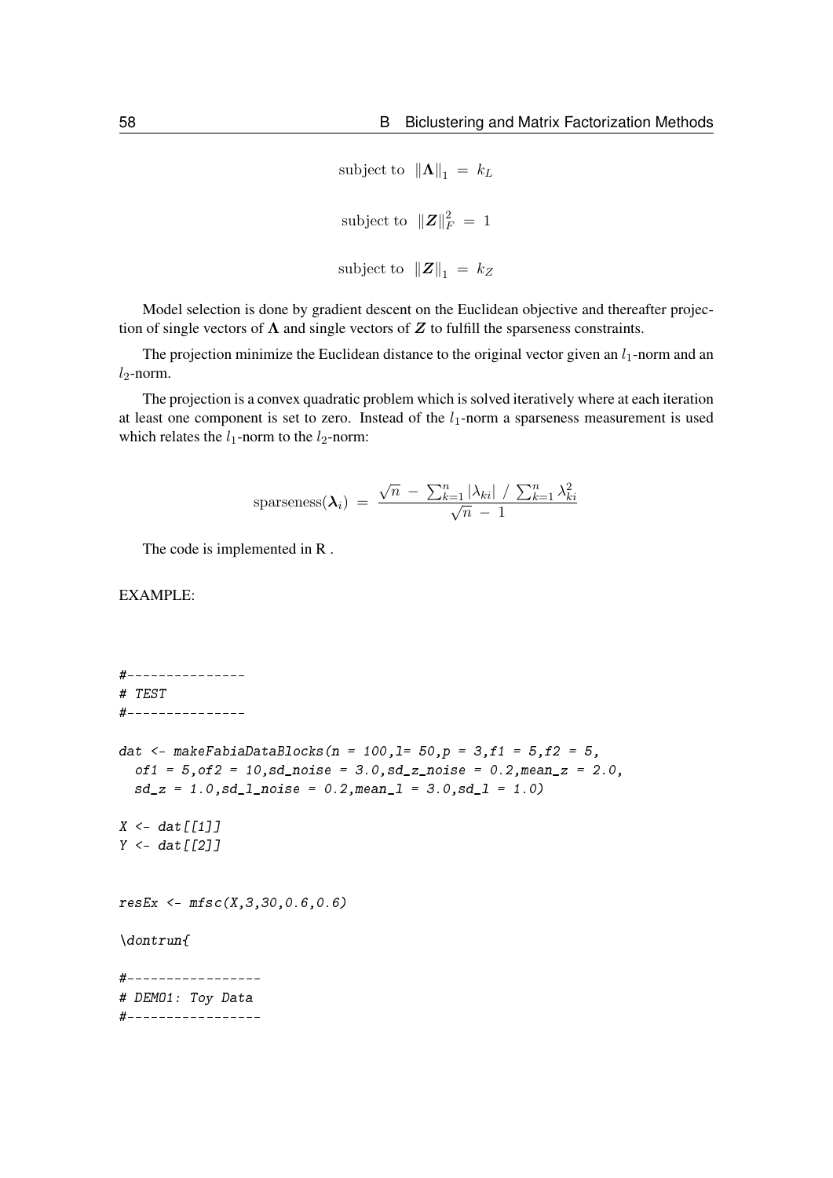$$\text{subject to} \;\; \|\mathbf{\Lambda}\|_1 \; = \; k_L$$

$$\text{subject to} \;\; \|\boldsymbol{Z}\|_F^2 \; = \; 1$$

$$\text{subject to} \;\; \|\boldsymbol{Z}\|_1 \; = \; k_Z$$

Model selection is done by gradient descent on the Euclidean objective and thereafter projection of single vectors of $\mathbf{\Lambda}$ and single vectors of $\boldsymbol{Z}$ to fulfill the sparseness constraints.

The projection minimize the Euclidean distance to the original vector given an $l_1$-norm and an $l_2$-norm.

The projection is a convex quadratic problem which is solved iteratively where at each iteration at least one component is set to zero. Instead of the $l_1$-norm a sparseness measurement is used which relates the $l_1$-norm to the $l_2$-norm:

$$\text{sparseness}(\boldsymbol{\lambda}_i) \; = \; \frac{\sqrt{n} \; - \; \sum_{k=1}^{n} |\lambda_{ki}| \; / \; \sum_{k=1}^{n} \lambda_{ki}^2}{\sqrt{n} \; - \; 1}$$

The code is implemented in R .

EXAMPLE:

```
#---------------
# TEST
#---------------

dat <- makeFabiaDataBlocks(n = 100,l= 50,p = 3,f1 = 5,f2 = 5,
  of1 = 5,of2 = 10,sd_noise = 3.0,sd_z_noise = 0.2,mean_z = 2.0,
  sd_z = 1.0,sd_l_noise = 0.2,mean_l = 3.0,sd_l = 1.0)

X <- dat[[1]]
Y <- dat[[2]]


resEx <- mfsc(X,3,30,0.6,0.6)

\dontrun{

#-----------------
# DEMO1: Toy Data
#-----------------
```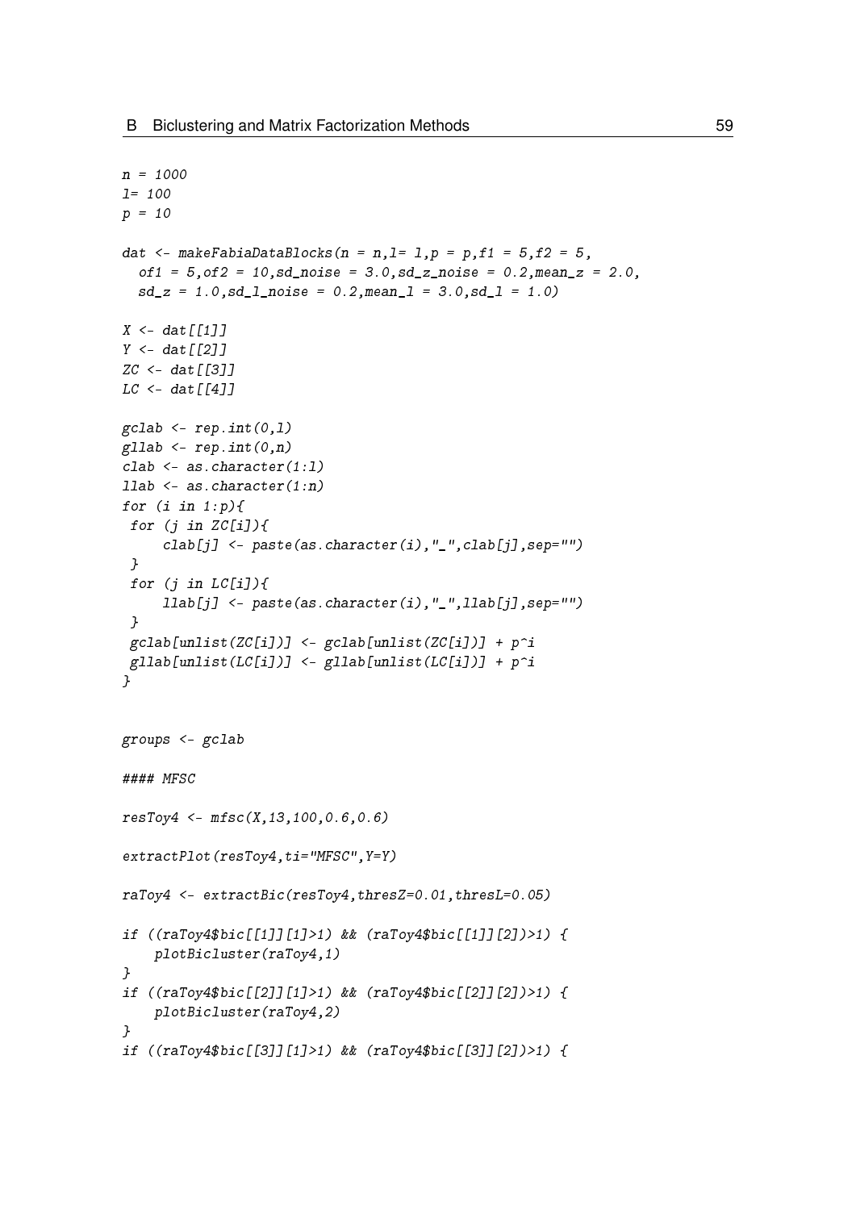```
n = 1000
l= 100
p = 10

dat <- makeFabiaDataBlocks(n = n,l= l,p = p,f1 = 5,f2 = 5,
  of1 = 5,of2 = 10,sd_noise = 3.0,sd_z_noise = 0.2,mean_z = 2.0,
  sd_z = 1.0,sd_l_noise = 0.2,mean_l = 3.0,sd_l = 1.0)

X <- dat[[1]]
Y <- dat[[2]]
ZC <- dat[[3]]
LC <- dat[[4]]

gclab <- rep.int(0,l)
gllab <- rep.int(0,n)
clab <- as.character(1:l)
llab <- as.character(1:n)
for (i in 1:p){
 for (j in ZC[i]){
     clab[j] <- paste(as.character(i),"_",clab[j],sep="")
 }
 for (j in LC[i]){
     llab[j] <- paste(as.character(i),"_",llab[j],sep="")
 }
 gclab[unlist(ZC[i])] <- gclab[unlist(ZC[i])] + p^i
 gllab[unlist(LC[i])] <- gllab[unlist(LC[i])] + p^i
}


groups <- gclab

#### MFSC

resToy4 <- mfsc(X,13,100,0.6,0.6)

extractPlot(resToy4,ti="MFSC",Y=Y)

raToy4 <- extractBic(resToy4,thresZ=0.01,thresL=0.05)

if ((raToy4$bic[[1]][1]>1) && (raToy4$bic[[1]][2])>1) {
    plotBicluster(raToy4,1)
}
if ((raToy4$bic[[2]][1]>1) && (raToy4$bic[[2]][2])>1) {
    plotBicluster(raToy4,2)
}
if ((raToy4$bic[[3]][1]>1) && (raToy4$bic[[3]][2])>1) {
```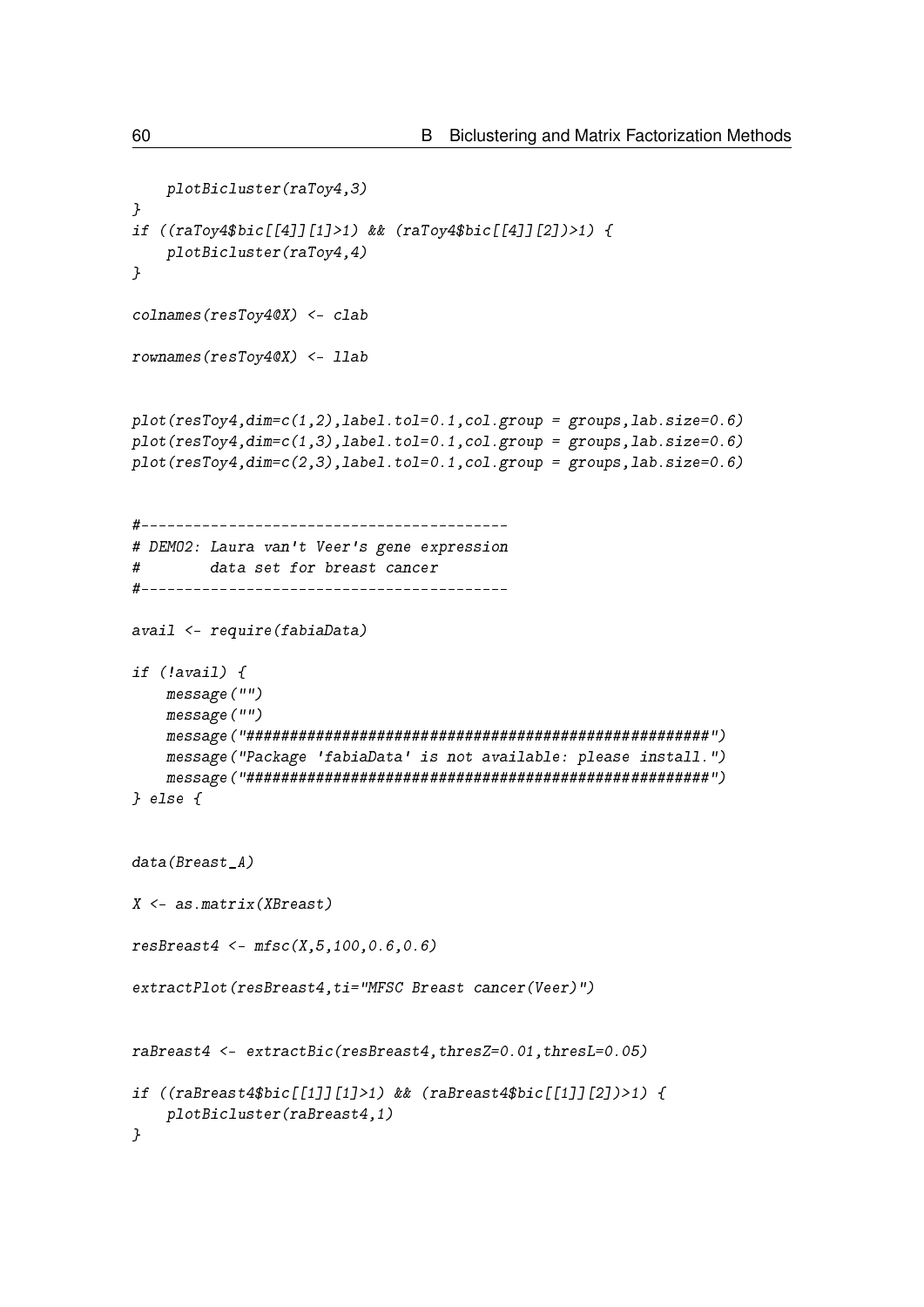```
    plotBicluster(raToy4,3)
}
if ((raToy4$bic[[4]][1]>1) && (raToy4$bic[[4]][2])>1) {
    plotBicluster(raToy4,4)
}

colnames(resToy4@X) <- clab

rownames(resToy4@X) <- llab


plot(resToy4,dim=c(1,2),label.tol=0.1,col.group = groups,lab.size=0.6)
plot(resToy4,dim=c(1,3),label.tol=0.1,col.group = groups,lab.size=0.6)
plot(resToy4,dim=c(2,3),label.tol=0.1,col.group = groups,lab.size=0.6)


#------------------------------------------
# DEMO2: Laura van't Veer's gene expression
#        data set for breast cancer
#------------------------------------------

avail <- require(fabiaData)

if (!avail) {
    message("")
    message("")
    message("#####################################################")
    message("Package 'fabiaData' is not available: please install.")
    message("#####################################################")
} else {


data(Breast_A)

X <- as.matrix(XBreast)

resBreast4 <- mfsc(X,5,100,0.6,0.6)

extractPlot(resBreast4,ti="MFSC Breast cancer(Veer)")


raBreast4 <- extractBic(resBreast4,thresZ=0.01,thresL=0.05)

if ((raBreast4$bic[[1]][1]>1) && (raBreast4$bic[[1]][2])>1) {
    plotBicluster(raBreast4,1)
}
```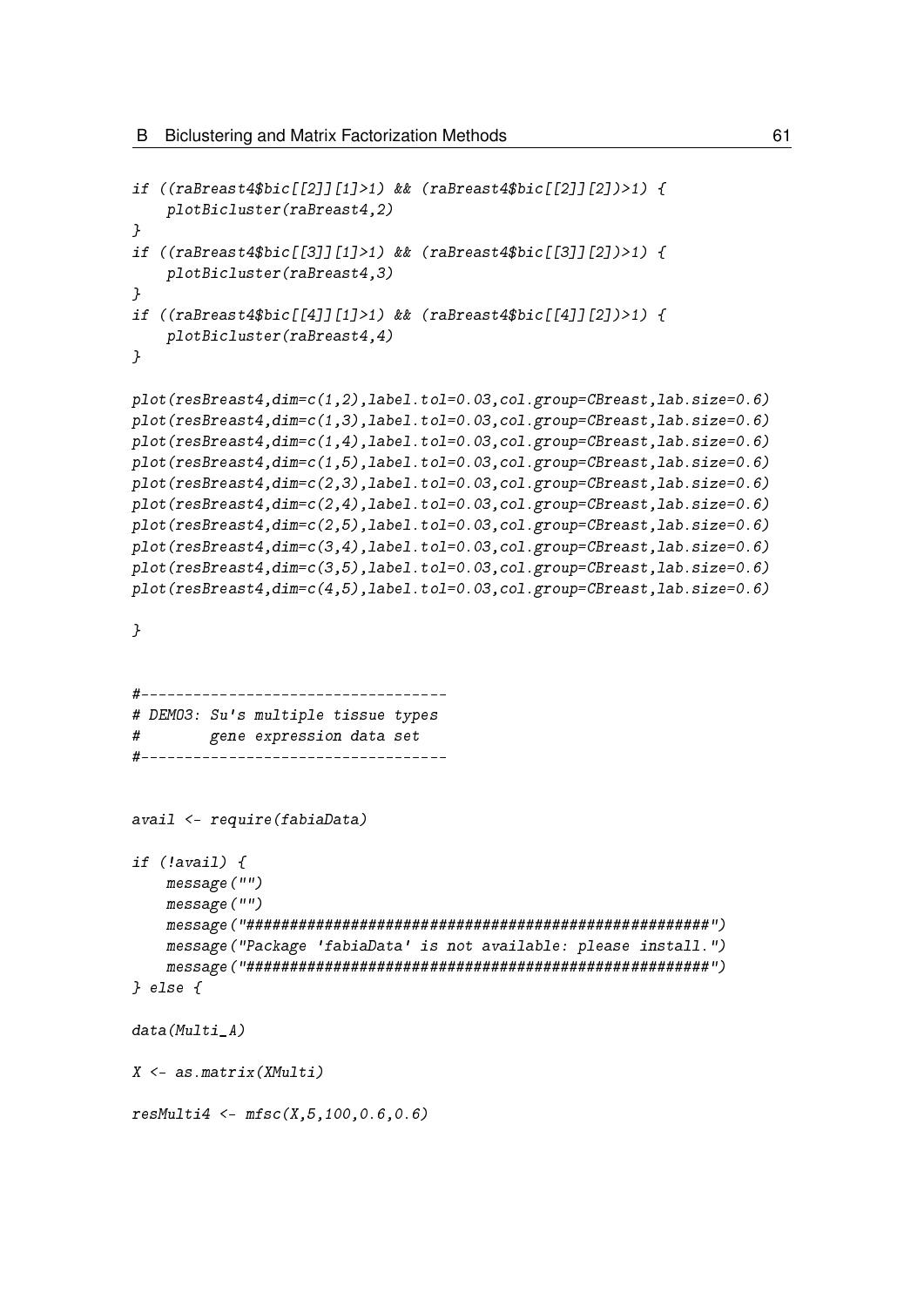```
if ((raBreast4$bic[[2]][1]>1) && (raBreast4$bic[[2]][2])>1) {
    plotBicluster(raBreast4,2)
}
if ((raBreast4$bic[[3]][1]>1) && (raBreast4$bic[[3]][2])>1) {
    plotBicluster(raBreast4,3)
}
if ((raBreast4$bic[[4]][1]>1) && (raBreast4$bic[[4]][2])>1) {
    plotBicluster(raBreast4,4)
}

plot(resBreast4,dim=c(1,2),label.tol=0.03,col.group=CBreast,lab.size=0.6)
plot(resBreast4,dim=c(1,3),label.tol=0.03,col.group=CBreast,lab.size=0.6)
plot(resBreast4,dim=c(1,4),label.tol=0.03,col.group=CBreast,lab.size=0.6)
plot(resBreast4,dim=c(1,5),label.tol=0.03,col.group=CBreast,lab.size=0.6)
plot(resBreast4,dim=c(2,3),label.tol=0.03,col.group=CBreast,lab.size=0.6)
plot(resBreast4,dim=c(2,4),label.tol=0.03,col.group=CBreast,lab.size=0.6)
plot(resBreast4,dim=c(2,5),label.tol=0.03,col.group=CBreast,lab.size=0.6)
plot(resBreast4,dim=c(3,4),label.tol=0.03,col.group=CBreast,lab.size=0.6)
plot(resBreast4,dim=c(3,5),label.tol=0.03,col.group=CBreast,lab.size=0.6)
plot(resBreast4,dim=c(4,5),label.tol=0.03,col.group=CBreast,lab.size=0.6)

}


#-----------------------------------
# DEMO3: Su's multiple tissue types
#        gene expression data set
#-----------------------------------


avail <- require(fabiaData)

if (!avail) {
    message("")
    message("")
    message("#####################################################")
    message("Package 'fabiaData' is not available: please install.")
    message("#####################################################")
} else {

data(Multi_A)

X <- as.matrix(XMulti)

resMulti4 <- mfsc(X,5,100,0.6,0.6)
```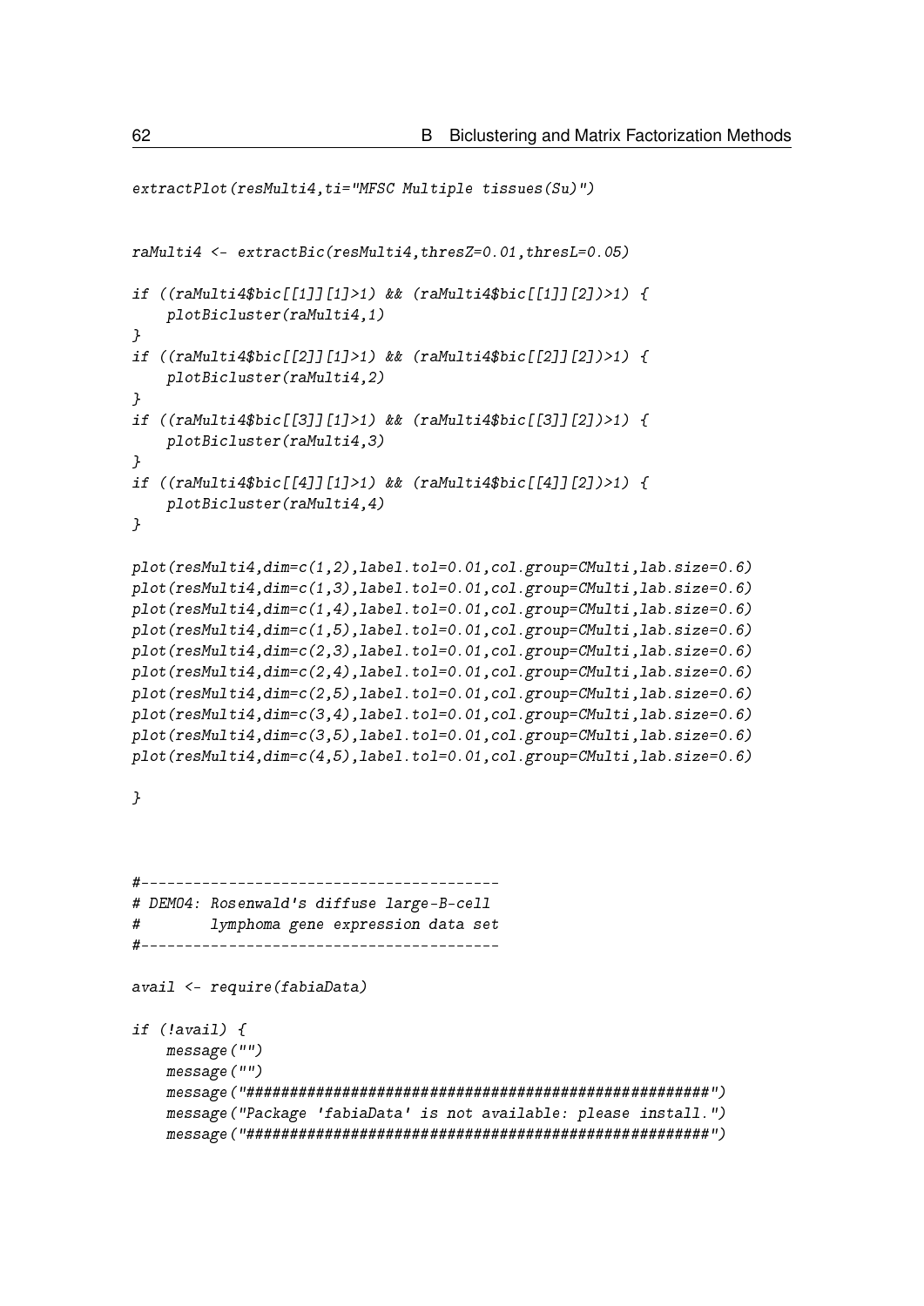```
extractPlot(resMulti4,ti="MFSC Multiple tissues(Su)")


raMulti4 <- extractBic(resMulti4,thresZ=0.01,thresL=0.05)

if ((raMulti4$bic[[1]][1]>1) && (raMulti4$bic[[1]][2])>1) {
    plotBicluster(raMulti4,1)
}
if ((raMulti4$bic[[2]][1]>1) && (raMulti4$bic[[2]][2])>1) {
    plotBicluster(raMulti4,2)
}
if ((raMulti4$bic[[3]][1]>1) && (raMulti4$bic[[3]][2])>1) {
    plotBicluster(raMulti4,3)
}
if ((raMulti4$bic[[4]][1]>1) && (raMulti4$bic[[4]][2])>1) {
    plotBicluster(raMulti4,4)
}

plot(resMulti4,dim=c(1,2),label.tol=0.01,col.group=CMulti,lab.size=0.6)
plot(resMulti4,dim=c(1,3),label.tol=0.01,col.group=CMulti,lab.size=0.6)
plot(resMulti4,dim=c(1,4),label.tol=0.01,col.group=CMulti,lab.size=0.6)
plot(resMulti4,dim=c(1,5),label.tol=0.01,col.group=CMulti,lab.size=0.6)
plot(resMulti4,dim=c(2,3),label.tol=0.01,col.group=CMulti,lab.size=0.6)
plot(resMulti4,dim=c(2,4),label.tol=0.01,col.group=CMulti,lab.size=0.6)
plot(resMulti4,dim=c(2,5),label.tol=0.01,col.group=CMulti,lab.size=0.6)
plot(resMulti4,dim=c(3,4),label.tol=0.01,col.group=CMulti,lab.size=0.6)
plot(resMulti4,dim=c(3,5),label.tol=0.01,col.group=CMulti,lab.size=0.6)
plot(resMulti4,dim=c(4,5),label.tol=0.01,col.group=CMulti,lab.size=0.6)

}



#-----------------------------------------
# DEMO4: Rosenwald's diffuse large-B-cell
#        lymphoma gene expression data set
#-----------------------------------------

avail <- require(fabiaData)

if (!avail) {
    message("")
    message("")
    message("#####################################################")
    message("Package 'fabiaData' is not available: please install.")
    message("#####################################################")
```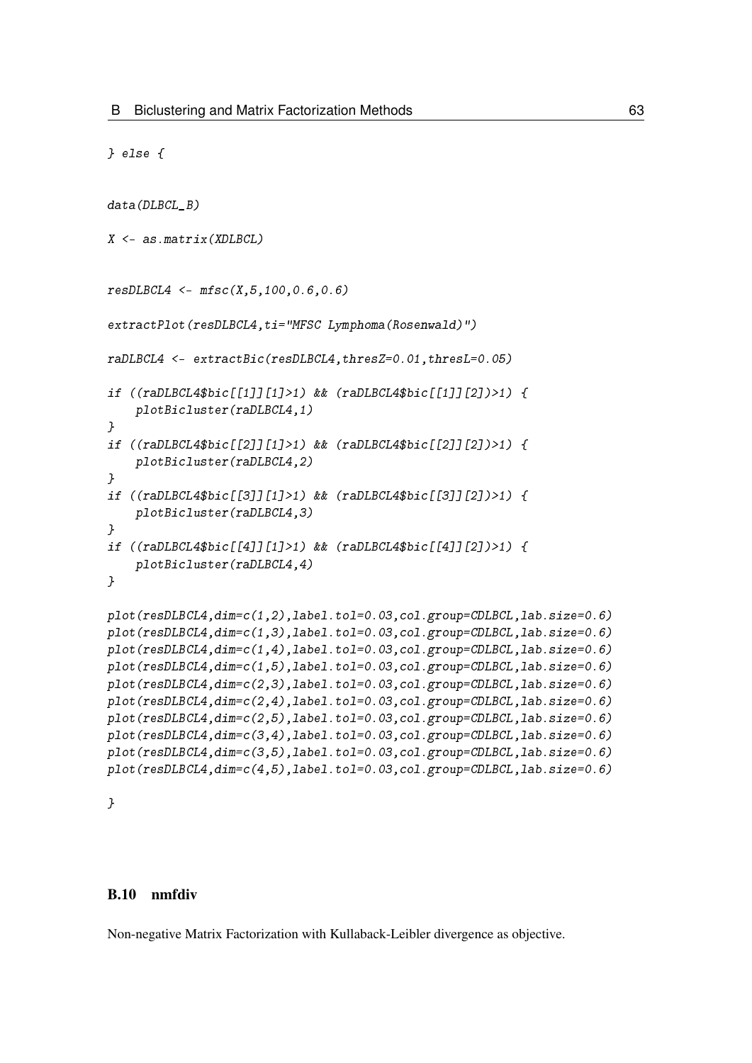```
} else {

data(DLBCL_B)

X <- as.matrix(XDLBCL)


resDLBCL4 <- mfsc(X,5,100,0.6,0.6)

extractPlot(resDLBCL4,ti="MFSC Lymphoma(Rosenwald)")

raDLBCL4 <- extractBic(resDLBCL4,thresZ=0.01,thresL=0.05)

if ((raDLBCL4$bic[[1]][1]>1) && (raDLBCL4$bic[[1]][2])>1) {
    plotBicluster(raDLBCL4,1)
}
if ((raDLBCL4$bic[[2]][1]>1) && (raDLBCL4$bic[[2]][2])>1) {
    plotBicluster(raDLBCL4,2)
}
if ((raDLBCL4$bic[[3]][1]>1) && (raDLBCL4$bic[[3]][2])>1) {
    plotBicluster(raDLBCL4,3)
}
if ((raDLBCL4$bic[[4]][1]>1) && (raDLBCL4$bic[[4]][2])>1) {
    plotBicluster(raDLBCL4,4)
}

plot(resDLBCL4,dim=c(1,2),label.tol=0.03,col.group=CDLBCL,lab.size=0.6)
plot(resDLBCL4,dim=c(1,3),label.tol=0.03,col.group=CDLBCL,lab.size=0.6)
plot(resDLBCL4,dim=c(1,4),label.tol=0.03,col.group=CDLBCL,lab.size=0.6)
plot(resDLBCL4,dim=c(1,5),label.tol=0.03,col.group=CDLBCL,lab.size=0.6)
plot(resDLBCL4,dim=c(2,3),label.tol=0.03,col.group=CDLBCL,lab.size=0.6)
plot(resDLBCL4,dim=c(2,4),label.tol=0.03,col.group=CDLBCL,lab.size=0.6)
plot(resDLBCL4,dim=c(2,5),label.tol=0.03,col.group=CDLBCL,lab.size=0.6)
plot(resDLBCL4,dim=c(3,4),label.tol=0.03,col.group=CDLBCL,lab.size=0.6)
plot(resDLBCL4,dim=c(3,5),label.tol=0.03,col.group=CDLBCL,lab.size=0.6)
plot(resDLBCL4,dim=c(4,5),label.tol=0.03,col.group=CDLBCL,lab.size=0.6)

}
```

## B.10 nmfdiv

Non-negative Matrix Factorization with Kullaback-Leibler divergence as objective.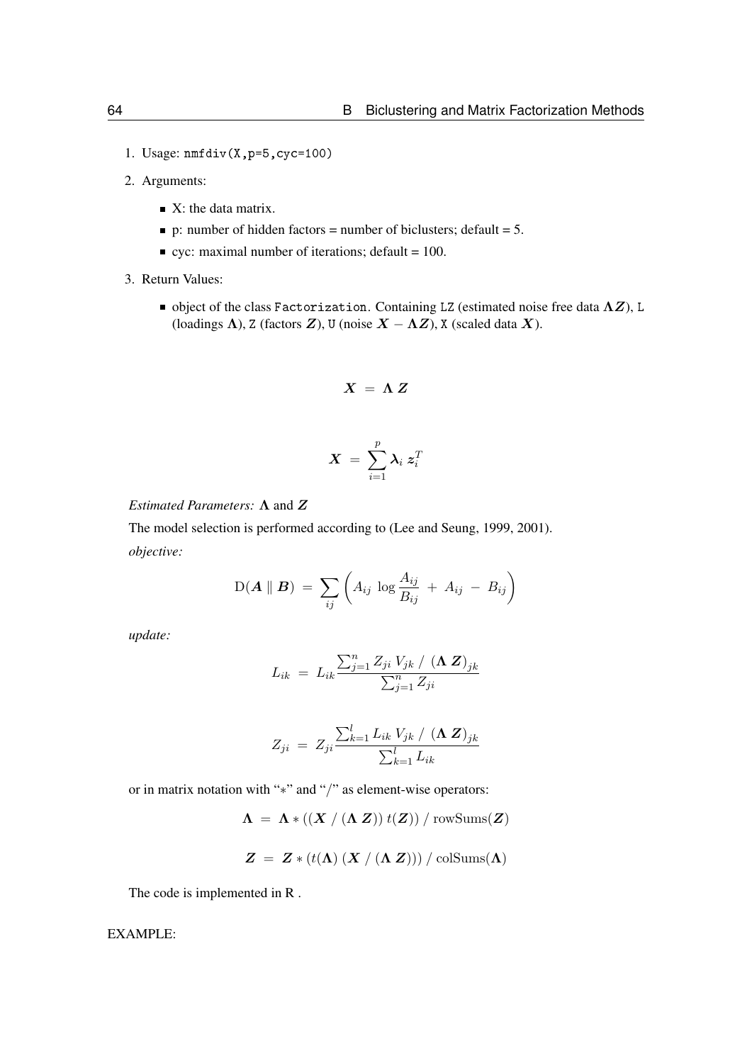1. Usage: `nmfdiv(X,p=5,cyc=100)`
2. Arguments:
   - X: the data matrix.
   - p: number of hidden factors = number of biclusters; default = 5.
   - cyc: maximal number of iterations; default = 100.
3. Return Values:
   - object of the class `Factorization`. Containing `LZ` (estimated noise free data $\boldsymbol{\Lambda Z}$), `L` (loadings $\boldsymbol{\Lambda}$), `Z` (factors $\boldsymbol{Z}$), `U` (noise $\boldsymbol{X} - \boldsymbol{\Lambda Z}$), `X` (scaled data $\boldsymbol{X}$).

$$\boldsymbol{X} \ = \ \boldsymbol{\Lambda} \, \boldsymbol{Z}$$

$$\boldsymbol{X} \ = \ \sum_{i=1}^{p} \boldsymbol{\lambda}_i \, \boldsymbol{z}_i^T$$

*Estimated Parameters:* $\boldsymbol{\Lambda}$ and $\boldsymbol{Z}$

The model selection is performed according to (Lee and Seung, 1999, 2001).

*objective:*

$$\mathrm{D}(\boldsymbol{A} \parallel \boldsymbol{B}) \ = \ \sum_{ij} \left( A_{ij} \, \log \frac{A_{ij}}{B_{ij}} \ + \ A_{ij} \ - \ B_{ij} \right)$$

*update:*

$$L_{ik} \ = \ L_{ik} \frac{\sum_{j=1}^{n} Z_{ji} \, V_{jk} \, / \, (\boldsymbol{\Lambda} \, \boldsymbol{Z})_{jk}}{\sum_{j=1}^{n} Z_{ji}}$$

$$Z_{ji} \ = \ Z_{ji} \frac{\sum_{k=1}^{l} L_{ik} \, V_{jk} \, / \, (\boldsymbol{\Lambda} \, \boldsymbol{Z})_{jk}}{\sum_{k=1}^{l} L_{ik}}$$

or in matrix notation with "$*$" and "/" as element-wise operators:

$$\boldsymbol{\Lambda} \ = \ \boldsymbol{\Lambda} * ((\boldsymbol{X} \ / \ (\boldsymbol{\Lambda} \ \boldsymbol{Z})) \ t(\boldsymbol{Z})) \ / \ \mathrm{rowSums}(\boldsymbol{Z})$$

$$\boldsymbol{Z} \ = \ \boldsymbol{Z} * (t(\boldsymbol{\Lambda}) \ (\boldsymbol{X} \ / \ (\boldsymbol{\Lambda} \ \boldsymbol{Z}))) \ / \ \mathrm{colSums}(\boldsymbol{\Lambda})$$

The code is implemented in R .

EXAMPLE: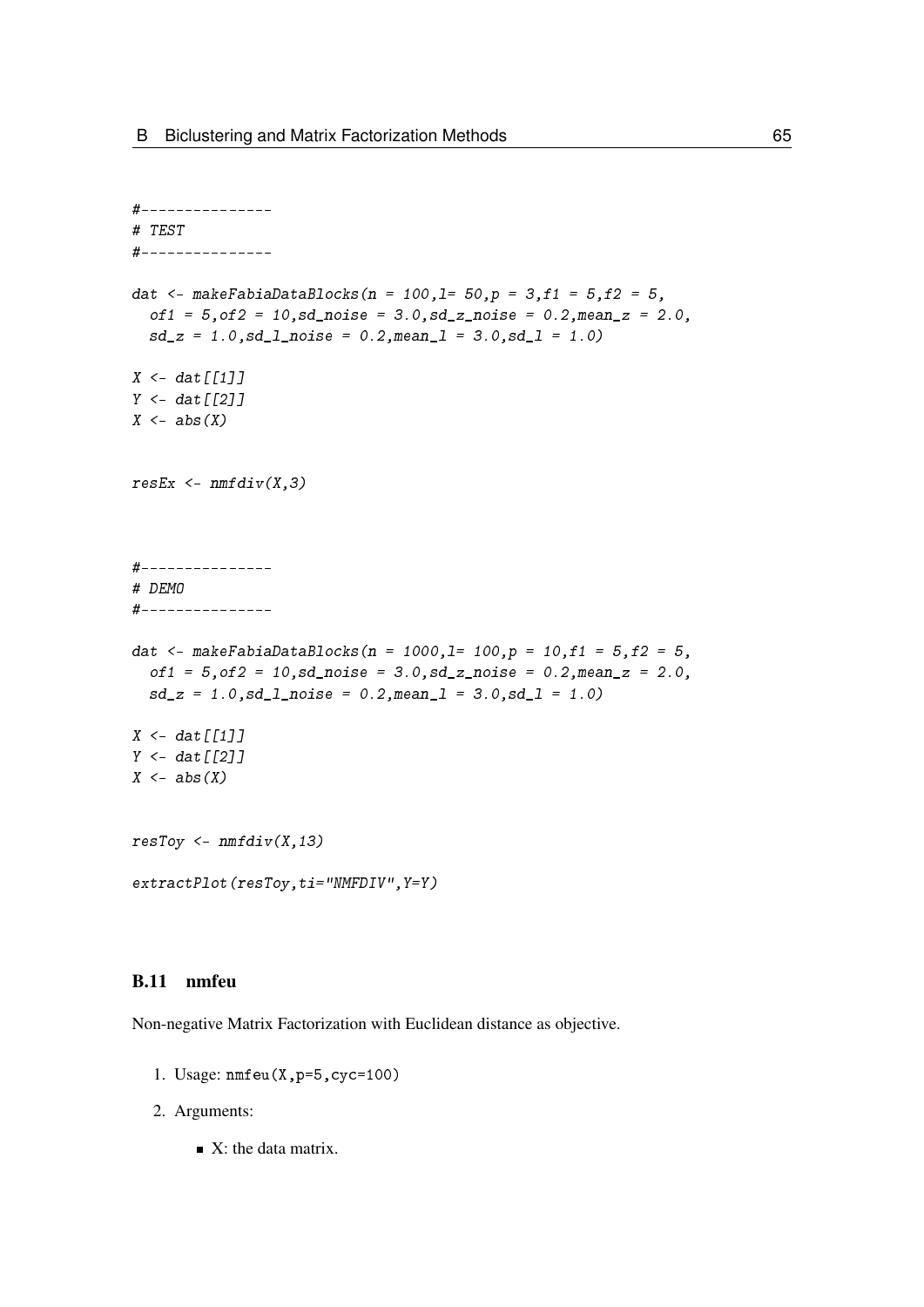```
#---------------
# TEST
#---------------

dat <- makeFabiaDataBlocks(n = 100,l= 50,p = 3,f1 = 5,f2 = 5,
  of1 = 5,of2 = 10,sd_noise = 3.0,sd_z_noise = 0.2,mean_z = 2.0,
  sd_z = 1.0,sd_l_noise = 0.2,mean_l = 3.0,sd_l = 1.0)

X <- dat[[1]]
Y <- dat[[2]]
X <- abs(X)


resEx <- nmfdiv(X,3)



#---------------
# DEMO
#---------------

dat <- makeFabiaDataBlocks(n = 1000,l= 100,p = 10,f1 = 5,f2 = 5,
  of1 = 5,of2 = 10,sd_noise = 3.0,sd_z_noise = 0.2,mean_z = 2.0,
  sd_z = 1.0,sd_l_noise = 0.2,mean_l = 3.0,sd_l = 1.0)

X <- dat[[1]]
Y <- dat[[2]]
X <- abs(X)


resToy <- nmfdiv(X,13)

extractPlot(resToy,ti="NMFDIV",Y=Y)
```

### B.11 nmfeu

Non-negative Matrix Factorization with Euclidean distance as objective.

1. Usage: `nmfeu(X,p=5,cyc=100)`
2. Arguments:
   - X: the data matrix.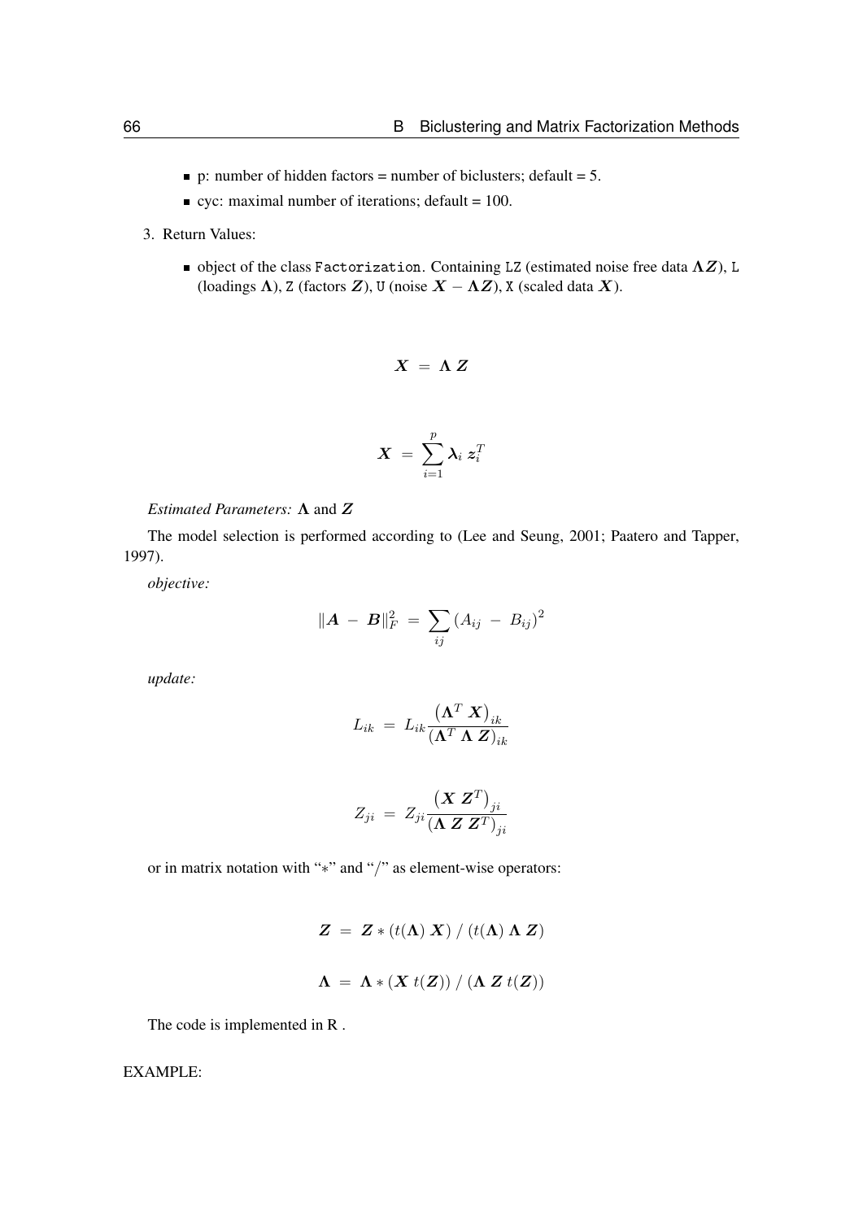- p: number of hidden factors = number of biclusters; default = 5.
- cyc: maximal number of iterations; default = 100.

3. Return Values:

   - object of the class `Factorization`. Containing `LZ` (estimated noise free data $\boldsymbol{\Lambda Z}$), `L` (loadings $\boldsymbol{\Lambda}$), `Z` (factors $\boldsymbol{Z}$), `U` (noise $\boldsymbol{X} - \boldsymbol{\Lambda Z}$), `X` (scaled data $\boldsymbol{X}$).

$$\boldsymbol{X} \ = \ \boldsymbol{\Lambda} \, \boldsymbol{Z}$$

$$\boldsymbol{X} \ = \ \sum_{i=1}^{p} \boldsymbol{\lambda}_i \, \boldsymbol{z}_i^T$$

*Estimated Parameters:* $\boldsymbol{\Lambda}$ and $\boldsymbol{Z}$

The model selection is performed according to (Lee and Seung, 2001; Paatero and Tapper, 1997).

*objective:*

$$\|\boldsymbol{A} \ - \ \boldsymbol{B}\|_F^2 \ = \ \sum_{ij} \left(A_{ij} \ - \ B_{ij}\right)^2$$

*update:*

$$L_{ik} \ = \ L_{ik} \frac{\left(\boldsymbol{\Lambda}^T \, \boldsymbol{X}\right)_{ik}}{\left(\boldsymbol{\Lambda}^T \, \boldsymbol{\Lambda} \, \boldsymbol{Z}\right)_{ik}}$$

$$Z_{ji} \ = \ Z_{ji} \frac{\left(\boldsymbol{X} \, \boldsymbol{Z}^T\right)_{ji}}{\left(\boldsymbol{\Lambda} \, \boldsymbol{Z} \, \boldsymbol{Z}^T\right)_{ji}}$$

or in matrix notation with "$*$" and "$/$" as element-wise operators:

$$\boldsymbol{Z} \ = \ \boldsymbol{Z} * (t(\boldsymbol{\Lambda}) \, \boldsymbol{X}) \ / \ (t(\boldsymbol{\Lambda}) \, \boldsymbol{\Lambda} \, \boldsymbol{Z})$$

$$\boldsymbol{\Lambda} \ = \ \boldsymbol{\Lambda} * (\boldsymbol{X} \, t(\boldsymbol{Z})) \ / \ (\boldsymbol{\Lambda} \, \boldsymbol{Z} \, t(\boldsymbol{Z}))$$

The code is implemented in R .

EXAMPLE: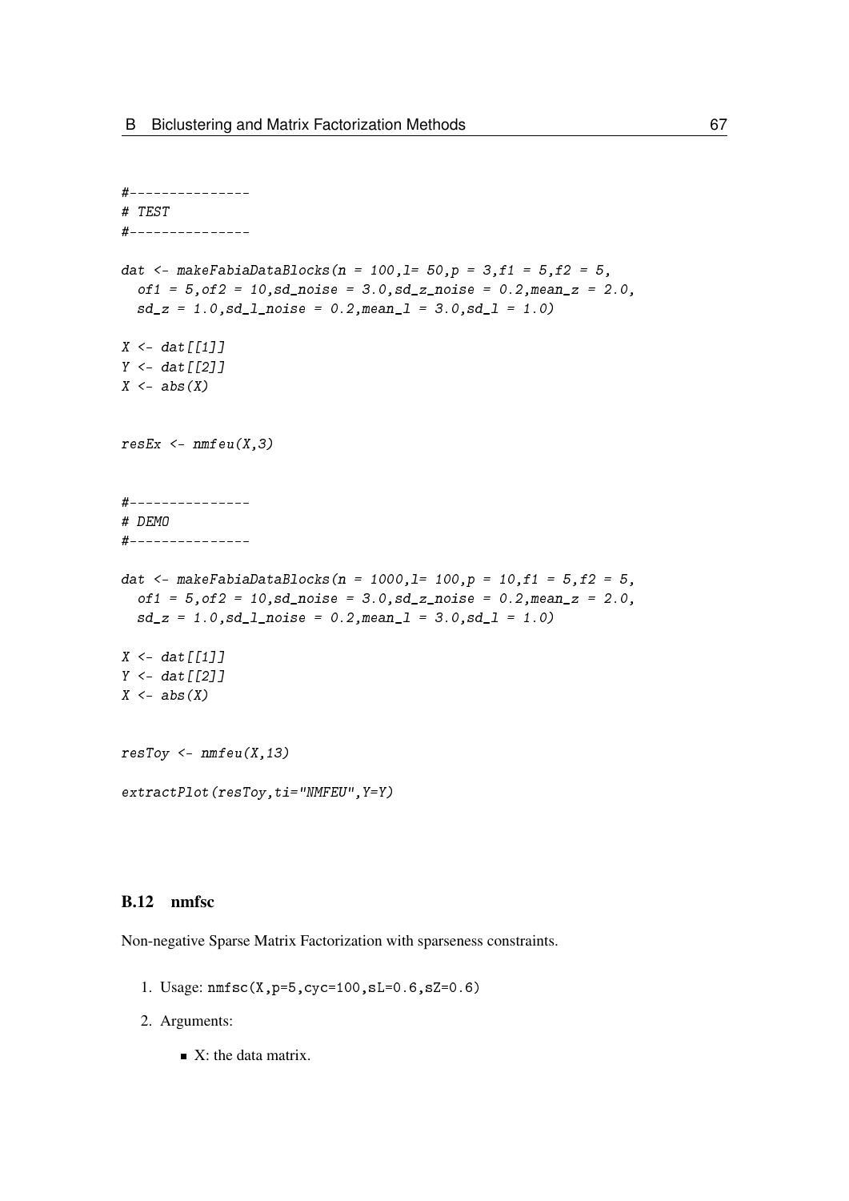```
#---------------
# TEST
#---------------

dat <- makeFabiaDataBlocks(n = 100,l= 50,p = 3,f1 = 5,f2 = 5,
  of1 = 5,of2 = 10,sd_noise = 3.0,sd_z_noise = 0.2,mean_z = 2.0,
  sd_z = 1.0,sd_l_noise = 0.2,mean_l = 3.0,sd_l = 1.0)

X <- dat[[1]]
Y <- dat[[2]]
X <- abs(X)


resEx <- nmfeu(X,3)


#---------------
# DEMO
#---------------

dat <- makeFabiaDataBlocks(n = 1000,l= 100,p = 10,f1 = 5,f2 = 5,
  of1 = 5,of2 = 10,sd_noise = 3.0,sd_z_noise = 0.2,mean_z = 2.0,
  sd_z = 1.0,sd_l_noise = 0.2,mean_l = 3.0,sd_l = 1.0)

X <- dat[[1]]
Y <- dat[[2]]
X <- abs(X)


resToy <- nmfeu(X,13)

extractPlot(resToy,ti="NMFEU",Y=Y)
```

## B.12 nmfsc

Non-negative Sparse Matrix Factorization with sparseness constraints.

1. Usage: `nmfsc(X,p=5,cyc=100,sL=0.6,sZ=0.6)`

2. Arguments:

   - X: the data matrix.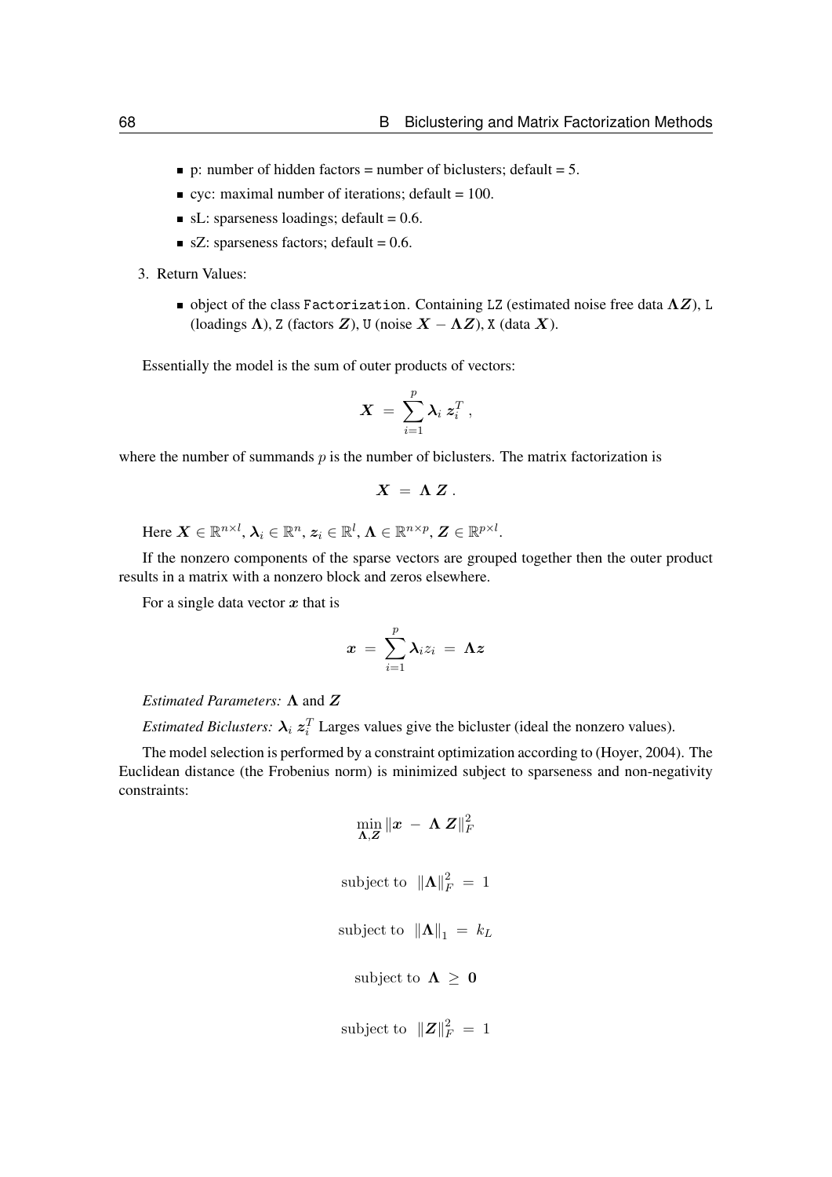- p: number of hidden factors = number of biclusters; default = 5.
- cyc: maximal number of iterations; default = 100.
- sL: sparseness loadings; default = 0.6.
- sZ: sparseness factors; default = 0.6.

3. Return Values:

   - object of the class `Factorization`. Containing `LZ` (estimated noise free data $\boldsymbol{\Lambda Z}$), `L` (loadings $\boldsymbol{\Lambda}$), `Z` (factors $\boldsymbol{Z}$), `U` (noise $\boldsymbol{X} - \boldsymbol{\Lambda Z}$), `X` (data $\boldsymbol{X}$).

Essentially the model is the sum of outer products of vectors:

$$\boldsymbol{X} \;=\; \sum_{i=1}^{p} \boldsymbol{\lambda}_i \, \boldsymbol{z}_i^T \,,$$

where the number of summands $p$ is the number of biclusters. The matrix factorization is

$$\boldsymbol{X} \;=\; \boldsymbol{\Lambda} \, \boldsymbol{Z} \,.$$

Here $\boldsymbol{X} \in \mathbb{R}^{n \times l}$, $\boldsymbol{\lambda}_i \in \mathbb{R}^n$, $\boldsymbol{z}_i \in \mathbb{R}^l$, $\boldsymbol{\Lambda} \in \mathbb{R}^{n \times p}$, $\boldsymbol{Z} \in \mathbb{R}^{p \times l}$.

If the nonzero components of the sparse vectors are grouped together then the outer product results in a matrix with a nonzero block and zeros elsewhere.

For a single data vector $\boldsymbol{x}$ that is

$$\boldsymbol{x} \;=\; \sum_{i=1}^{p} \boldsymbol{\lambda}_i z_i \;=\; \boldsymbol{\Lambda} \boldsymbol{z}$$

*Estimated Parameters:* $\boldsymbol{\Lambda}$ and $\boldsymbol{Z}$

*Estimated Biclusters:* $\boldsymbol{\lambda}_i \, \boldsymbol{z}_i^T$ Larges values give the bicluster (ideal the nonzero values).

The model selection is performed by a constraint optimization according to (Hoyer, 2004). The Euclidean distance (the Frobenius norm) is minimized subject to sparseness and non-negativity constraints:

$$\min_{\boldsymbol{\Lambda},\boldsymbol{Z}} \|\boldsymbol{x} \;-\; \boldsymbol{\Lambda} \; \boldsymbol{Z}\|_F^2$$

$$\text{subject to } \; \|\boldsymbol{\Lambda}\|_F^2 \;=\; 1$$

$$\text{subject to } \; \|\boldsymbol{\Lambda}\|_1 \;=\; k_L$$

$$\text{subject to } \; \boldsymbol{\Lambda} \;\geq\; \boldsymbol{0}$$

$$\text{subject to } \; \|\boldsymbol{Z}\|_F^2 \;=\; 1$$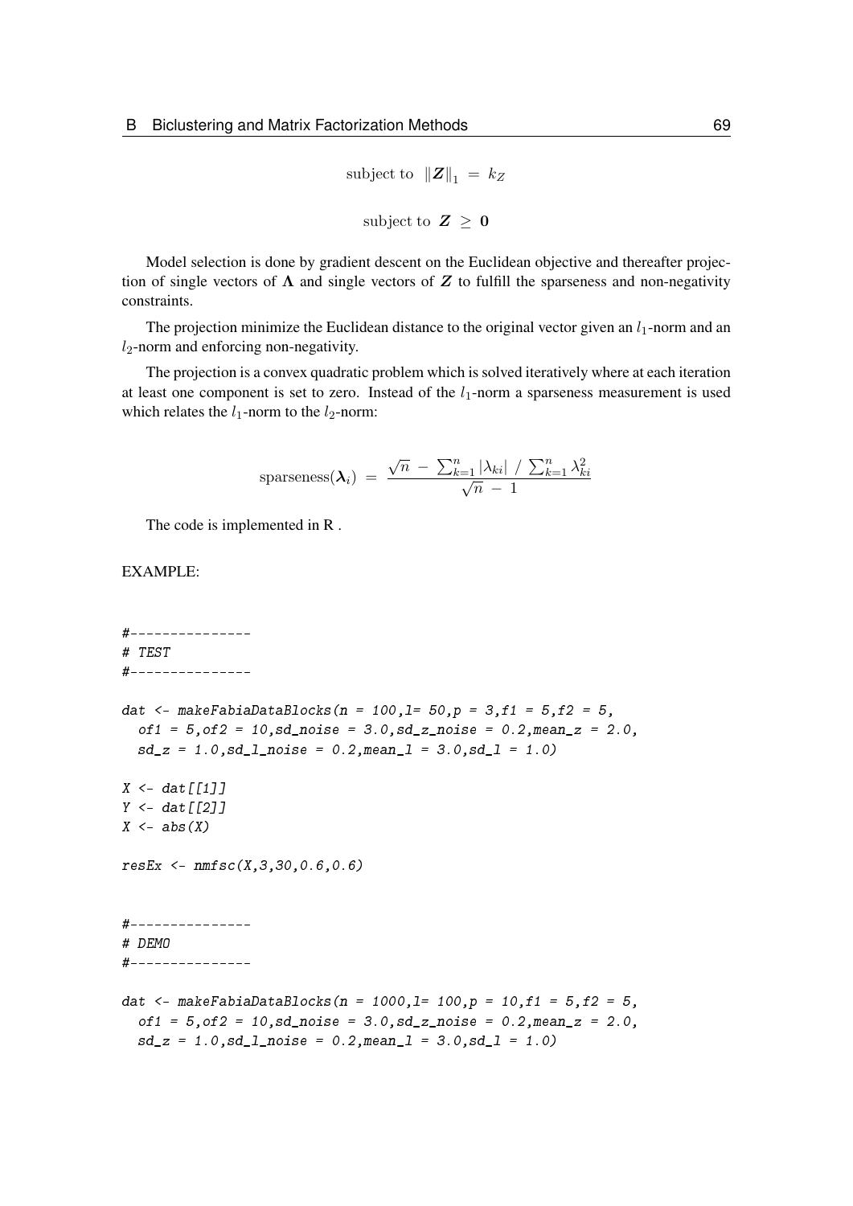$$\text{subject to } \|\boldsymbol{Z}\|_1 \ = \ k_Z$$

$$\text{subject to } \boldsymbol{Z} \ \geq \ \boldsymbol{0}$$

Model selection is done by gradient descent on the Euclidean objective and thereafter projection of single vectors of $\boldsymbol{\Lambda}$ and single vectors of $\boldsymbol{Z}$ to fulfill the sparseness and non-negativity constraints.

The projection minimize the Euclidean distance to the original vector given an $l_1$-norm and an $l_2$-norm and enforcing non-negativity.

The projection is a convex quadratic problem which is solved iteratively where at each iteration at least one component is set to zero. Instead of the $l_1$-norm a sparseness measurement is used which relates the $l_1$-norm to the $l_2$-norm:

$$\text{sparseness}(\boldsymbol{\lambda}_i) \ = \ \frac{\sqrt{n} \ - \ \sum_{k=1}^{n} |\lambda_{ki}| \ / \ \sum_{k=1}^{n} \lambda_{ki}^2}{\sqrt{n} \ - \ 1}$$

The code is implemented in R .

EXAMPLE:

```
#---------------
# TEST
#---------------

dat <- makeFabiaDataBlocks(n = 100,l= 50,p = 3,f1 = 5,f2 = 5,
  of1 = 5,of2 = 10,sd_noise = 3.0,sd_z_noise = 0.2,mean_z = 2.0,
  sd_z = 1.0,sd_l_noise = 0.2,mean_l = 3.0,sd_l = 1.0)

X <- dat[[1]]
Y <- dat[[2]]
X <- abs(X)

resEx <- nmfsc(X,3,30,0.6,0.6)


#---------------
# DEMO
#---------------

dat <- makeFabiaDataBlocks(n = 1000,l= 100,p = 10,f1 = 5,f2 = 5,
  of1 = 5,of2 = 10,sd_noise = 3.0,sd_z_noise = 0.2,mean_z = 2.0,
  sd_z = 1.0,sd_l_noise = 0.2,mean_l = 3.0,sd_l = 1.0)
```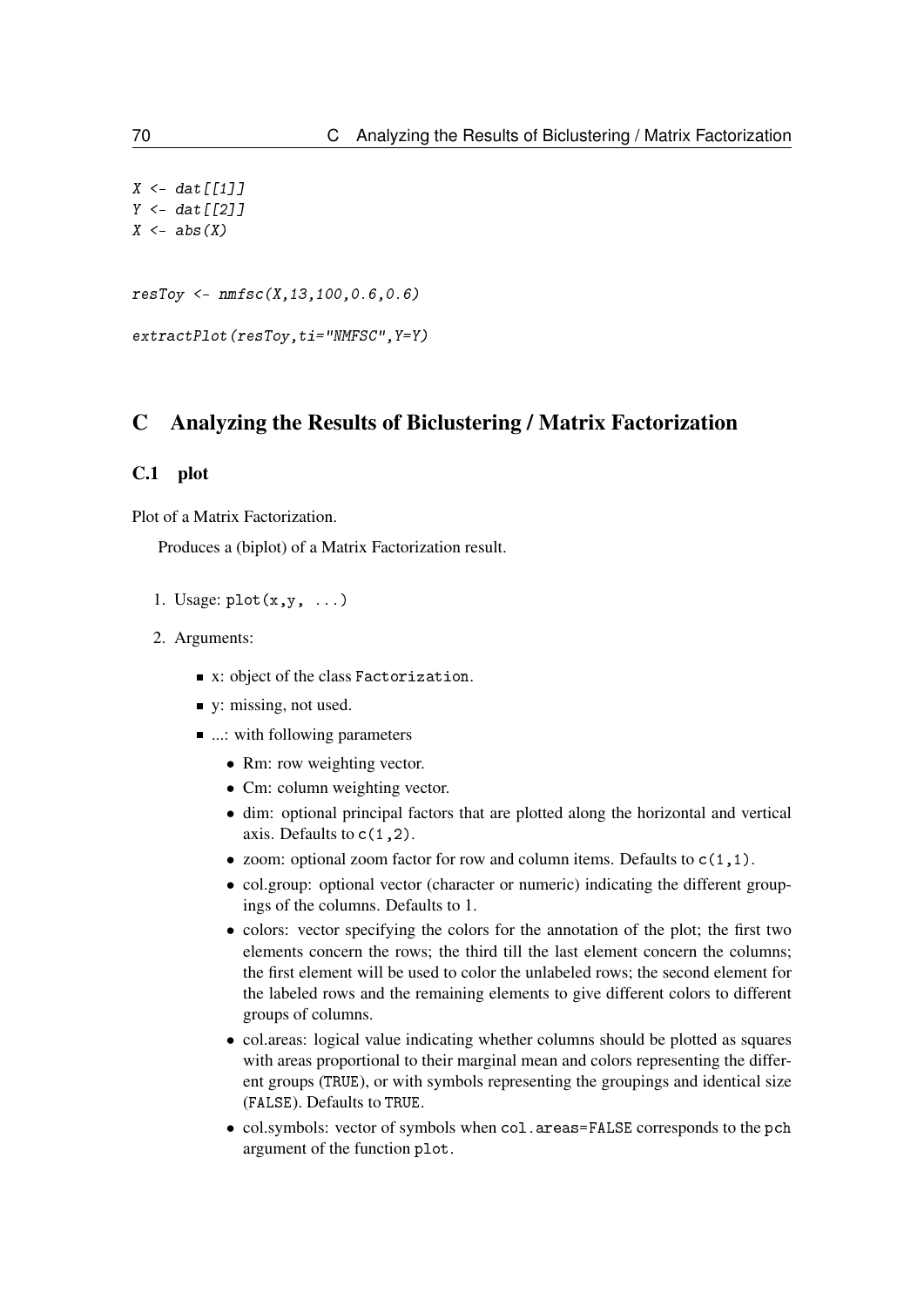```
X <- dat[[1]]
Y <- dat[[2]]
X <- abs(X)


resToy <- nmfsc(X,13,100,0.6,0.6)

extractPlot(resToy,ti="NMFSC",Y=Y)
```

# C Analyzing the Results of Biclustering / Matrix Factorization

## C.1 plot

Plot of a Matrix Factorization.

Produces a (biplot) of a Matrix Factorization result.

1. Usage: `plot(x,y, ...)`
2. Arguments:
   - x: object of the class `Factorization`.
   - y: missing, not used.
   - ...: with following parameters
     - Rm: row weighting vector.
     - Cm: column weighting vector.
     - dim: optional principal factors that are plotted along the horizontal and vertical axis. Defaults to `c(1,2)`.
     - zoom: optional zoom factor for row and column items. Defaults to `c(1,1)`.
     - col.group: optional vector (character or numeric) indicating the different groupings of the columns. Defaults to 1.
     - colors: vector specifying the colors for the annotation of the plot; the first two elements concern the rows; the third till the last element concern the columns; the first element will be used to color the unlabeled rows; the second element for the labeled rows and the remaining elements to give different colors to different groups of columns.
     - col.areas: logical value indicating whether columns should be plotted as squares with areas proportional to their marginal mean and colors representing the different groups (`TRUE`), or with symbols representing the groupings and identical size (`FALSE`). Defaults to `TRUE`.
     - col.symbols: vector of symbols when `col.areas=FALSE` corresponds to the `pch` argument of the function `plot`.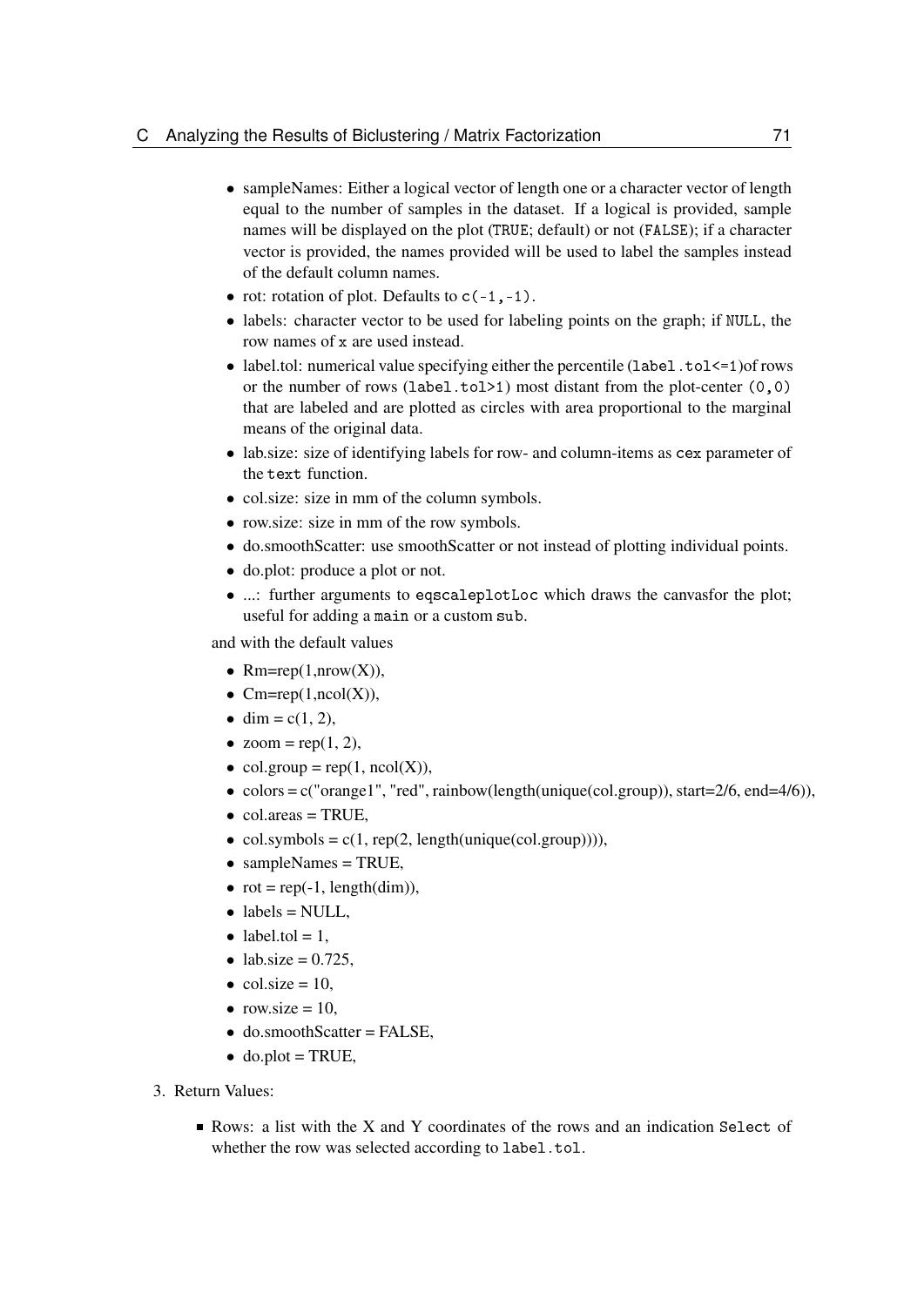- sampleNames: Either a logical vector of length one or a character vector of length equal to the number of samples in the dataset. If a logical is provided, sample names will be displayed on the plot (`TRUE`; default) or not (`FALSE`); if a character vector is provided, the names provided will be used to label the samples instead of the default column names.
- rot: rotation of plot. Defaults to `c(-1,-1)`.
- labels: character vector to be used for labeling points on the graph; if `NULL`, the row names of `x` are used instead.
- label.tol: numerical value specifying either the percentile (`label.tol<=1`)of rows or the number of rows (`label.tol>1`) most distant from the plot-center `(0,0)` that are labeled and are plotted as circles with area proportional to the marginal means of the original data.
- lab.size: size of identifying labels for row- and column-items as `cex` parameter of the `text` function.
- col.size: size in mm of the column symbols.
- row.size: size in mm of the row symbols.
- do.smoothScatter: use smoothScatter or not instead of plotting individual points.
- do.plot: produce a plot or not.
- ...: further arguments to `eqscaleplotLoc` which draws the canvasfor the plot; useful for adding a `main` or a custom `sub`.

and with the default values

- Rm=rep(1,nrow(X)),
- Cm=rep(1,ncol(X)),
- dim = c(1, 2),
- zoom = rep(1, 2),
- col.group = rep(1, ncol(X)),
- colors = c("orange1", "red", rainbow(length(unique(col.group)), start=2/6, end=4/6)),
- col.areas = TRUE,
- col.symbols = c(1, rep(2, length(unique(col.group)))),
- sampleNames = TRUE,
- rot = rep(-1, length(dim)),
- labels = NULL,
- label.tol = 1,
- lab.size = 0.725,
- col.size = 10,
- row.size = 10,
- do.smoothScatter = FALSE,
- do.plot = TRUE,

3. Return Values:

- Rows: a list with the X and Y coordinates of the rows and an indication `Select` of whether the row was selected according to `label.tol`.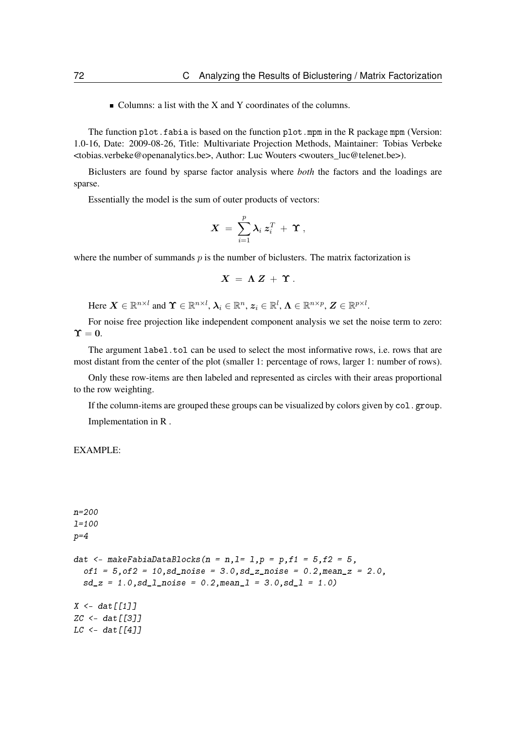- Columns: a list with the X and Y coordinates of the columns.

The function `plot.fabia` is based on the function `plot.mpm` in the R package `mpm` (Version: 1.0-16, Date: 2009-08-26, Title: Multivariate Projection Methods, Maintainer: Tobias Verbeke <tobias.verbeke@openanalytics.be>, Author: Luc Wouters <wouters_luc@telenet.be>).

Biclusters are found by sparse factor analysis where *both* the factors and the loadings are sparse.

Essentially the model is the sum of outer products of vectors:

$$\boldsymbol{X} \ = \ \sum_{i=1}^{p} \boldsymbol{\lambda}_i \, \boldsymbol{z}_i^T \ + \ \boldsymbol{\Upsilon} \, ,$$

where the number of summands $p$ is the number of biclusters. The matrix factorization is

$$\boldsymbol{X} \ = \ \boldsymbol{\Lambda} \, \boldsymbol{Z} \ + \ \boldsymbol{\Upsilon} \, .$$

Here $\boldsymbol{X} \in \mathbb{R}^{n \times l}$ and $\boldsymbol{\Upsilon} \in \mathbb{R}^{n \times l}$, $\boldsymbol{\lambda}_i \in \mathbb{R}^{n}$, $\boldsymbol{z}_i \in \mathbb{R}^{l}$, $\boldsymbol{\Lambda} \in \mathbb{R}^{n \times p}$, $\boldsymbol{Z} \in \mathbb{R}^{p \times l}$.

For noise free projection like independent component analysis we set the noise term to zero: $\boldsymbol{\Upsilon} = \boldsymbol{0}$.

The argument `label.tol` can be used to select the most informative rows, i.e. rows that are most distant from the center of the plot (smaller 1: percentage of rows, larger 1: number of rows).

Only these row-items are then labeled and represented as circles with their areas proportional to the row weighting.

If the column-items are grouped these groups can be visualized by colors given by `col.group`.

Implementation in R .

EXAMPLE:

```
n=200
l=100
p=4

dat <- makeFabiaDataBlocks(n = n,l= l,p = p,f1 = 5,f2 = 5,
  of1 = 5,of2 = 10,sd_noise = 3.0,sd_z_noise = 0.2,mean_z = 2.0,
  sd_z = 1.0,sd_l_noise = 0.2,mean_l = 3.0,sd_l = 1.0)

X <- dat[[1]]
ZC <- dat[[3]]
LC <- dat[[4]]
```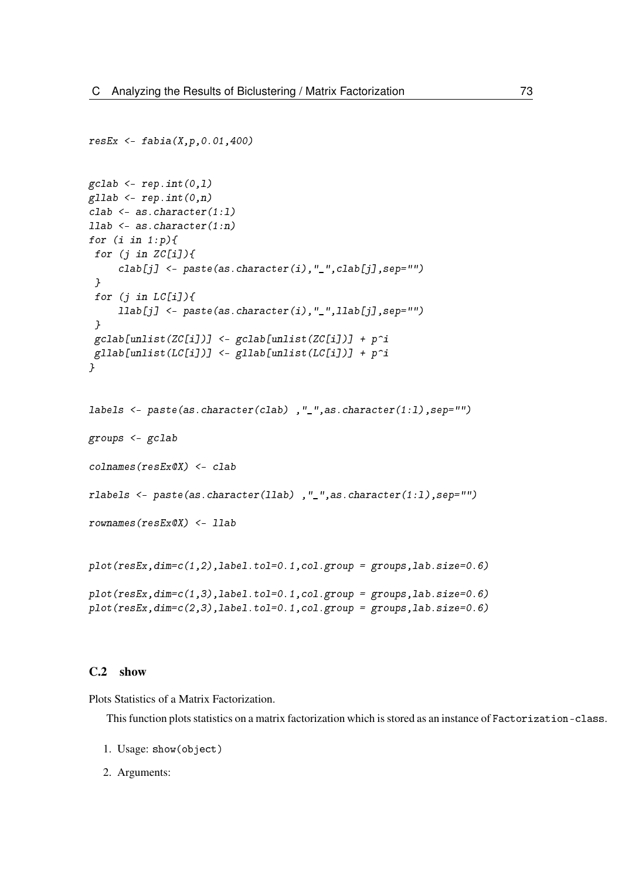```
resEx <- fabia(X,p,0.01,400)


gclab <- rep.int(0,l)
gllab <- rep.int(0,n)
clab <- as.character(1:l)
llab <- as.character(1:n)
for (i in 1:p){
 for (j in ZC[i]){
     clab[j] <- paste(as.character(i),"_",clab[j],sep="")
 }
 for (j in LC[i]){
     llab[j] <- paste(as.character(i),"_",llab[j],sep="")
 }
 gclab[unlist(ZC[i])] <- gclab[unlist(ZC[i])] + p^i
 gllab[unlist(LC[i])] <- gllab[unlist(LC[i])] + p^i
}


labels <- paste(as.character(clab) ,"_",as.character(1:l),sep="")

groups <- gclab

colnames(resEx@X) <- clab

rlabels <- paste(as.character(llab) ,"_",as.character(1:l),sep="")

rownames(resEx@X) <- llab


plot(resEx,dim=c(1,2),label.tol=0.1,col.group = groups,lab.size=0.6)

plot(resEx,dim=c(1,3),label.tol=0.1,col.group = groups,lab.size=0.6)
plot(resEx,dim=c(2,3),label.tol=0.1,col.group = groups,lab.size=0.6)
```

## C.2 show

Plots Statistics of a Matrix Factorization.

This function plots statistics on a matrix factorization which is stored as an instance of `Factorization-class`.

1. Usage: `show(object)`
2. Arguments: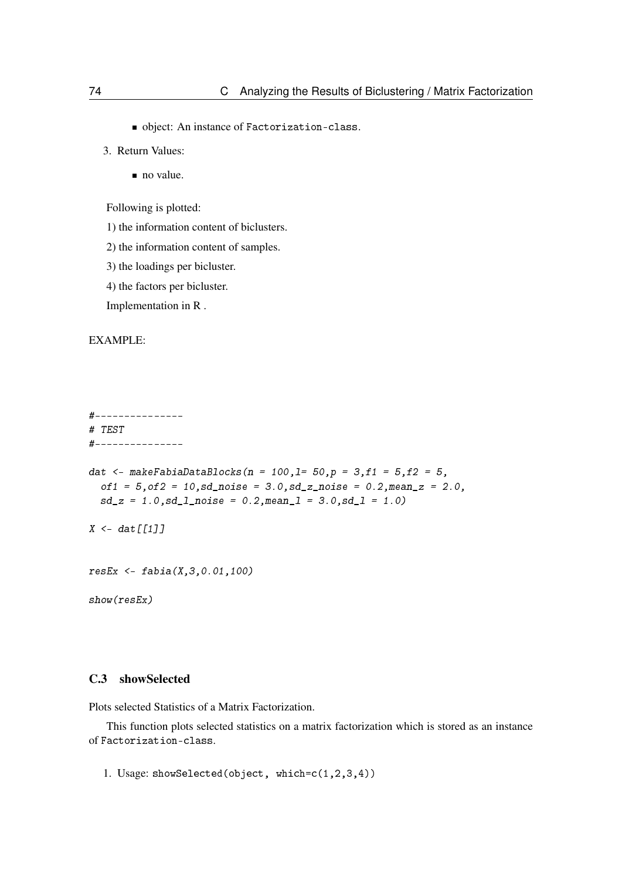- object: An instance of `Factorization-class`.

3. Return Values:

   - no value.

   Following is plotted:

   1) the information content of biclusters.

   2) the information content of samples.

   3) the loadings per bicluster.

   4) the factors per bicluster.

   Implementation in R .

EXAMPLE:

```
#---------------
# TEST
#---------------

dat <- makeFabiaDataBlocks(n = 100,l= 50,p = 3,f1 = 5,f2 = 5,
  of1 = 5,of2 = 10,sd_noise = 3.0,sd_z_noise = 0.2,mean_z = 2.0,
  sd_z = 1.0,sd_l_noise = 0.2,mean_l = 3.0,sd_l = 1.0)

X <- dat[[1]]


resEx <- fabia(X,3,0.01,100)

show(resEx)
```

### C.3 showSelected

Plots selected Statistics of a Matrix Factorization.

This function plots selected statistics on a matrix factorization which is stored as an instance of `Factorization-class`.

1. Usage: `showSelected(object, which=c(1,2,3,4))`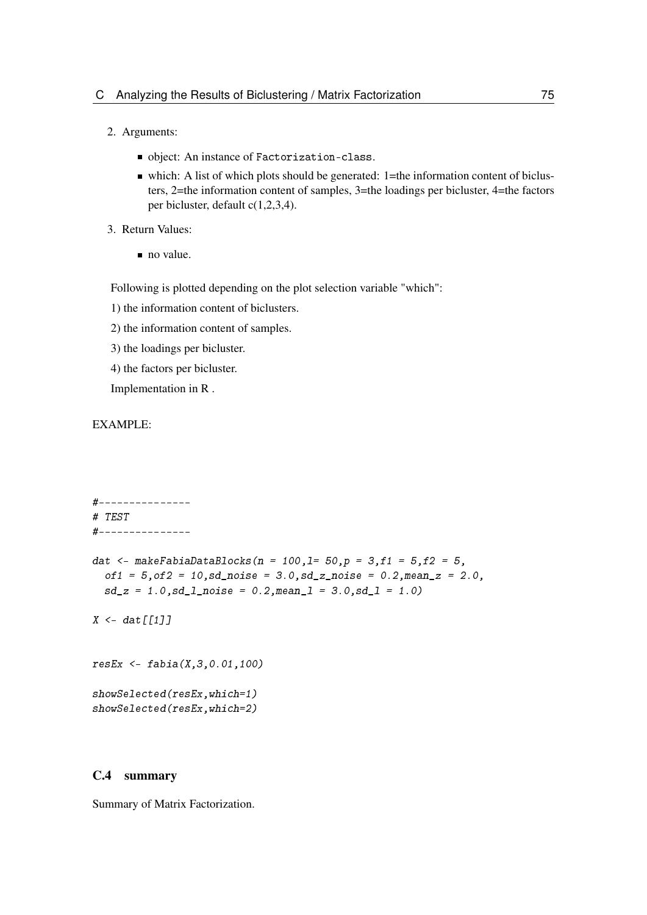2. Arguments:

   - object: An instance of Factorization-class.
   - which: A list of which plots should be generated: 1=the information content of biclusters, 2=the information content of samples, 3=the loadings per bicluster, 4=the factors per bicluster, default c(1,2,3,4).

3. Return Values:

   - no value.

Following is plotted depending on the plot selection variable "which":

1) the information content of biclusters.

2) the information content of samples.

3) the loadings per bicluster.

4) the factors per bicluster.

Implementation in R .

EXAMPLE:

```
#---------------
# TEST
#---------------

dat <- makeFabiaDataBlocks(n = 100,l= 50,p = 3,f1 = 5,f2 = 5,
  of1 = 5,of2 = 10,sd_noise = 3.0,sd_z_noise = 0.2,mean_z = 2.0,
  sd_z = 1.0,sd_l_noise = 0.2,mean_l = 3.0,sd_l = 1.0)

X <- dat[[1]]


resEx <- fabia(X,3,0.01,100)

showSelected(resEx,which=1)
showSelected(resEx,which=2)
```

### C.4 summary

Summary of Matrix Factorization.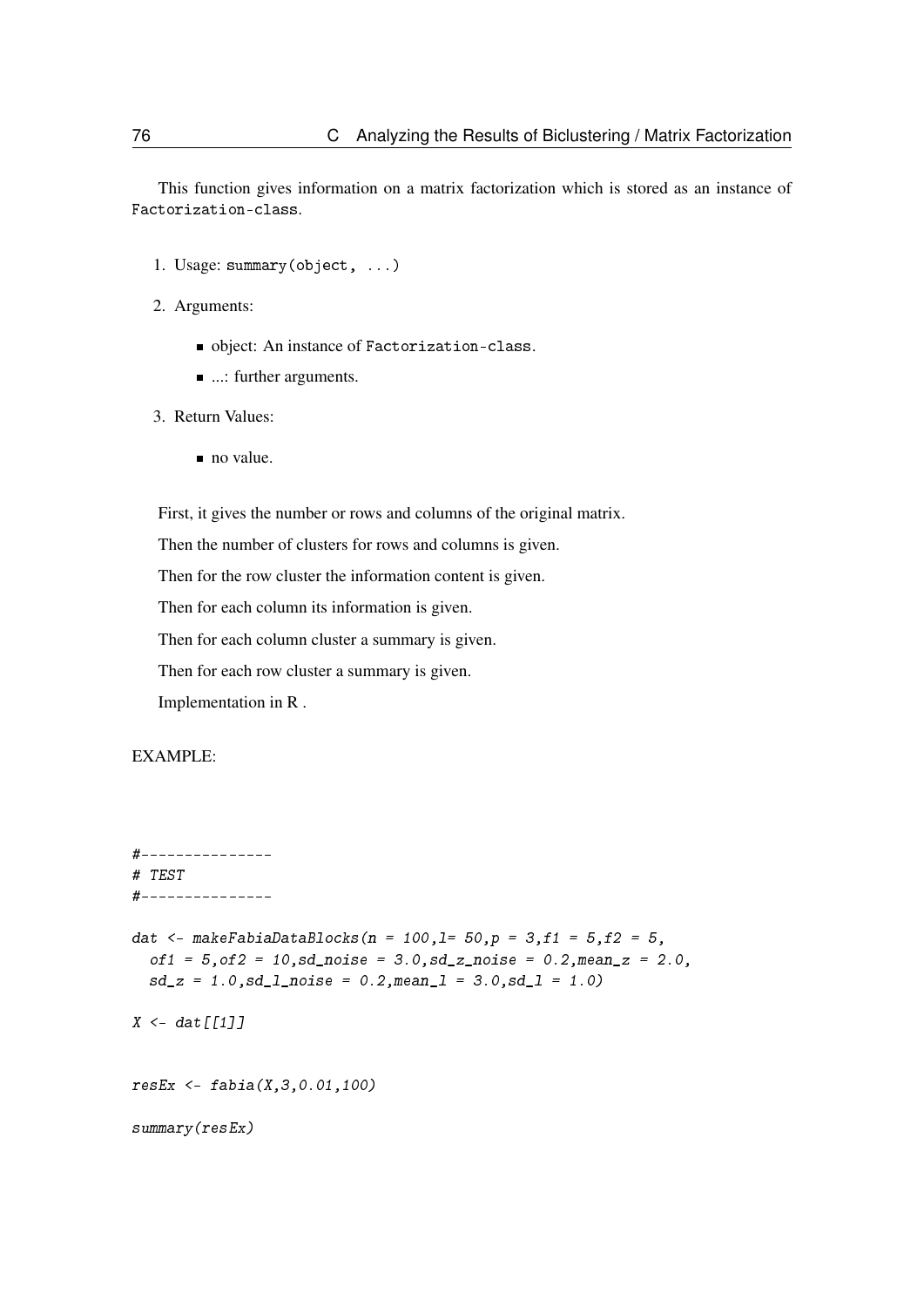This function gives information on a matrix factorization which is stored as an instance of `Factorization-class`.

1. Usage: `summary(object, ...)`
2. Arguments:
   - object: An instance of `Factorization-class`.
   - ...: further arguments.
3. Return Values:
   - no value.

First, it gives the number or rows and columns of the original matrix.

Then the number of clusters for rows and columns is given.

Then for the row cluster the information content is given.

Then for each column its information is given.

Then for each column cluster a summary is given.

Then for each row cluster a summary is given.

Implementation in R .

EXAMPLE:

```
#---------------
# TEST
#---------------

dat <- makeFabiaDataBlocks(n = 100,l= 50,p = 3,f1 = 5,f2 = 5,
  of1 = 5,of2 = 10,sd_noise = 3.0,sd_z_noise = 0.2,mean_z = 2.0,
  sd_z = 1.0,sd_l_noise = 0.2,mean_l = 3.0,sd_l = 1.0)

X <- dat[[1]]


resEx <- fabia(X,3,0.01,100)

summary(resEx)
```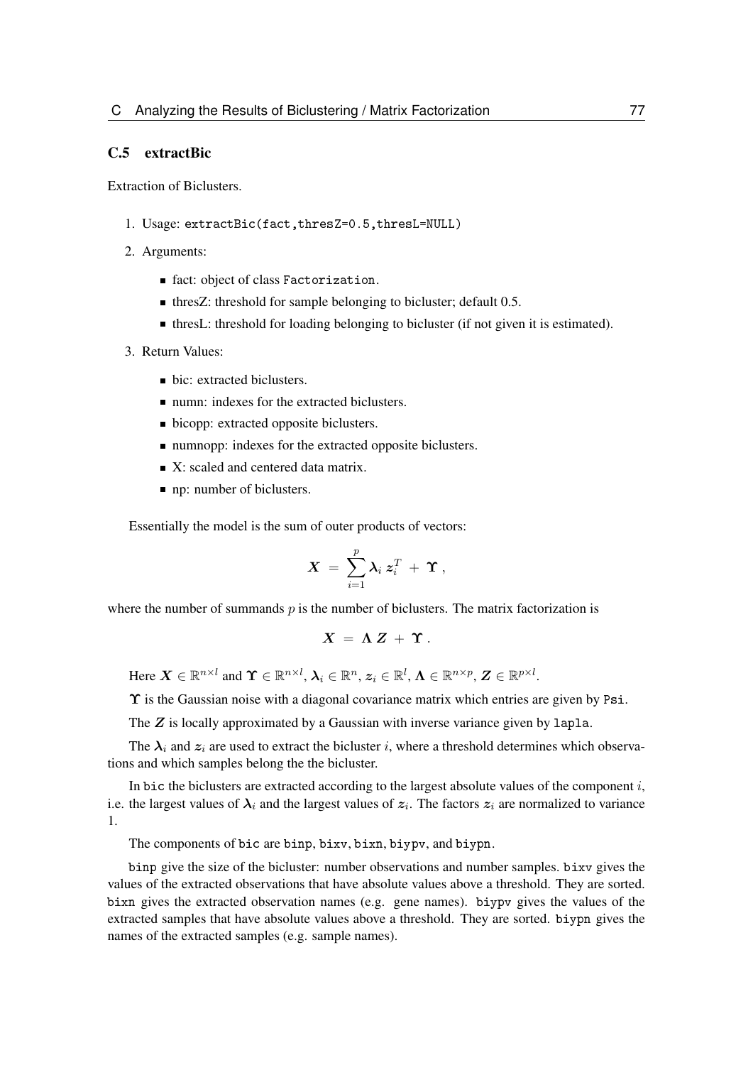## C.5 extractBic

Extraction of Biclusters.

1. Usage: `extractBic(fact,thresZ=0.5,thresL=NULL)`
2. Arguments:
   - fact: object of class `Factorization`.
   - thresZ: threshold for sample belonging to bicluster; default 0.5.
   - thresL: threshold for loading belonging to bicluster (if not given it is estimated).
3. Return Values:
   - bic: extracted biclusters.
   - numn: indexes for the extracted biclusters.
   - bicopp: extracted opposite biclusters.
   - numnopp: indexes for the extracted opposite biclusters.
   - X: scaled and centered data matrix.
   - np: number of biclusters.

Essentially the model is the sum of outer products of vectors:

$$\boldsymbol{X} \ = \ \sum_{i=1}^{p} \boldsymbol{\lambda}_i \, \boldsymbol{z}_i^T \ + \ \boldsymbol{\Upsilon} \ ,$$

where the number of summands $p$ is the number of biclusters. The matrix factorization is

$$\boldsymbol{X} \ = \ \boldsymbol{\Lambda} \, \boldsymbol{Z} \ + \ \boldsymbol{\Upsilon} \ .$$

Here $\boldsymbol{X} \in \mathbb{R}^{n \times l}$ and $\boldsymbol{\Upsilon} \in \mathbb{R}^{n \times l}$, $\boldsymbol{\lambda}_i \in \mathbb{R}^n$, $\boldsymbol{z}_i \in \mathbb{R}^l$, $\boldsymbol{\Lambda} \in \mathbb{R}^{n \times p}$, $\boldsymbol{Z} \in \mathbb{R}^{p \times l}$.

$\boldsymbol{\Upsilon}$ is the Gaussian noise with a diagonal covariance matrix which entries are given by `Psi`.

The $\boldsymbol{Z}$ is locally approximated by a Gaussian with inverse variance given by `lapla`.

The $\boldsymbol{\lambda}_i$ and $\boldsymbol{z}_i$ are used to extract the bicluster $i$, where a threshold determines which observations and which samples belong the the bicluster.

In `bic` the biclusters are extracted according to the largest absolute values of the component $i$, i.e. the largest values of $\boldsymbol{\lambda}_i$ and the largest values of $\boldsymbol{z}_i$. The factors $\boldsymbol{z}_i$ are normalized to variance 1.

The components of `bic` are `binp`, `bixv`, `bixn`, `biypv`, and `biypn`.

`binp` give the size of the bicluster: number observations and number samples. `bixv` gives the values of the extracted observations that have absolute values above a threshold. They are sorted. `bixn` gives the extracted observation names (e.g. gene names). `biypv` gives the values of the extracted samples that have absolute values above a threshold. They are sorted. `biypn` gives the names of the extracted samples (e.g. sample names).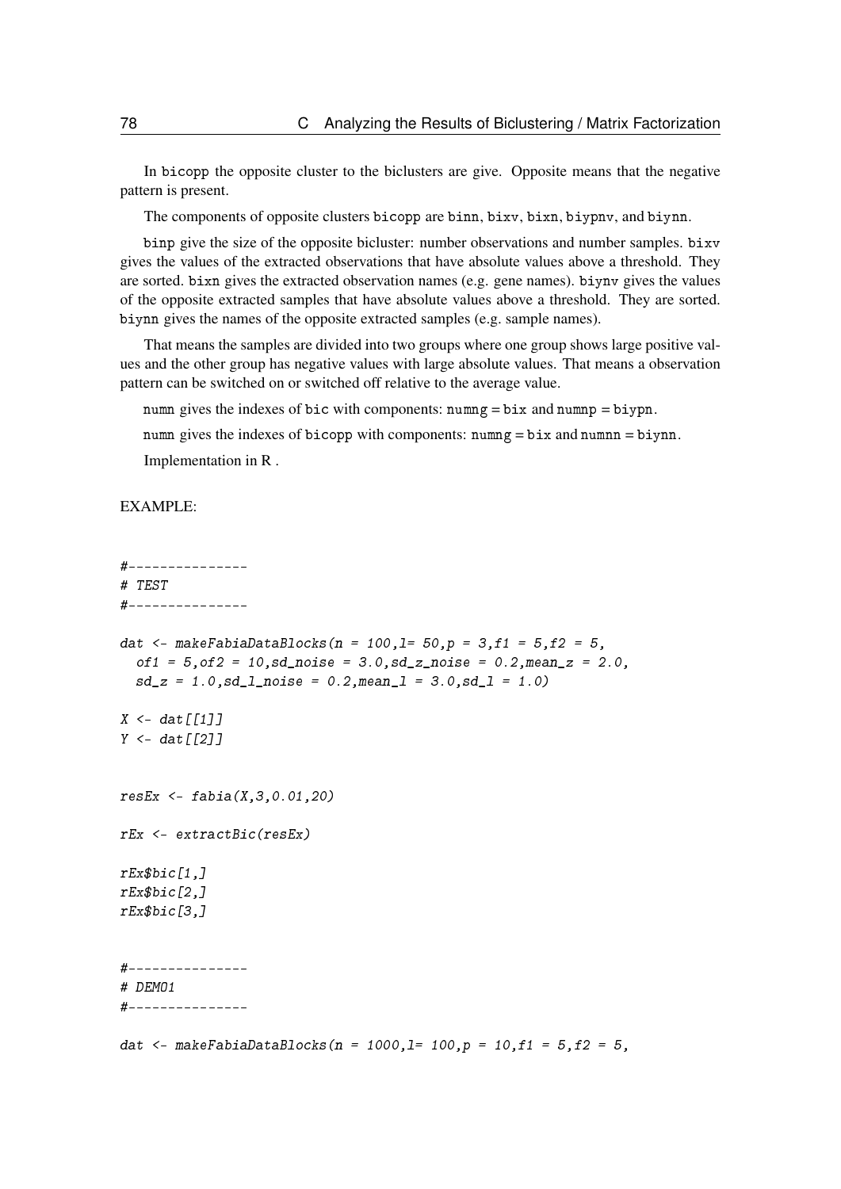In `bicopp` the opposite cluster to the biclusters are give. Opposite means that the negative pattern is present.

The components of opposite clusters `bicopp` are `binn`, `bixv`, `bixn`, `biypnv`, and `biynn`.

`binp` give the size of the opposite bicluster: number observations and number samples. `bixv` gives the values of the extracted observations that have absolute values above a threshold. They are sorted. `bixn` gives the extracted observation names (e.g. gene names). `biynv` gives the values of the opposite extracted samples that have absolute values above a threshold. They are sorted. `biynn` gives the names of the opposite extracted samples (e.g. sample names).

That means the samples are divided into two groups where one group shows large positive values and the other group has negative values with large absolute values. That means a observation pattern can be switched on or switched off relative to the average value.

`numn` gives the indexes of `bic` with components: `numng` = `bix` and `numnp` = `biypn`.

`numn` gives the indexes of `bicopp` with components: `numng` = `bix` and `numnn` = `biynn`.

Implementation in R .

EXAMPLE:

```
#---------------
# TEST
#---------------

dat <- makeFabiaDataBlocks(n = 100,l= 50,p = 3,f1 = 5,f2 = 5,
  of1 = 5,of2 = 10,sd_noise = 3.0,sd_z_noise = 0.2,mean_z = 2.0,
  sd_z = 1.0,sd_l_noise = 0.2,mean_l = 3.0,sd_l = 1.0)

X <- dat[[1]]
Y <- dat[[2]]


resEx <- fabia(X,3,0.01,20)

rEx <- extractBic(resEx)

rEx$bic[1,]
rEx$bic[2,]
rEx$bic[3,]


#---------------
# DEMO1
#---------------

dat <- makeFabiaDataBlocks(n = 1000,l= 100,p = 10,f1 = 5,f2 = 5,
```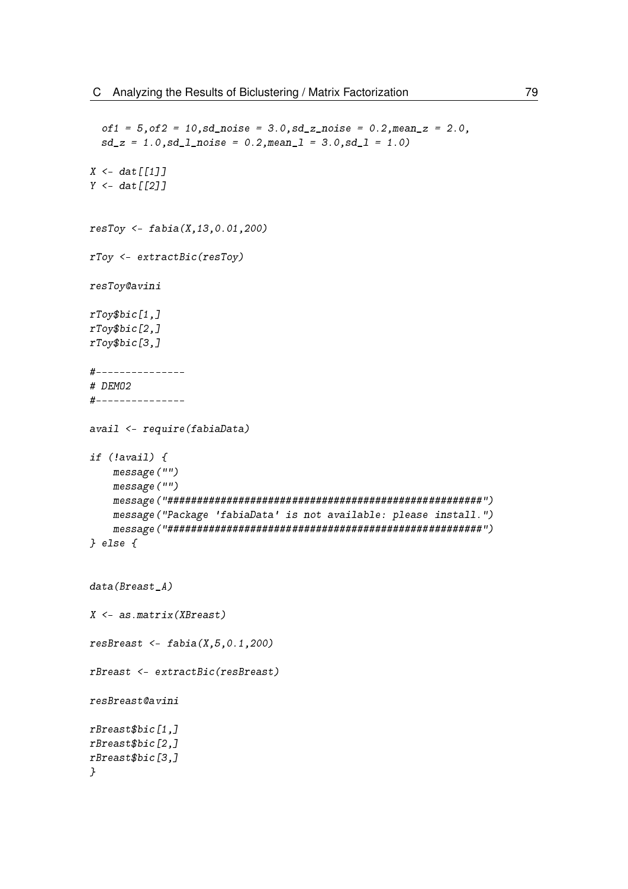```
  of1 = 5,of2 = 10,sd_noise = 3.0,sd_z_noise = 0.2,mean_z = 2.0,
  sd_z = 1.0,sd_l_noise = 0.2,mean_l = 3.0,sd_l = 1.0)

X <- dat[[1]]
Y <- dat[[2]]


resToy <- fabia(X,13,0.01,200)

rToy <- extractBic(resToy)

resToy@avini

rToy$bic[1,]
rToy$bic[2,]
rToy$bic[3,]

#---------------
# DEMO2
#---------------

avail <- require(fabiaData)

if (!avail) {
    message("")
    message("")
    message("#####################################################")
    message("Package 'fabiaData' is not available: please install.")
    message("#####################################################")
} else {


data(Breast_A)

X <- as.matrix(XBreast)

resBreast <- fabia(X,5,0.1,200)

rBreast <- extractBic(resBreast)

resBreast@avini

rBreast$bic[1,]
rBreast$bic[2,]
rBreast$bic[3,]
}
```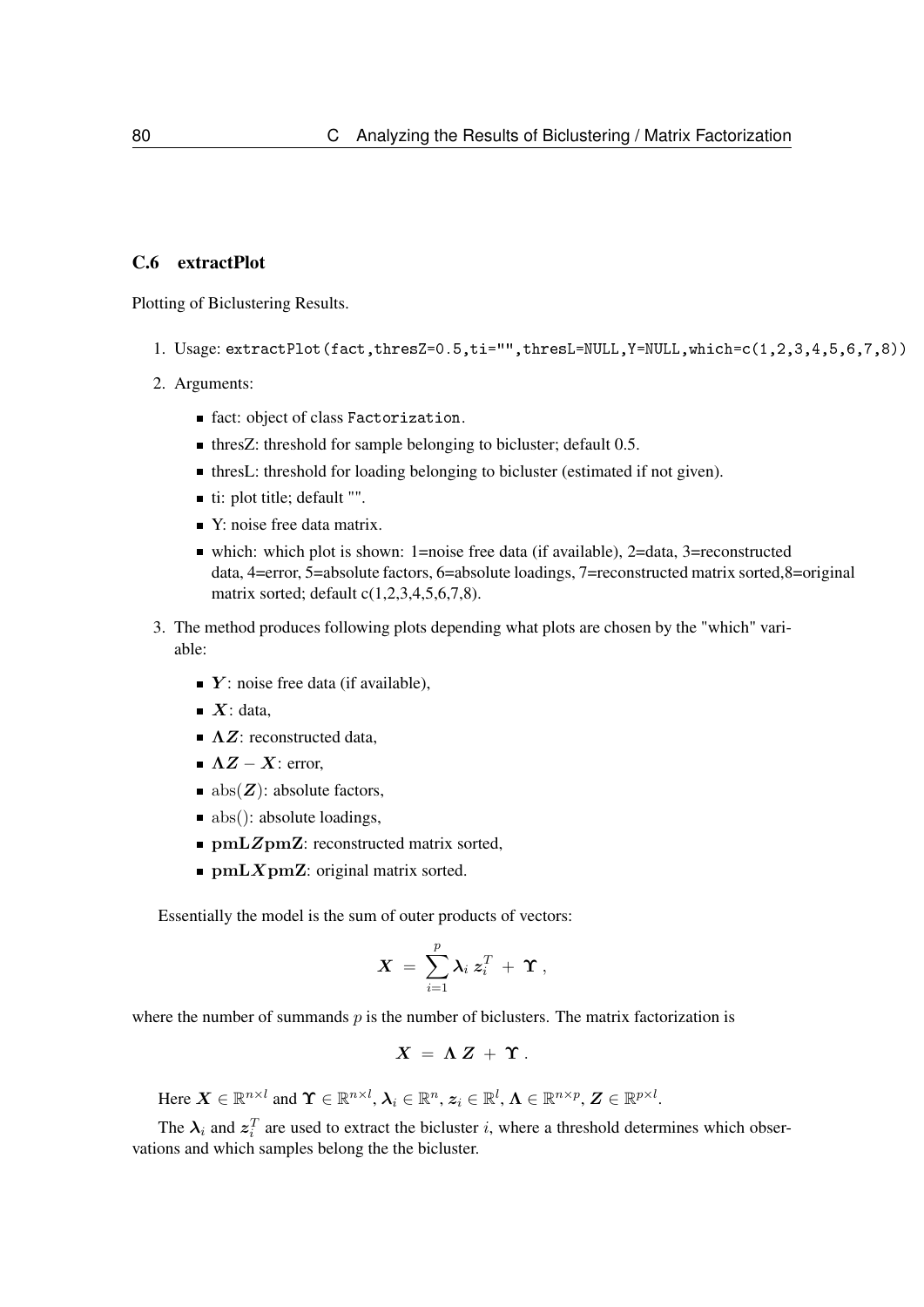### C.6 extractPlot

Plotting of Biclustering Results.

1. Usage: `extractPlot(fact,thresZ=0.5,ti="",thresL=NULL,Y=NULL,which=c(1,2,3,4,5,6,7,8))`
2. Arguments:
   - fact: object of class `Factorization`.
   - thresZ: threshold for sample belonging to bicluster; default 0.5.
   - thresL: threshold for loading belonging to bicluster (estimated if not given).
   - ti: plot title; default "".
   - Y: noise free data matrix.
   - which: which plot is shown: 1=noise free data (if available), 2=data, 3=reconstructed data, 4=error, 5=absolute factors, 6=absolute loadings, 7=reconstructed matrix sorted,8=original matrix sorted; default c(1,2,3,4,5,6,7,8).
3. The method produces following plots depending what plots are chosen by the "which" variable:
   - $\boldsymbol{Y}$: noise free data (if available),
   - $\boldsymbol{X}$: data,
   - $\boldsymbol{\Lambda Z}$: reconstructed data,
   - $\boldsymbol{\Lambda Z} - \boldsymbol{X}$: error,
   - $\mathrm{abs}(\boldsymbol{Z})$: absolute factors,
   - $\mathrm{abs}()$: absolute loadings,
   - $\mathbf{pmL}\boldsymbol{Z}\mathbf{pmZ}$: reconstructed matrix sorted,
   - $\mathbf{pmL}\boldsymbol{X}\mathbf{pmZ}$: original matrix sorted.

   Essentially the model is the sum of outer products of vectors:

$$\boldsymbol{X} \;=\; \sum_{i=1}^{p} \boldsymbol{\lambda}_i \, \boldsymbol{z}_i^T \;+\; \boldsymbol{\Upsilon} \, ,$$

where the number of summands $p$ is the number of biclusters. The matrix factorization is

$$\boldsymbol{X} \;=\; \boldsymbol{\Lambda} \, \boldsymbol{Z} \;+\; \boldsymbol{\Upsilon} \, .$$

Here $\boldsymbol{X} \in \mathbb{R}^{n \times l}$ and $\boldsymbol{\Upsilon} \in \mathbb{R}^{n \times l}$, $\boldsymbol{\lambda}_i \in \mathbb{R}^n$, $\boldsymbol{z}_i \in \mathbb{R}^l$, $\boldsymbol{\Lambda} \in \mathbb{R}^{n \times p}$, $\boldsymbol{Z} \in \mathbb{R}^{p \times l}$.

The $\boldsymbol{\lambda}_i$ and $\boldsymbol{z}_i^T$ are used to extract the bicluster $i$, where a threshold determines which observations and which samples belong the the bicluster.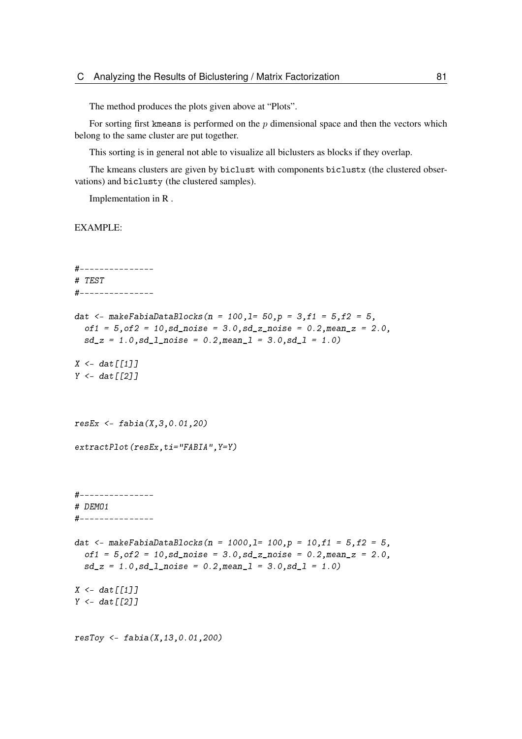The method produces the plots given above at "Plots".

For sorting first `kmeans` is performed on the $p$ dimensional space and then the vectors which belong to the same cluster are put together.

This sorting is in general not able to visualize all biclusters as blocks if they overlap.

The kmeans clusters are given by `biclust` with components `biclustx` (the clustered observations) and `biclusty` (the clustered samples).

Implementation in R .

EXAMPLE:

```
#---------------
# TEST
#---------------

dat <- makeFabiaDataBlocks(n = 100,l= 50,p = 3,f1 = 5,f2 = 5,
  of1 = 5,of2 = 10,sd_noise = 3.0,sd_z_noise = 0.2,mean_z = 2.0,
  sd_z = 1.0,sd_l_noise = 0.2,mean_l = 3.0,sd_l = 1.0)

X <- dat[[1]]
Y <- dat[[2]]



resEx <- fabia(X,3,0.01,20)

extractPlot(resEx,ti="FABIA",Y=Y)



#---------------
# DEMO1
#---------------

dat <- makeFabiaDataBlocks(n = 1000,l= 100,p = 10,f1 = 5,f2 = 5,
  of1 = 5,of2 = 10,sd_noise = 3.0,sd_z_noise = 0.2,mean_z = 2.0,
  sd_z = 1.0,sd_l_noise = 0.2,mean_l = 3.0,sd_l = 1.0)

X <- dat[[1]]
Y <- dat[[2]]


resToy <- fabia(X,13,0.01,200)
```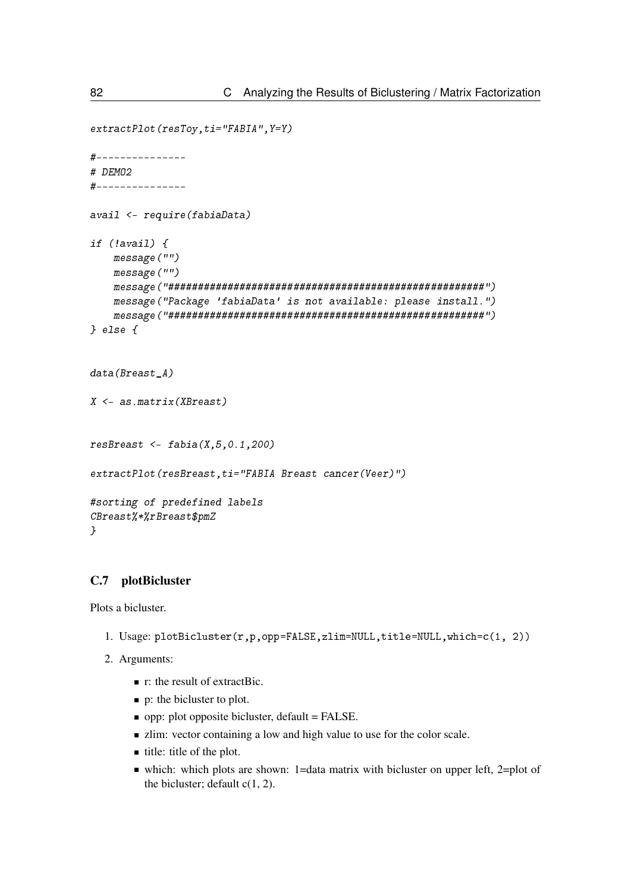```
extractPlot(resToy,ti="FABIA",Y=Y)

#---------------
# DEMO2
#---------------

avail <- require(fabiaData)

if (!avail) {
    message("")
    message("")
    message("#####################################################")
    message("Package 'fabiaData' is not available: please install.")
    message("#####################################################")
} else {


data(Breast_A)

X <- as.matrix(XBreast)


resBreast <- fabia(X,5,0.1,200)

extractPlot(resBreast,ti="FABIA Breast cancer(Veer)")

#sorting of predefined labels
CBreast%*%rBreast$pmZ
}
```

## C.7 plotBicluster

Plots a bicluster.

1. Usage: `plotBicluster(r,p,opp=FALSE,zlim=NULL,title=NULL,which=c(1, 2))`
2. Arguments:
   - r: the result of extractBic.
   - p: the bicluster to plot.
   - opp: plot opposite bicluster, default = FALSE.
   - zlim: vector containing a low and high value to use for the color scale.
   - title: title of the plot.
   - which: which plots are shown: 1=data matrix with bicluster on upper left, 2=plot of the bicluster; default c(1, 2).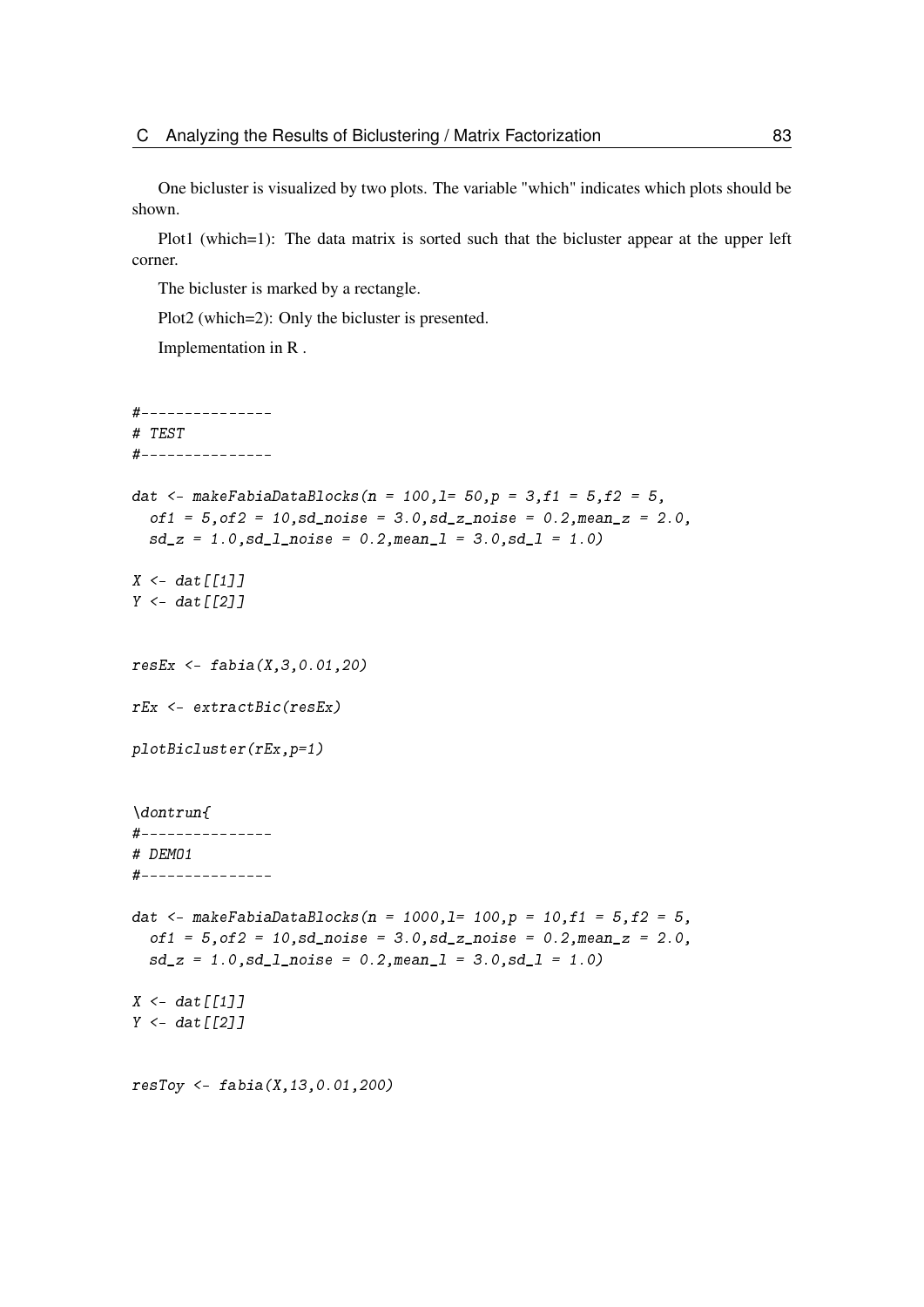One bicluster is visualized by two plots. The variable "which" indicates which plots should be shown.

Plot1 (which=1): The data matrix is sorted such that the bicluster appear at the upper left corner.

The bicluster is marked by a rectangle.

Plot2 (which=2): Only the bicluster is presented.

Implementation in R .

```
#---------------
# TEST
#---------------

dat <- makeFabiaDataBlocks(n = 100,l= 50,p = 3,f1 = 5,f2 = 5,
  of1 = 5,of2 = 10,sd_noise = 3.0,sd_z_noise = 0.2,mean_z = 2.0,
  sd_z = 1.0,sd_l_noise = 0.2,mean_l = 3.0,sd_l = 1.0)

X <- dat[[1]]
Y <- dat[[2]]


resEx <- fabia(X,3,0.01,20)

rEx <- extractBic(resEx)

plotBicluster(rEx,p=1)


\dontrun{
#---------------
# DEMO1
#---------------

dat <- makeFabiaDataBlocks(n = 1000,l= 100,p = 10,f1 = 5,f2 = 5,
  of1 = 5,of2 = 10,sd_noise = 3.0,sd_z_noise = 0.2,mean_z = 2.0,
  sd_z = 1.0,sd_l_noise = 0.2,mean_l = 3.0,sd_l = 1.0)

X <- dat[[1]]
Y <- dat[[2]]


resToy <- fabia(X,13,0.01,200)
```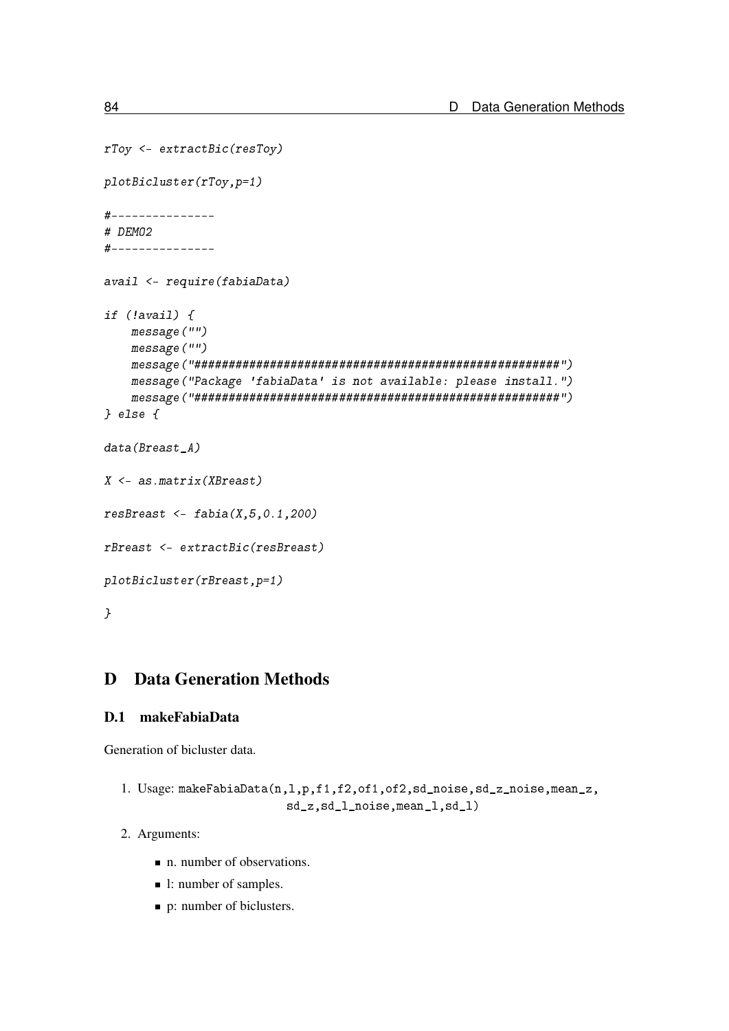```
rToy <- extractBic(resToy)

plotBicluster(rToy,p=1)

#---------------
# DEMO2
#---------------

avail <- require(fabiaData)

if (!avail) {
    message("")
    message("")
    message("#####################################################")
    message("Package 'fabiaData' is not available: please install.")
    message("#####################################################")
} else {

data(Breast_A)

X <- as.matrix(XBreast)

resBreast <- fabia(X,5,0.1,200)

rBreast <- extractBic(resBreast)

plotBicluster(rBreast,p=1)

}
```

# D Data Generation Methods

## D.1 makeFabiaData

Generation of bicluster data.

1. Usage: `makeFabiaData(n,l,p,f1,f2,of1,of2,sd_noise,sd_z_noise,mean_z,
   sd_z,sd_l_noise,mean_l,sd_l)`

2. Arguments:

   - n. number of observations.
   - l: number of samples.
   - p: number of biclusters.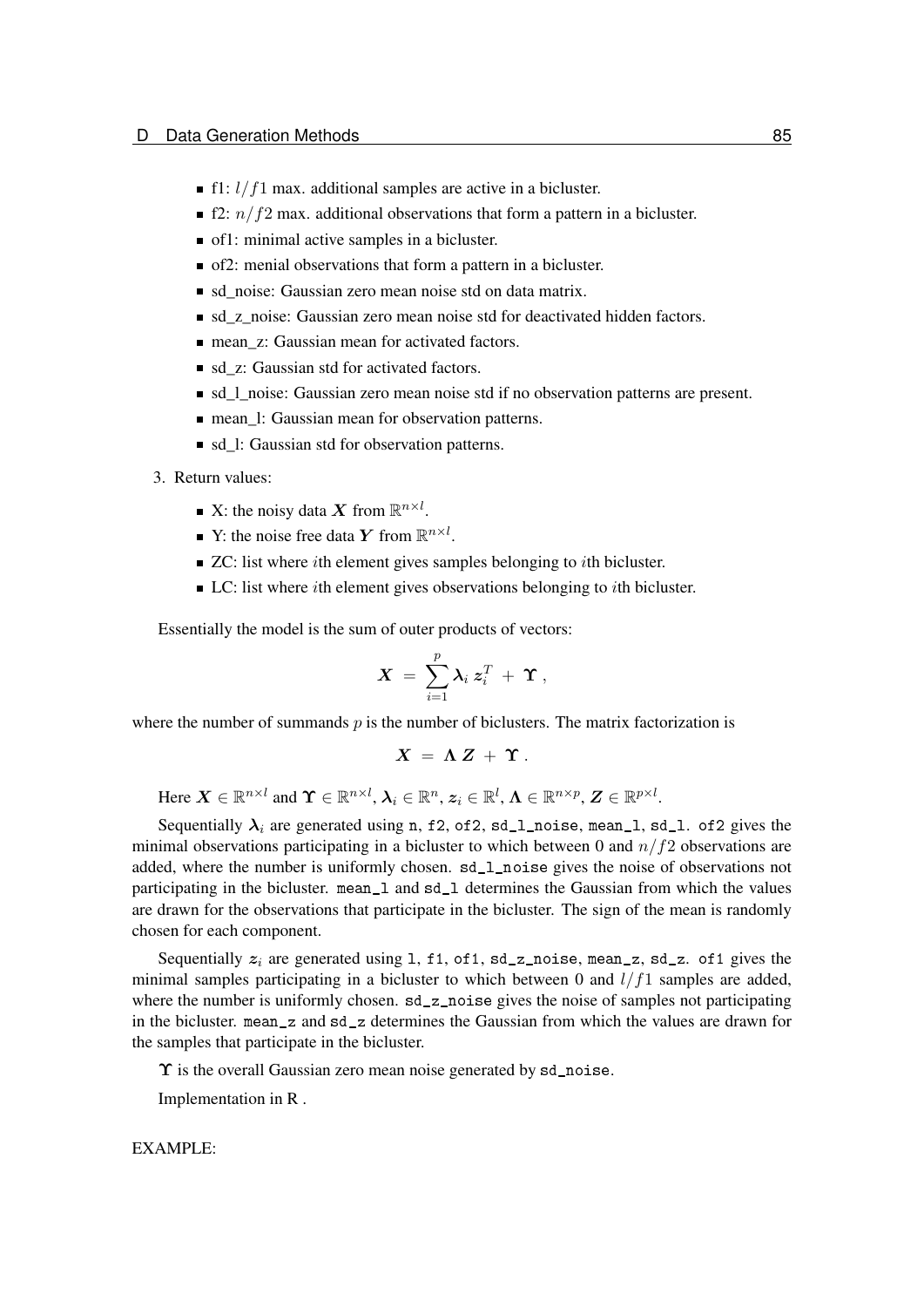- f1: $l/f1$ max. additional samples are active in a bicluster.
- f2: $n/f2$ max. additional observations that form a pattern in a bicluster.
- of1: minimal active samples in a bicluster.
- of2: menial observations that form a pattern in a bicluster.
- sd_noise: Gaussian zero mean noise std on data matrix.
- sd_z_noise: Gaussian zero mean noise std for deactivated hidden factors.
- mean_z: Gaussian mean for activated factors.
- sd_z: Gaussian std for activated factors.
- sd_l_noise: Gaussian zero mean noise std if no observation patterns are present.
- mean_l: Gaussian mean for observation patterns.
- sd_l: Gaussian std for observation patterns.

3. Return values:

   - X: the noisy data $\boldsymbol{X}$ from $\mathbb{R}^{n \times l}$.
   - Y: the noise free data $\boldsymbol{Y}$ from $\mathbb{R}^{n \times l}$.
   - ZC: list where $i$th element gives samples belonging to $i$th bicluster.
   - LC: list where $i$th element gives observations belonging to $i$th bicluster.

Essentially the model is the sum of outer products of vectors:

$$\boldsymbol{X} \ = \ \sum_{i=1}^{p} \boldsymbol{\lambda}_i \, \boldsymbol{z}_i^T \ + \ \boldsymbol{\Upsilon} \, ,$$

where the number of summands $p$ is the number of biclusters. The matrix factorization is

$$\boldsymbol{X} \ = \ \boldsymbol{\Lambda} \, \boldsymbol{Z} \ + \ \boldsymbol{\Upsilon} \, .$$

Here $\boldsymbol{X} \in \mathbb{R}^{n \times l}$ and $\boldsymbol{\Upsilon} \in \mathbb{R}^{n \times l}$, $\boldsymbol{\lambda}_i \in \mathbb{R}^n$, $\boldsymbol{z}_i \in \mathbb{R}^l$, $\boldsymbol{\Lambda} \in \mathbb{R}^{n \times p}$, $\boldsymbol{Z} \in \mathbb{R}^{p \times l}$.

Sequentially $\boldsymbol{\lambda}_i$ are generated using `n`, `f2`, `of2`, `sd_l_noise`, `mean_l`, `sd_l`. `of2` gives the minimal observations participating in a bicluster to which between 0 and $n/f2$ observations are added, where the number is uniformly chosen. `sd_l_noise` gives the noise of observations not participating in the bicluster. `mean_l` and `sd_l` determines the Gaussian from which the values are drawn for the observations that participate in the bicluster. The sign of the mean is randomly chosen for each component.

Sequentially $\boldsymbol{z}_i$ are generated using `l`, `f1`, `of1`, `sd_z_noise`, `mean_z`, `sd_z`. `of1` gives the minimal samples participating in a bicluster to which between 0 and $l/f1$ samples are added, where the number is uniformly chosen. `sd_z_noise` gives the noise of samples not participating in the bicluster. `mean_z` and `sd_z` determines the Gaussian from which the values are drawn for the samples that participate in the bicluster.

$\boldsymbol{\Upsilon}$ is the overall Gaussian zero mean noise generated by `sd_noise`.

Implementation in R .

EXAMPLE: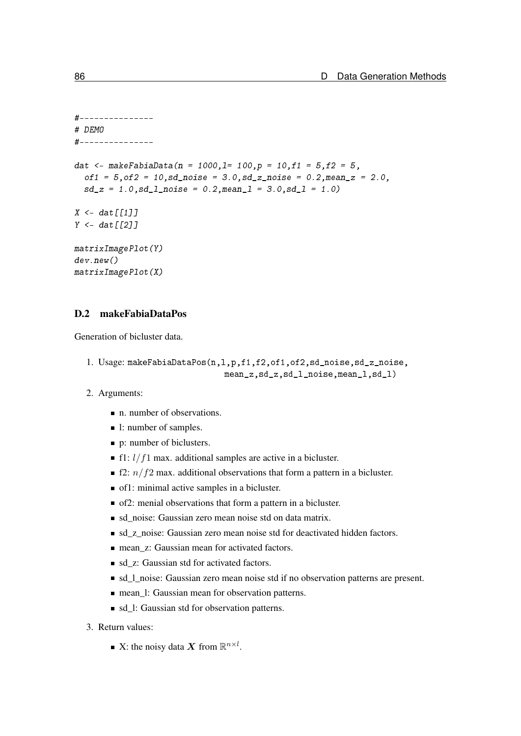```
#---------------
# DEMO
#---------------

dat <- makeFabiaData(n = 1000,l= 100,p = 10,f1 = 5,f2 = 5,
  of1 = 5,of2 = 10,sd_noise = 3.0,sd_z_noise = 0.2,mean_z = 2.0,
  sd_z = 1.0,sd_l_noise = 0.2,mean_l = 3.0,sd_l = 1.0)

X <- dat[[1]]
Y <- dat[[2]]

matrixImagePlot(Y)
dev.new()
matrixImagePlot(X)
```

## D.2 makeFabiaDataPos

Generation of bicluster data.

1. Usage: `makeFabiaDataPos(n,l,p,f1,f2,of1,of2,sd_noise,sd_z_noise,`
   `mean_z,sd_z,sd_l_noise,mean_l,sd_l)`
2. Arguments:
   - n. number of observations.
   - l: number of samples.
   - p: number of biclusters.
   - f1: $l/f1$ max. additional samples are active in a bicluster.
   - f2: $n/f2$ max. additional observations that form a pattern in a bicluster.
   - of1: minimal active samples in a bicluster.
   - of2: menial observations that form a pattern in a bicluster.
   - sd_noise: Gaussian zero mean noise std on data matrix.
   - sd_z_noise: Gaussian zero mean noise std for deactivated hidden factors.
   - mean_z: Gaussian mean for activated factors.
   - sd_z: Gaussian std for activated factors.
   - sd_l_noise: Gaussian zero mean noise std if no observation patterns are present.
   - mean_l: Gaussian mean for observation patterns.
   - sd_l: Gaussian std for observation patterns.
3. Return values:
   - X: the noisy data $\boldsymbol{X}$ from $\mathbb{R}^{n \times l}$.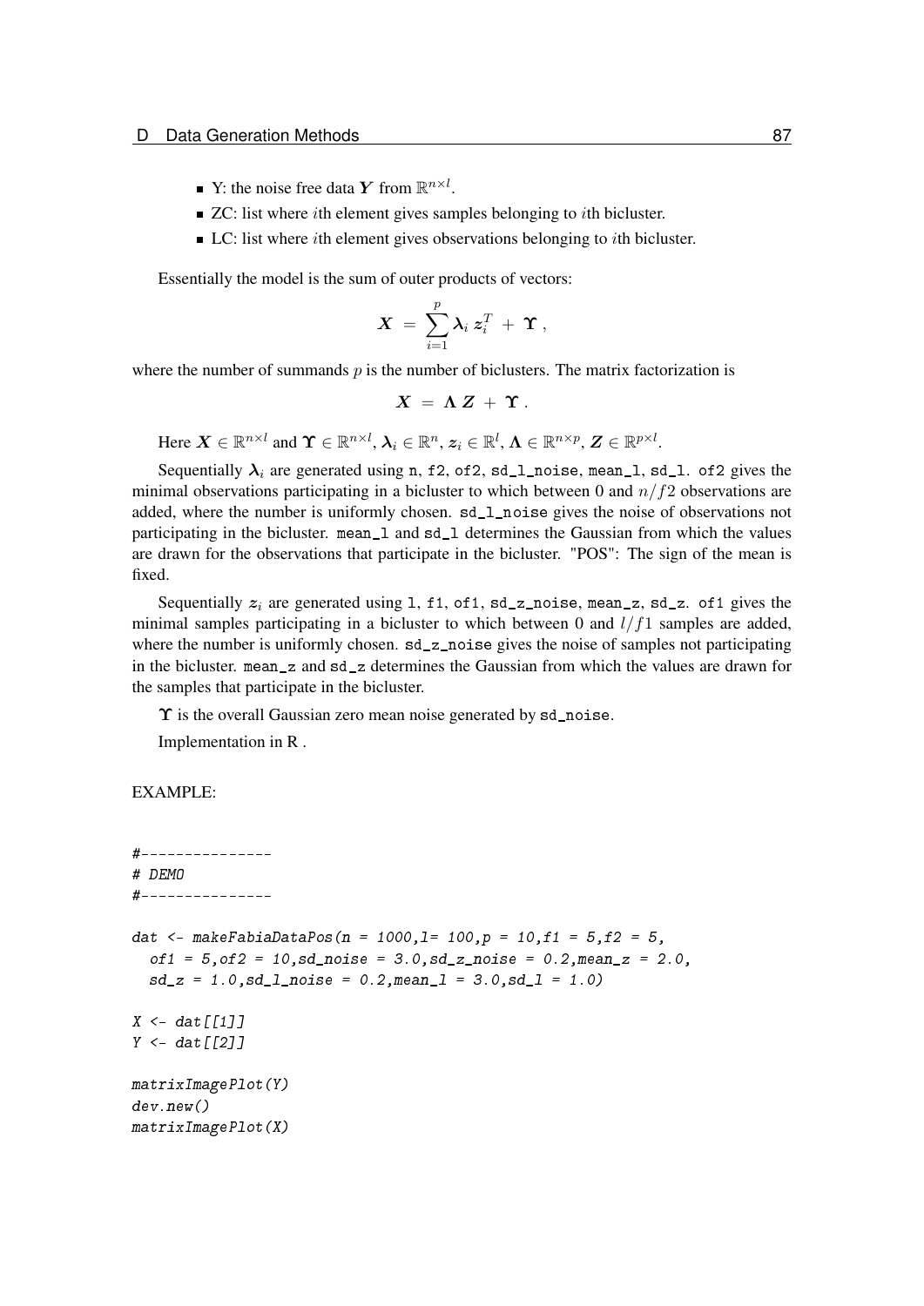- Y: the noise free data $\boldsymbol{Y}$ from $\mathbb{R}^{n \times l}$.
- ZC: list where $i$th element gives samples belonging to $i$th bicluster.
- LC: list where $i$th element gives observations belonging to $i$th bicluster.

Essentially the model is the sum of outer products of vectors:

$$\boldsymbol{X} \ = \ \sum_{i=1}^{p} \boldsymbol{\lambda}_i \, \boldsymbol{z}_i^T \ + \ \boldsymbol{\Upsilon} \, ,$$

where the number of summands $p$ is the number of biclusters. The matrix factorization is

$$\boldsymbol{X} \ = \ \boldsymbol{\Lambda} \, \boldsymbol{Z} \ + \ \boldsymbol{\Upsilon} \, .$$

Here $\boldsymbol{X} \in \mathbb{R}^{n \times l}$ and $\boldsymbol{\Upsilon} \in \mathbb{R}^{n \times l}$, $\boldsymbol{\lambda}_i \in \mathbb{R}^n$, $\boldsymbol{z}_i \in \mathbb{R}^l$, $\boldsymbol{\Lambda} \in \mathbb{R}^{n \times p}$, $\boldsymbol{Z} \in \mathbb{R}^{p \times l}$.

Sequentially $\boldsymbol{\lambda}_i$ are generated using `n`, `f2`, `of2`, `sd_l_noise`, `mean_l`, `sd_l`. `of2` gives the minimal observations participating in a bicluster to which between 0 and $n/f2$ observations are added, where the number is uniformly chosen. `sd_l_noise` gives the noise of observations not participating in the bicluster. `mean_l` and `sd_l` determines the Gaussian from which the values are drawn for the observations that participate in the bicluster. "POS": The sign of the mean is fixed.

Sequentially $\boldsymbol{z}_i$ are generated using `l`, `f1`, `of1`, `sd_z_noise`, `mean_z`, `sd_z`. `of1` gives the minimal samples participating in a bicluster to which between 0 and $l/f1$ samples are added, where the number is uniformly chosen. `sd_z_noise` gives the noise of samples not participating in the bicluster. `mean_z` and `sd_z` determines the Gaussian from which the values are drawn for the samples that participate in the bicluster.

$\boldsymbol{\Upsilon}$ is the overall Gaussian zero mean noise generated by `sd_noise`.

Implementation in R .

EXAMPLE:

```
#---------------
# DEMO
#---------------

dat <- makeFabiaDataPos(n = 1000,l= 100,p = 10,f1 = 5,f2 = 5,
  of1 = 5,of2 = 10,sd_noise = 3.0,sd_z_noise = 0.2,mean_z = 2.0,
  sd_z = 1.0,sd_l_noise = 0.2,mean_l = 3.0,sd_l = 1.0)

X <- dat[[1]]
Y <- dat[[2]]

matrixImagePlot(Y)
dev.new()
matrixImagePlot(X)
```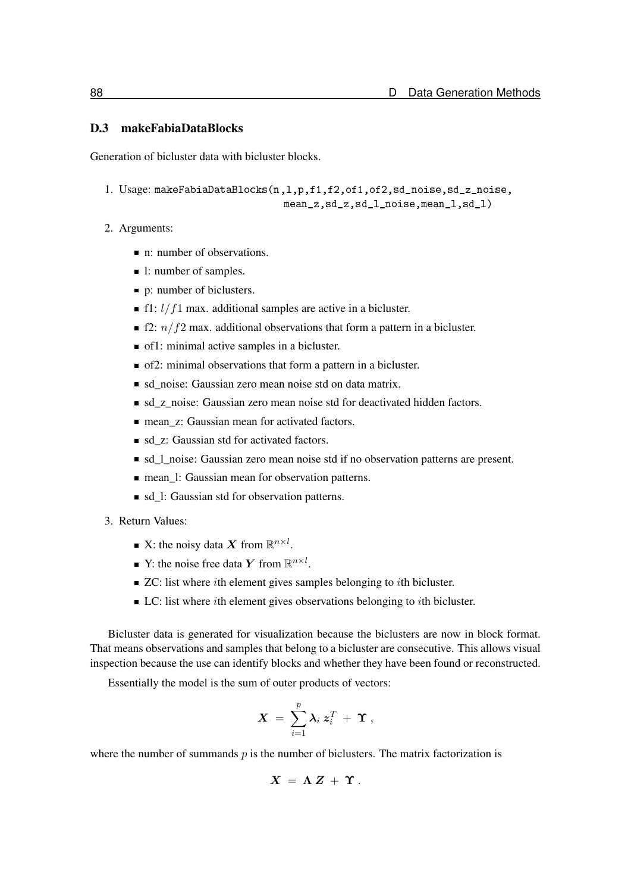### D.3 makeFabiaDataBlocks

Generation of bicluster data with bicluster blocks.

1. Usage: `makeFabiaDataBlocks(n,l,p,f1,f2,of1,of2,sd_noise,sd_z_noise, mean_z,sd_z,sd_l_noise,mean_l,sd_l)`

2. Arguments:

   - n: number of observations.
   - l: number of samples.
   - p: number of biclusters.
   - f1: $l/f1$ max. additional samples are active in a bicluster.
   - f2: $n/f2$ max. additional observations that form a pattern in a bicluster.
   - of1: minimal active samples in a bicluster.
   - of2: minimal observations that form a pattern in a bicluster.
   - sd_noise: Gaussian zero mean noise std on data matrix.
   - sd_z_noise: Gaussian zero mean noise std for deactivated hidden factors.
   - mean_z: Gaussian mean for activated factors.
   - sd_z: Gaussian std for activated factors.
   - sd_l_noise: Gaussian zero mean noise std if no observation patterns are present.
   - mean_l: Gaussian mean for observation patterns.
   - sd_l: Gaussian std for observation patterns.

3. Return Values:

   - X: the noisy data $\boldsymbol{X}$ from $\mathbb{R}^{n \times l}$.
   - Y: the noise free data $\boldsymbol{Y}$ from $\mathbb{R}^{n \times l}$.
   - ZC: list where $i$th element gives samples belonging to $i$th bicluster.
   - LC: list where $i$th element gives observations belonging to $i$th bicluster.

Bicluster data is generated for visualization because the biclusters are now in block format. That means observations and samples that belong to a bicluster are consecutive. This allows visual inspection because the use can identify blocks and whether they have been found or reconstructed.

Essentially the model is the sum of outer products of vectors:

$$\boldsymbol{X} \ = \ \sum_{i=1}^{p} \boldsymbol{\lambda}_i \, \boldsymbol{z}_i^T \ + \ \boldsymbol{\Upsilon} \, ,$$

where the number of summands $p$ is the number of biclusters. The matrix factorization is

$$\boldsymbol{X} \ = \ \boldsymbol{\Lambda} \, \boldsymbol{Z} \ + \ \boldsymbol{\Upsilon} \, .$$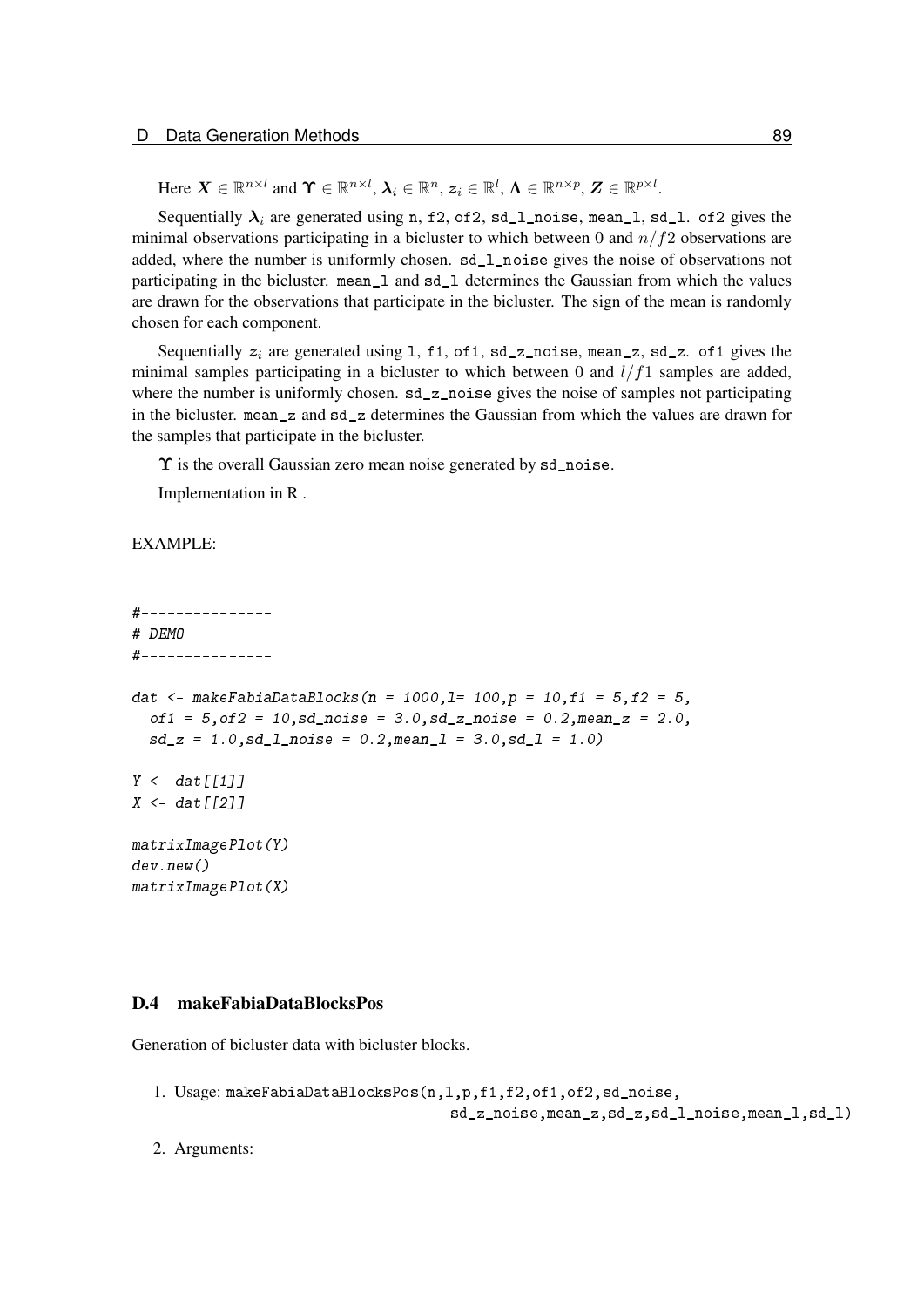Here $\boldsymbol{X} \in \mathbb{R}^{n \times l}$ and $\boldsymbol{\Upsilon} \in \mathbb{R}^{n \times l}$, $\boldsymbol{\lambda}_i \in \mathbb{R}^n$, $\boldsymbol{z}_i \in \mathbb{R}^l$, $\boldsymbol{\Lambda} \in \mathbb{R}^{n \times p}$, $\boldsymbol{Z} \in \mathbb{R}^{p \times l}$.

Sequentially $\boldsymbol{\lambda}_i$ are generated using `n`, `f2`, `of2`, `sd_l_noise`, `mean_l`, `sd_l`. `of2` gives the minimal observations participating in a bicluster to which between 0 and $n/f2$ observations are added, where the number is uniformly chosen. `sd_l_noise` gives the noise of observations not participating in the bicluster. `mean_l` and `sd_l` determines the Gaussian from which the values are drawn for the observations that participate in the bicluster. The sign of the mean is randomly chosen for each component.

Sequentially $\boldsymbol{z}_i$ are generated using `l`, `f1`, `of1`, `sd_z_noise`, `mean_z`, `sd_z`. `of1` gives the minimal samples participating in a bicluster to which between 0 and $l/f1$ samples are added, where the number is uniformly chosen. `sd_z_noise` gives the noise of samples not participating in the bicluster. `mean_z` and `sd_z` determines the Gaussian from which the values are drawn for the samples that participate in the bicluster.

$\boldsymbol{\Upsilon}$ is the overall Gaussian zero mean noise generated by `sd_noise`.

Implementation in R .

EXAMPLE:

```
#---------------
# DEMO
#---------------

dat <- makeFabiaDataBlocks(n = 1000,l= 100,p = 10,f1 = 5,f2 = 5,
  of1 = 5,of2 = 10,sd_noise = 3.0,sd_z_noise = 0.2,mean_z = 2.0,
  sd_z = 1.0,sd_l_noise = 0.2,mean_l = 3.0,sd_l = 1.0)

Y <- dat[[1]]
X <- dat[[2]]

matrixImagePlot(Y)
dev.new()
matrixImagePlot(X)
```

### D.4 makeFabiaDataBlocksPos

Generation of bicluster data with bicluster blocks.

1. Usage: `makeFabiaDataBlocksPos(n,l,p,f1,f2,of1,of2,sd_noise,
   sd_z_noise,mean_z,sd_z,sd_l_noise,mean_l,sd_l)`

2. Arguments: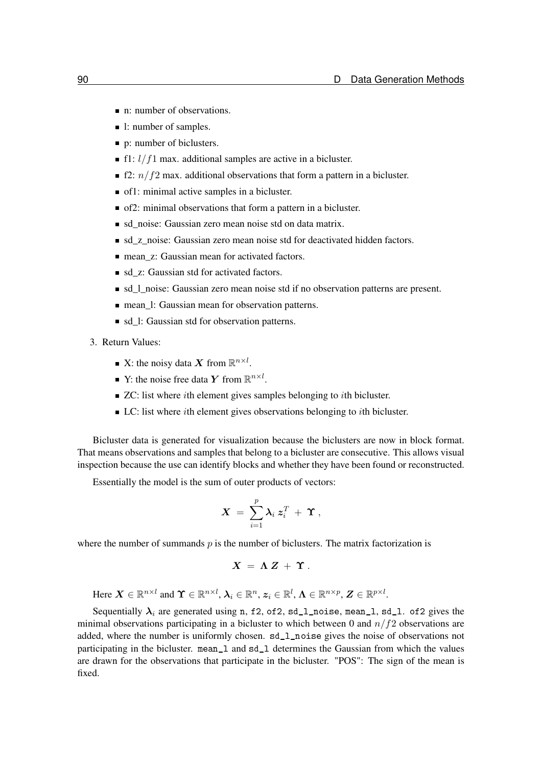- n: number of observations.
- l: number of samples.
- p: number of biclusters.
- f1: $l/f1$ max. additional samples are active in a bicluster.
- f2: $n/f2$ max. additional observations that form a pattern in a bicluster.
- of1: minimal active samples in a bicluster.
- of2: minimal observations that form a pattern in a bicluster.
- sd_noise: Gaussian zero mean noise std on data matrix.
- sd_z_noise: Gaussian zero mean noise std for deactivated hidden factors.
- mean_z: Gaussian mean for activated factors.
- sd_z: Gaussian std for activated factors.
- sd_l_noise: Gaussian zero mean noise std if no observation patterns are present.
- mean_l: Gaussian mean for observation patterns.
- sd_l: Gaussian std for observation patterns.

3. Return Values:

- X: the noisy data $\boldsymbol{X}$ from $\mathbb{R}^{n \times l}$.
- Y: the noise free data $\boldsymbol{Y}$ from $\mathbb{R}^{n \times l}$.
- ZC: list where $i$th element gives samples belonging to $i$th bicluster.
- LC: list where $i$th element gives observations belonging to $i$th bicluster.

Bicluster data is generated for visualization because the biclusters are now in block format. That means observations and samples that belong to a bicluster are consecutive. This allows visual inspection because the use can identify blocks and whether they have been found or reconstructed.

Essentially the model is the sum of outer products of vectors:

$$\boldsymbol{X} \;=\; \sum_{i=1}^{p} \boldsymbol{\lambda}_i \, \boldsymbol{z}_i^T \;+\; \boldsymbol{\Upsilon} \,,$$

where the number of summands $p$ is the number of biclusters. The matrix factorization is

$$\boldsymbol{X} \;=\; \boldsymbol{\Lambda} \, \boldsymbol{Z} \;+\; \boldsymbol{\Upsilon} \,.$$

Here $\boldsymbol{X} \in \mathbb{R}^{n \times l}$ and $\boldsymbol{\Upsilon} \in \mathbb{R}^{n \times l}$, $\boldsymbol{\lambda}_i \in \mathbb{R}^n$, $\boldsymbol{z}_i \in \mathbb{R}^l$, $\boldsymbol{\Lambda} \in \mathbb{R}^{n \times p}$, $\boldsymbol{Z} \in \mathbb{R}^{p \times l}$.

Sequentially $\boldsymbol{\lambda}_i$ are generated using `n`, `f2`, `of2`, `sd_l_noise`, `mean_l`, `sd_l`. `of2` gives the minimal observations participating in a bicluster to which between 0 and $n/f2$ observations are added, where the number is uniformly chosen. `sd_l_noise` gives the noise of observations not participating in the bicluster. `mean_l` and `sd_l` determines the Gaussian from which the values are drawn for the observations that participate in the bicluster. "POS": The sign of the mean is fixed.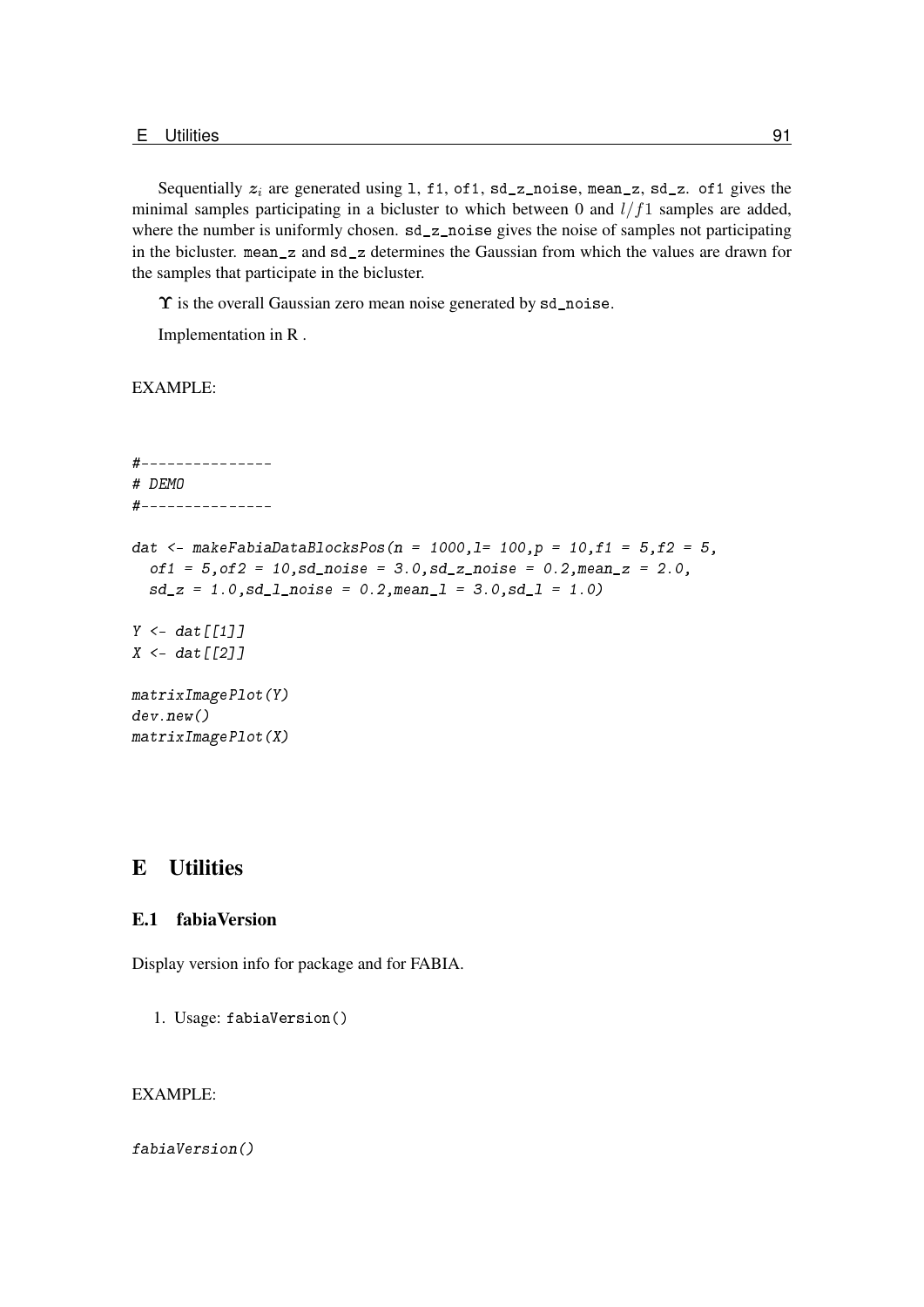Sequentially $z_i$ are generated using `l`, `f1`, `of1`, `sd_z_noise`, `mean_z`, `sd_z`. `of1` gives the minimal samples participating in a bicluster to which between 0 and $l/f1$ samples are added, where the number is uniformly chosen. `sd_z_noise` gives the noise of samples not participating in the bicluster. `mean_z` and `sd_z` determines the Gaussian from which the values are drawn for the samples that participate in the bicluster.

$\boldsymbol{\Upsilon}$ is the overall Gaussian zero mean noise generated by `sd_noise`.

Implementation in R .

EXAMPLE:

```
#---------------
# DEMO
#---------------

dat <- makeFabiaDataBlocksPos(n = 1000,l= 100,p = 10,f1 = 5,f2 = 5,
  of1 = 5,of2 = 10,sd_noise = 3.0,sd_z_noise = 0.2,mean_z = 2.0,
  sd_z = 1.0,sd_l_noise = 0.2,mean_l = 3.0,sd_l = 1.0)

Y <- dat[[1]]
X <- dat[[2]]

matrixImagePlot(Y)
dev.new()
matrixImagePlot(X)
```

# E Utilities

## E.1 fabiaVersion

Display version info for package and for FABIA.

1. Usage: `fabiaVersion()`

EXAMPLE:

```
fabiaVersion()
```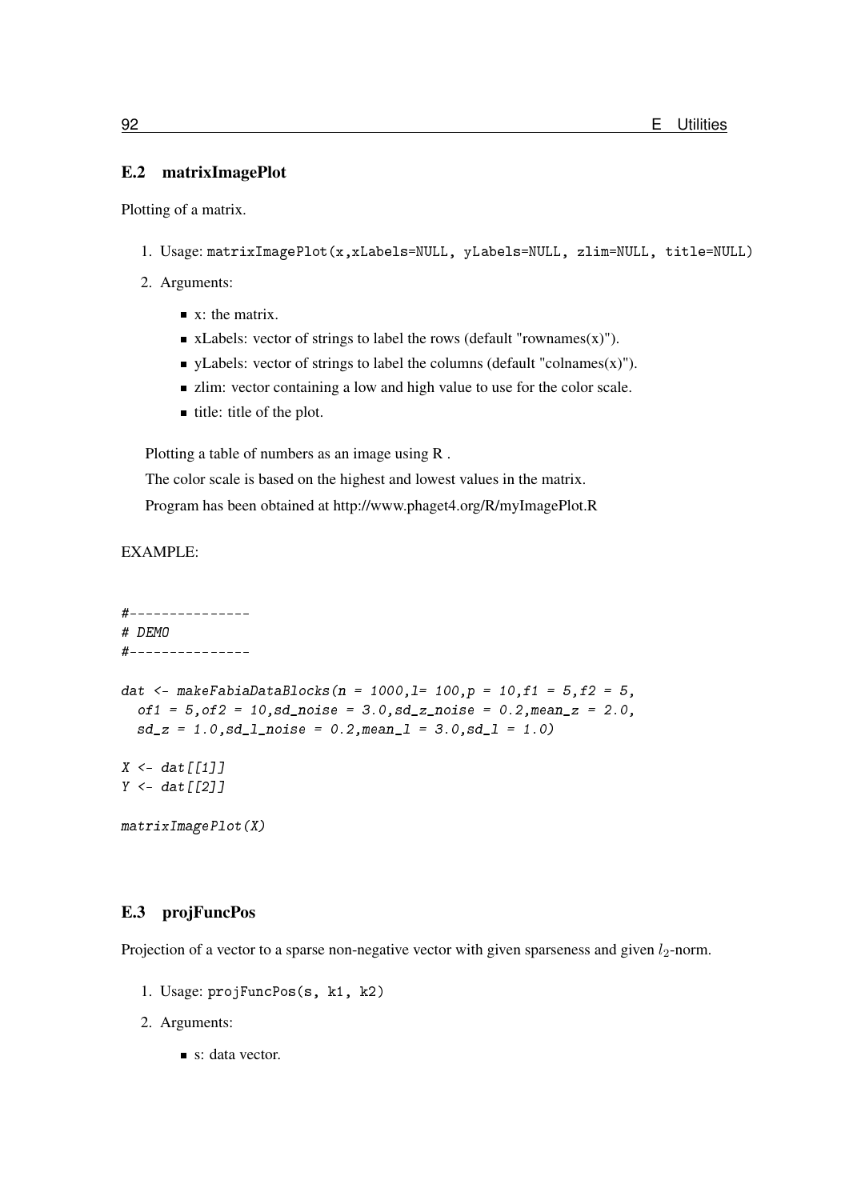## E.2 matrixImagePlot

Plotting of a matrix.

1. Usage: `matrixImagePlot(x,xLabels=NULL, yLabels=NULL, zlim=NULL, title=NULL)`
2. Arguments:
   - x: the matrix.
   - xLabels: vector of strings to label the rows (default "rownames(x)").
   - yLabels: vector of strings to label the columns (default "colnames(x)").
   - zlim: vector containing a low and high value to use for the color scale.
   - title: title of the plot.

   Plotting a table of numbers as an image using R .

   The color scale is based on the highest and lowest values in the matrix.

   Program has been obtained at http://www.phaget4.org/R/myImagePlot.R

EXAMPLE:

```
#---------------
# DEMO
#---------------

dat <- makeFabiaDataBlocks(n = 1000,l= 100,p = 10,f1 = 5,f2 = 5,
  of1 = 5,of2 = 10,sd_noise = 3.0,sd_z_noise = 0.2,mean_z = 2.0,
  sd_z = 1.0,sd_l_noise = 0.2,mean_l = 3.0,sd_l = 1.0)

X <- dat[[1]]
Y <- dat[[2]]

matrixImagePlot(X)
```

## E.3 projFuncPos

Projection of a vector to a sparse non-negative vector with given sparseness and given $l_2$-norm.

1. Usage: `projFuncPos(s, k1, k2)`
2. Arguments:
   - s: data vector.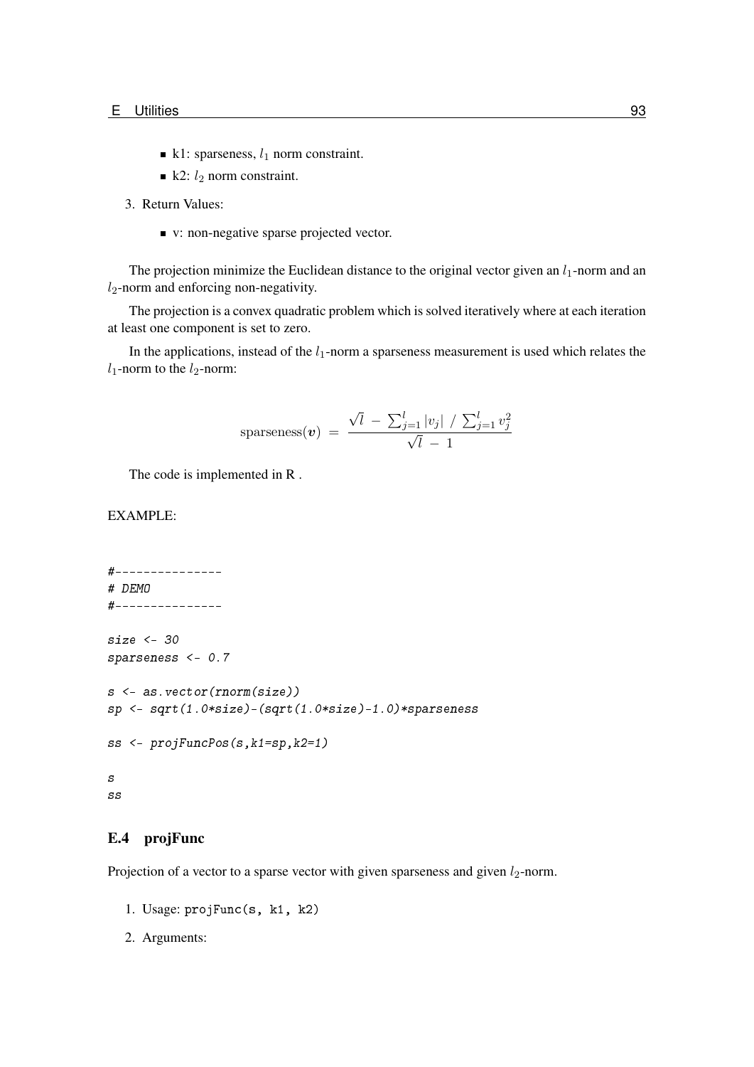- k1: sparseness, $l_1$ norm constraint.
- k2: $l_2$ norm constraint.

3. Return Values:

- v: non-negative sparse projected vector.

The projection minimize the Euclidean distance to the original vector given an $l_1$-norm and an $l_2$-norm and enforcing non-negativity.

The projection is a convex quadratic problem which is solved iteratively where at each iteration at least one component is set to zero.

In the applications, instead of the $l_1$-norm a sparseness measurement is used which relates the $l_1$-norm to the $l_2$-norm:

$$\text{sparseness}(\boldsymbol{v}) \; = \; \frac{\sqrt{l} \; - \; \sum_{j=1}^{l} |v_j| \; / \; \sum_{j=1}^{l} v_j^2}{\sqrt{l} \; - \; 1}$$

The code is implemented in R .

EXAMPLE:

```
#---------------
# DEMO
#---------------

size <- 30
sparseness <- 0.7

s <- as.vector(rnorm(size))
sp <- sqrt(1.0*size)-(sqrt(1.0*size)-1.0)*sparseness

ss <- projFuncPos(s,k1=sp,k2=1)

s
ss
```

## E.4 projFunc

Projection of a vector to a sparse vector with given sparseness and given $l_2$-norm.

1. Usage: `projFunc(s, k1, k2)`
2. Arguments: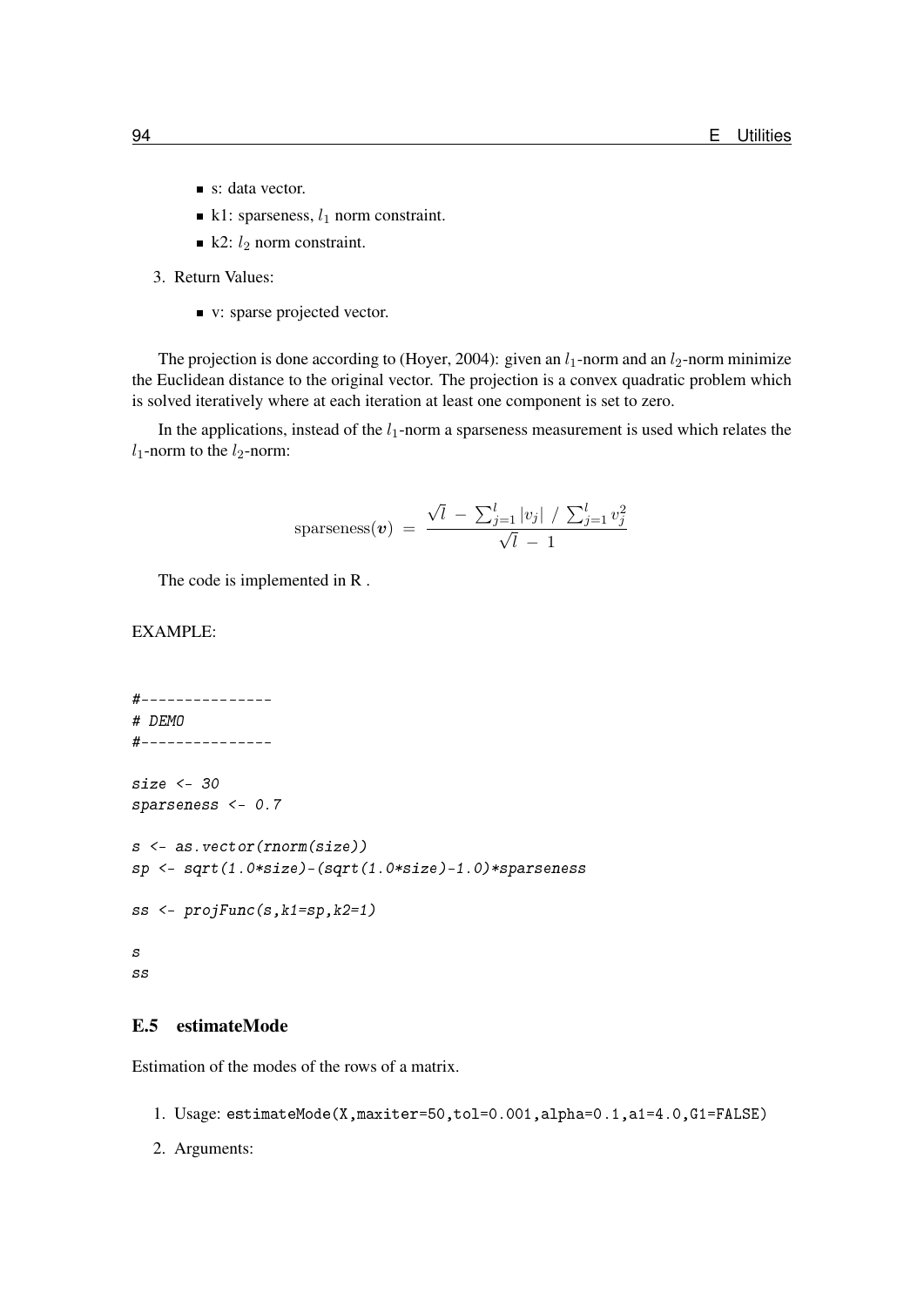- s: data vector.
- k1: sparseness, $l_1$ norm constraint.
- k2: $l_2$ norm constraint.

3. Return Values:

- v: sparse projected vector.

The projection is done according to (Hoyer, 2004): given an $l_1$-norm and an $l_2$-norm minimize the Euclidean distance to the original vector. The projection is a convex quadratic problem which is solved iteratively where at each iteration at least one component is set to zero.

In the applications, instead of the $l_1$-norm a sparseness measurement is used which relates the $l_1$-norm to the $l_2$-norm:

$$\text{sparseness}(\boldsymbol{v}) \;=\; \frac{\sqrt{l} \;-\; \sum_{j=1}^{l} |v_j| \;/\; \sum_{j=1}^{l} v_j^2}{\sqrt{l} \;-\; 1}$$

The code is implemented in R .

EXAMPLE:

```
#---------------
# DEMO
#---------------

size <- 30
sparseness <- 0.7

s <- as.vector(rnorm(size))
sp <- sqrt(1.0*size)-(sqrt(1.0*size)-1.0)*sparseness

ss <- projFunc(s,k1=sp,k2=1)

s
ss
```

## E.5 estimateMode

Estimation of the modes of the rows of a matrix.

1. Usage: `estimateMode(X,maxiter=50,tol=0.001,alpha=0.1,a1=4.0,G1=FALSE)`
2. Arguments: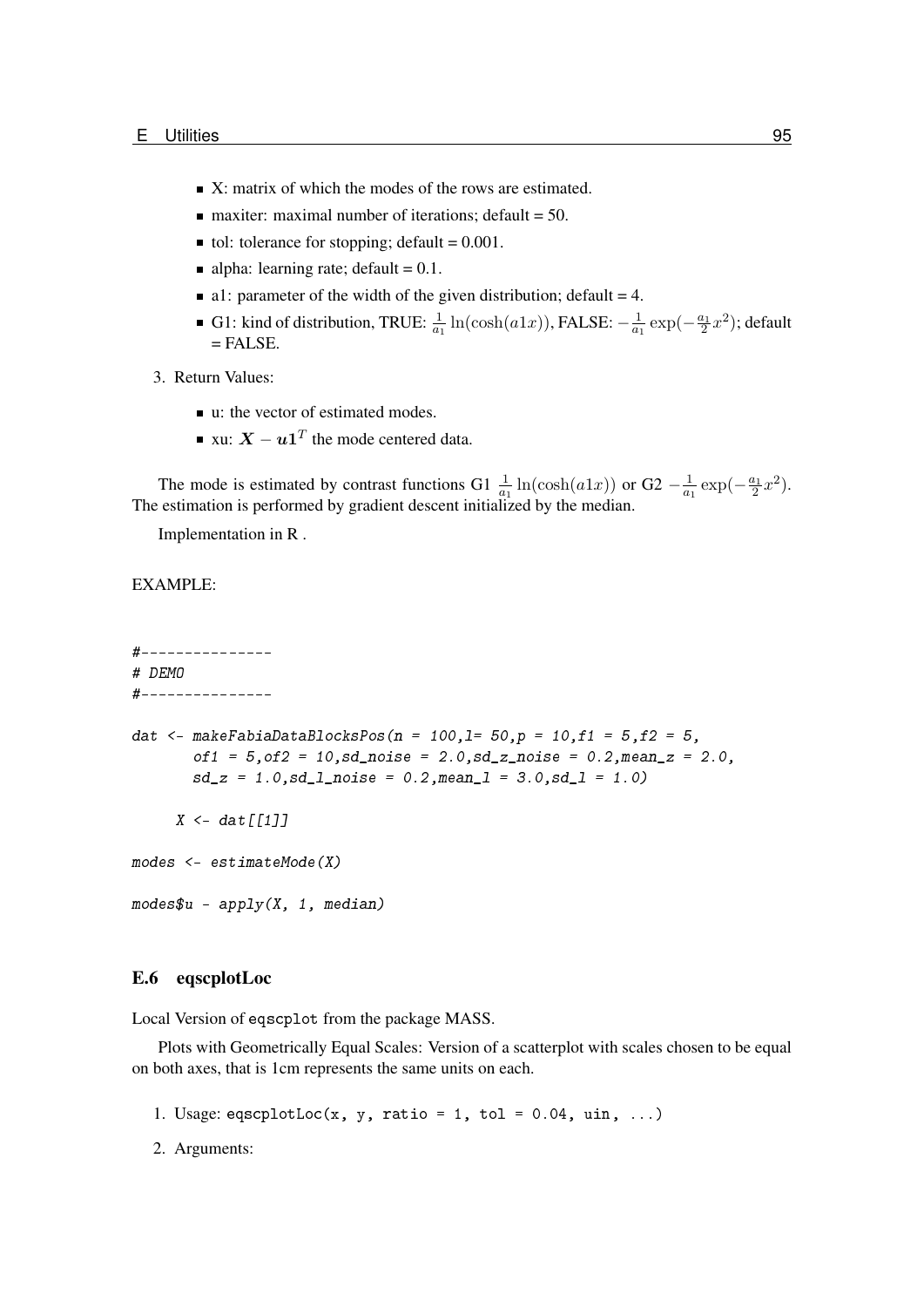- X: matrix of which the modes of the rows are estimated.
- maxiter: maximal number of iterations; default = 50.
- tol: tolerance for stopping; default = 0.001.
- alpha: learning rate; default = 0.1.
- a1: parameter of the width of the given distribution; default = 4.
- G1: kind of distribution, TRUE: $\frac{1}{a_1}\ln(\cosh(a1x))$, FALSE: $-\frac{1}{a_1}\exp(-\frac{a_1}{2}x^2)$; default = FALSE.

3. Return Values:

- u: the vector of estimated modes.
- xu: $\boldsymbol{X} - \boldsymbol{u}\mathbf{1}^T$ the mode centered data.

The mode is estimated by contrast functions G1 $\frac{1}{a_1}\ln(\cosh(a1x))$ or G2 $-\frac{1}{a_1}\exp(-\frac{a_1}{2}x^2)$. The estimation is performed by gradient descent initialized by the median.

Implementation in R .

EXAMPLE:

```
#---------------
# DEMO
#---------------

dat <- makeFabiaDataBlocksPos(n = 100,l= 50,p = 10,f1 = 5,f2 = 5,
       of1 = 5,of2 = 10,sd_noise = 2.0,sd_z_noise = 0.2,mean_z = 2.0,
       sd_z = 1.0,sd_l_noise = 0.2,mean_l = 3.0,sd_l = 1.0)

     X <- dat[[1]]

modes <- estimateMode(X)

modes$u - apply(X, 1, median)
```

### E.6 eqscplotLoc

Local Version of `eqscplot` from the package MASS.

Plots with Geometrically Equal Scales: Version of a scatterplot with scales chosen to be equal on both axes, that is 1cm represents the same units on each.

1. Usage: `eqscplotLoc(x, y, ratio = 1, tol = 0.04, uin, ...)`
2. Arguments: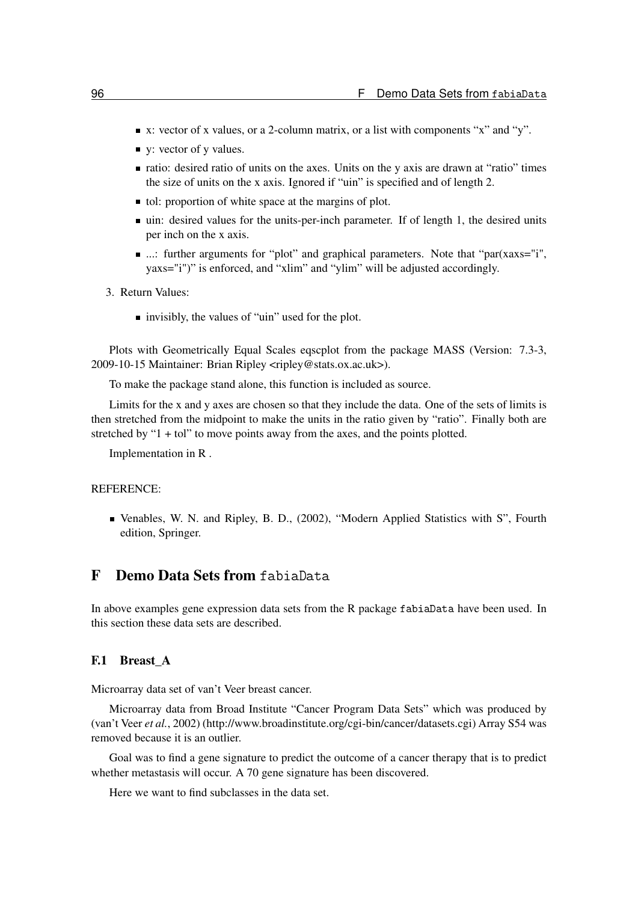- x: vector of x values, or a 2-column matrix, or a list with components "x" and "y".
- y: vector of y values.
- ratio: desired ratio of units on the axes. Units on the y axis are drawn at "ratio" times the size of units on the x axis. Ignored if "uin" is specified and of length 2.
- tol: proportion of white space at the margins of plot.
- uin: desired values for the units-per-inch parameter. If of length 1, the desired units per inch on the x axis.
- ...: further arguments for "plot" and graphical parameters. Note that "par(xaxs="i", yaxs="i")" is enforced, and "xlim" and "ylim" will be adjusted accordingly.

3. Return Values:

   - invisibly, the values of "uin" used for the plot.

Plots with Geometrically Equal Scales eqscplot from the package MASS (Version: 7.3-3, 2009-10-15 Maintainer: Brian Ripley <ripley@stats.ox.ac.uk>).

To make the package stand alone, this function is included as source.

Limits for the x and y axes are chosen so that they include the data. One of the sets of limits is then stretched from the midpoint to make the units in the ratio given by "ratio". Finally both are stretched by "1 + tol" to move points away from the axes, and the points plotted.

Implementation in R .

REFERENCE:

- Venables, W. N. and Ripley, B. D., (2002), "Modern Applied Statistics with S", Fourth edition, Springer.

# F Demo Data Sets from `fabiaData`

In above examples gene expression data sets from the R package `fabiaData` have been used. In this section these data sets are described.

## F.1 Breast_A

Microarray data set of van't Veer breast cancer.

Microarray data from Broad Institute "Cancer Program Data Sets" which was produced by (van't Veer *et al.*, 2002) (http://www.broadinstitute.org/cgi-bin/cancer/datasets.cgi) Array S54 was removed because it is an outlier.

Goal was to find a gene signature to predict the outcome of a cancer therapy that is to predict whether metastasis will occur. A 70 gene signature has been discovered.

Here we want to find subclasses in the data set.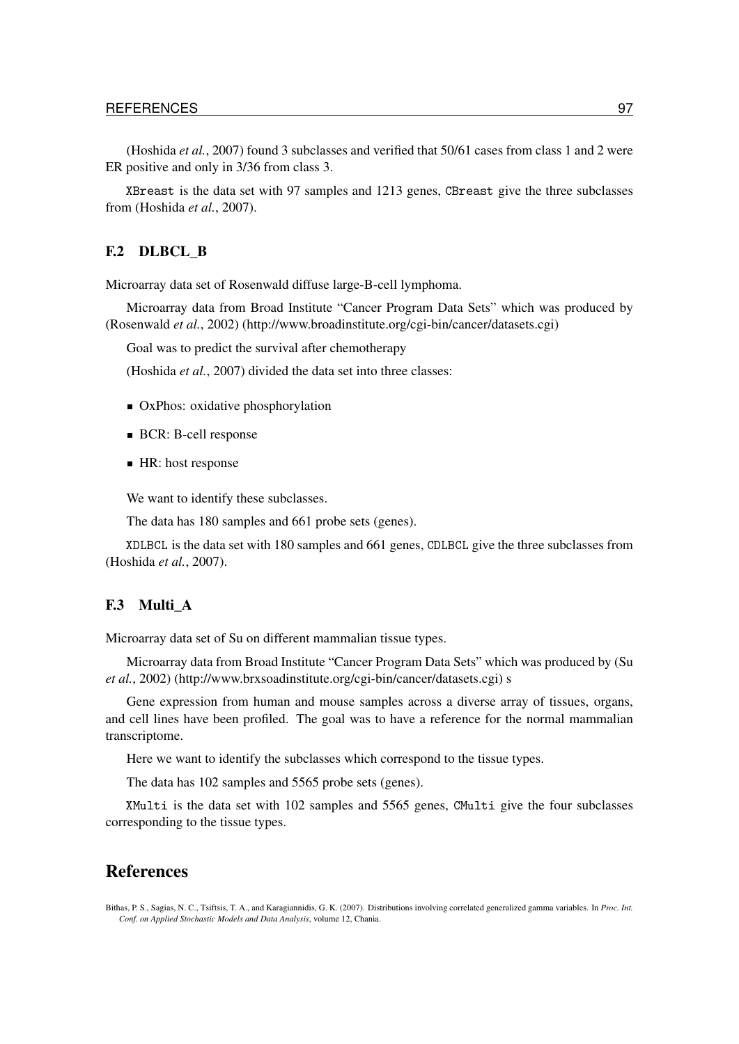(Hoshida *et al.*, 2007) found 3 subclasses and verified that 50/61 cases from class 1 and 2 were ER positive and only in 3/36 from class 3.

`XBreast` is the data set with 97 samples and 1213 genes, `CBreast` give the three subclasses from (Hoshida *et al.*, 2007).

## F.2 DLBCL_B

Microarray data set of Rosenwald diffuse large-B-cell lymphoma.

Microarray data from Broad Institute "Cancer Program Data Sets" which was produced by (Rosenwald *et al.*, 2002) (http://www.broadinstitute.org/cgi-bin/cancer/datasets.cgi)

Goal was to predict the survival after chemotherapy

(Hoshida *et al.*, 2007) divided the data set into three classes:

- OxPhos: oxidative phosphorylation
- BCR: B-cell response
- HR: host response

We want to identify these subclasses.

The data has 180 samples and 661 probe sets (genes).

`XDLBCL` is the data set with 180 samples and 661 genes, `CDLBCL` give the three subclasses from (Hoshida *et al.*, 2007).

## F.3 Multi_A

Microarray data set of Su on different mammalian tissue types.

Microarray data from Broad Institute "Cancer Program Data Sets" which was produced by (Su *et al.*, 2002) (http://www.brxsoadinstitute.org/cgi-bin/cancer/datasets.cgi) s

Gene expression from human and mouse samples across a diverse array of tissues, organs, and cell lines have been profiled. The goal was to have a reference for the normal mammalian transcriptome.

Here we want to identify the subclasses which correspond to the tissue types.

The data has 102 samples and 5565 probe sets (genes).

`XMulti` is the data set with 102 samples and 5565 genes, `CMulti` give the four subclasses corresponding to the tissue types.

# References

Bithas, P. S., Sagias, N. C., Tsiftsis, T. A., and Karagiannidis, G. K. (2007). Distributions involving correlated generalized gamma variables. In *Proc. Int. Conf. on Applied Stochastic Models and Data Analysis*, volume 12, Chania.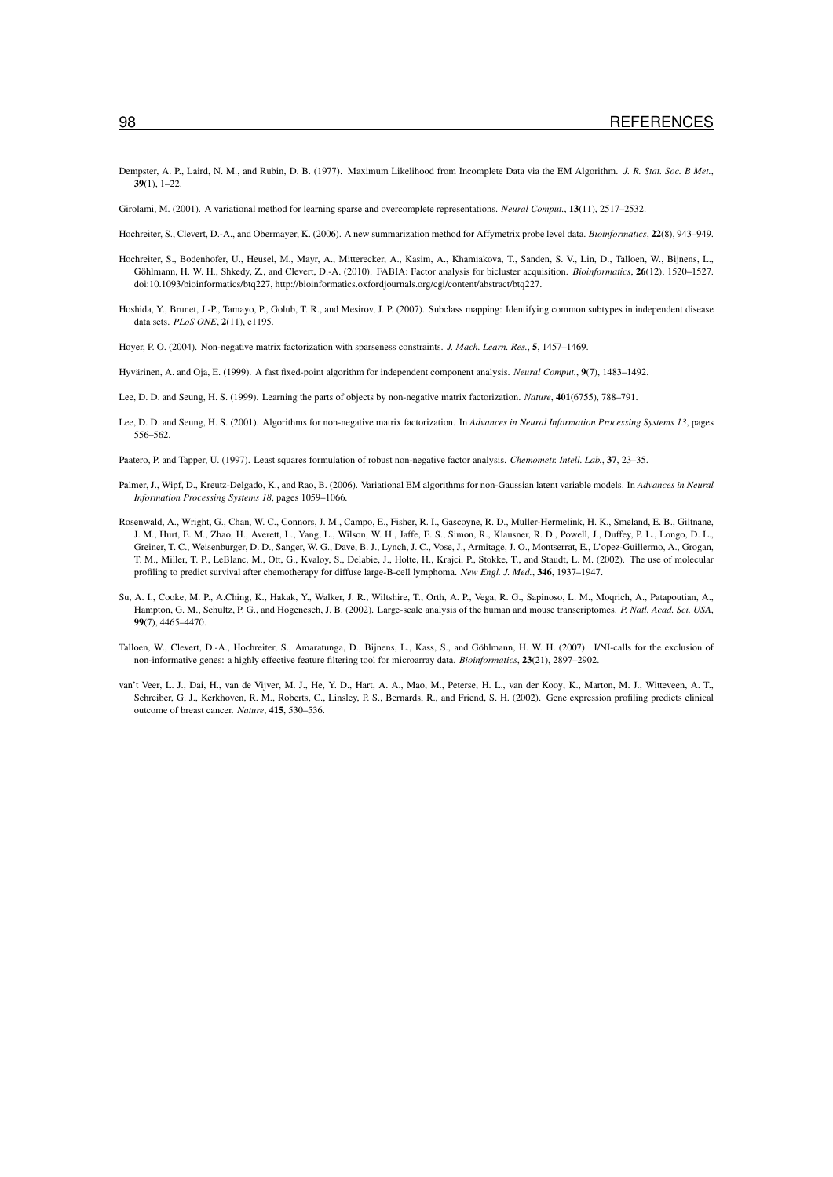Dempster, A. P., Laird, N. M., and Rubin, D. B. (1977). Maximum Likelihood from Incomplete Data via the EM Algorithm. *J. R. Stat. Soc. B Met.*, **39**(1), 1–22.

Girolami, M. (2001). A variational method for learning sparse and overcomplete representations. *Neural Comput.*, **13**(11), 2517–2532.

Hochreiter, S., Clevert, D.-A., and Obermayer, K. (2006). A new summarization method for Affymetrix probe level data. *Bioinformatics*, **22**(8), 943–949.

Hochreiter, S., Bodenhofer, U., Heusel, M., Mayr, A., Mitterecker, A., Kasim, A., Khamiakova, T., Sanden, S. V., Lin, D., Talloen, W., Bijnens, L., Göhlmann, H. W. H., Shkedy, Z., and Clevert, D.-A. (2010). FABIA: Factor analysis for bicluster acquisition. *Bioinformatics*, **26**(12), 1520–1527. doi:10.1093/bioinformatics/btq227, http://bioinformatics.oxfordjournals.org/cgi/content/abstract/btq227.

Hoshida, Y., Brunet, J.-P., Tamayo, P., Golub, T. R., and Mesirov, J. P. (2007). Subclass mapping: Identifying common subtypes in independent disease data sets. *PLoS ONE*, **2**(11), e1195.

Hoyer, P. O. (2004). Non-negative matrix factorization with sparseness constraints. *J. Mach. Learn. Res.*, **5**, 1457–1469.

Hyvärinen, A. and Oja, E. (1999). A fast fixed-point algorithm for independent component analysis. *Neural Comput.*, **9**(7), 1483–1492.

Lee, D. D. and Seung, H. S. (1999). Learning the parts of objects by non-negative matrix factorization. *Nature*, **401**(6755), 788–791.

Lee, D. D. and Seung, H. S. (2001). Algorithms for non-negative matrix factorization. In *Advances in Neural Information Processing Systems 13*, pages 556–562.

Paatero, P. and Tapper, U. (1997). Least squares formulation of robust non-negative factor analysis. *Chemometr. Intell. Lab.*, **37**, 23–35.

Palmer, J., Wipf, D., Kreutz-Delgado, K., and Rao, B. (2006). Variational EM algorithms for non-Gaussian latent variable models. In *Advances in Neural Information Processing Systems 18*, pages 1059–1066.

Rosenwald, A., Wright, G., Chan, W. C., Connors, J. M., Campo, E., Fisher, R. I., Gascoyne, R. D., Muller-Hermelink, H. K., Smeland, E. B., Giltnane, J. M., Hurt, E. M., Zhao, H., Averett, L., Yang, L., Wilson, W. H., Jaffe, E. S., Simon, R., Klausner, R. D., Powell, J., Duffey, P. L., Longo, D. L., Greiner, T. C., Weisenburger, D. D., Sanger, W. G., Dave, B. J., Lynch, J. C., Vose, J., Armitage, J. O., Montserrat, E., L'opez-Guillermo, A., Grogan, T. M., Miller, T. P., LeBlanc, M., Ott, G., Kvaloy, S., Delabie, J., Holte, H., Krajci, P., Stokke, T., and Staudt, L. M. (2002). The use of molecular profiling to predict survival after chemotherapy for diffuse large-B-cell lymphoma. *New Engl. J. Med.*, **346**, 1937–1947.

Su, A. I., Cooke, M. P., A.Ching, K., Hakak, Y., Walker, J. R., Wiltshire, T., Orth, A. P., Vega, R. G., Sapinoso, L. M., Moqrich, A., Patapoutian, A., Hampton, G. M., Schultz, P. G., and Hogenesch, J. B. (2002). Large-scale analysis of the human and mouse transcriptomes. *P. Natl. Acad. Sci. USA*, **99**(7), 4465–4470.

Talloen, W., Clevert, D.-A., Hochreiter, S., Amaratunga, D., Bijnens, L., Kass, S., and Göhlmann, H. W. H. (2007). I/NI-calls for the exclusion of non-informative genes: a highly effective feature filtering tool for microarray data. *Bioinformatics*, **23**(21), 2897–2902.

van't Veer, L. J., Dai, H., van de Vijver, M. J., He, Y. D., Hart, A. A., Mao, M., Peterse, H. L., van der Kooy, K., Marton, M. J., Witteveen, A. T., Schreiber, G. J., Kerkhoven, R. M., Roberts, C., Linsley, P. S., Bernards, R., and Friend, S. H. (2002). Gene expression profiling predicts clinical outcome of breast cancer. *Nature*, **415**, 530–536.